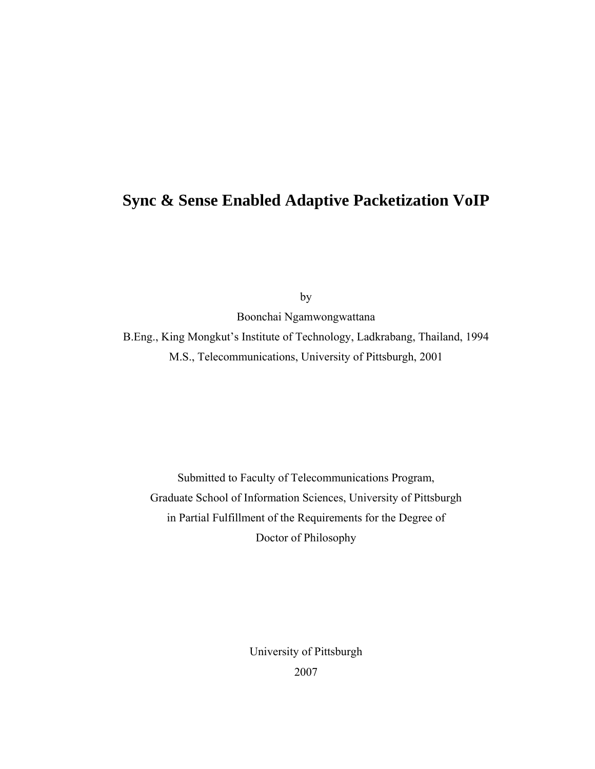# Sync & Sense Enabled Adaptive Packetization VoIP

by

Boonchai Ngamwongwattana

B.Eng., King Mongkut's Institute of Technology, Ladkrabang, Thailand, 1994

M.S., Telecommunications, University of Pittsburgh, 2001

Submitted to Faculty of Telecommunications Program,

Graduate School of Information Sciences, University of Pittsburgh

in Partial Fulfillment of the Requirements for the Degree of

Doctor of Philosophy

University of Pittsburgh

2007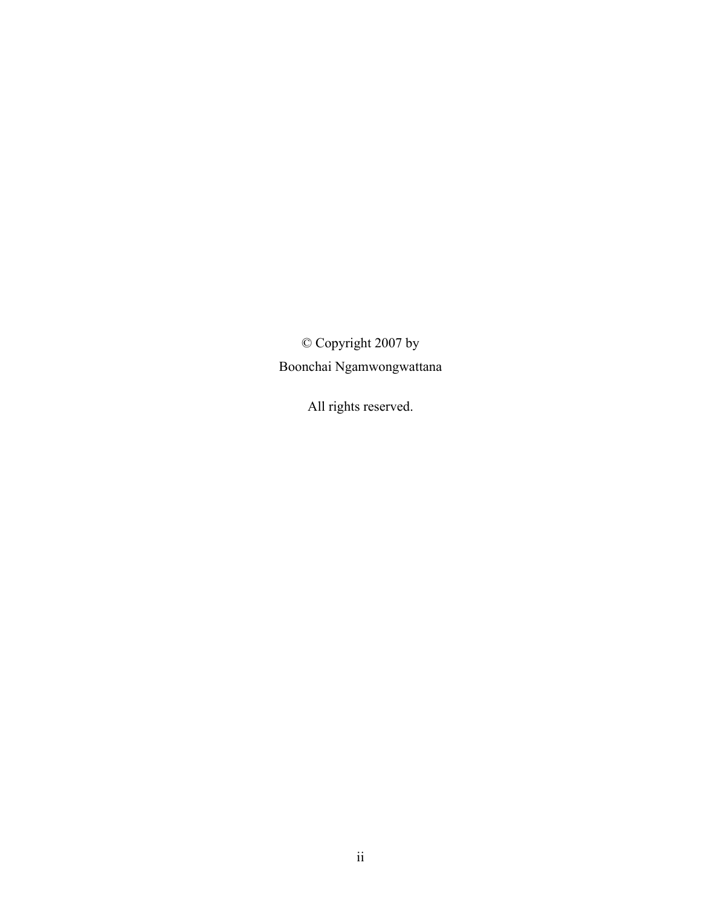© Copyright 2007 by
Boonchai Ngamwongwattana

All rights reserved.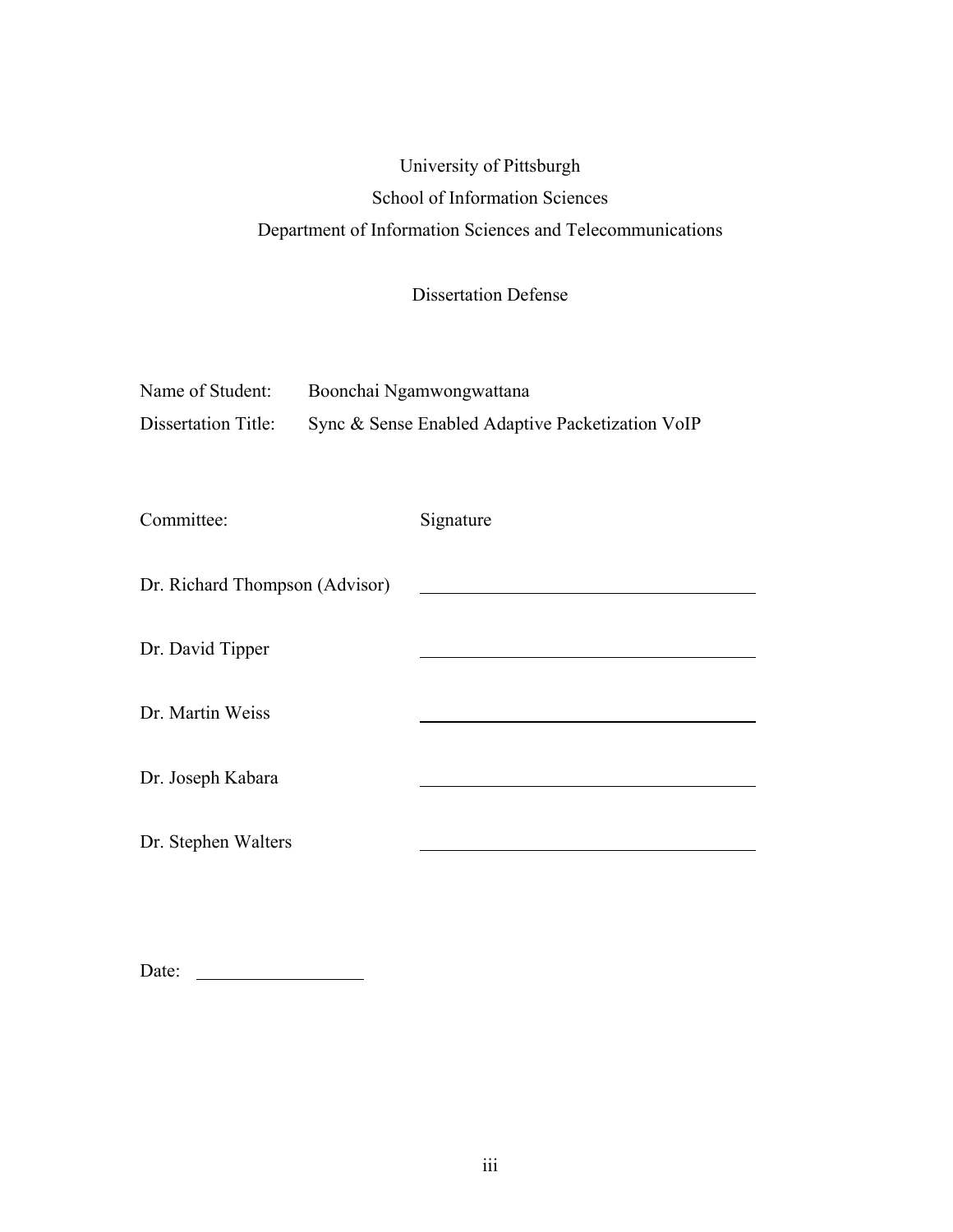University of Pittsburgh

School of Information Sciences

Department of Information Sciences and Telecommunications

Dissertation Defense

Name of Student: Boonchai Ngamwongwattana

Dissertation Title: Sync & Sense Enabled Adaptive Packetization VoIP

| Committee: | Signature |
|---|---|
| Dr. Richard Thompson (Advisor) | ______________________________ |
| Dr. David Tipper | ______________________________ |
| Dr. Martin Weiss | ______________________________ |
| Dr. Joseph Kabara | ______________________________ |
| Dr. Stephen Walters | ______________________________ |

Date: _______________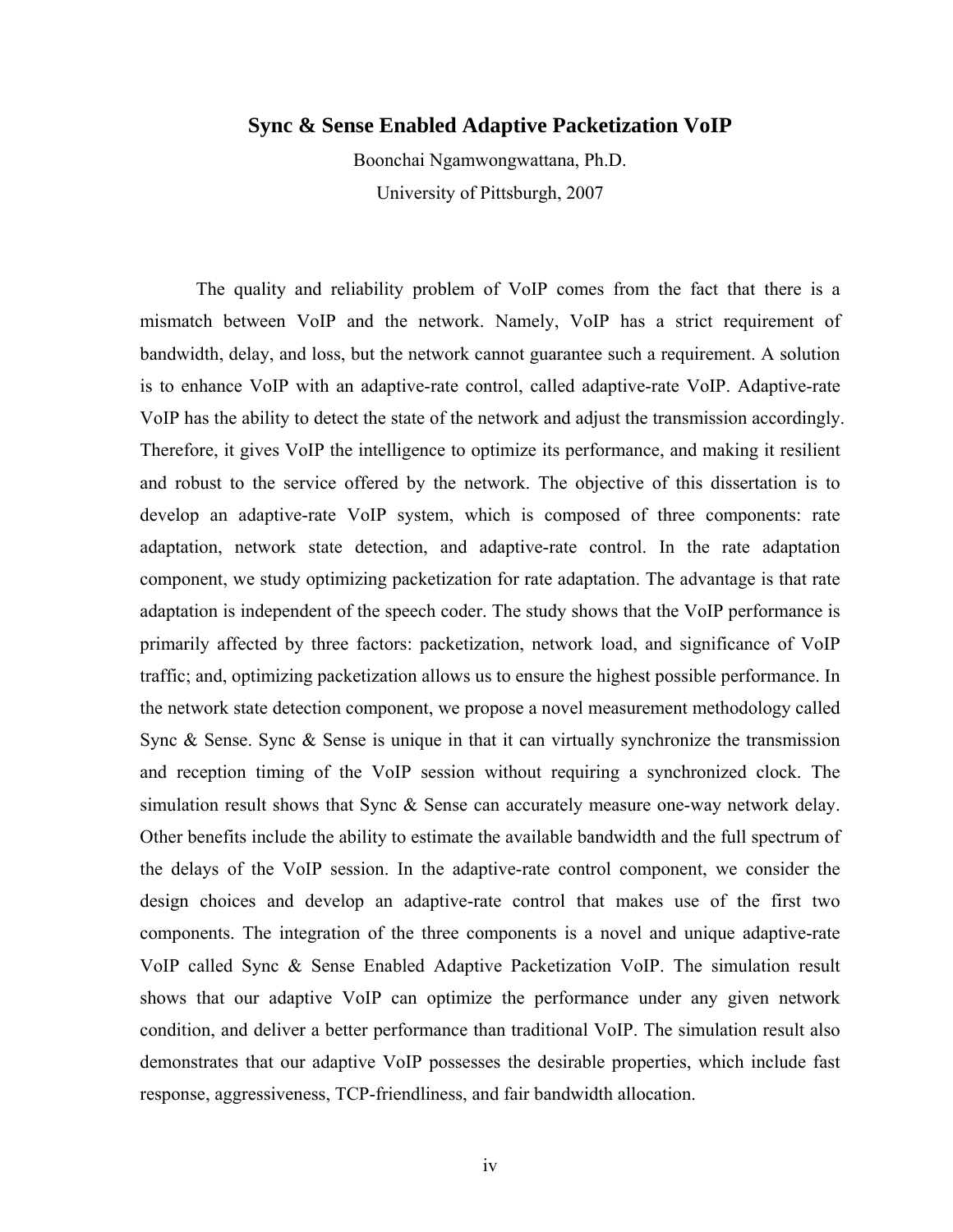**Sync & Sense Enabled Adaptive Packetization VoIP**

Boonchai Ngamwongwattana, Ph.D.

University of Pittsburgh, 2007

The quality and reliability problem of VoIP comes from the fact that there is a mismatch between VoIP and the network. Namely, VoIP has a strict requirement of bandwidth, delay, and loss, but the network cannot guarantee such a requirement. A solution is to enhance VoIP with an adaptive-rate control, called adaptive-rate VoIP. Adaptive-rate VoIP has the ability to detect the state of the network and adjust the transmission accordingly. Therefore, it gives VoIP the intelligence to optimize its performance, and making it resilient and robust to the service offered by the network. The objective of this dissertation is to develop an adaptive-rate VoIP system, which is composed of three components: rate adaptation, network state detection, and adaptive-rate control. In the rate adaptation component, we study optimizing packetization for rate adaptation. The advantage is that rate adaptation is independent of the speech coder. The study shows that the VoIP performance is primarily affected by three factors: packetization, network load, and significance of VoIP traffic; and, optimizing packetization allows us to ensure the highest possible performance. In the network state detection component, we propose a novel measurement methodology called Sync & Sense. Sync & Sense is unique in that it can virtually synchronize the transmission and reception timing of the VoIP session without requiring a synchronized clock. The simulation result shows that Sync & Sense can accurately measure one-way network delay. Other benefits include the ability to estimate the available bandwidth and the full spectrum of the delays of the VoIP session. In the adaptive-rate control component, we consider the design choices and develop an adaptive-rate control that makes use of the first two components. The integration of the three components is a novel and unique adaptive-rate VoIP called Sync & Sense Enabled Adaptive Packetization VoIP. The simulation result shows that our adaptive VoIP can optimize the performance under any given network condition, and deliver a better performance than traditional VoIP. The simulation result also demonstrates that our adaptive VoIP possesses the desirable properties, which include fast response, aggressiveness, TCP-friendliness, and fair bandwidth allocation.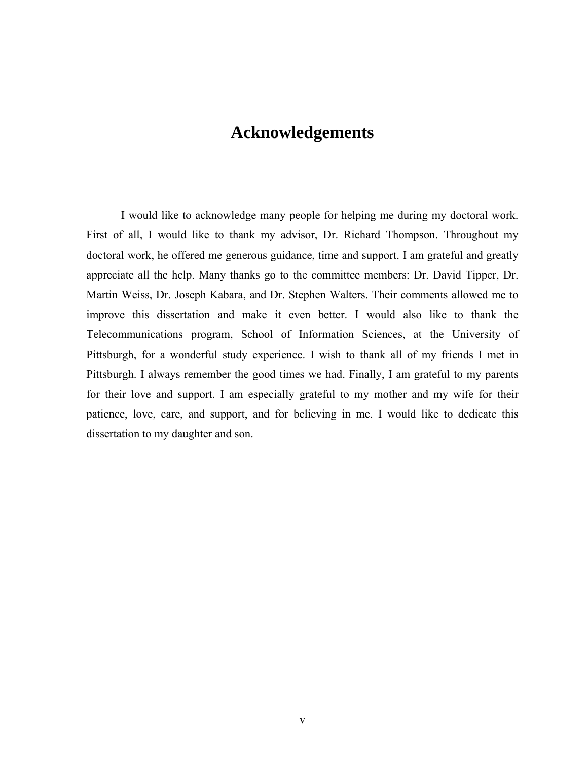# Acknowledgements

I would like to acknowledge many people for helping me during my doctoral work. First of all, I would like to thank my advisor, Dr. Richard Thompson. Throughout my doctoral work, he offered me generous guidance, time and support. I am grateful and greatly appreciate all the help. Many thanks go to the committee members: Dr. David Tipper, Dr. Martin Weiss, Dr. Joseph Kabara, and Dr. Stephen Walters. Their comments allowed me to improve this dissertation and make it even better. I would also like to thank the Telecommunications program, School of Information Sciences, at the University of Pittsburgh, for a wonderful study experience. I wish to thank all of my friends I met in Pittsburgh. I always remember the good times we had. Finally, I am grateful to my parents for their love and support. I am especially grateful to my mother and my wife for their patience, love, care, and support, and for believing in me. I would like to dedicate this dissertation to my daughter and son.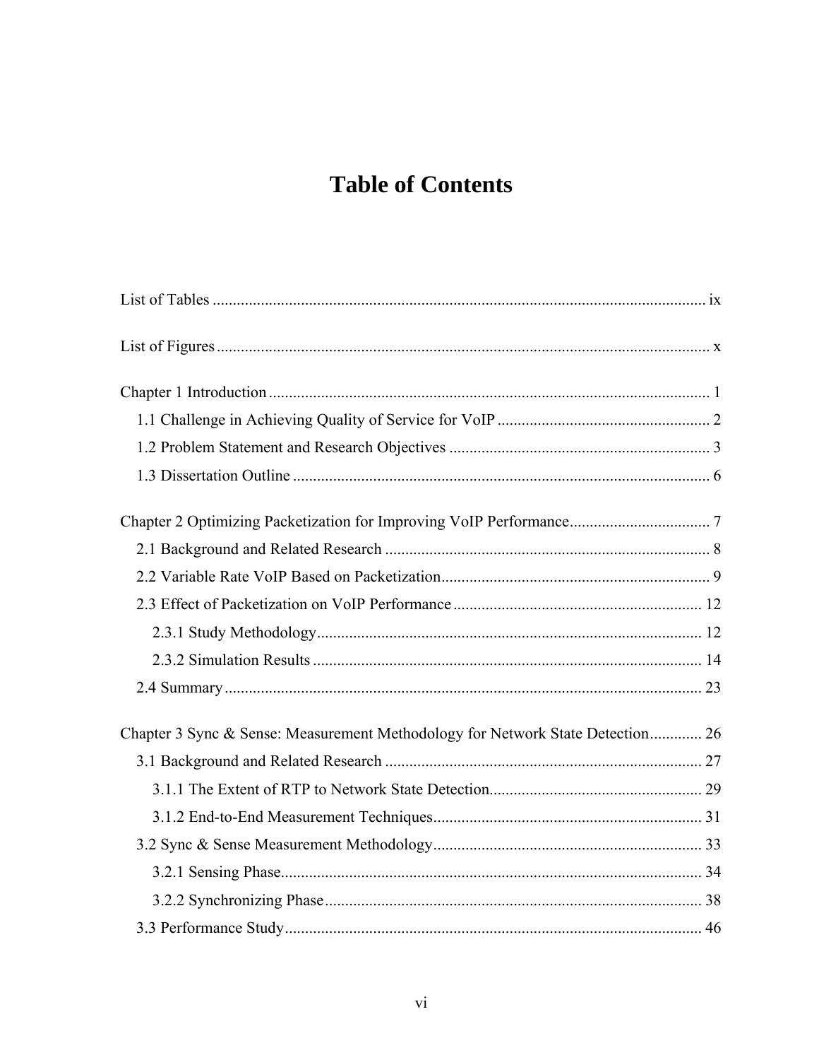# Table of Contents

List of Tables ........................................................................................................................ ix

List of Figures ........................................................................................................................ x

Chapter 1 Introduction ........................................................................................................... 1

1.1 Challenge in Achieving Quality of Service for VoIP .................................................... 2

1.2 Problem Statement and Research Objectives ................................................................ 3

1.3 Dissertation Outline ....................................................................................................... 6

Chapter 2 Optimizing Packetization for Improving VoIP Performance.................................. 7

2.1 Background and Related Research ................................................................................ 8

2.2 Variable Rate VoIP Based on Packetization.................................................................. 9

2.3 Effect of Packetization on VoIP Performance ............................................................. 12

2.3.1 Study Methodology.............................................................................................. 12

2.3.2 Simulation Results ............................................................................................... 14

2.4 Summary ...................................................................................................................... 23

Chapter 3 Sync & Sense: Measurement Methodology for Network State Detection............. 26

3.1 Background and Related Research .............................................................................. 27

3.1.1 The Extent of RTP to Network State Detection.................................................... 29

3.1.2 End-to-End Measurement Techniques.................................................................. 31

3.2 Sync & Sense Measurement Methodology.................................................................. 33

3.2.1 Sensing Phase........................................................................................................ 34

3.2.2 Synchronizing Phase ............................................................................................. 38

3.3 Performance Study....................................................................................................... 46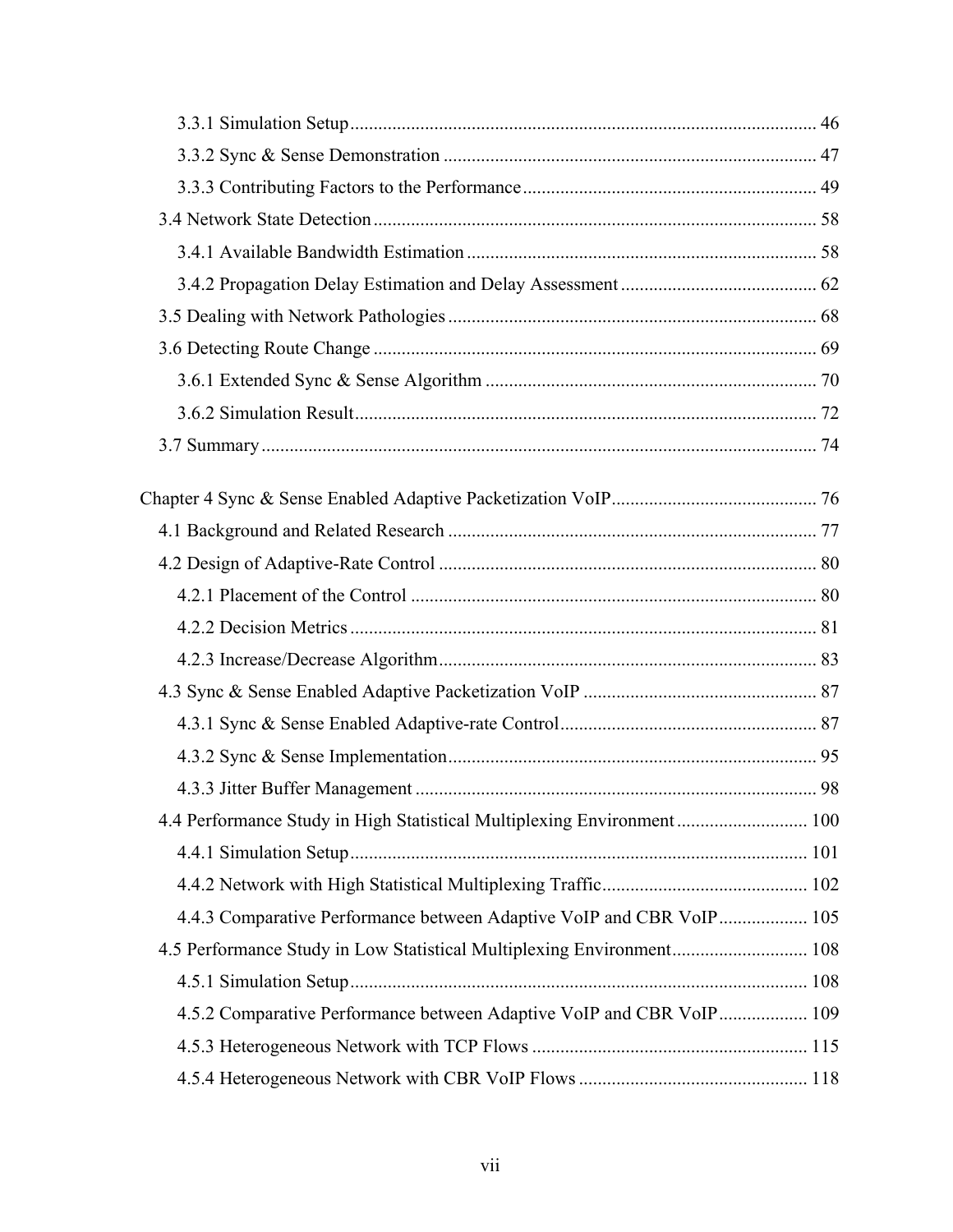3.3.1 Simulation Setup ... 46

3.3.2 Sync & Sense Demonstration ... 47

3.3.3 Contributing Factors to the Performance ... 49

3.4 Network State Detection ... 58

3.4.1 Available Bandwidth Estimation ... 58

3.4.2 Propagation Delay Estimation and Delay Assessment ... 62

3.5 Dealing with Network Pathologies ... 68

3.6 Detecting Route Change ... 69

3.6.1 Extended Sync & Sense Algorithm ... 70

3.6.2 Simulation Result ... 72

3.7 Summary ... 74

Chapter 4 Sync & Sense Enabled Adaptive Packetization VoIP ... 76

4.1 Background and Related Research ... 77

4.2 Design of Adaptive-Rate Control ... 80

4.2.1 Placement of the Control ... 80

4.2.2 Decision Metrics ... 81

4.2.3 Increase/Decrease Algorithm ... 83

4.3 Sync & Sense Enabled Adaptive Packetization VoIP ... 87

4.3.1 Sync & Sense Enabled Adaptive-rate Control ... 87

4.3.2 Sync & Sense Implementation ... 95

4.3.3 Jitter Buffer Management ... 98

4.4 Performance Study in High Statistical Multiplexing Environment ... 100

4.4.1 Simulation Setup ... 101

4.4.2 Network with High Statistical Multiplexing Traffic ... 102

4.4.3 Comparative Performance between Adaptive VoIP and CBR VoIP ... 105

4.5 Performance Study in Low Statistical Multiplexing Environment ... 108

4.5.1 Simulation Setup ... 108

4.5.2 Comparative Performance between Adaptive VoIP and CBR VoIP ... 109

4.5.3 Heterogeneous Network with TCP Flows ... 115

4.5.4 Heterogeneous Network with CBR VoIP Flows ... 118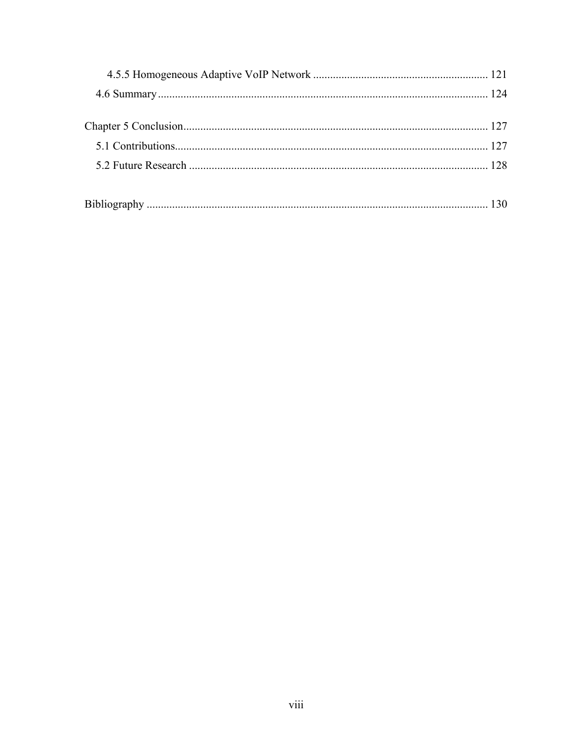4.5.5 Homogeneous Adaptive VoIP Network ............................................................. 121

4.6 Summary ..................................................................................................................... 124

Chapter 5 Conclusion ........................................................................................................ 127

5.1 Contributions .............................................................................................................. 127

5.2 Future Research .......................................................................................................... 128

Bibliography ...................................................................................................................... 130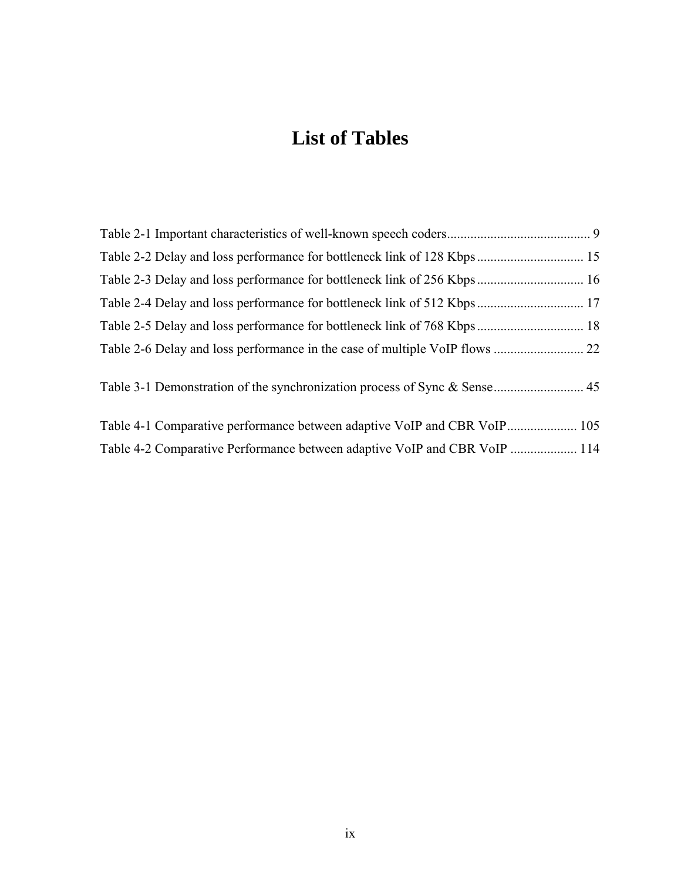# List of Tables

Table 2-1 Important characteristics of well-known speech coders .......................................... 9

Table 2-2 Delay and loss performance for bottleneck link of 128 Kbps ................................ 15

Table 2-3 Delay and loss performance for bottleneck link of 256 Kbps ................................ 16

Table 2-4 Delay and loss performance for bottleneck link of 512 Kbps ................................ 17

Table 2-5 Delay and loss performance for bottleneck link of 768 Kbps ................................ 18

Table 2-6 Delay and loss performance in the case of multiple VoIP flows ........................... 22

Table 3-1 Demonstration of the synchronization process of Sync & Sense ........................... 45

Table 4-1 Comparative performance between adaptive VoIP and CBR VoIP ..................... 105

Table 4-2 Comparative Performance between adaptive VoIP and CBR VoIP .................... 114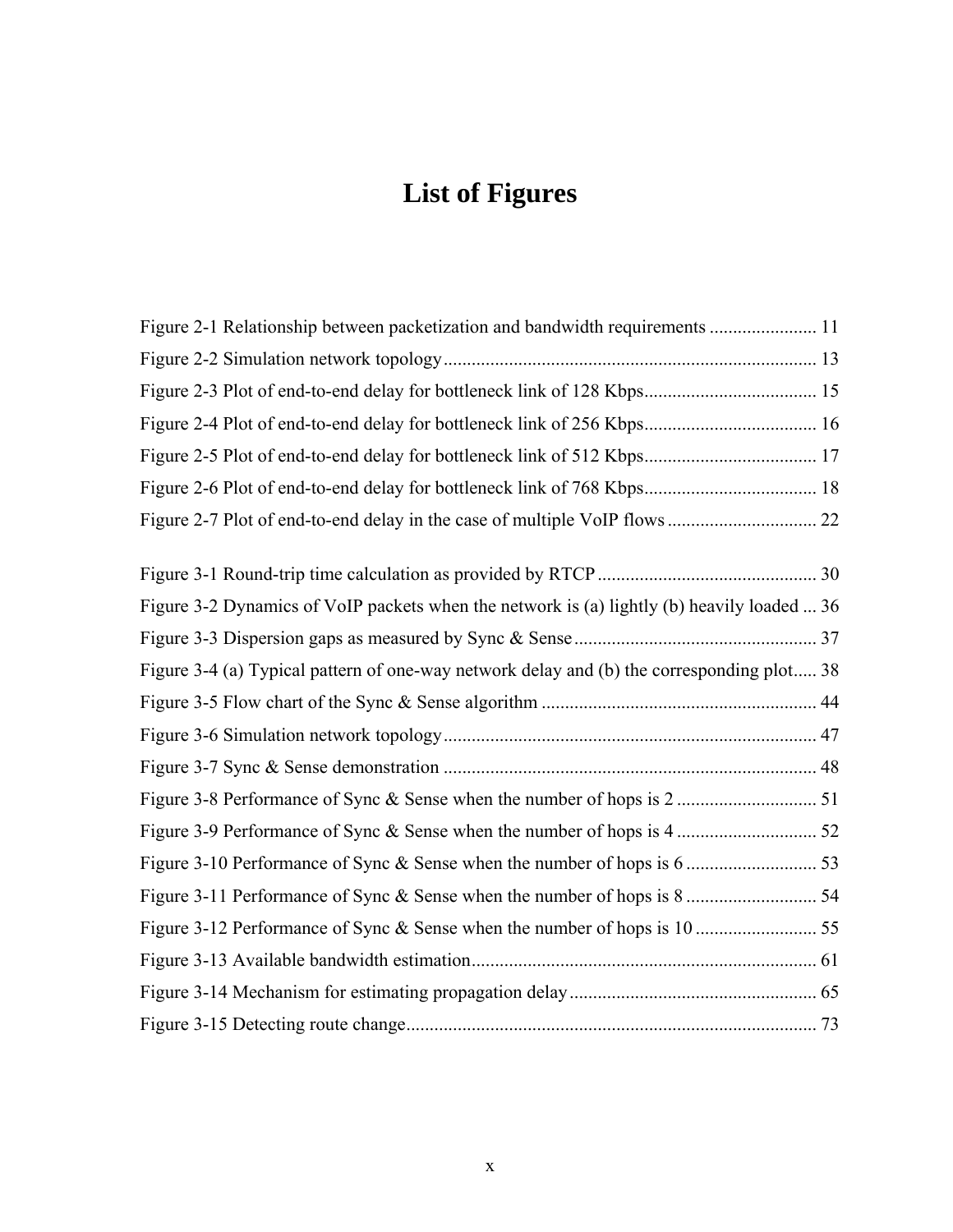# List of Figures

Figure 2-1 Relationship between packetization and bandwidth requirements ....................... 11

Figure 2-2 Simulation network topology ............................................................................... 13

Figure 2-3 Plot of end-to-end delay for bottleneck link of 128 Kbps..................................... 15

Figure 2-4 Plot of end-to-end delay for bottleneck link of 256 Kbps..................................... 16

Figure 2-5 Plot of end-to-end delay for bottleneck link of 512 Kbps..................................... 17

Figure 2-6 Plot of end-to-end delay for bottleneck link of 768 Kbps..................................... 18

Figure 2-7 Plot of end-to-end delay in the case of multiple VoIP flows ................................ 22

Figure 3-1 Round-trip time calculation as provided by RTCP ............................................... 30

Figure 3-2 Dynamics of VoIP packets when the network is (a) lightly (b) heavily loaded ... 36

Figure 3-3 Dispersion gaps as measured by Sync & Sense .................................................... 37

Figure 3-4 (a) Typical pattern of one-way network delay and (b) the corresponding plot..... 38

Figure 3-5 Flow chart of the Sync & Sense algorithm ........................................................... 44

Figure 3-6 Simulation network topology ............................................................................... 47

Figure 3-7 Sync & Sense demonstration ............................................................................... 48

Figure 3-8 Performance of Sync & Sense when the number of hops is 2 .............................. 51

Figure 3-9 Performance of Sync & Sense when the number of hops is 4 .............................. 52

Figure 3-10 Performance of Sync & Sense when the number of hops is 6 ............................ 53

Figure 3-11 Performance of Sync & Sense when the number of hops is 8 ............................ 54

Figure 3-12 Performance of Sync & Sense when the number of hops is 10 .......................... 55

Figure 3-13 Available bandwidth estimation.......................................................................... 61

Figure 3-14 Mechanism for estimating propagation delay ..................................................... 65

Figure 3-15 Detecting route change....................................................................................... 73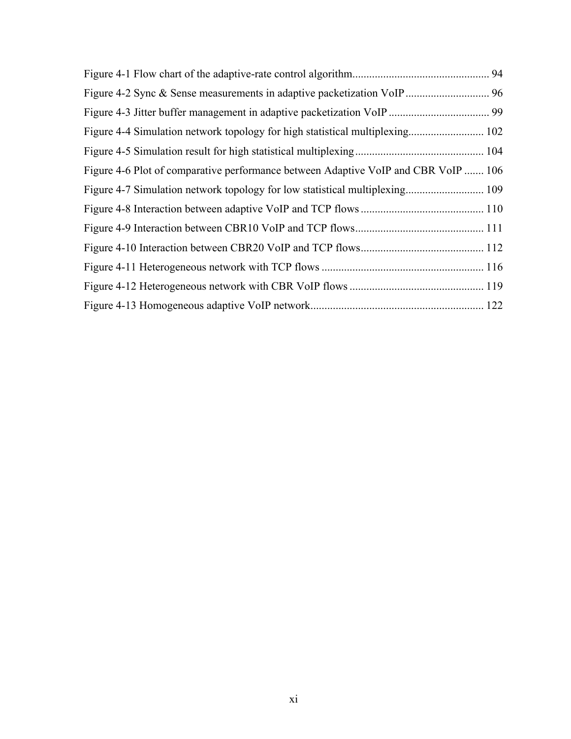Figure 4-1 Flow chart of the adaptive-rate control algorithm................................................ 94

Figure 4-2 Sync & Sense measurements in adaptive packetization VoIP............................. 96

Figure 4-3 Jitter buffer management in adaptive packetization VoIP................................... 99

Figure 4-4 Simulation network topology for high statistical multiplexing.......................... 102

Figure 4-5 Simulation result for high statistical multiplexing............................................. 104

Figure 4-6 Plot of comparative performance between Adaptive VoIP and CBR VoIP ....... 106

Figure 4-7 Simulation network topology for low statistical multiplexing........................... 109

Figure 4-8 Interaction between adaptive VoIP and TCP flows........................................... 110

Figure 4-9 Interaction between CBR10 VoIP and TCP flows............................................. 111

Figure 4-10 Interaction between CBR20 VoIP and TCP flows........................................... 112

Figure 4-11 Heterogeneous network with TCP flows ......................................................... 116

Figure 4-12 Heterogeneous network with CBR VoIP flows ............................................... 119

Figure 4-13 Homogeneous adaptive VoIP network............................................................. 122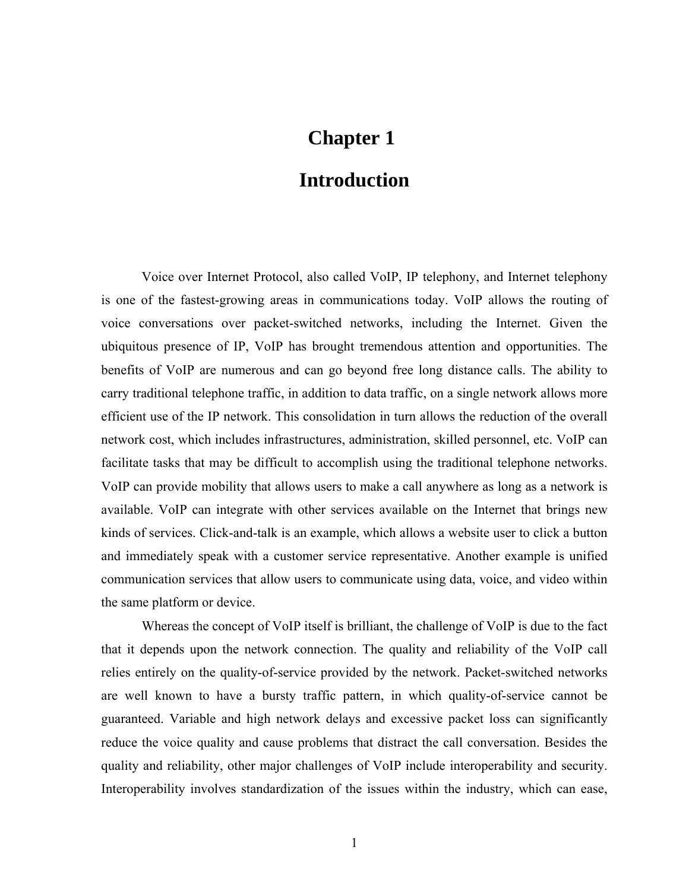# Chapter 1

# Introduction

Voice over Internet Protocol, also called VoIP, IP telephony, and Internet telephony is one of the fastest-growing areas in communications today. VoIP allows the routing of voice conversations over packet-switched networks, including the Internet. Given the ubiquitous presence of IP, VoIP has brought tremendous attention and opportunities. The benefits of VoIP are numerous and can go beyond free long distance calls. The ability to carry traditional telephone traffic, in addition to data traffic, on a single network allows more efficient use of the IP network. This consolidation in turn allows the reduction of the overall network cost, which includes infrastructures, administration, skilled personnel, etc. VoIP can facilitate tasks that may be difficult to accomplish using the traditional telephone networks. VoIP can provide mobility that allows users to make a call anywhere as long as a network is available. VoIP can integrate with other services available on the Internet that brings new kinds of services. Click-and-talk is an example, which allows a website user to click a button and immediately speak with a customer service representative. Another example is unified communication services that allow users to communicate using data, voice, and video within the same platform or device.

Whereas the concept of VoIP itself is brilliant, the challenge of VoIP is due to the fact that it depends upon the network connection. The quality and reliability of the VoIP call relies entirely on the quality-of-service provided by the network. Packet-switched networks are well known to have a bursty traffic pattern, in which quality-of-service cannot be guaranteed. Variable and high network delays and excessive packet loss can significantly reduce the voice quality and cause problems that distract the call conversation. Besides the quality and reliability, other major challenges of VoIP include interoperability and security. Interoperability involves standardization of the issues within the industry, which can ease,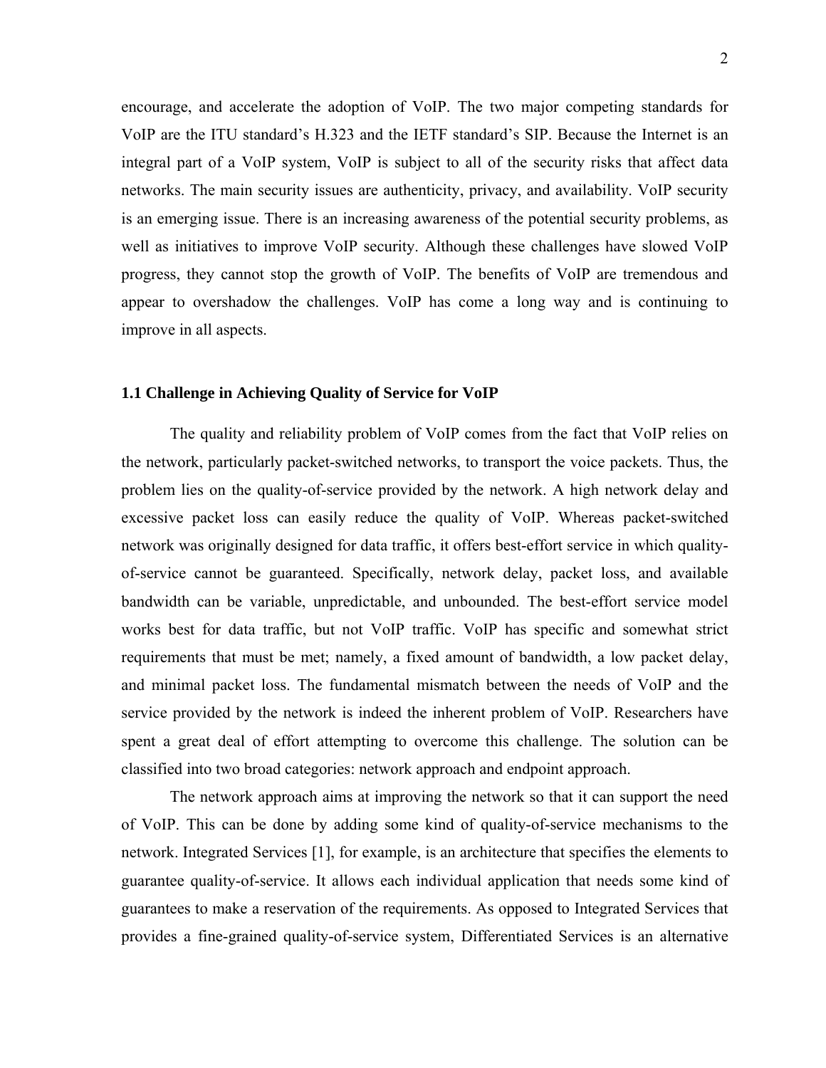encourage, and accelerate the adoption of VoIP. The two major competing standards for VoIP are the ITU standard's H.323 and the IETF standard's SIP. Because the Internet is an integral part of a VoIP system, VoIP is subject to all of the security risks that affect data networks. The main security issues are authenticity, privacy, and availability. VoIP security is an emerging issue. There is an increasing awareness of the potential security problems, as well as initiatives to improve VoIP security. Although these challenges have slowed VoIP progress, they cannot stop the growth of VoIP. The benefits of VoIP are tremendous and appear to overshadow the challenges. VoIP has come a long way and is continuing to improve in all aspects.

### 1.1 Challenge in Achieving Quality of Service for VoIP

The quality and reliability problem of VoIP comes from the fact that VoIP relies on the network, particularly packet-switched networks, to transport the voice packets. Thus, the problem lies on the quality-of-service provided by the network. A high network delay and excessive packet loss can easily reduce the quality of VoIP. Whereas packet-switched network was originally designed for data traffic, it offers best-effort service in which quality-of-service cannot be guaranteed. Specifically, network delay, packet loss, and available bandwidth can be variable, unpredictable, and unbounded. The best-effort service model works best for data traffic, but not VoIP traffic. VoIP has specific and somewhat strict requirements that must be met; namely, a fixed amount of bandwidth, a low packet delay, and minimal packet loss. The fundamental mismatch between the needs of VoIP and the service provided by the network is indeed the inherent problem of VoIP. Researchers have spent a great deal of effort attempting to overcome this challenge. The solution can be classified into two broad categories: network approach and endpoint approach.

The network approach aims at improving the network so that it can support the need of VoIP. This can be done by adding some kind of quality-of-service mechanisms to the network. Integrated Services [1], for example, is an architecture that specifies the elements to guarantee quality-of-service. It allows each individual application that needs some kind of guarantees to make a reservation of the requirements. As opposed to Integrated Services that provides a fine-grained quality-of-service system, Differentiated Services is an alternative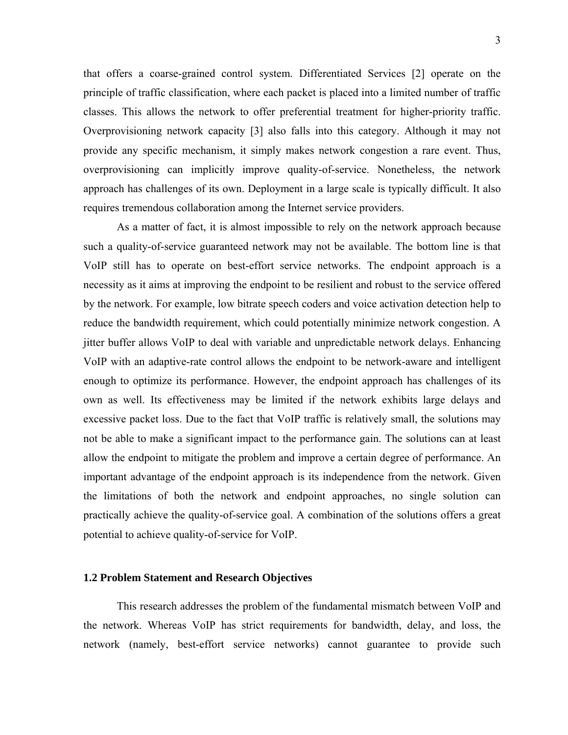that offers a coarse-grained control system. Differentiated Services [2] operate on the principle of traffic classification, where each packet is placed into a limited number of traffic classes. This allows the network to offer preferential treatment for higher-priority traffic. Overprovisioning network capacity [3] also falls into this category. Although it may not provide any specific mechanism, it simply makes network congestion a rare event. Thus, overprovisioning can implicitly improve quality-of-service. Nonetheless, the network approach has challenges of its own. Deployment in a large scale is typically difficult. It also requires tremendous collaboration among the Internet service providers.

As a matter of fact, it is almost impossible to rely on the network approach because such a quality-of-service guaranteed network may not be available. The bottom line is that VoIP still has to operate on best-effort service networks. The endpoint approach is a necessity as it aims at improving the endpoint to be resilient and robust to the service offered by the network. For example, low bitrate speech coders and voice activation detection help to reduce the bandwidth requirement, which could potentially minimize network congestion. A jitter buffer allows VoIP to deal with variable and unpredictable network delays. Enhancing VoIP with an adaptive-rate control allows the endpoint to be network-aware and intelligent enough to optimize its performance. However, the endpoint approach has challenges of its own as well. Its effectiveness may be limited if the network exhibits large delays and excessive packet loss. Due to the fact that VoIP traffic is relatively small, the solutions may not be able to make a significant impact to the performance gain. The solutions can at least allow the endpoint to mitigate the problem and improve a certain degree of performance. An important advantage of the endpoint approach is its independence from the network. Given the limitations of both the network and endpoint approaches, no single solution can practically achieve the quality-of-service goal. A combination of the solutions offers a great potential to achieve quality-of-service for VoIP.

### 1.2 Problem Statement and Research Objectives

This research addresses the problem of the fundamental mismatch between VoIP and the network. Whereas VoIP has strict requirements for bandwidth, delay, and loss, the network (namely, best-effort service networks) cannot guarantee to provide such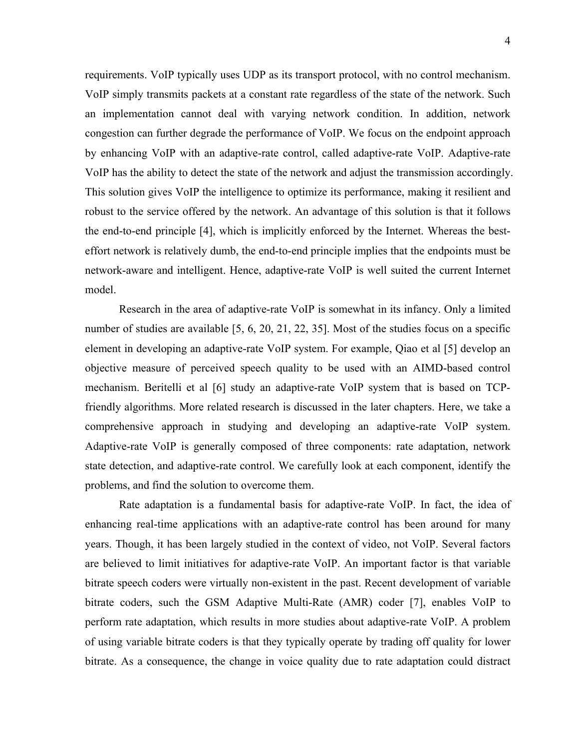requirements. VoIP typically uses UDP as its transport protocol, with no control mechanism. VoIP simply transmits packets at a constant rate regardless of the state of the network. Such an implementation cannot deal with varying network condition. In addition, network congestion can further degrade the performance of VoIP. We focus on the endpoint approach by enhancing VoIP with an adaptive-rate control, called adaptive-rate VoIP. Adaptive-rate VoIP has the ability to detect the state of the network and adjust the transmission accordingly. This solution gives VoIP the intelligence to optimize its performance, making it resilient and robust to the service offered by the network. An advantage of this solution is that it follows the end-to-end principle [4], which is implicitly enforced by the Internet. Whereas the best-effort network is relatively dumb, the end-to-end principle implies that the endpoints must be network-aware and intelligent. Hence, adaptive-rate VoIP is well suited the current Internet model.

Research in the area of adaptive-rate VoIP is somewhat in its infancy. Only a limited number of studies are available [5, 6, 20, 21, 22, 35]. Most of the studies focus on a specific element in developing an adaptive-rate VoIP system. For example, Qiao et al [5] develop an objective measure of perceived speech quality to be used with an AIMD-based control mechanism. Beritelli et al [6] study an adaptive-rate VoIP system that is based on TCP-friendly algorithms. More related research is discussed in the later chapters. Here, we take a comprehensive approach in studying and developing an adaptive-rate VoIP system. Adaptive-rate VoIP is generally composed of three components: rate adaptation, network state detection, and adaptive-rate control. We carefully look at each component, identify the problems, and find the solution to overcome them.

Rate adaptation is a fundamental basis for adaptive-rate VoIP. In fact, the idea of enhancing real-time applications with an adaptive-rate control has been around for many years. Though, it has been largely studied in the context of video, not VoIP. Several factors are believed to limit initiatives for adaptive-rate VoIP. An important factor is that variable bitrate speech coders were virtually non-existent in the past. Recent development of variable bitrate coders, such the GSM Adaptive Multi-Rate (AMR) coder [7], enables VoIP to perform rate adaptation, which results in more studies about adaptive-rate VoIP. A problem of using variable bitrate coders is that they typically operate by trading off quality for lower bitrate. As a consequence, the change in voice quality due to rate adaptation could distract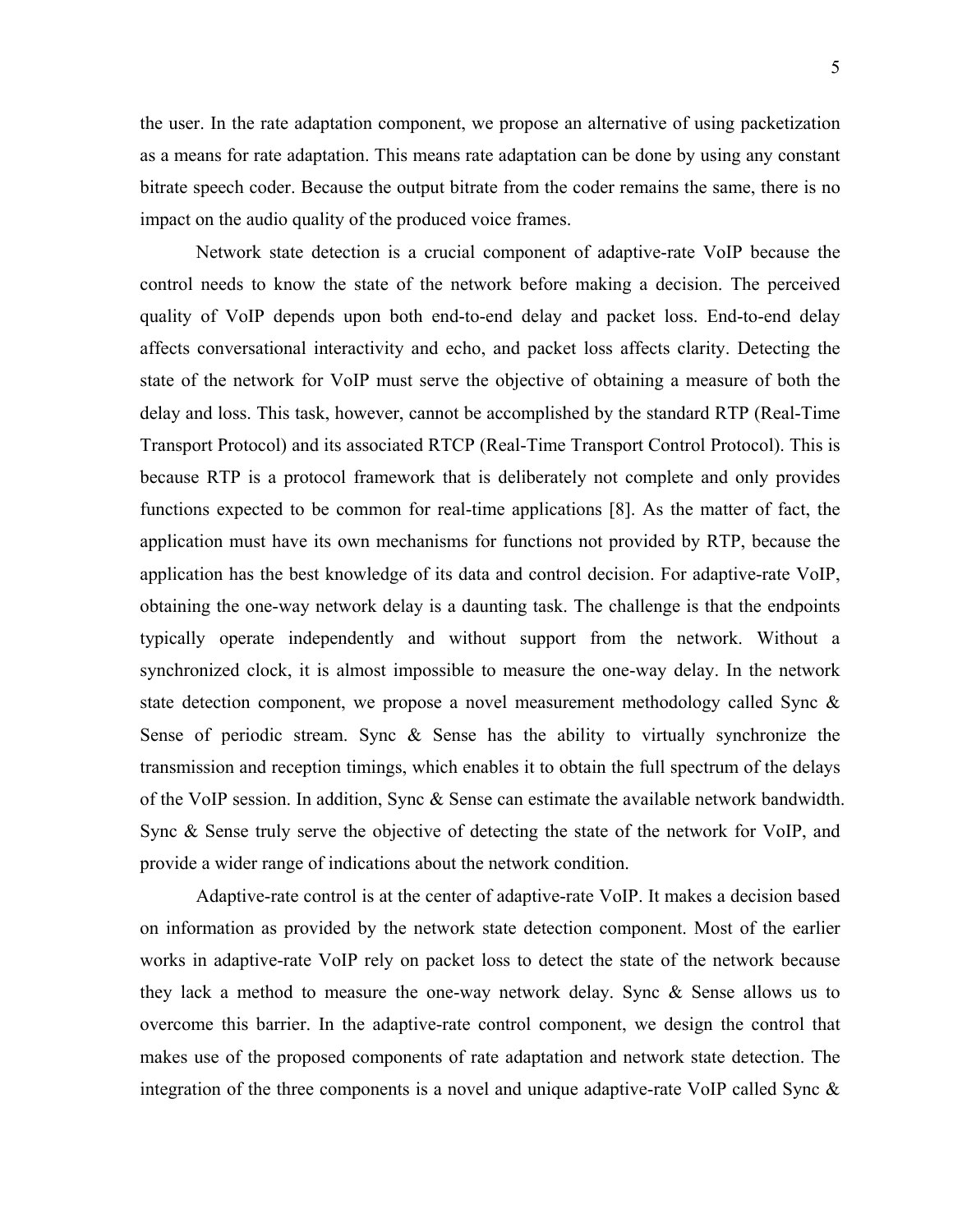the user. In the rate adaptation component, we propose an alternative of using packetization as a means for rate adaptation. This means rate adaptation can be done by using any constant bitrate speech coder. Because the output bitrate from the coder remains the same, there is no impact on the audio quality of the produced voice frames.

Network state detection is a crucial component of adaptive-rate VoIP because the control needs to know the state of the network before making a decision. The perceived quality of VoIP depends upon both end-to-end delay and packet loss. End-to-end delay affects conversational interactivity and echo, and packet loss affects clarity. Detecting the state of the network for VoIP must serve the objective of obtaining a measure of both the delay and loss. This task, however, cannot be accomplished by the standard RTP (Real-Time Transport Protocol) and its associated RTCP (Real-Time Transport Control Protocol). This is because RTP is a protocol framework that is deliberately not complete and only provides functions expected to be common for real-time applications [8]. As the matter of fact, the application must have its own mechanisms for functions not provided by RTP, because the application has the best knowledge of its data and control decision. For adaptive-rate VoIP, obtaining the one-way network delay is a daunting task. The challenge is that the endpoints typically operate independently and without support from the network. Without a synchronized clock, it is almost impossible to measure the one-way delay. In the network state detection component, we propose a novel measurement methodology called Sync & Sense of periodic stream. Sync & Sense has the ability to virtually synchronize the transmission and reception timings, which enables it to obtain the full spectrum of the delays of the VoIP session. In addition, Sync & Sense can estimate the available network bandwidth. Sync & Sense truly serve the objective of detecting the state of the network for VoIP, and provide a wider range of indications about the network condition.

Adaptive-rate control is at the center of adaptive-rate VoIP. It makes a decision based on information as provided by the network state detection component. Most of the earlier works in adaptive-rate VoIP rely on packet loss to detect the state of the network because they lack a method to measure the one-way network delay. Sync & Sense allows us to overcome this barrier. In the adaptive-rate control component, we design the control that makes use of the proposed components of rate adaptation and network state detection. The integration of the three components is a novel and unique adaptive-rate VoIP called Sync &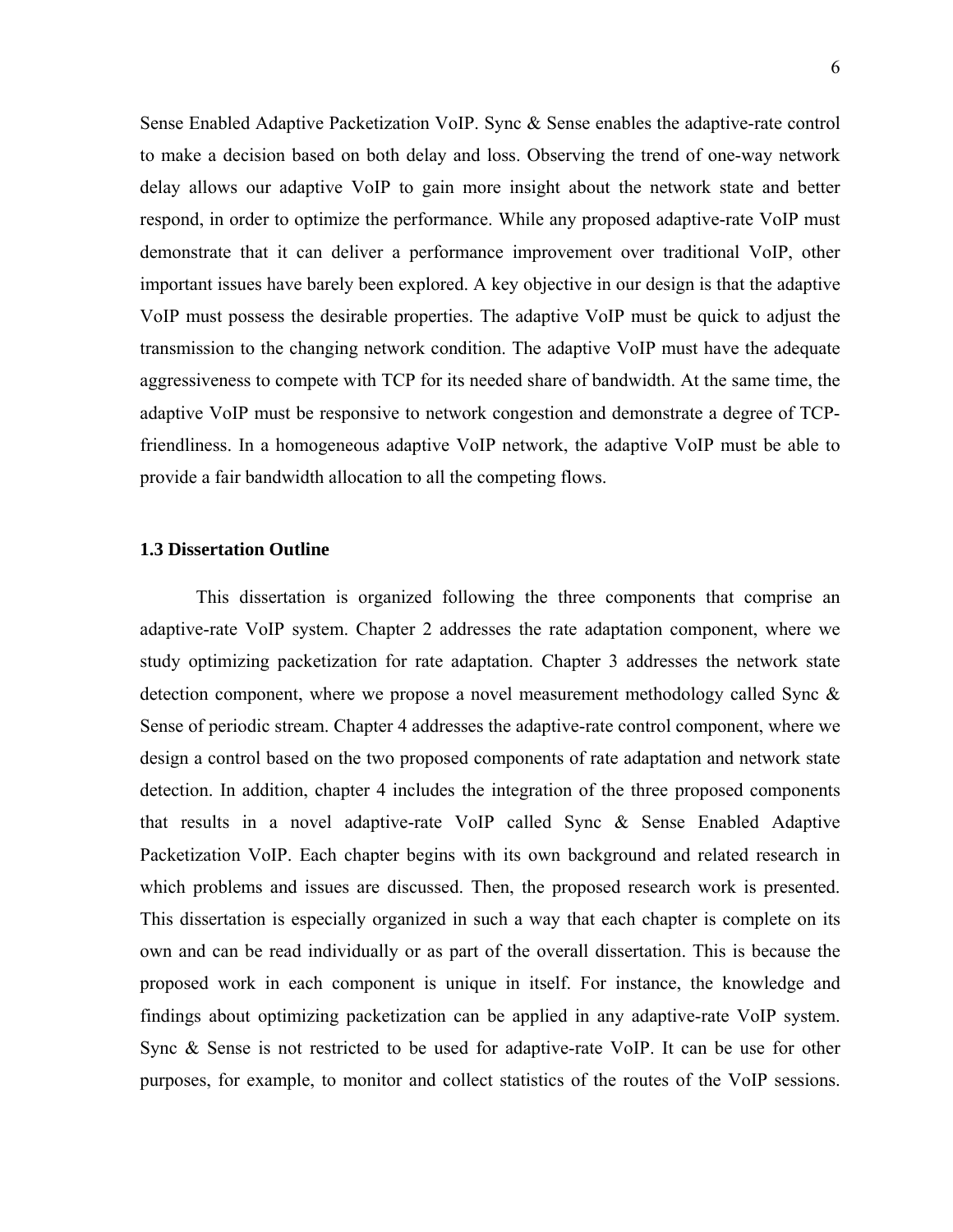Sense Enabled Adaptive Packetization VoIP. Sync & Sense enables the adaptive-rate control to make a decision based on both delay and loss. Observing the trend of one-way network delay allows our adaptive VoIP to gain more insight about the network state and better respond, in order to optimize the performance. While any proposed adaptive-rate VoIP must demonstrate that it can deliver a performance improvement over traditional VoIP, other important issues have barely been explored. A key objective in our design is that the adaptive VoIP must possess the desirable properties. The adaptive VoIP must be quick to adjust the transmission to the changing network condition. The adaptive VoIP must have the adequate aggressiveness to compete with TCP for its needed share of bandwidth. At the same time, the adaptive VoIP must be responsive to network congestion and demonstrate a degree of TCP-friendliness. In a homogeneous adaptive VoIP network, the adaptive VoIP must be able to provide a fair bandwidth allocation to all the competing flows.

### 1.3 Dissertation Outline

This dissertation is organized following the three components that comprise an adaptive-rate VoIP system. Chapter 2 addresses the rate adaptation component, where we study optimizing packetization for rate adaptation. Chapter 3 addresses the network state detection component, where we propose a novel measurement methodology called Sync & Sense of periodic stream. Chapter 4 addresses the adaptive-rate control component, where we design a control based on the two proposed components of rate adaptation and network state detection. In addition, chapter 4 includes the integration of the three proposed components that results in a novel adaptive-rate VoIP called Sync & Sense Enabled Adaptive Packetization VoIP. Each chapter begins with its own background and related research in which problems and issues are discussed. Then, the proposed research work is presented. This dissertation is especially organized in such a way that each chapter is complete on its own and can be read individually or as part of the overall dissertation. This is because the proposed work in each component is unique in itself. For instance, the knowledge and findings about optimizing packetization can be applied in any adaptive-rate VoIP system. Sync & Sense is not restricted to be used for adaptive-rate VoIP. It can be use for other purposes, for example, to monitor and collect statistics of the routes of the VoIP sessions.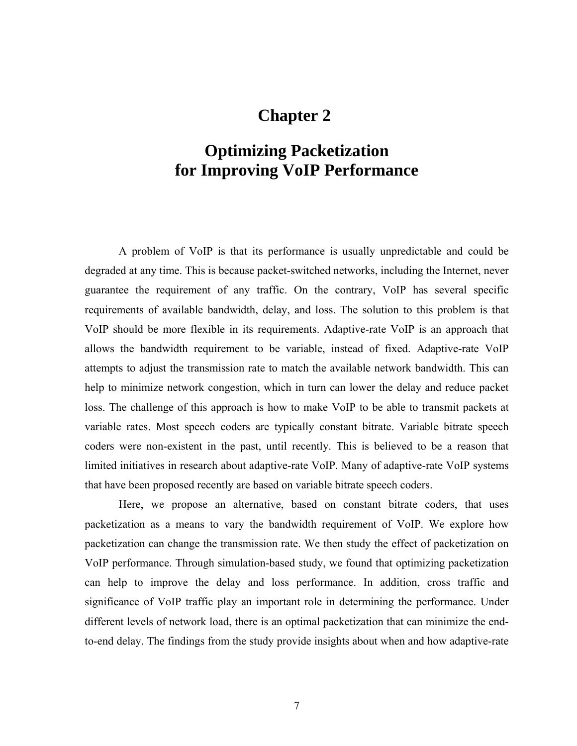# Chapter 2

# Optimizing Packetization for Improving VoIP Performance

A problem of VoIP is that its performance is usually unpredictable and could be degraded at any time. This is because packet-switched networks, including the Internet, never guarantee the requirement of any traffic. On the contrary, VoIP has several specific requirements of available bandwidth, delay, and loss. The solution to this problem is that VoIP should be more flexible in its requirements. Adaptive-rate VoIP is an approach that allows the bandwidth requirement to be variable, instead of fixed. Adaptive-rate VoIP attempts to adjust the transmission rate to match the available network bandwidth. This can help to minimize network congestion, which in turn can lower the delay and reduce packet loss. The challenge of this approach is how to make VoIP to be able to transmit packets at variable rates. Most speech coders are typically constant bitrate. Variable bitrate speech coders were non-existent in the past, until recently. This is believed to be a reason that limited initiatives in research about adaptive-rate VoIP. Many of adaptive-rate VoIP systems that have been proposed recently are based on variable bitrate speech coders.

Here, we propose an alternative, based on constant bitrate coders, that uses packetization as a means to vary the bandwidth requirement of VoIP. We explore how packetization can change the transmission rate. We then study the effect of packetization on VoIP performance. Through simulation-based study, we found that optimizing packetization can help to improve the delay and loss performance. In addition, cross traffic and significance of VoIP traffic play an important role in determining the performance. Under different levels of network load, there is an optimal packetization that can minimize the end-to-end delay. The findings from the study provide insights about when and how adaptive-rate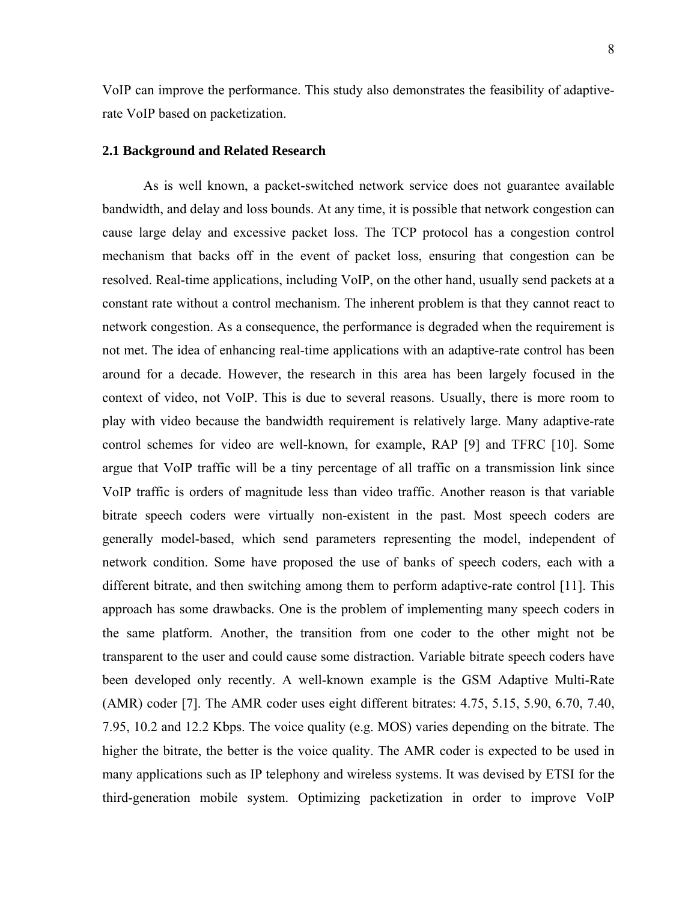VoIP can improve the performance. This study also demonstrates the feasibility of adaptive-rate VoIP based on packetization.

## 2.1 Background and Related Research

As is well known, a packet-switched network service does not guarantee available bandwidth, and delay and loss bounds. At any time, it is possible that network congestion can cause large delay and excessive packet loss. The TCP protocol has a congestion control mechanism that backs off in the event of packet loss, ensuring that congestion can be resolved. Real-time applications, including VoIP, on the other hand, usually send packets at a constant rate without a control mechanism. The inherent problem is that they cannot react to network congestion. As a consequence, the performance is degraded when the requirement is not met. The idea of enhancing real-time applications with an adaptive-rate control has been around for a decade. However, the research in this area has been largely focused in the context of video, not VoIP. This is due to several reasons. Usually, there is more room to play with video because the bandwidth requirement is relatively large. Many adaptive-rate control schemes for video are well-known, for example, RAP [9] and TFRC [10]. Some argue that VoIP traffic will be a tiny percentage of all traffic on a transmission link since VoIP traffic is orders of magnitude less than video traffic. Another reason is that variable bitrate speech coders were virtually non-existent in the past. Most speech coders are generally model-based, which send parameters representing the model, independent of network condition. Some have proposed the use of banks of speech coders, each with a different bitrate, and then switching among them to perform adaptive-rate control [11]. This approach has some drawbacks. One is the problem of implementing many speech coders in the same platform. Another, the transition from one coder to the other might not be transparent to the user and could cause some distraction. Variable bitrate speech coders have been developed only recently. A well-known example is the GSM Adaptive Multi-Rate (AMR) coder [7]. The AMR coder uses eight different bitrates: 4.75, 5.15, 5.90, 6.70, 7.40, 7.95, 10.2 and 12.2 Kbps. The voice quality (e.g. MOS) varies depending on the bitrate. The higher the bitrate, the better is the voice quality. The AMR coder is expected to be used in many applications such as IP telephony and wireless systems. It was devised by ETSI for the third-generation mobile system. Optimizing packetization in order to improve VoIP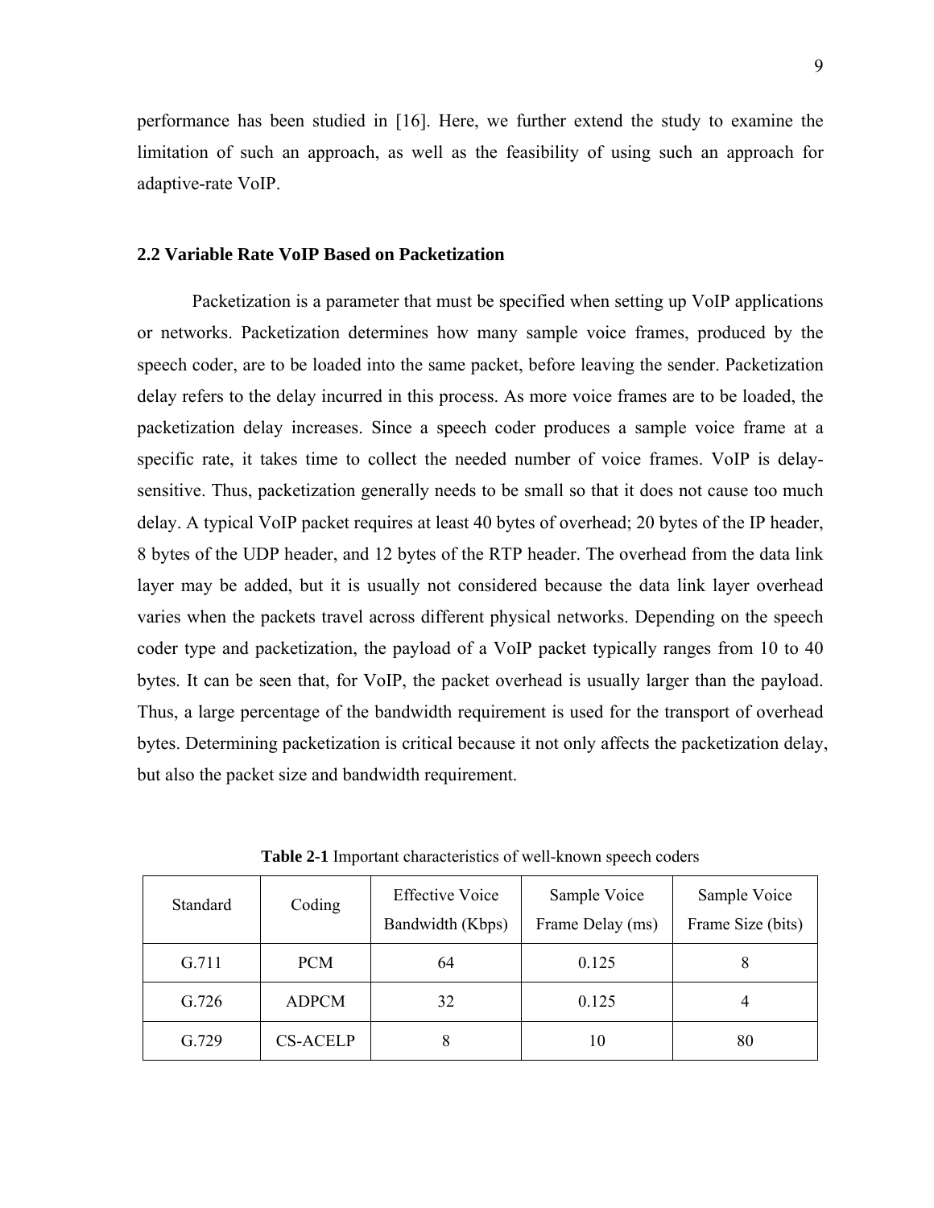performance has been studied in [16]. Here, we further extend the study to examine the limitation of such an approach, as well as the feasibility of using such an approach for adaptive-rate VoIP.

## 2.2 Variable Rate VoIP Based on Packetization

Packetization is a parameter that must be specified when setting up VoIP applications or networks. Packetization determines how many sample voice frames, produced by the speech coder, are to be loaded into the same packet, before leaving the sender. Packetization delay refers to the delay incurred in this process. As more voice frames are to be loaded, the packetization delay increases. Since a speech coder produces a sample voice frame at a specific rate, it takes time to collect the needed number of voice frames. VoIP is delay-sensitive. Thus, packetization generally needs to be small so that it does not cause too much delay. A typical VoIP packet requires at least 40 bytes of overhead; 20 bytes of the IP header, 8 bytes of the UDP header, and 12 bytes of the RTP header. The overhead from the data link layer may be added, but it is usually not considered because the data link layer overhead varies when the packets travel across different physical networks. Depending on the speech coder type and packetization, the payload of a VoIP packet typically ranges from 10 to 40 bytes. It can be seen that, for VoIP, the packet overhead is usually larger than the payload. Thus, a large percentage of the bandwidth requirement is used for the transport of overhead bytes. Determining packetization is critical because it not only affects the packetization delay, but also the packet size and bandwidth requirement.

**Table 2-1** Important characteristics of well-known speech coders

| Standard | Coding | Effective Voice Bandwidth (Kbps) | Sample Voice Frame Delay (ms) | Sample Voice Frame Size (bits) |
|---|---|---|---|---|
| G.711 | PCM | 64 | 0.125 | 8 |
| G.726 | ADPCM | 32 | 0.125 | 4 |
| G.729 | CS-ACELP | 8 | 10 | 80 |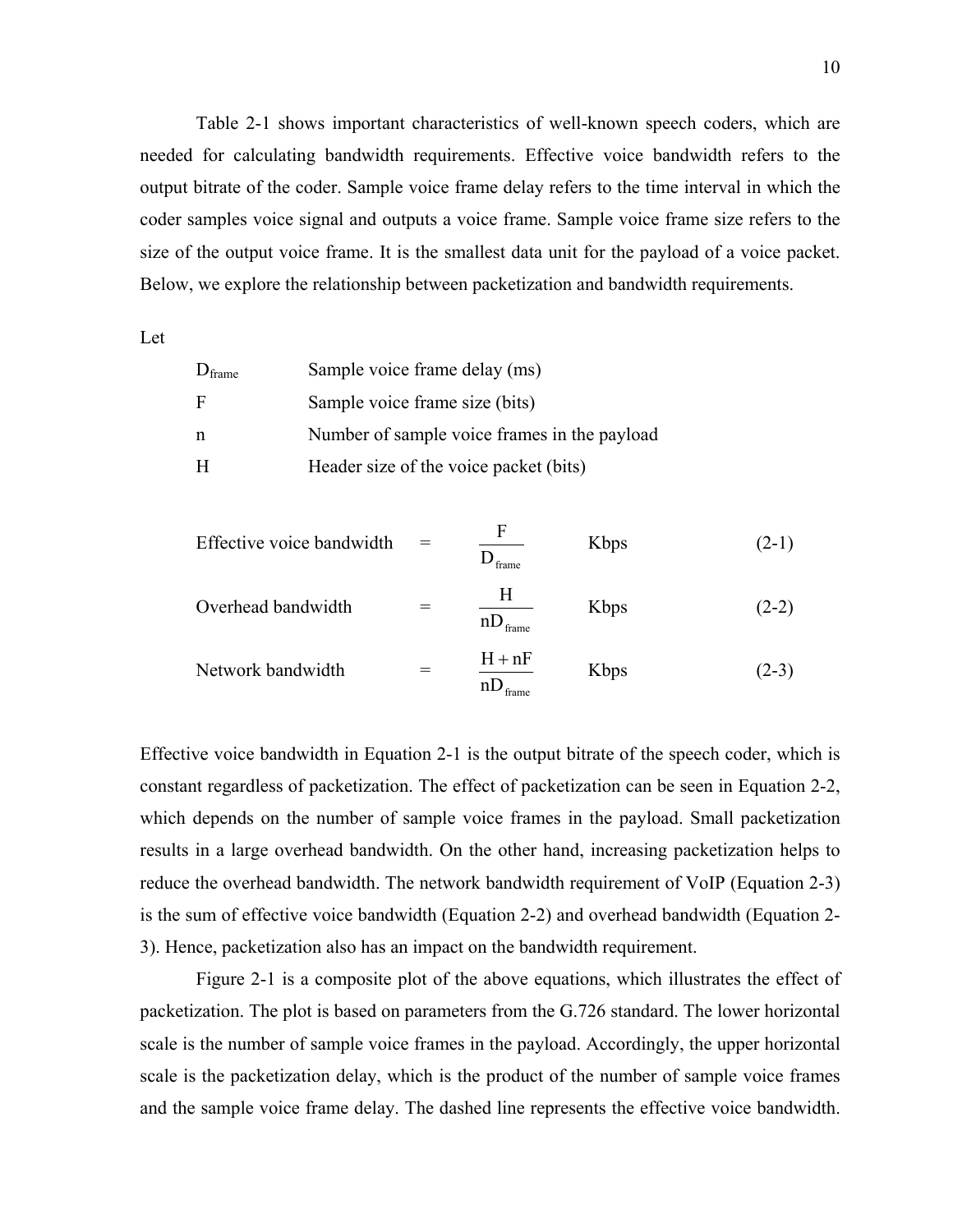Table 2-1 shows important characteristics of well-known speech coders, which are needed for calculating bandwidth requirements. Effective voice bandwidth refers to the output bitrate of the coder. Sample voice frame delay refers to the time interval in which the coder samples voice signal and outputs a voice frame. Sample voice frame size refers to the size of the output voice frame. It is the smallest data unit for the payload of a voice packet. Below, we explore the relationship between packetization and bandwidth requirements.

Let

| | |
|---|---|
| $D_{frame}$ | Sample voice frame delay (ms) |
| F | Sample voice frame size (bits) |
| n | Number of sample voice frames in the payload |
| H | Header size of the voice packet (bits) |

$$\text{Effective voice bandwidth} = \frac{F}{D_{frame}} \text{ Kbps} \qquad (2\text{-}1)$$

$$\text{Overhead bandwidth} = \frac{H}{nD_{frame}} \text{ Kbps} \qquad (2\text{-}2)$$

$$\text{Network bandwidth} = \frac{H + nF}{nD_{frame}} \text{ Kbps} \qquad (2\text{-}3)$$

Effective voice bandwidth in Equation 2-1 is the output bitrate of the speech coder, which is constant regardless of packetization. The effect of packetization can be seen in Equation 2-2, which depends on the number of sample voice frames in the payload. Small packetization results in a large overhead bandwidth. On the other hand, increasing packetization helps to reduce the overhead bandwidth. The network bandwidth requirement of VoIP (Equation 2-3) is the sum of effective voice bandwidth (Equation 2-2) and overhead bandwidth (Equation 2-3). Hence, packetization also has an impact on the bandwidth requirement.

Figure 2-1 is a composite plot of the above equations, which illustrates the effect of packetization. The plot is based on parameters from the G.726 standard. The lower horizontal scale is the number of sample voice frames in the payload. Accordingly, the upper horizontal scale is the packetization delay, which is the product of the number of sample voice frames and the sample voice frame delay. The dashed line represents the effective voice bandwidth.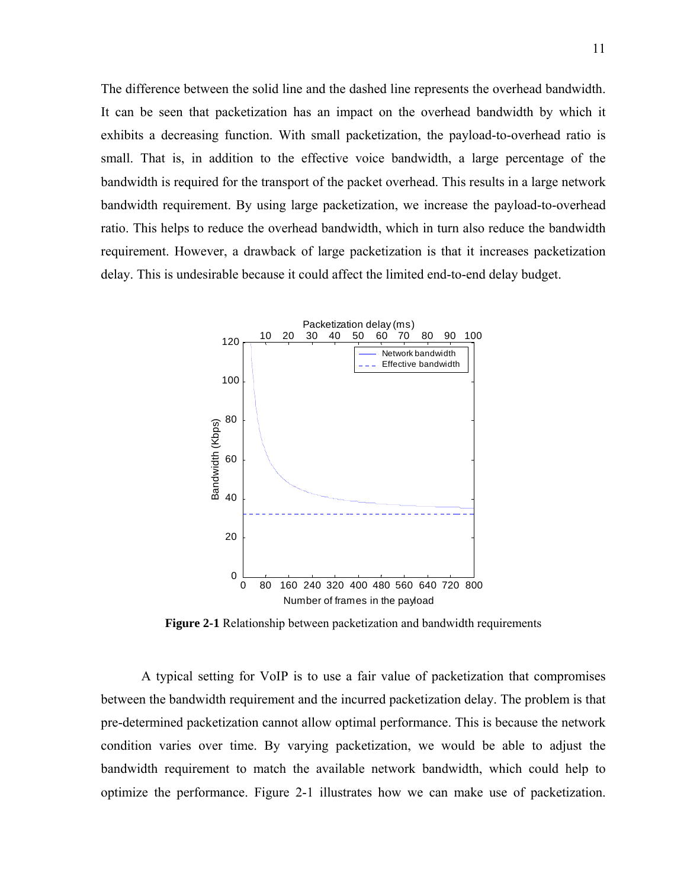The difference between the solid line and the dashed line represents the overhead bandwidth. It can be seen that packetization has an impact on the overhead bandwidth by which it exhibits a decreasing function. With small packetization, the payload-to-overhead ratio is small. That is, in addition to the effective voice bandwidth, a large percentage of the bandwidth is required for the transport of the packet overhead. This results in a large network bandwidth requirement. By using large packetization, we increase the payload-to-overhead ratio. This helps to reduce the overhead bandwidth, which in turn also reduce the bandwidth requirement. However, a drawback of large packetization is that it increases packetization delay. This is undesirable because it could affect the limited end-to-end delay budget.

Packetization delay (ms)
10 20 30 40 50 60 70 80 90 100
Network bandwidth
Effective bandwidth
Bandwidth (Kbps)
0 20 40 60 80 100 120
0 80 160 240 320 400 480 560 640 720 800
Number of frames in the payload

**Figure 2-1** Relationship between packetization and bandwidth requirements

A typical setting for VoIP is to use a fair value of packetization that compromises between the bandwidth requirement and the incurred packetization delay. The problem is that pre-determined packetization cannot allow optimal performance. This is because the network condition varies over time. By varying packetization, we would be able to adjust the bandwidth requirement to match the available network bandwidth, which could help to optimize the performance. Figure 2-1 illustrates how we can make use of packetization.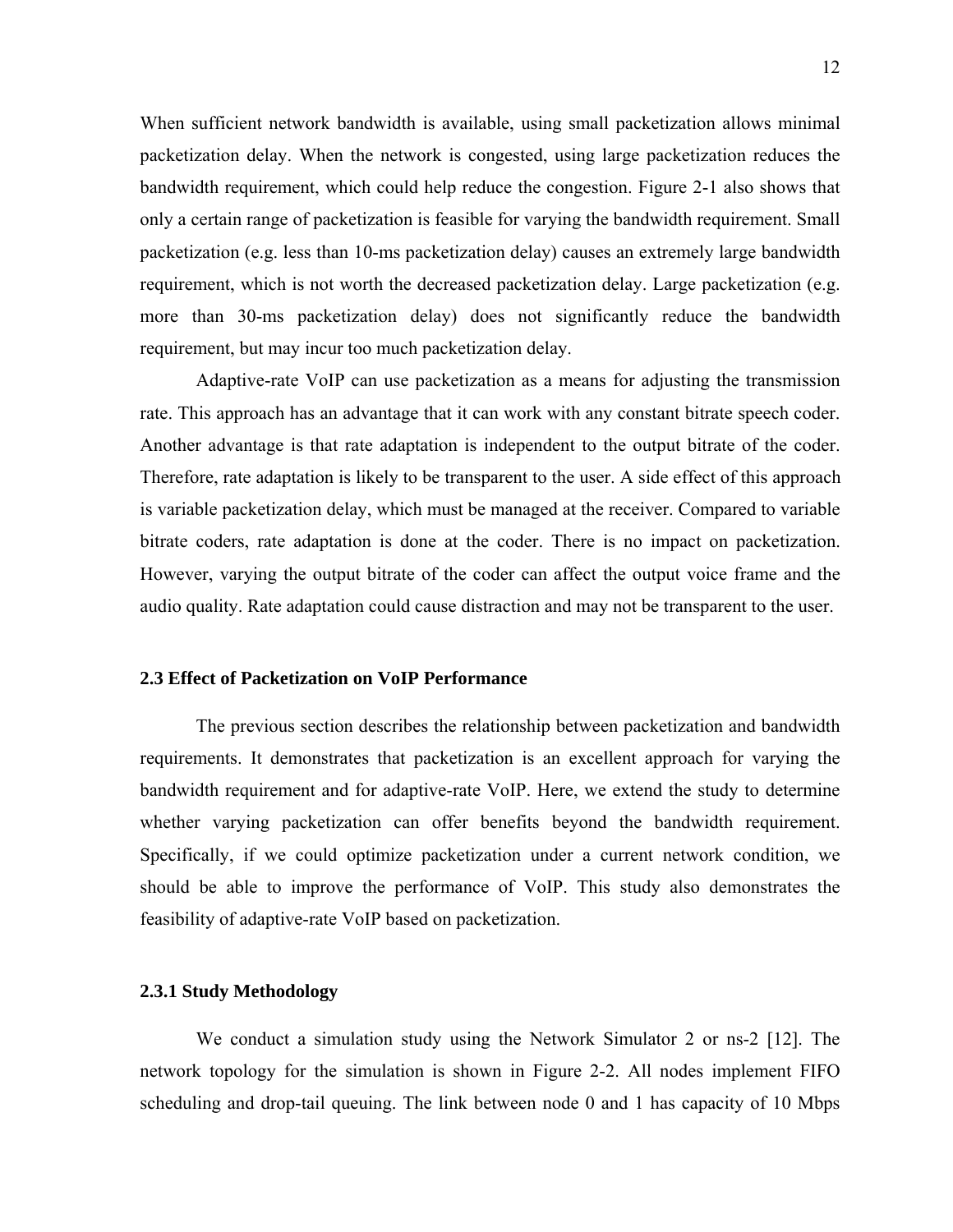When sufficient network bandwidth is available, using small packetization allows minimal packetization delay. When the network is congested, using large packetization reduces the bandwidth requirement, which could help reduce the congestion. Figure 2-1 also shows that only a certain range of packetization is feasible for varying the bandwidth requirement. Small packetization (e.g. less than 10-ms packetization delay) causes an extremely large bandwidth requirement, which is not worth the decreased packetization delay. Large packetization (e.g. more than 30-ms packetization delay) does not significantly reduce the bandwidth requirement, but may incur too much packetization delay.

Adaptive-rate VoIP can use packetization as a means for adjusting the transmission rate. This approach has an advantage that it can work with any constant bitrate speech coder. Another advantage is that rate adaptation is independent to the output bitrate of the coder. Therefore, rate adaptation is likely to be transparent to the user. A side effect of this approach is variable packetization delay, which must be managed at the receiver. Compared to variable bitrate coders, rate adaptation is done at the coder. There is no impact on packetization. However, varying the output bitrate of the coder can affect the output voice frame and the audio quality. Rate adaptation could cause distraction and may not be transparent to the user.

### 2.3 Effect of Packetization on VoIP Performance

The previous section describes the relationship between packetization and bandwidth requirements. It demonstrates that packetization is an excellent approach for varying the bandwidth requirement and for adaptive-rate VoIP. Here, we extend the study to determine whether varying packetization can offer benefits beyond the bandwidth requirement. Specifically, if we could optimize packetization under a current network condition, we should be able to improve the performance of VoIP. This study also demonstrates the feasibility of adaptive-rate VoIP based on packetization.

#### 2.3.1 Study Methodology

We conduct a simulation study using the Network Simulator 2 or ns-2 [12]. The network topology for the simulation is shown in Figure 2-2. All nodes implement FIFO scheduling and drop-tail queuing. The link between node 0 and 1 has capacity of 10 Mbps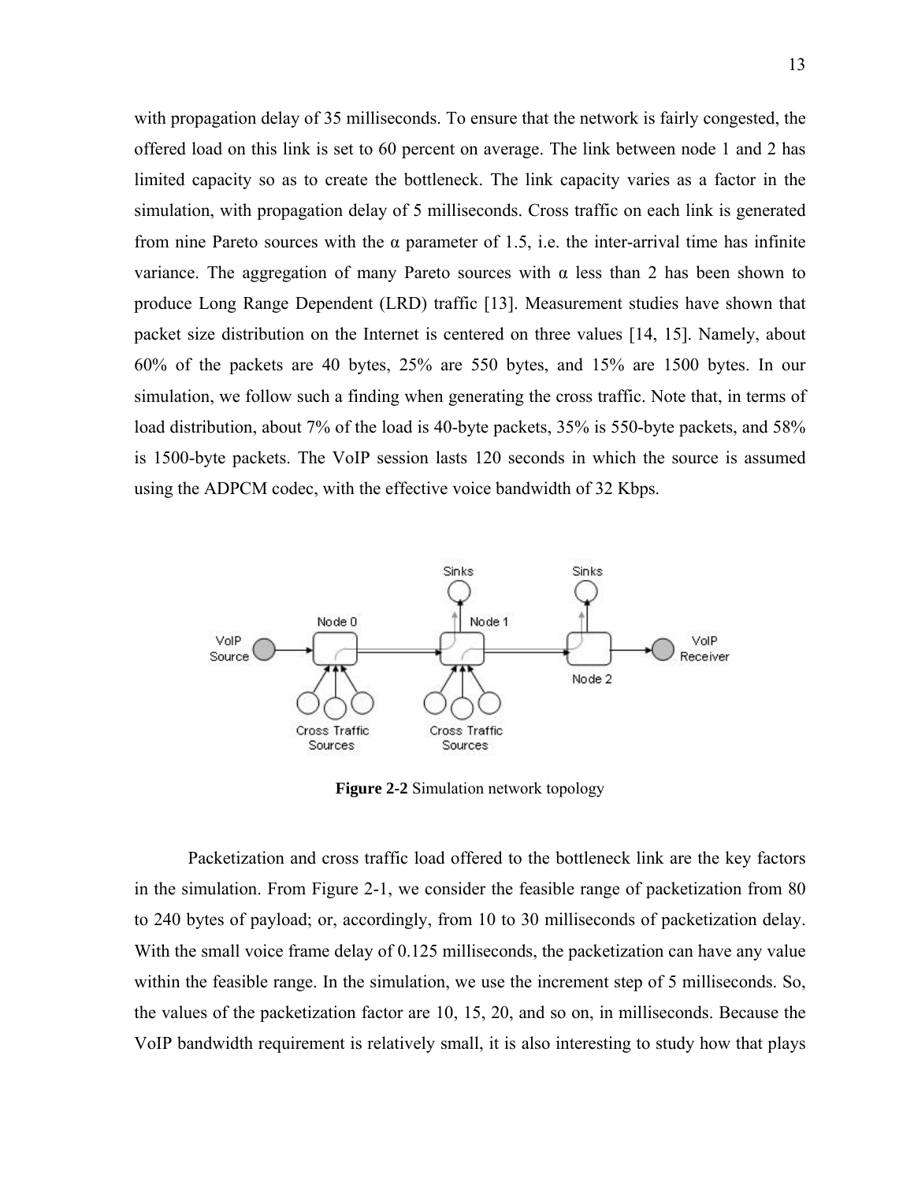with propagation delay of 35 milliseconds. To ensure that the network is fairly congested, the offered load on this link is set to 60 percent on average. The link between node 1 and 2 has limited capacity so as to create the bottleneck. The link capacity varies as a factor in the simulation, with propagation delay of 5 milliseconds. Cross traffic on each link is generated from nine Pareto sources with the α parameter of 1.5, i.e. the inter-arrival time has infinite variance. The aggregation of many Pareto sources with α less than 2 has been shown to produce Long Range Dependent (LRD) traffic [13]. Measurement studies have shown that packet size distribution on the Internet is centered on three values [14, 15]. Namely, about 60% of the packets are 40 bytes, 25% are 550 bytes, and 15% are 1500 bytes. In our simulation, we follow such a finding when generating the cross traffic. Note that, in terms of load distribution, about 7% of the load is 40-byte packets, 35% is 550-byte packets, and 58% is 1500-byte packets. The VoIP session lasts 120 seconds in which the source is assumed using the ADPCM codec, with the effective voice bandwidth of 32 Kbps.

Sinks
Sinks
Node 0
Node 1
VoIP Source
VoIP Receiver
Node 2
Cross Traffic Sources
Cross Traffic Sources

**Figure 2-2** Simulation network topology

Packetization and cross traffic load offered to the bottleneck link are the key factors in the simulation. From Figure 2-1, we consider the feasible range of packetization from 80 to 240 bytes of payload; or, accordingly, from 10 to 30 milliseconds of packetization delay. With the small voice frame delay of 0.125 milliseconds, the packetization can have any value within the feasible range. In the simulation, we use the increment step of 5 milliseconds. So, the values of the packetization factor are 10, 15, 20, and so on, in milliseconds. Because the VoIP bandwidth requirement is relatively small, it is also interesting to study how that plays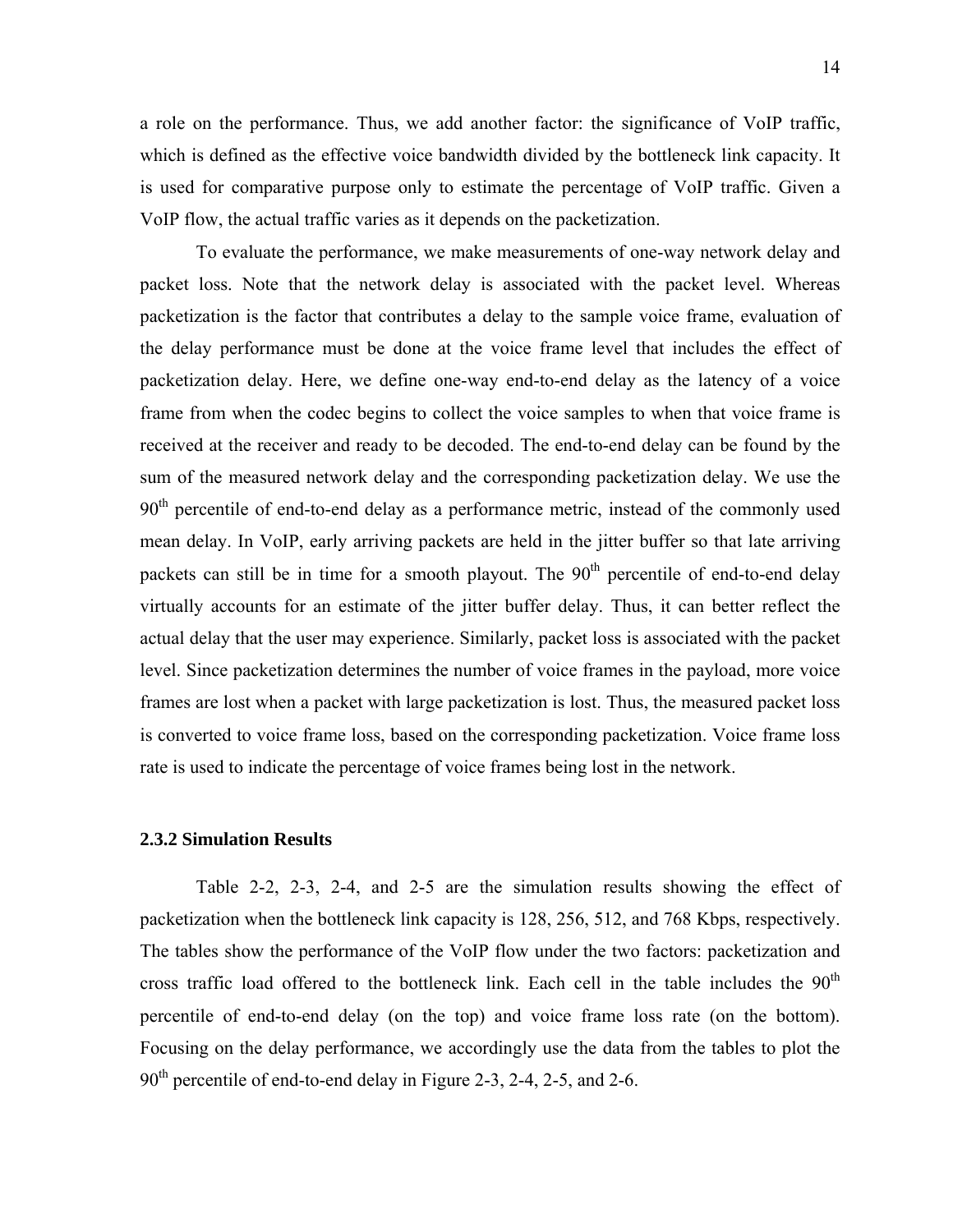a role on the performance. Thus, we add another factor: the significance of VoIP traffic, which is defined as the effective voice bandwidth divided by the bottleneck link capacity. It is used for comparative purpose only to estimate the percentage of VoIP traffic. Given a VoIP flow, the actual traffic varies as it depends on the packetization.

To evaluate the performance, we make measurements of one-way network delay and packet loss. Note that the network delay is associated with the packet level. Whereas packetization is the factor that contributes a delay to the sample voice frame, evaluation of the delay performance must be done at the voice frame level that includes the effect of packetization delay. Here, we define one-way end-to-end delay as the latency of a voice frame from when the codec begins to collect the voice samples to when that voice frame is received at the receiver and ready to be decoded. The end-to-end delay can be found by the sum of the measured network delay and the corresponding packetization delay. We use the 90$^{th}$ percentile of end-to-end delay as a performance metric, instead of the commonly used mean delay. In VoIP, early arriving packets are held in the jitter buffer so that late arriving packets can still be in time for a smooth playout. The 90$^{th}$ percentile of end-to-end delay virtually accounts for an estimate of the jitter buffer delay. Thus, it can better reflect the actual delay that the user may experience. Similarly, packet loss is associated with the packet level. Since packetization determines the number of voice frames in the payload, more voice frames are lost when a packet with large packetization is lost. Thus, the measured packet loss is converted to voice frame loss, based on the corresponding packetization. Voice frame loss rate is used to indicate the percentage of voice frames being lost in the network.

### 2.3.2 Simulation Results

Table 2-2, 2-3, 2-4, and 2-5 are the simulation results showing the effect of packetization when the bottleneck link capacity is 128, 256, 512, and 768 Kbps, respectively. The tables show the performance of the VoIP flow under the two factors: packetization and cross traffic load offered to the bottleneck link. Each cell in the table includes the 90$^{th}$ percentile of end-to-end delay (on the top) and voice frame loss rate (on the bottom). Focusing on the delay performance, we accordingly use the data from the tables to plot the 90$^{th}$ percentile of end-to-end delay in Figure 2-3, 2-4, 2-5, and 2-6.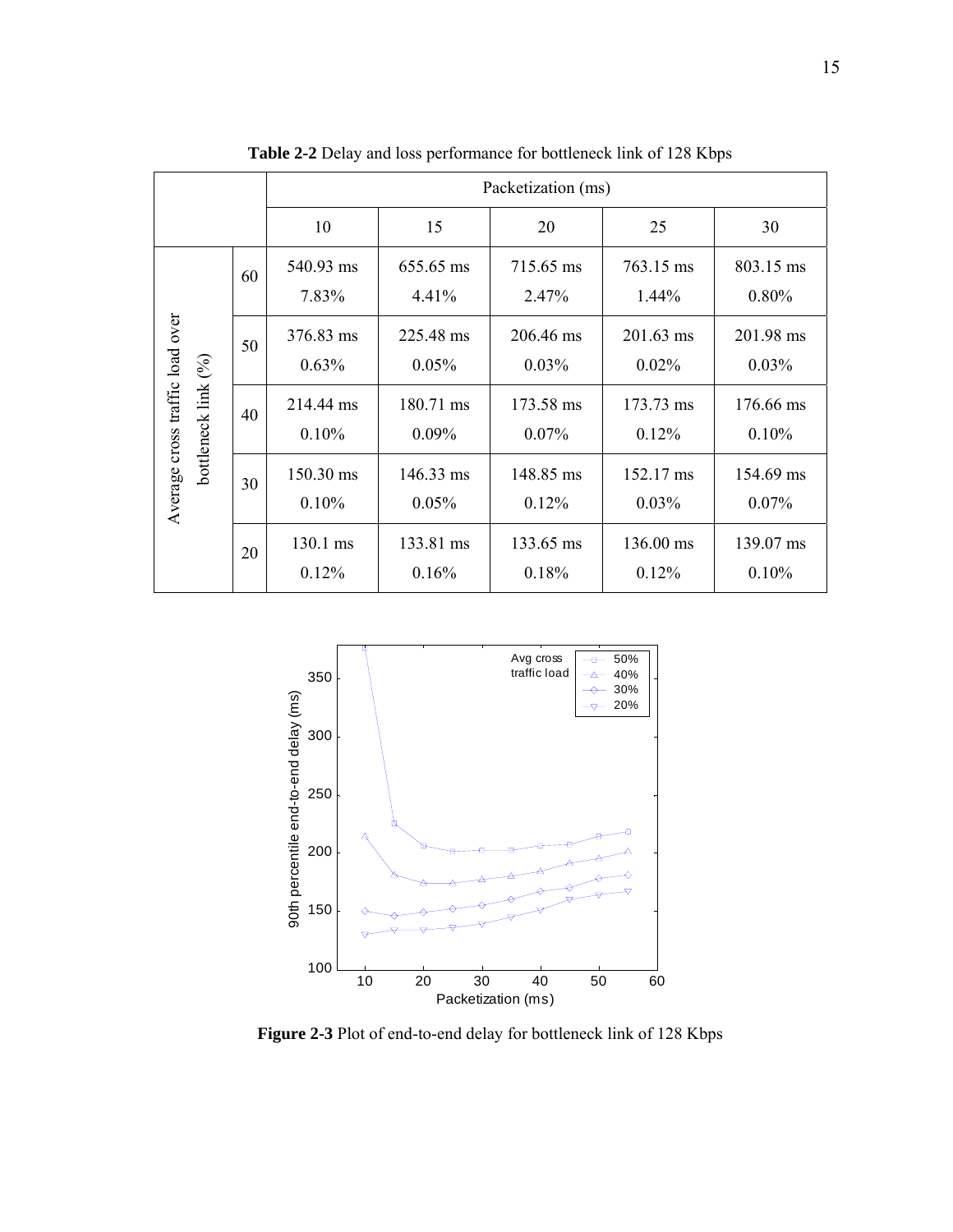**Table 2-2** Delay and loss performance for bottleneck link of 128 Kbps

| Average cross traffic load over bottleneck link (%) | | Packetization (ms) | | | | |
|---|---|---|---|---|---|---|
| | | 10 | 15 | 20 | 25 | 30 |
| | 60 | 540.93 ms<br>7.83% | 655.65 ms<br>4.41% | 715.65 ms<br>2.47% | 763.15 ms<br>1.44% | 803.15 ms<br>0.80% |
| | 50 | 376.83 ms<br>0.63% | 225.48 ms<br>0.05% | 206.46 ms<br>0.03% | 201.63 ms<br>0.02% | 201.98 ms<br>0.03% |
| | 40 | 214.44 ms<br>0.10% | 180.71 ms<br>0.09% | 173.58 ms<br>0.07% | 173.73 ms<br>0.12% | 176.66 ms<br>0.10% |
| | 30 | 150.30 ms<br>0.10% | 146.33 ms<br>0.05% | 148.85 ms<br>0.12% | 152.17 ms<br>0.03% | 154.69 ms<br>0.07% |
| | 20 | 130.1 ms<br>0.12% | 133.81 ms<br>0.16% | 133.65 ms<br>0.18% | 136.00 ms<br>0.12% | 139.07 ms<br>0.10% |

**Figure 2-3** Plot of end-to-end delay for bottleneck link of 128 Kbps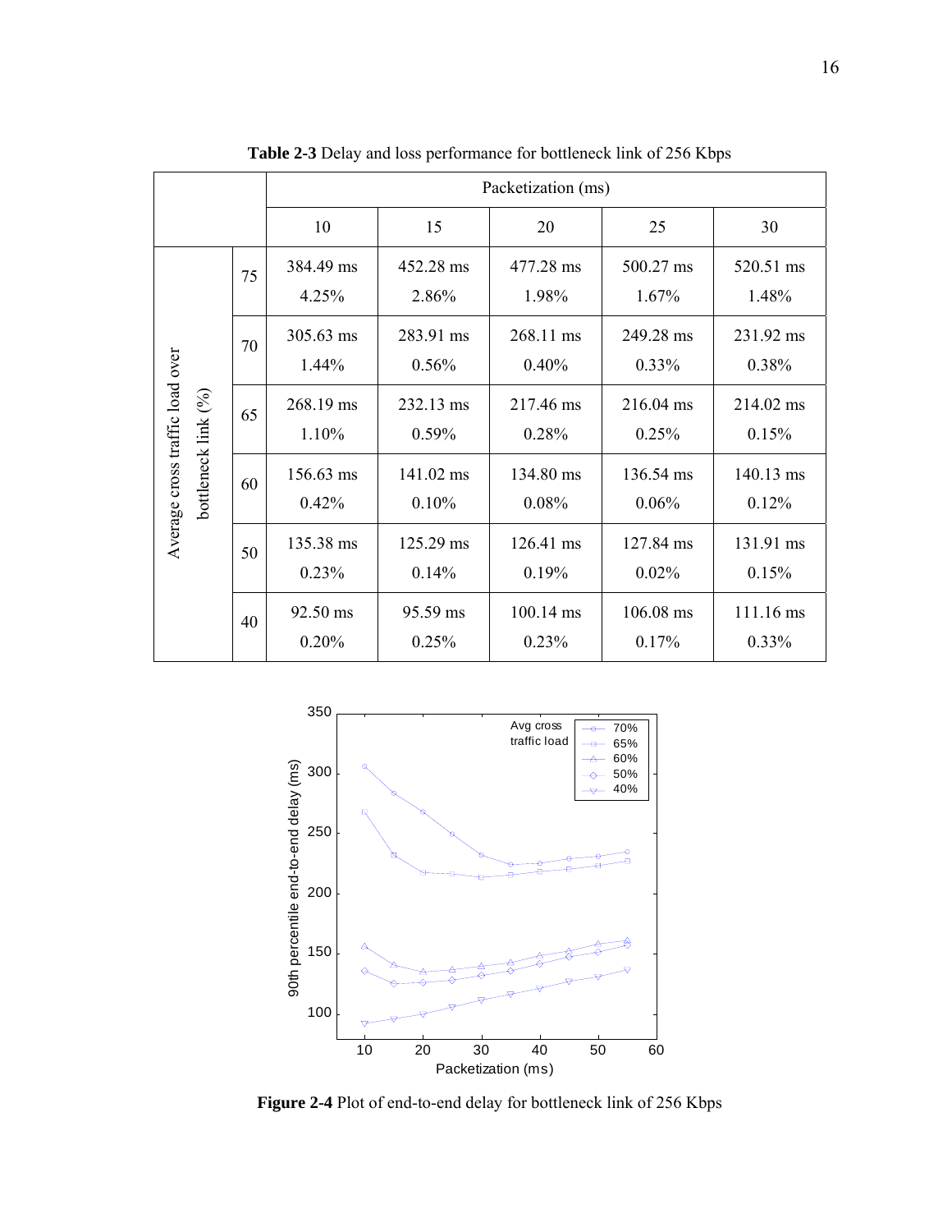**Table 2-3** Delay and loss performance for bottleneck link of 256 Kbps

| | | Packetization (ms) | | | | |
|---|---|---|---|---|---|---|
| | | 10 | 15 | 20 | 25 | 30 |
| Average cross traffic load over bottleneck link (%) | 75 | 384.49 ms<br>4.25% | 452.28 ms<br>2.86% | 477.28 ms<br>1.98% | 500.27 ms<br>1.67% | 520.51 ms<br>1.48% |
| | 70 | 305.63 ms<br>1.44% | 283.91 ms<br>0.56% | 268.11 ms<br>0.40% | 249.28 ms<br>0.33% | 231.92 ms<br>0.38% |
| | 65 | 268.19 ms<br>1.10% | 232.13 ms<br>0.59% | 217.46 ms<br>0.28% | 216.04 ms<br>0.25% | 214.02 ms<br>0.15% |
| | 60 | 156.63 ms<br>0.42% | 141.02 ms<br>0.10% | 134.80 ms<br>0.08% | 136.54 ms<br>0.06% | 140.13 ms<br>0.12% |
| | 50 | 135.38 ms<br>0.23% | 125.29 ms<br>0.14% | 126.41 ms<br>0.19% | 127.84 ms<br>0.02% | 131.91 ms<br>0.15% |
| | 40 | 92.50 ms<br>0.20% | 95.59 ms<br>0.25% | 100.14 ms<br>0.23% | 106.08 ms<br>0.17% | 111.16 ms<br>0.33% |

90th percentile end-to-end delay (ms)

350
300
250
200
150
100

Packetization (ms)

10 20 30 40 50 60

Avg cross traffic load

70%
65%
60%
50%
40%

**Figure 2-4** Plot of end-to-end delay for bottleneck link of 256 Kbps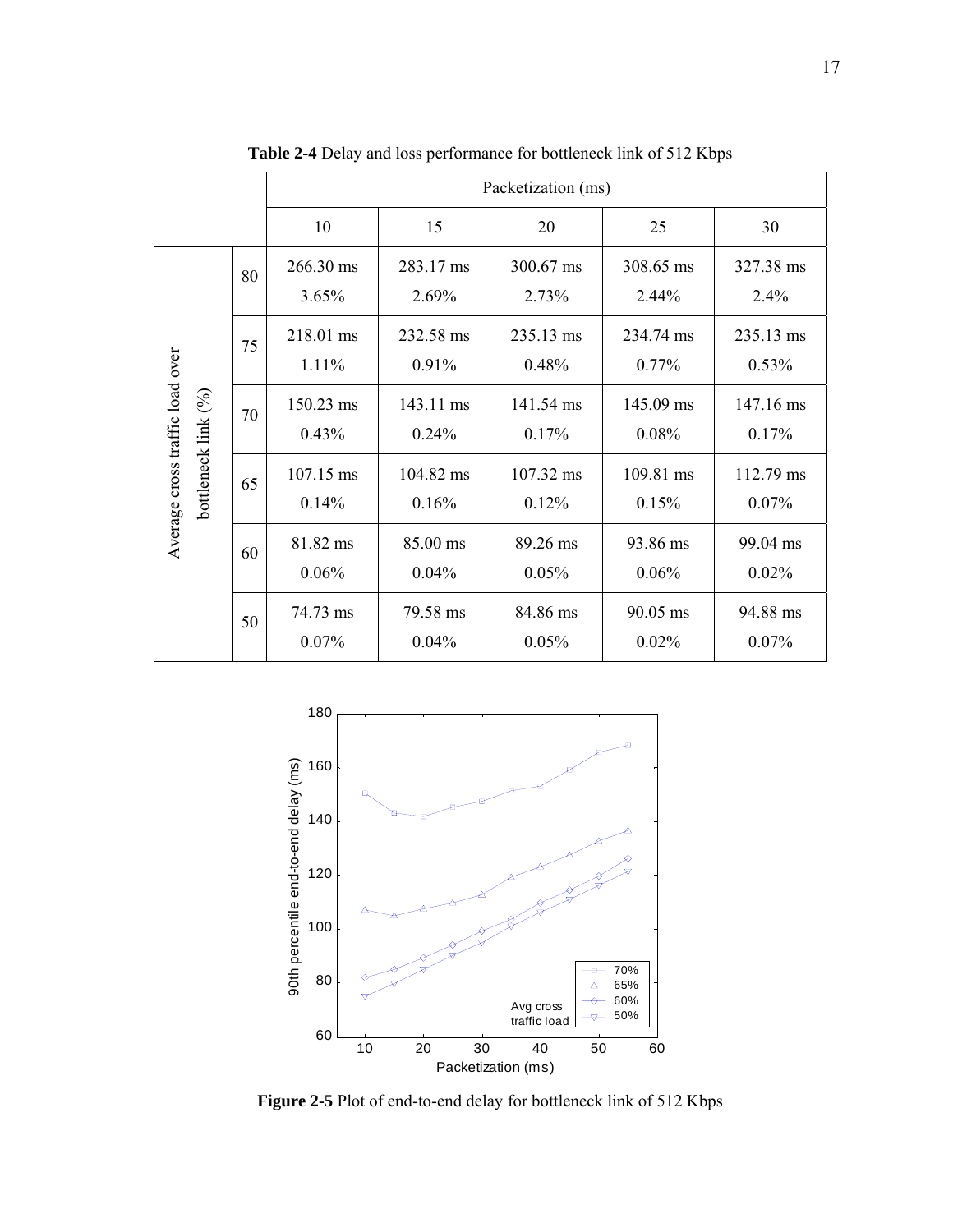**Table 2-4** Delay and loss performance for bottleneck link of 512 Kbps

| | | Packetization (ms) | | | | |
|---|---|---|---|---|---|---|
| | | 10 | 15 | 20 | 25 | 30 |
| Average cross traffic load over bottleneck link (%) | 80 | 266.30 ms<br>3.65% | 283.17 ms<br>2.69% | 300.67 ms<br>2.73% | 308.65 ms<br>2.44% | 327.38 ms<br>2.4% |
| | 75 | 218.01 ms<br>1.11% | 232.58 ms<br>0.91% | 235.13 ms<br>0.48% | 234.74 ms<br>0.77% | 235.13 ms<br>0.53% |
| | 70 | 150.23 ms<br>0.43% | 143.11 ms<br>0.24% | 141.54 ms<br>0.17% | 145.09 ms<br>0.08% | 147.16 ms<br>0.17% |
| | 65 | 107.15 ms<br>0.14% | 104.82 ms<br>0.16% | 107.32 ms<br>0.12% | 109.81 ms<br>0.15% | 112.79 ms<br>0.07% |
| | 60 | 81.82 ms<br>0.06% | 85.00 ms<br>0.04% | 89.26 ms<br>0.05% | 93.86 ms<br>0.06% | 99.04 ms<br>0.02% |
| | 50 | 74.73 ms<br>0.07% | 79.58 ms<br>0.04% | 84.86 ms<br>0.05% | 90.05 ms<br>0.02% | 94.88 ms<br>0.07% |

90th percentile end-to-end delay (ms)
180
160
140
120
100
80
60
10 20 30 40 50 60
Packetization (ms)
Avg cross traffic load
70%
65%
60%
50%

**Figure 2-5** Plot of end-to-end delay for bottleneck link of 512 Kbps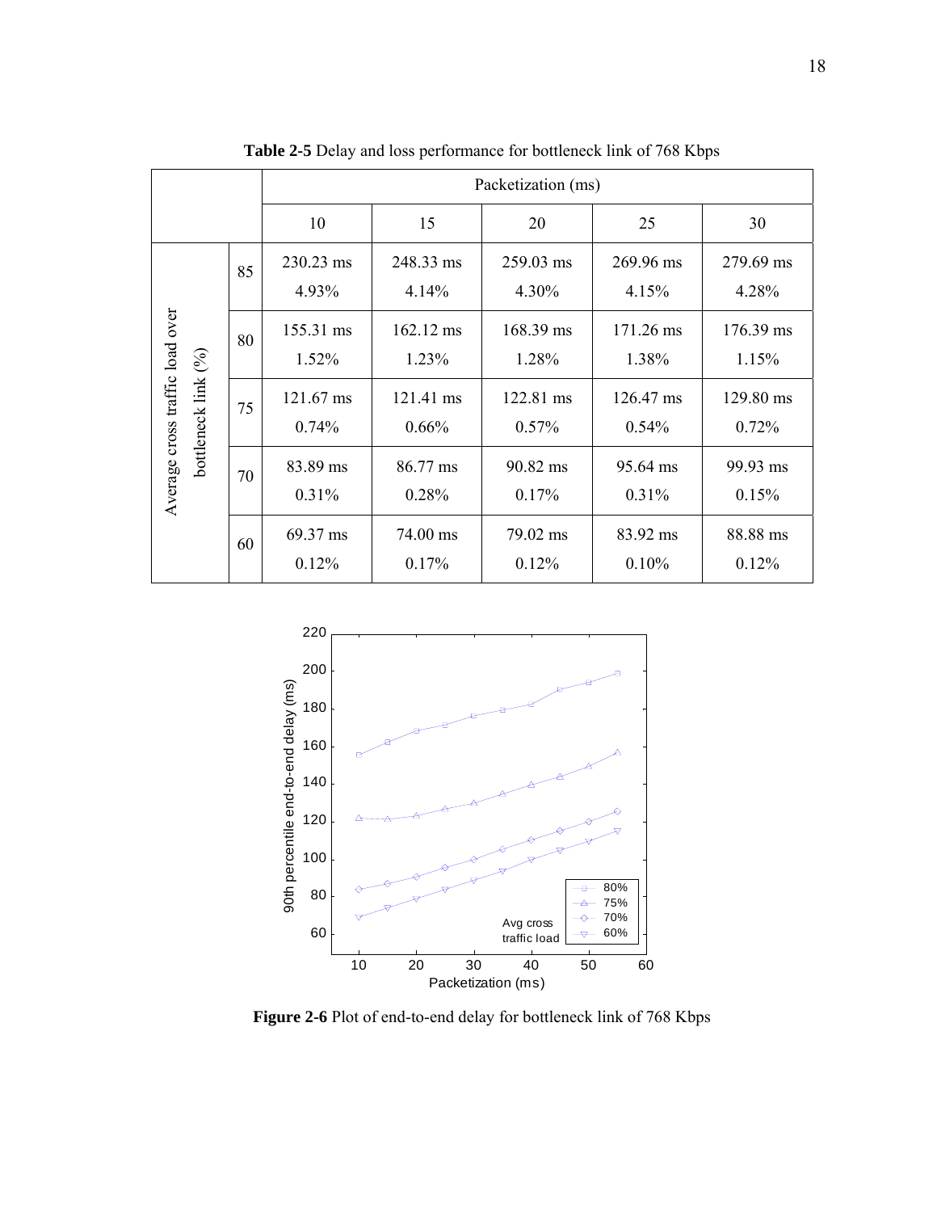**Table 2-5** Delay and loss performance for bottleneck link of 768 Kbps

| | | Packetization (ms) | | | | |
|---|---|---|---|---|---|---|
| | | 10 | 15 | 20 | 25 | 30 |
| Average cross traffic load over bottleneck link (%) | 85 | 230.23 ms<br>4.93% | 248.33 ms<br>4.14% | 259.03 ms<br>4.30% | 269.96 ms<br>4.15% | 279.69 ms<br>4.28% |
| | 80 | 155.31 ms<br>1.52% | 162.12 ms<br>1.23% | 168.39 ms<br>1.28% | 171.26 ms<br>1.38% | 176.39 ms<br>1.15% |
| | 75 | 121.67 ms<br>0.74% | 121.41 ms<br>0.66% | 122.81 ms<br>0.57% | 126.47 ms<br>0.54% | 129.80 ms<br>0.72% |
| | 70 | 83.89 ms<br>0.31% | 86.77 ms<br>0.28% | 90.82 ms<br>0.17% | 95.64 ms<br>0.31% | 99.93 ms<br>0.15% |
| | 60 | 69.37 ms<br>0.12% | 74.00 ms<br>0.17% | 79.02 ms<br>0.12% | 83.92 ms<br>0.10% | 88.88 ms<br>0.12% |

90th percentile end-to-end delay (ms)

220
200
180
160
140
120
100
80
60

10 20 30 40 50 60

Packetization (ms)

Avg cross traffic load

80%
75%
70%
60%

**Figure 2-6** Plot of end-to-end delay for bottleneck link of 768 Kbps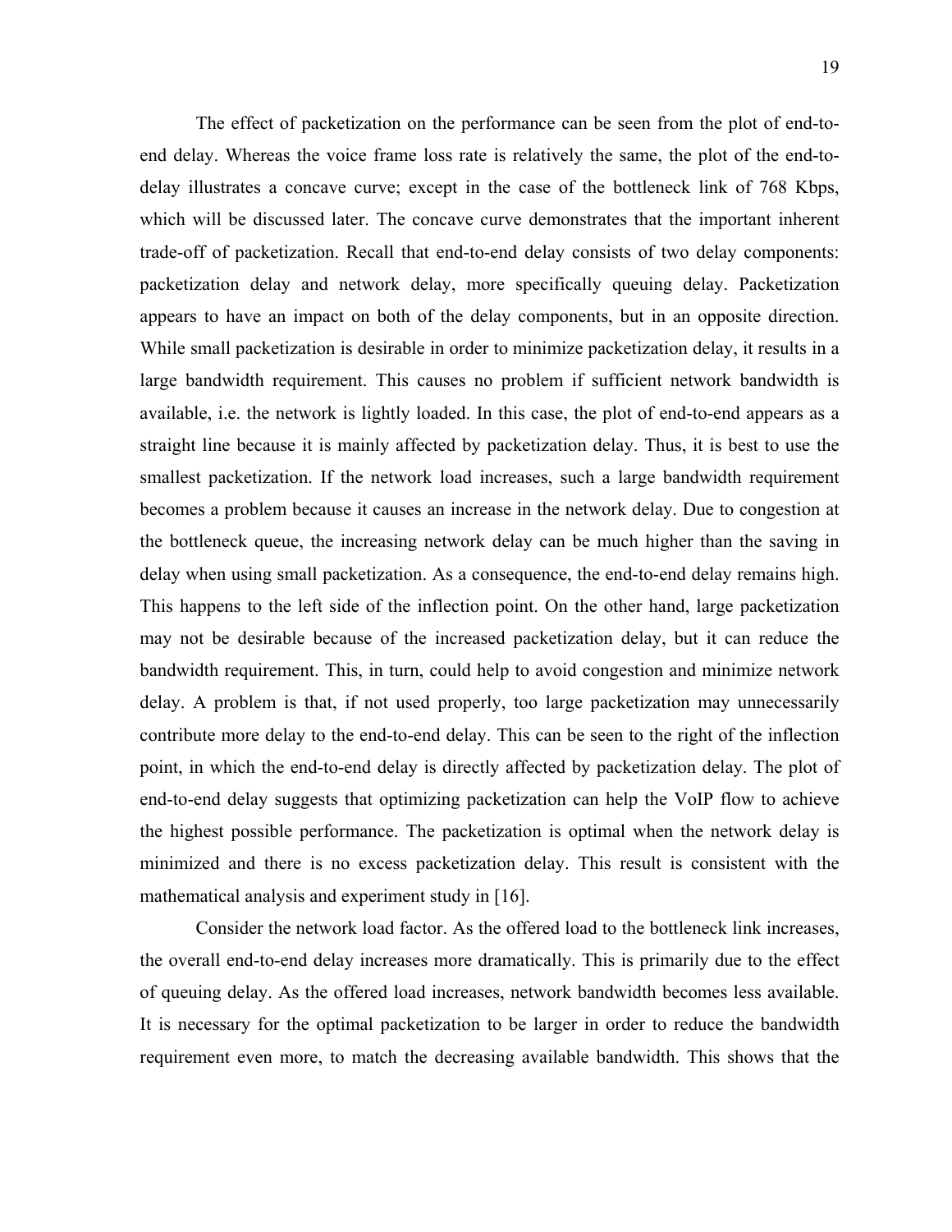The effect of packetization on the performance can be seen from the plot of end-to-end delay. Whereas the voice frame loss rate is relatively the same, the plot of the end-to-delay illustrates a concave curve; except in the case of the bottleneck link of 768 Kbps, which will be discussed later. The concave curve demonstrates that the important inherent trade-off of packetization. Recall that end-to-end delay consists of two delay components: packetization delay and network delay, more specifically queuing delay. Packetization appears to have an impact on both of the delay components, but in an opposite direction. While small packetization is desirable in order to minimize packetization delay, it results in a large bandwidth requirement. This causes no problem if sufficient network bandwidth is available, i.e. the network is lightly loaded. In this case, the plot of end-to-end appears as a straight line because it is mainly affected by packetization delay. Thus, it is best to use the smallest packetization. If the network load increases, such a large bandwidth requirement becomes a problem because it causes an increase in the network delay. Due to congestion at the bottleneck queue, the increasing network delay can be much higher than the saving in delay when using small packetization. As a consequence, the end-to-end delay remains high. This happens to the left side of the inflection point. On the other hand, large packetization may not be desirable because of the increased packetization delay, but it can reduce the bandwidth requirement. This, in turn, could help to avoid congestion and minimize network delay. A problem is that, if not used properly, too large packetization may unnecessarily contribute more delay to the end-to-end delay. This can be seen to the right of the inflection point, in which the end-to-end delay is directly affected by packetization delay. The plot of end-to-end delay suggests that optimizing packetization can help the VoIP flow to achieve the highest possible performance. The packetization is optimal when the network delay is minimized and there is no excess packetization delay. This result is consistent with the mathematical analysis and experiment study in [16].

Consider the network load factor. As the offered load to the bottleneck link increases, the overall end-to-end delay increases more dramatically. This is primarily due to the effect of queuing delay. As the offered load increases, network bandwidth becomes less available. It is necessary for the optimal packetization to be larger in order to reduce the bandwidth requirement even more, to match the decreasing available bandwidth. This shows that the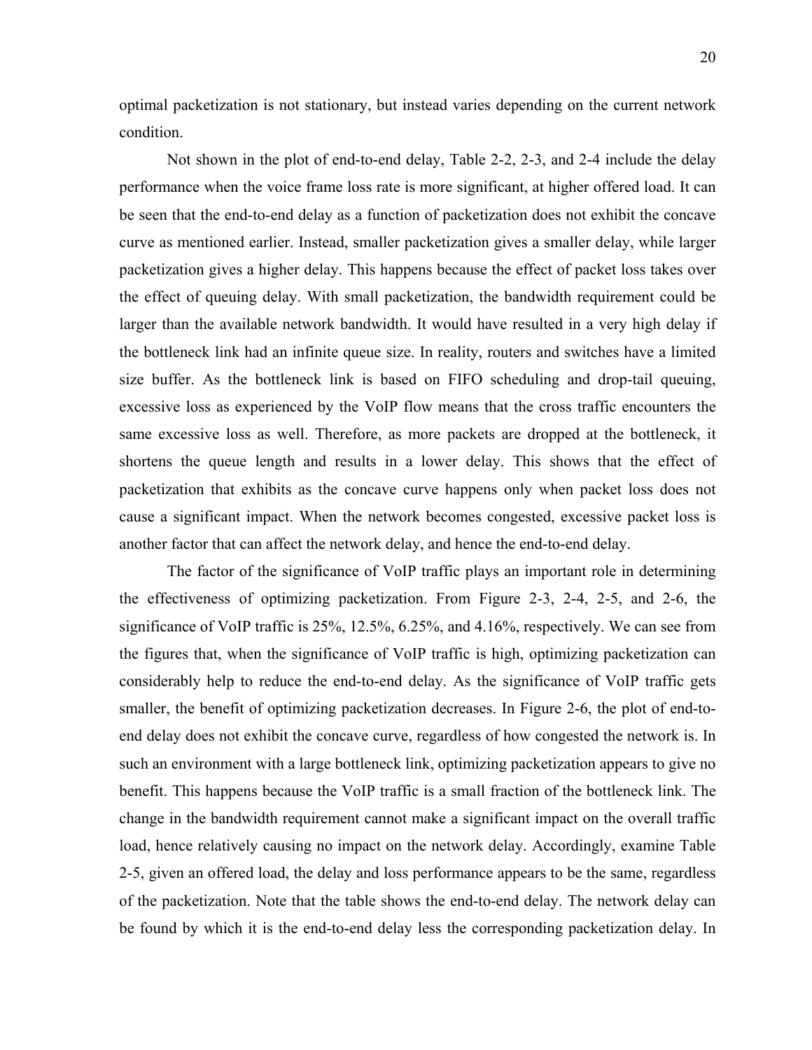optimal packetization is not stationary, but instead varies depending on the current network condition.

Not shown in the plot of end-to-end delay, Table 2-2, 2-3, and 2-4 include the delay performance when the voice frame loss rate is more significant, at higher offered load. It can be seen that the end-to-end delay as a function of packetization does not exhibit the concave curve as mentioned earlier. Instead, smaller packetization gives a smaller delay, while larger packetization gives a higher delay. This happens because the effect of packet loss takes over the effect of queuing delay. With small packetization, the bandwidth requirement could be larger than the available network bandwidth. It would have resulted in a very high delay if the bottleneck link had an infinite queue size. In reality, routers and switches have a limited size buffer. As the bottleneck link is based on FIFO scheduling and drop-tail queuing, excessive loss as experienced by the VoIP flow means that the cross traffic encounters the same excessive loss as well. Therefore, as more packets are dropped at the bottleneck, it shortens the queue length and results in a lower delay. This shows that the effect of packetization that exhibits as the concave curve happens only when packet loss does not cause a significant impact. When the network becomes congested, excessive packet loss is another factor that can affect the network delay, and hence the end-to-end delay.

The factor of the significance of VoIP traffic plays an important role in determining the effectiveness of optimizing packetization. From Figure 2-3, 2-4, 2-5, and 2-6, the significance of VoIP traffic is 25%, 12.5%, 6.25%, and 4.16%, respectively. We can see from the figures that, when the significance of VoIP traffic is high, optimizing packetization can considerably help to reduce the end-to-end delay. As the significance of VoIP traffic gets smaller, the benefit of optimizing packetization decreases. In Figure 2-6, the plot of end-to-end delay does not exhibit the concave curve, regardless of how congested the network is. In such an environment with a large bottleneck link, optimizing packetization appears to give no benefit. This happens because the VoIP traffic is a small fraction of the bottleneck link. The change in the bandwidth requirement cannot make a significant impact on the overall traffic load, hence relatively causing no impact on the network delay. Accordingly, examine Table 2-5, given an offered load, the delay and loss performance appears to be the same, regardless of the packetization. Note that the table shows the end-to-end delay. The network delay can be found by which it is the end-to-end delay less the corresponding packetization delay. In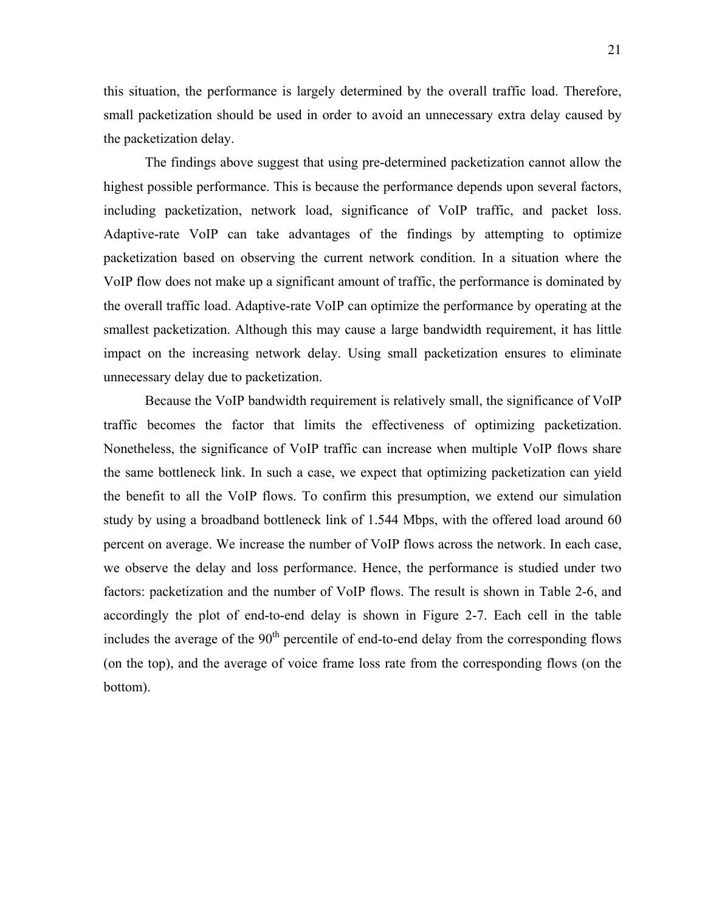this situation, the performance is largely determined by the overall traffic load. Therefore, small packetization should be used in order to avoid an unnecessary extra delay caused by the packetization delay.

The findings above suggest that using pre-determined packetization cannot allow the highest possible performance. This is because the performance depends upon several factors, including packetization, network load, significance of VoIP traffic, and packet loss. Adaptive-rate VoIP can take advantages of the findings by attempting to optimize packetization based on observing the current network condition. In a situation where the VoIP flow does not make up a significant amount of traffic, the performance is dominated by the overall traffic load. Adaptive-rate VoIP can optimize the performance by operating at the smallest packetization. Although this may cause a large bandwidth requirement, it has little impact on the increasing network delay. Using small packetization ensures to eliminate unnecessary delay due to packetization.

Because the VoIP bandwidth requirement is relatively small, the significance of VoIP traffic becomes the factor that limits the effectiveness of optimizing packetization. Nonetheless, the significance of VoIP traffic can increase when multiple VoIP flows share the same bottleneck link. In such a case, we expect that optimizing packetization can yield the benefit to all the VoIP flows. To confirm this presumption, we extend our simulation study by using a broadband bottleneck link of 1.544 Mbps, with the offered load around 60 percent on average. We increase the number of VoIP flows across the network. In each case, we observe the delay and loss performance. Hence, the performance is studied under two factors: packetization and the number of VoIP flows. The result is shown in Table 2-6, and accordingly the plot of end-to-end delay is shown in Figure 2-7. Each cell in the table includes the average of the 90th percentile of end-to-end delay from the corresponding flows (on the top), and the average of voice frame loss rate from the corresponding flows (on the bottom).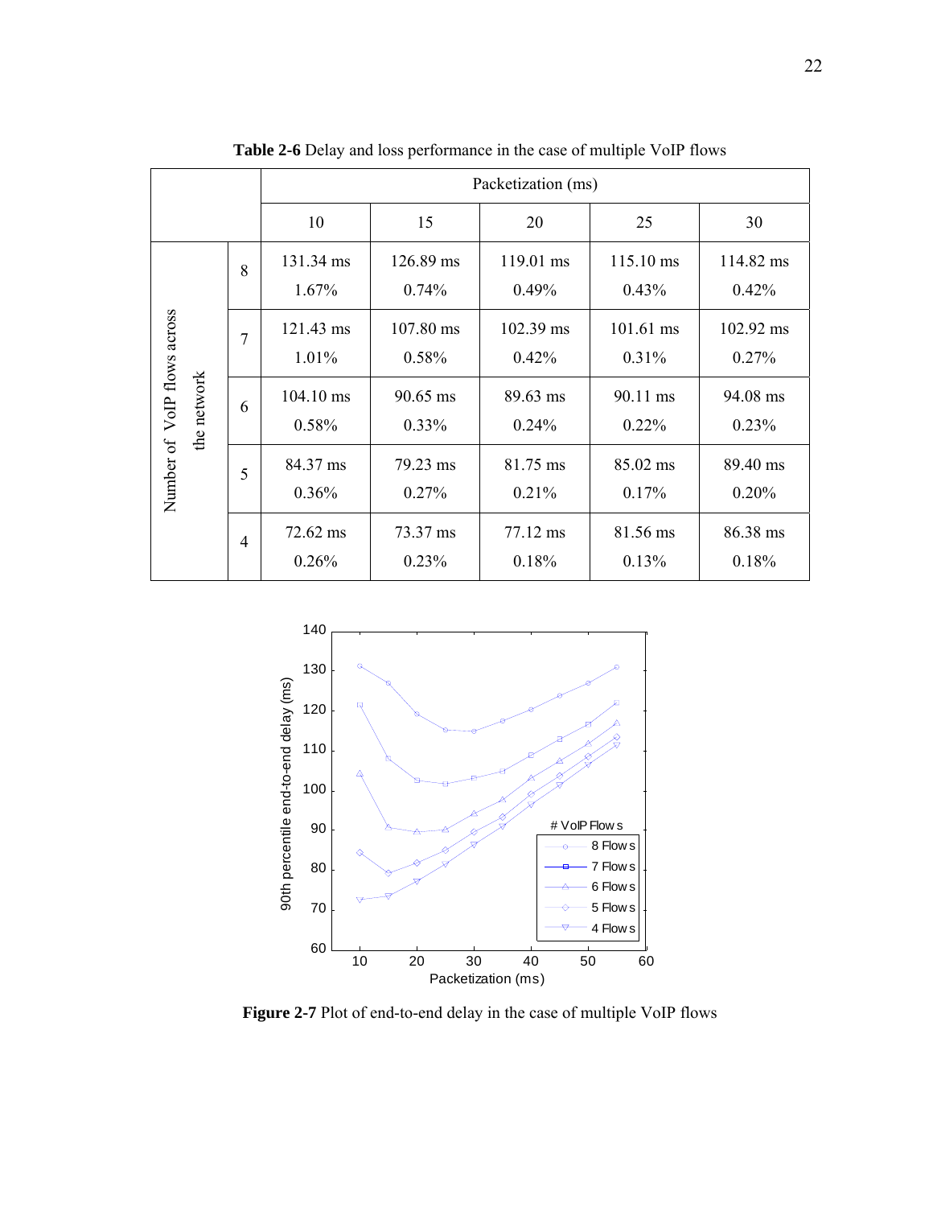**Table 2-6** Delay and loss performance in the case of multiple VoIP flows

| | | Packetization (ms) | | | | |
|---|---|---|---|---|---|---|
| | | 10 | 15 | 20 | 25 | 30 |
| Number of VoIP flows across the network | 8 | 131.34 ms<br>1.67% | 126.89 ms<br>0.74% | 119.01 ms<br>0.49% | 115.10 ms<br>0.43% | 114.82 ms<br>0.42% |
| | 7 | 121.43 ms<br>1.01% | 107.80 ms<br>0.58% | 102.39 ms<br>0.42% | 101.61 ms<br>0.31% | 102.92 ms<br>0.27% |
| | 6 | 104.10 ms<br>0.58% | 90.65 ms<br>0.33% | 89.63 ms<br>0.24% | 90.11 ms<br>0.22% | 94.08 ms<br>0.23% |
| | 5 | 84.37 ms<br>0.36% | 79.23 ms<br>0.27% | 81.75 ms<br>0.21% | 85.02 ms<br>0.17% | 89.40 ms<br>0.20% |
| | 4 | 72.62 ms<br>0.26% | 73.37 ms<br>0.23% | 77.12 ms<br>0.18% | 81.56 ms<br>0.13% | 86.38 ms<br>0.18% |

90th percentile end-to-end delay (ms)
140
130
120
110
100
90
80
70
60
10 20 30 40 50 60
Packetization (ms)
# VoIP Flows
8 Flows
7 Flows
6 Flows
5 Flows
4 Flows

**Figure 2-7** Plot of end-to-end delay in the case of multiple VoIP flows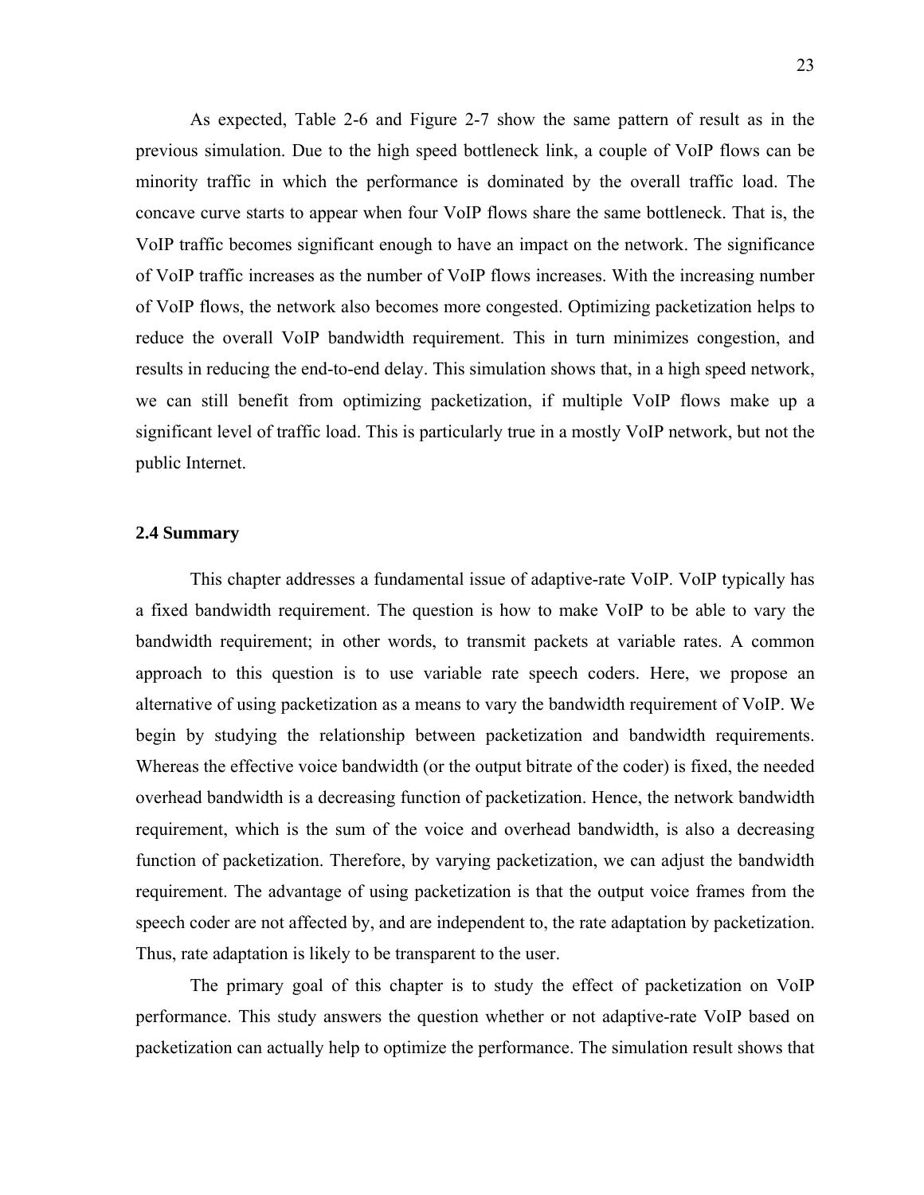As expected, Table 2-6 and Figure 2-7 show the same pattern of result as in the previous simulation. Due to the high speed bottleneck link, a couple of VoIP flows can be minority traffic in which the performance is dominated by the overall traffic load. The concave curve starts to appear when four VoIP flows share the same bottleneck. That is, the VoIP traffic becomes significant enough to have an impact on the network. The significance of VoIP traffic increases as the number of VoIP flows increases. With the increasing number of VoIP flows, the network also becomes more congested. Optimizing packetization helps to reduce the overall VoIP bandwidth requirement. This in turn minimizes congestion, and results in reducing the end-to-end delay. This simulation shows that, in a high speed network, we can still benefit from optimizing packetization, if multiple VoIP flows make up a significant level of traffic load. This is particularly true in a mostly VoIP network, but not the public Internet.

### 2.4 Summary

This chapter addresses a fundamental issue of adaptive-rate VoIP. VoIP typically has a fixed bandwidth requirement. The question is how to make VoIP to be able to vary the bandwidth requirement; in other words, to transmit packets at variable rates. A common approach to this question is to use variable rate speech coders. Here, we propose an alternative of using packetization as a means to vary the bandwidth requirement of VoIP. We begin by studying the relationship between packetization and bandwidth requirements. Whereas the effective voice bandwidth (or the output bitrate of the coder) is fixed, the needed overhead bandwidth is a decreasing function of packetization. Hence, the network bandwidth requirement, which is the sum of the voice and overhead bandwidth, is also a decreasing function of packetization. Therefore, by varying packetization, we can adjust the bandwidth requirement. The advantage of using packetization is that the output voice frames from the speech coder are not affected by, and are independent to, the rate adaptation by packetization. Thus, rate adaptation is likely to be transparent to the user.

The primary goal of this chapter is to study the effect of packetization on VoIP performance. This study answers the question whether or not adaptive-rate VoIP based on packetization can actually help to optimize the performance. The simulation result shows that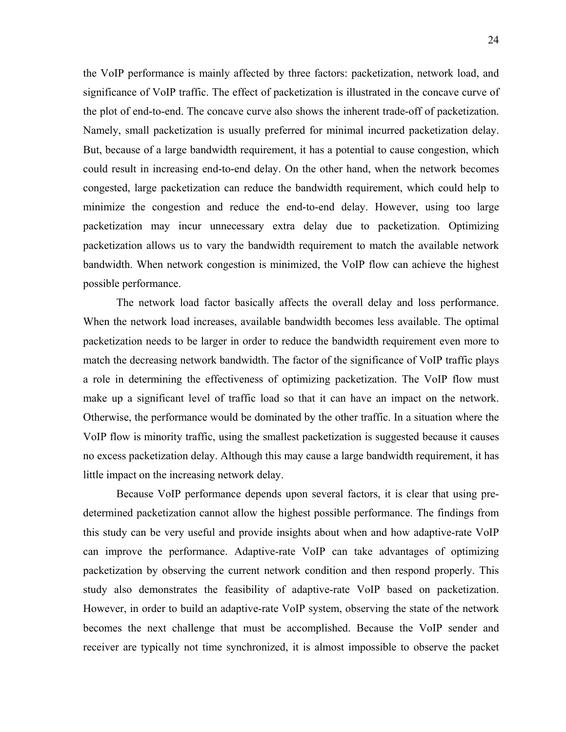the VoIP performance is mainly affected by three factors: packetization, network load, and significance of VoIP traffic. The effect of packetization is illustrated in the concave curve of the plot of end-to-end. The concave curve also shows the inherent trade-off of packetization. Namely, small packetization is usually preferred for minimal incurred packetization delay. But, because of a large bandwidth requirement, it has a potential to cause congestion, which could result in increasing end-to-end delay. On the other hand, when the network becomes congested, large packetization can reduce the bandwidth requirement, which could help to minimize the congestion and reduce the end-to-end delay. However, using too large packetization may incur unnecessary extra delay due to packetization. Optimizing packetization allows us to vary the bandwidth requirement to match the available network bandwidth. When network congestion is minimized, the VoIP flow can achieve the highest possible performance.

The network load factor basically affects the overall delay and loss performance. When the network load increases, available bandwidth becomes less available. The optimal packetization needs to be larger in order to reduce the bandwidth requirement even more to match the decreasing network bandwidth. The factor of the significance of VoIP traffic plays a role in determining the effectiveness of optimizing packetization. The VoIP flow must make up a significant level of traffic load so that it can have an impact on the network. Otherwise, the performance would be dominated by the other traffic. In a situation where the VoIP flow is minority traffic, using the smallest packetization is suggested because it causes no excess packetization delay. Although this may cause a large bandwidth requirement, it has little impact on the increasing network delay.

Because VoIP performance depends upon several factors, it is clear that using pre-determined packetization cannot allow the highest possible performance. The findings from this study can be very useful and provide insights about when and how adaptive-rate VoIP can improve the performance. Adaptive-rate VoIP can take advantages of optimizing packetization by observing the current network condition and then respond properly. This study also demonstrates the feasibility of adaptive-rate VoIP based on packetization. However, in order to build an adaptive-rate VoIP system, observing the state of the network becomes the next challenge that must be accomplished. Because the VoIP sender and receiver are typically not time synchronized, it is almost impossible to observe the packet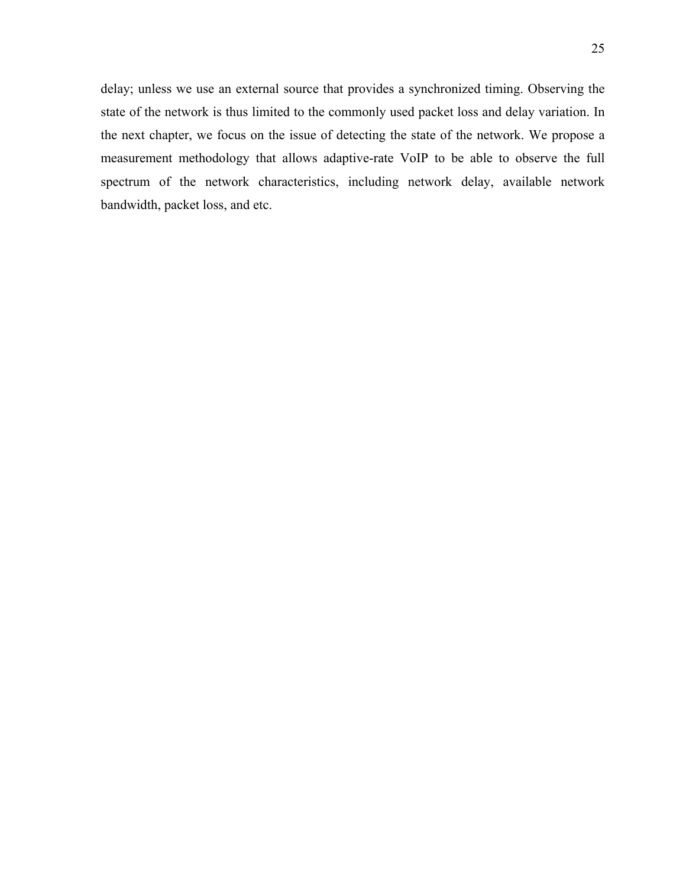delay; unless we use an external source that provides a synchronized timing. Observing the state of the network is thus limited to the commonly used packet loss and delay variation. In the next chapter, we focus on the issue of detecting the state of the network. We propose a measurement methodology that allows adaptive-rate VoIP to be able to observe the full spectrum of the network characteristics, including network delay, available network bandwidth, packet loss, and etc.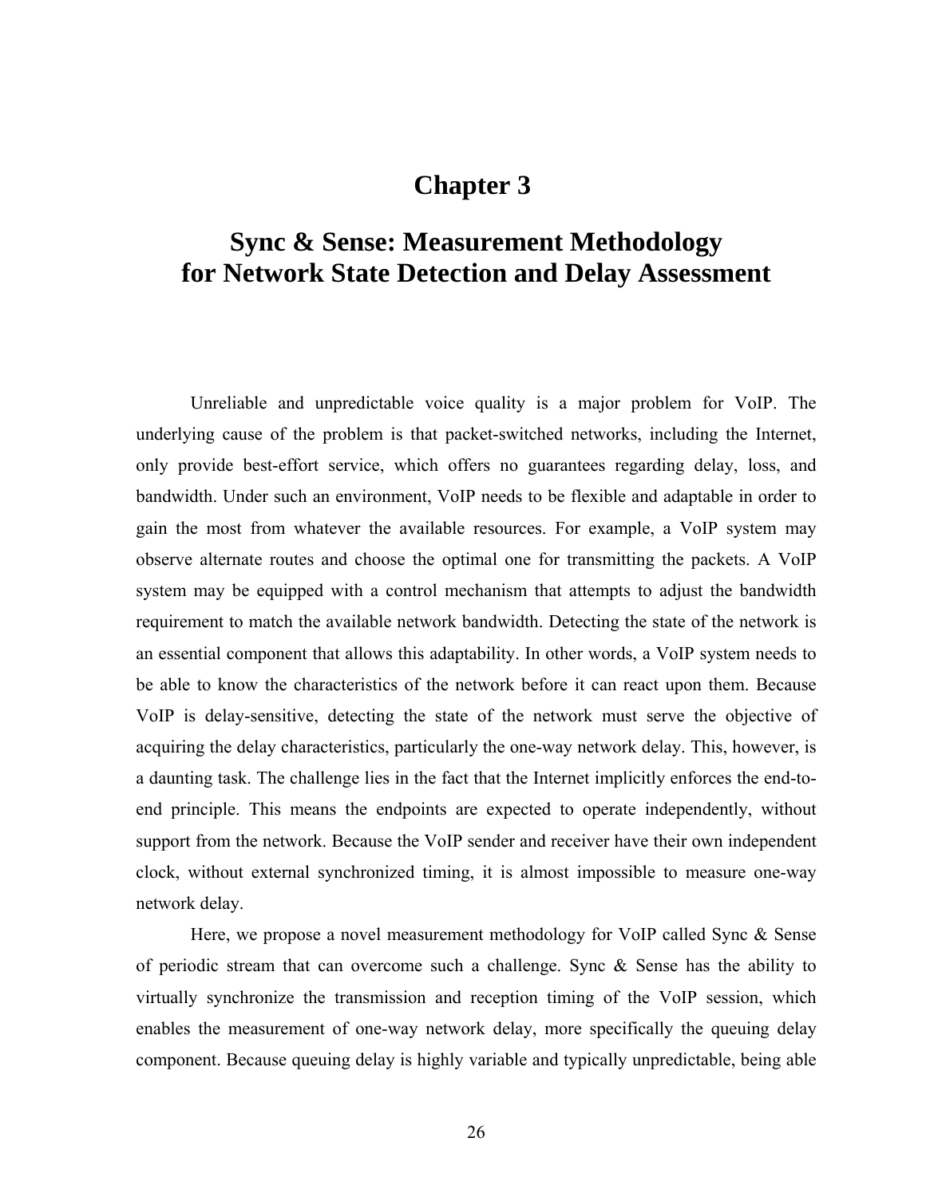# Chapter 3

## Sync & Sense: Measurement Methodology for Network State Detection and Delay Assessment

Unreliable and unpredictable voice quality is a major problem for VoIP. The underlying cause of the problem is that packet-switched networks, including the Internet, only provide best-effort service, which offers no guarantees regarding delay, loss, and bandwidth. Under such an environment, VoIP needs to be flexible and adaptable in order to gain the most from whatever the available resources. For example, a VoIP system may observe alternate routes and choose the optimal one for transmitting the packets. A VoIP system may be equipped with a control mechanism that attempts to adjust the bandwidth requirement to match the available network bandwidth. Detecting the state of the network is an essential component that allows this adaptability. In other words, a VoIP system needs to be able to know the characteristics of the network before it can react upon them. Because VoIP is delay-sensitive, detecting the state of the network must serve the objective of acquiring the delay characteristics, particularly the one-way network delay. This, however, is a daunting task. The challenge lies in the fact that the Internet implicitly enforces the end-to-end principle. This means the endpoints are expected to operate independently, without support from the network. Because the VoIP sender and receiver have their own independent clock, without external synchronized timing, it is almost impossible to measure one-way network delay.

Here, we propose a novel measurement methodology for VoIP called Sync & Sense of periodic stream that can overcome such a challenge. Sync & Sense has the ability to virtually synchronize the transmission and reception timing of the VoIP session, which enables the measurement of one-way network delay, more specifically the queuing delay component. Because queuing delay is highly variable and typically unpredictable, being able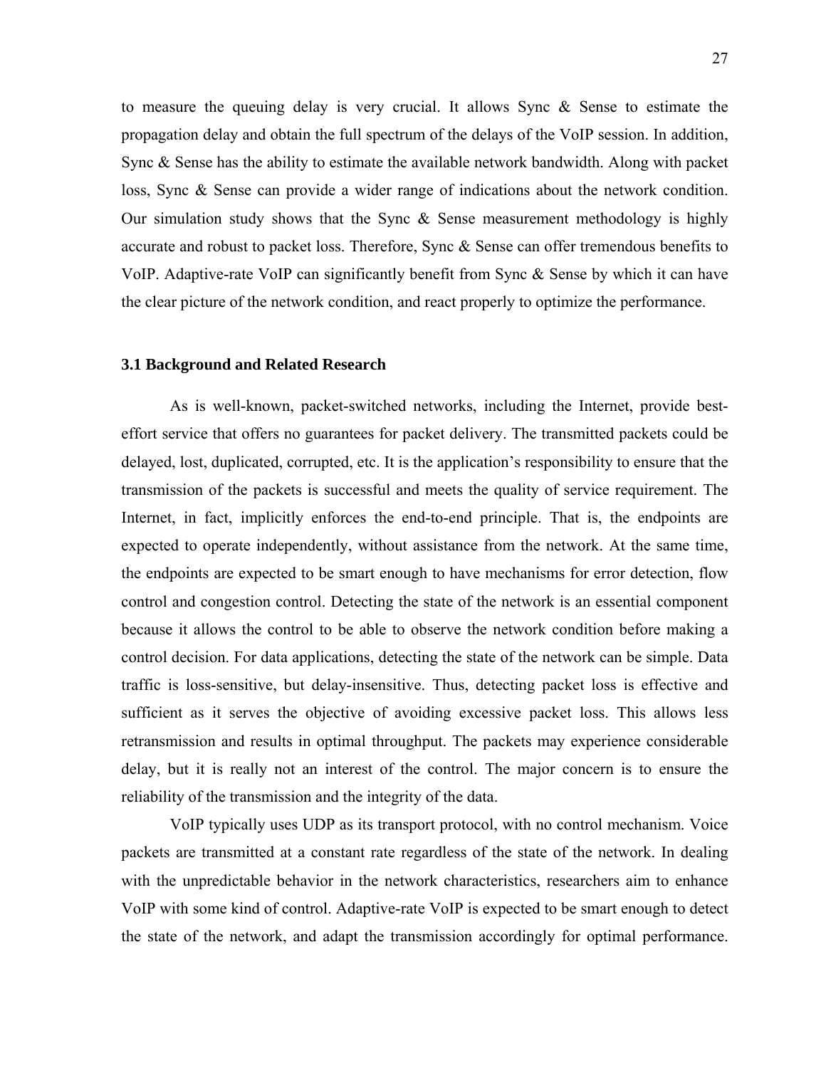to measure the queuing delay is very crucial. It allows Sync & Sense to estimate the propagation delay and obtain the full spectrum of the delays of the VoIP session. In addition, Sync & Sense has the ability to estimate the available network bandwidth. Along with packet loss, Sync & Sense can provide a wider range of indications about the network condition. Our simulation study shows that the Sync & Sense measurement methodology is highly accurate and robust to packet loss. Therefore, Sync & Sense can offer tremendous benefits to VoIP. Adaptive-rate VoIP can significantly benefit from Sync & Sense by which it can have the clear picture of the network condition, and react properly to optimize the performance.

### 3.1 Background and Related Research

As is well-known, packet-switched networks, including the Internet, provide best-effort service that offers no guarantees for packet delivery. The transmitted packets could be delayed, lost, duplicated, corrupted, etc. It is the application's responsibility to ensure that the transmission of the packets is successful and meets the quality of service requirement. The Internet, in fact, implicitly enforces the end-to-end principle. That is, the endpoints are expected to operate independently, without assistance from the network. At the same time, the endpoints are expected to be smart enough to have mechanisms for error detection, flow control and congestion control. Detecting the state of the network is an essential component because it allows the control to be able to observe the network condition before making a control decision. For data applications, detecting the state of the network can be simple. Data traffic is loss-sensitive, but delay-insensitive. Thus, detecting packet loss is effective and sufficient as it serves the objective of avoiding excessive packet loss. This allows less retransmission and results in optimal throughput. The packets may experience considerable delay, but it is really not an interest of the control. The major concern is to ensure the reliability of the transmission and the integrity of the data.

VoIP typically uses UDP as its transport protocol, with no control mechanism. Voice packets are transmitted at a constant rate regardless of the state of the network. In dealing with the unpredictable behavior in the network characteristics, researchers aim to enhance VoIP with some kind of control. Adaptive-rate VoIP is expected to be smart enough to detect the state of the network, and adapt the transmission accordingly for optimal performance.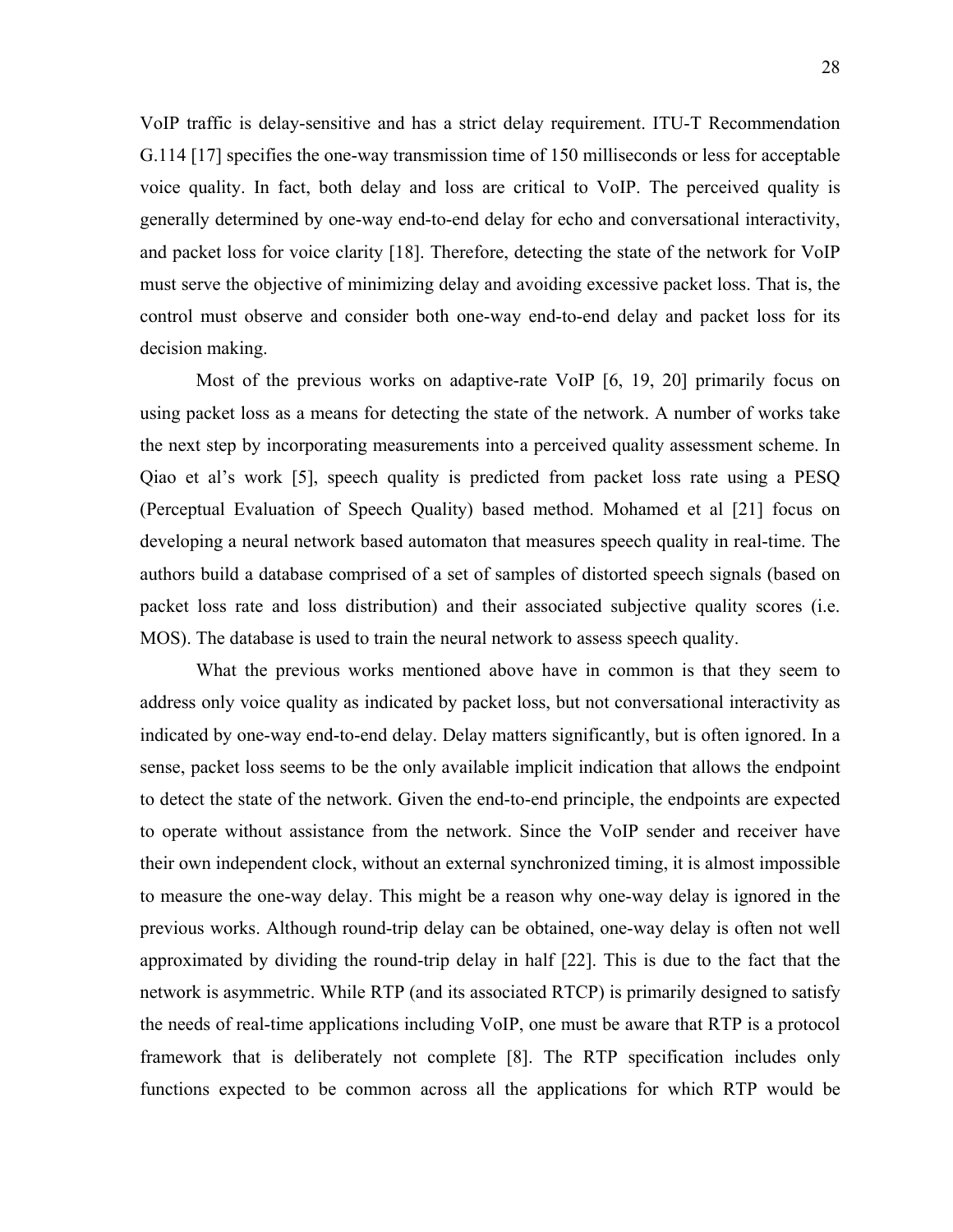VoIP traffic is delay-sensitive and has a strict delay requirement. ITU-T Recommendation G.114 [17] specifies the one-way transmission time of 150 milliseconds or less for acceptable voice quality. In fact, both delay and loss are critical to VoIP. The perceived quality is generally determined by one-way end-to-end delay for echo and conversational interactivity, and packet loss for voice clarity [18]. Therefore, detecting the state of the network for VoIP must serve the objective of minimizing delay and avoiding excessive packet loss. That is, the control must observe and consider both one-way end-to-end delay and packet loss for its decision making.

Most of the previous works on adaptive-rate VoIP [6, 19, 20] primarily focus on using packet loss as a means for detecting the state of the network. A number of works take the next step by incorporating measurements into a perceived quality assessment scheme. In Qiao et al's work [5], speech quality is predicted from packet loss rate using a PESQ (Perceptual Evaluation of Speech Quality) based method. Mohamed et al [21] focus on developing a neural network based automaton that measures speech quality in real-time. The authors build a database comprised of a set of samples of distorted speech signals (based on packet loss rate and loss distribution) and their associated subjective quality scores (i.e. MOS). The database is used to train the neural network to assess speech quality.

What the previous works mentioned above have in common is that they seem to address only voice quality as indicated by packet loss, but not conversational interactivity as indicated by one-way end-to-end delay. Delay matters significantly, but is often ignored. In a sense, packet loss seems to be the only available implicit indication that allows the endpoint to detect the state of the network. Given the end-to-end principle, the endpoints are expected to operate without assistance from the network. Since the VoIP sender and receiver have their own independent clock, without an external synchronized timing, it is almost impossible to measure the one-way delay. This might be a reason why one-way delay is ignored in the previous works. Although round-trip delay can be obtained, one-way delay is often not well approximated by dividing the round-trip delay in half [22]. This is due to the fact that the network is asymmetric. While RTP (and its associated RTCP) is primarily designed to satisfy the needs of real-time applications including VoIP, one must be aware that RTP is a protocol framework that is deliberately not complete [8]. The RTP specification includes only functions expected to be common across all the applications for which RTP would be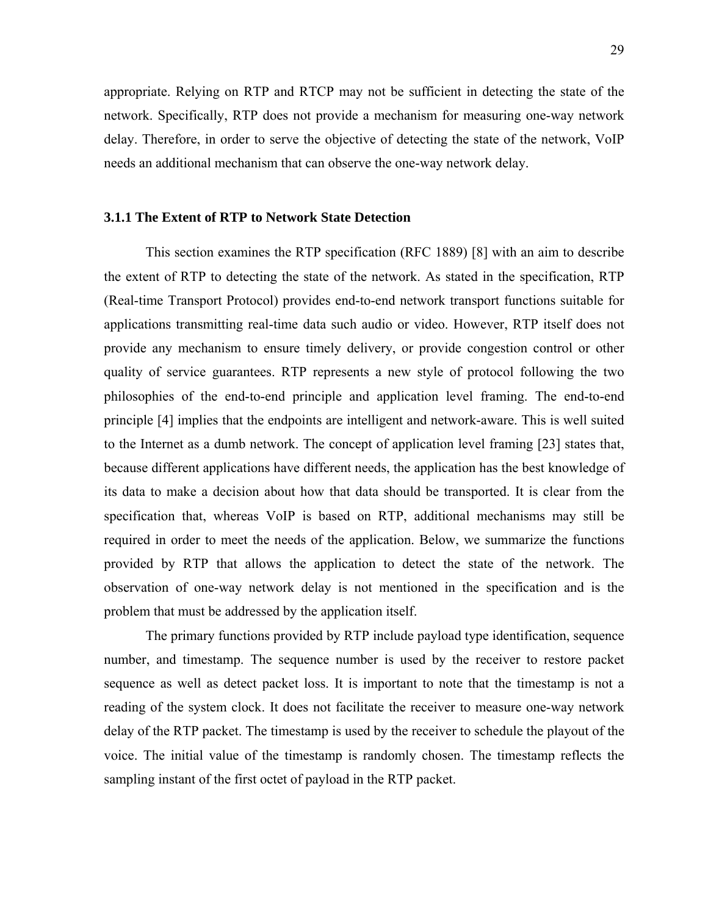appropriate. Relying on RTP and RTCP may not be sufficient in detecting the state of the network. Specifically, RTP does not provide a mechanism for measuring one-way network delay. Therefore, in order to serve the objective of detecting the state of the network, VoIP needs an additional mechanism that can observe the one-way network delay.

### 3.1.1 The Extent of RTP to Network State Detection

This section examines the RTP specification (RFC 1889) [8] with an aim to describe the extent of RTP to detecting the state of the network. As stated in the specification, RTP (Real-time Transport Protocol) provides end-to-end network transport functions suitable for applications transmitting real-time data such audio or video. However, RTP itself does not provide any mechanism to ensure timely delivery, or provide congestion control or other quality of service guarantees. RTP represents a new style of protocol following the two philosophies of the end-to-end principle and application level framing. The end-to-end principle [4] implies that the endpoints are intelligent and network-aware. This is well suited to the Internet as a dumb network. The concept of application level framing [23] states that, because different applications have different needs, the application has the best knowledge of its data to make a decision about how that data should be transported. It is clear from the specification that, whereas VoIP is based on RTP, additional mechanisms may still be required in order to meet the needs of the application. Below, we summarize the functions provided by RTP that allows the application to detect the state of the network. The observation of one-way network delay is not mentioned in the specification and is the problem that must be addressed by the application itself.

The primary functions provided by RTP include payload type identification, sequence number, and timestamp. The sequence number is used by the receiver to restore packet sequence as well as detect packet loss. It is important to note that the timestamp is not a reading of the system clock. It does not facilitate the receiver to measure one-way network delay of the RTP packet. The timestamp is used by the receiver to schedule the playout of the voice. The initial value of the timestamp is randomly chosen. The timestamp reflects the sampling instant of the first octet of payload in the RTP packet.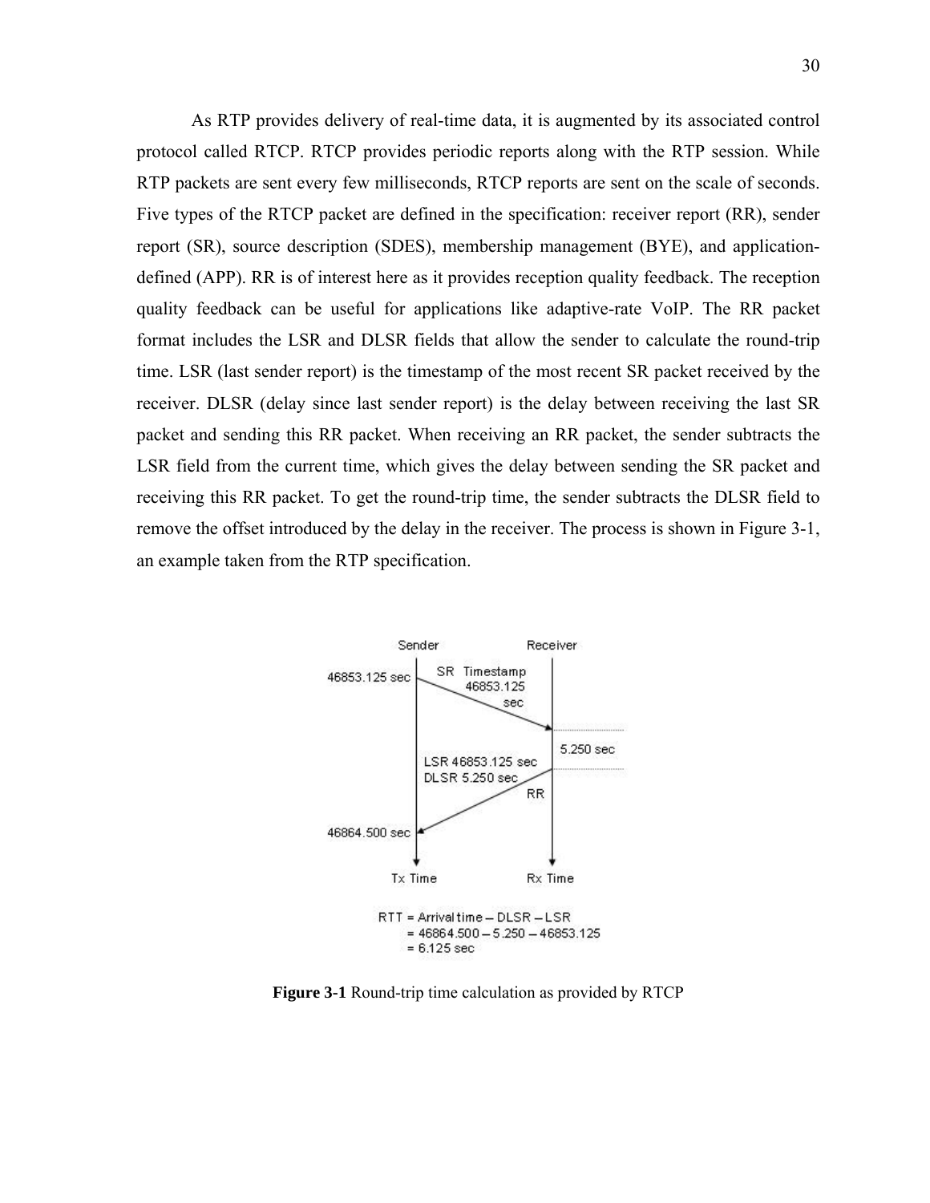As RTP provides delivery of real-time data, it is augmented by its associated control protocol called RTCP. RTCP provides periodic reports along with the RTP session. While RTP packets are sent every few milliseconds, RTCP reports are sent on the scale of seconds. Five types of the RTCP packet are defined in the specification: receiver report (RR), sender report (SR), source description (SDES), membership management (BYE), and application-defined (APP). RR is of interest here as it provides reception quality feedback. The reception quality feedback can be useful for applications like adaptive-rate VoIP. The RR packet format includes the LSR and DLSR fields that allow the sender to calculate the round-trip time. LSR (last sender report) is the timestamp of the most recent SR packet received by the receiver. DLSR (delay since last sender report) is the delay between receiving the last SR packet and sending this RR packet. When receiving an RR packet, the sender subtracts the LSR field from the current time, which gives the delay between sending the SR packet and receiving this RR packet. To get the round-trip time, the sender subtracts the DLSR field to remove the offset introduced by the delay in the receiver. The process is shown in Figure 3-1, an example taken from the RTP specification.

Sender | Receiver

46853.125 sec — SR Timestamp 46853.125 sec

5.250 sec

LSR 46853.125 sec
DLSR 5.250 sec
RR

46864.500 sec

Tx Time | Rx Time

$$
\begin{aligned}
RTT &= \text{Arrival time} - DLSR - LSR \\
&= 46864.500 - 5.250 - 46853.125 \\
&= 6.125 \text{ sec}
\end{aligned}
$$

**Figure 3-1** Round-trip time calculation as provided by RTCP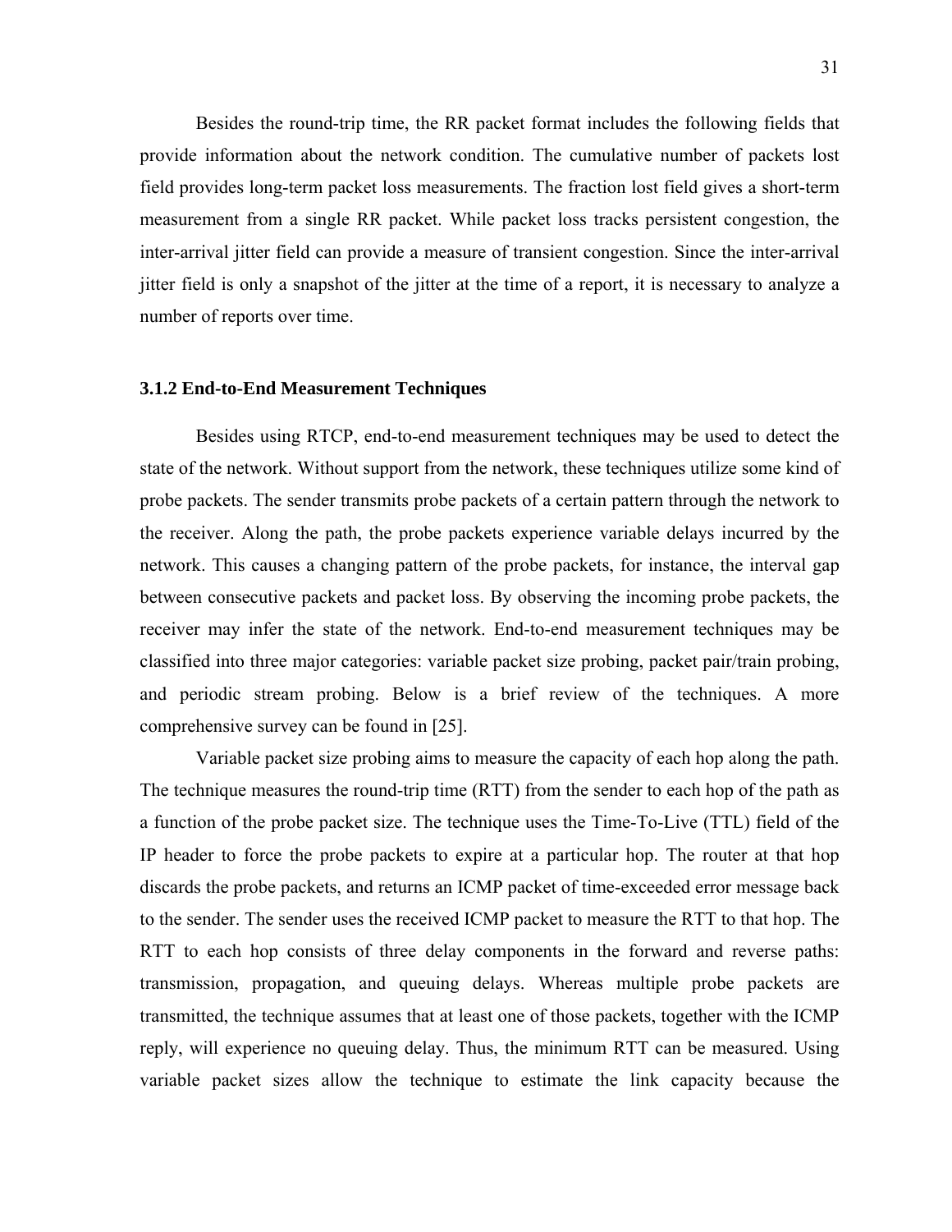Besides the round-trip time, the RR packet format includes the following fields that provide information about the network condition. The cumulative number of packets lost field provides long-term packet loss measurements. The fraction lost field gives a short-term measurement from a single RR packet. While packet loss tracks persistent congestion, the inter-arrival jitter field can provide a measure of transient congestion. Since the inter-arrival jitter field is only a snapshot of the jitter at the time of a report, it is necessary to analyze a number of reports over time.

### 3.1.2 End-to-End Measurement Techniques

Besides using RTCP, end-to-end measurement techniques may be used to detect the state of the network. Without support from the network, these techniques utilize some kind of probe packets. The sender transmits probe packets of a certain pattern through the network to the receiver. Along the path, the probe packets experience variable delays incurred by the network. This causes a changing pattern of the probe packets, for instance, the interval gap between consecutive packets and packet loss. By observing the incoming probe packets, the receiver may infer the state of the network. End-to-end measurement techniques may be classified into three major categories: variable packet size probing, packet pair/train probing, and periodic stream probing. Below is a brief review of the techniques. A more comprehensive survey can be found in [25].

Variable packet size probing aims to measure the capacity of each hop along the path. The technique measures the round-trip time (RTT) from the sender to each hop of the path as a function of the probe packet size. The technique uses the Time-To-Live (TTL) field of the IP header to force the probe packets to expire at a particular hop. The router at that hop discards the probe packets, and returns an ICMP packet of time-exceeded error message back to the sender. The sender uses the received ICMP packet to measure the RTT to that hop. The RTT to each hop consists of three delay components in the forward and reverse paths: transmission, propagation, and queuing delays. Whereas multiple probe packets are transmitted, the technique assumes that at least one of those packets, together with the ICMP reply, will experience no queuing delay. Thus, the minimum RTT can be measured. Using variable packet sizes allow the technique to estimate the link capacity because the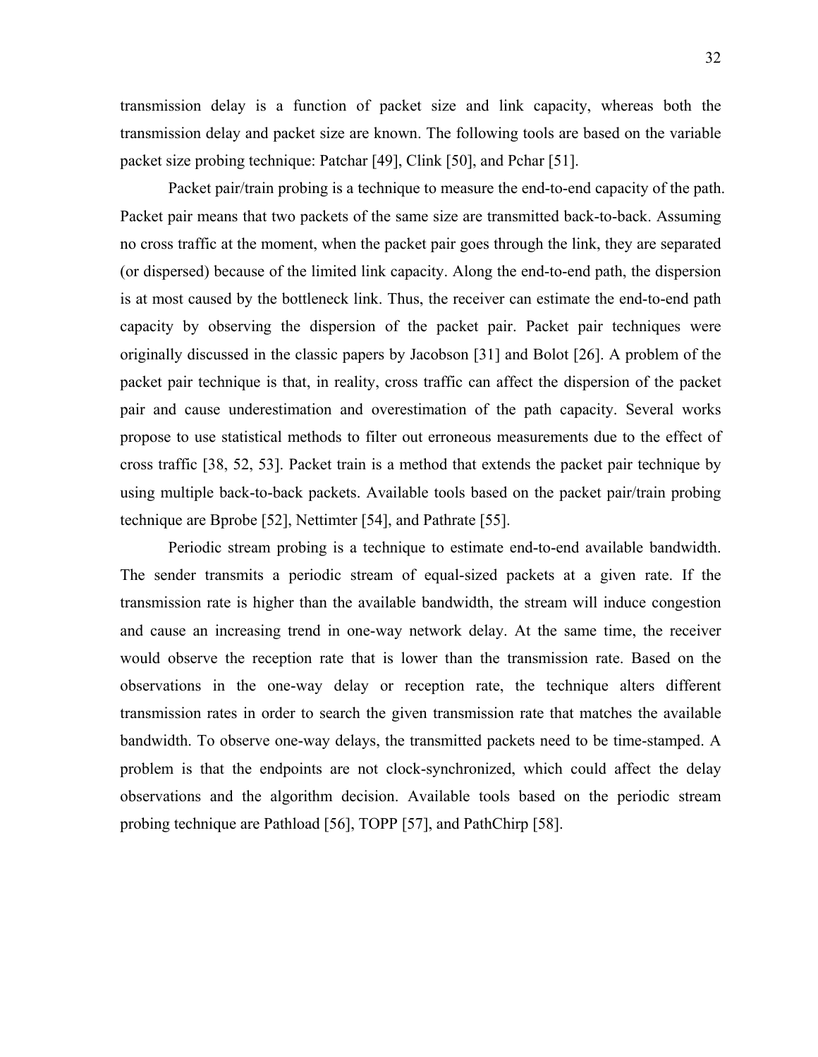transmission delay is a function of packet size and link capacity, whereas both the transmission delay and packet size are known. The following tools are based on the variable packet size probing technique: Patchar [49], Clink [50], and Pchar [51].

Packet pair/train probing is a technique to measure the end-to-end capacity of the path. Packet pair means that two packets of the same size are transmitted back-to-back. Assuming no cross traffic at the moment, when the packet pair goes through the link, they are separated (or dispersed) because of the limited link capacity. Along the end-to-end path, the dispersion is at most caused by the bottleneck link. Thus, the receiver can estimate the end-to-end path capacity by observing the dispersion of the packet pair. Packet pair techniques were originally discussed in the classic papers by Jacobson [31] and Bolot [26]. A problem of the packet pair technique is that, in reality, cross traffic can affect the dispersion of the packet pair and cause underestimation and overestimation of the path capacity. Several works propose to use statistical methods to filter out erroneous measurements due to the effect of cross traffic [38, 52, 53]. Packet train is a method that extends the packet pair technique by using multiple back-to-back packets. Available tools based on the packet pair/train probing technique are Bprobe [52], Nettimter [54], and Pathrate [55].

Periodic stream probing is a technique to estimate end-to-end available bandwidth. The sender transmits a periodic stream of equal-sized packets at a given rate. If the transmission rate is higher than the available bandwidth, the stream will induce congestion and cause an increasing trend in one-way network delay. At the same time, the receiver would observe the reception rate that is lower than the transmission rate. Based on the observations in the one-way delay or reception rate, the technique alters different transmission rates in order to search the given transmission rate that matches the available bandwidth. To observe one-way delays, the transmitted packets need to be time-stamped. A problem is that the endpoints are not clock-synchronized, which could affect the delay observations and the algorithm decision. Available tools based on the periodic stream probing technique are Pathload [56], TOPP [57], and PathChirp [58].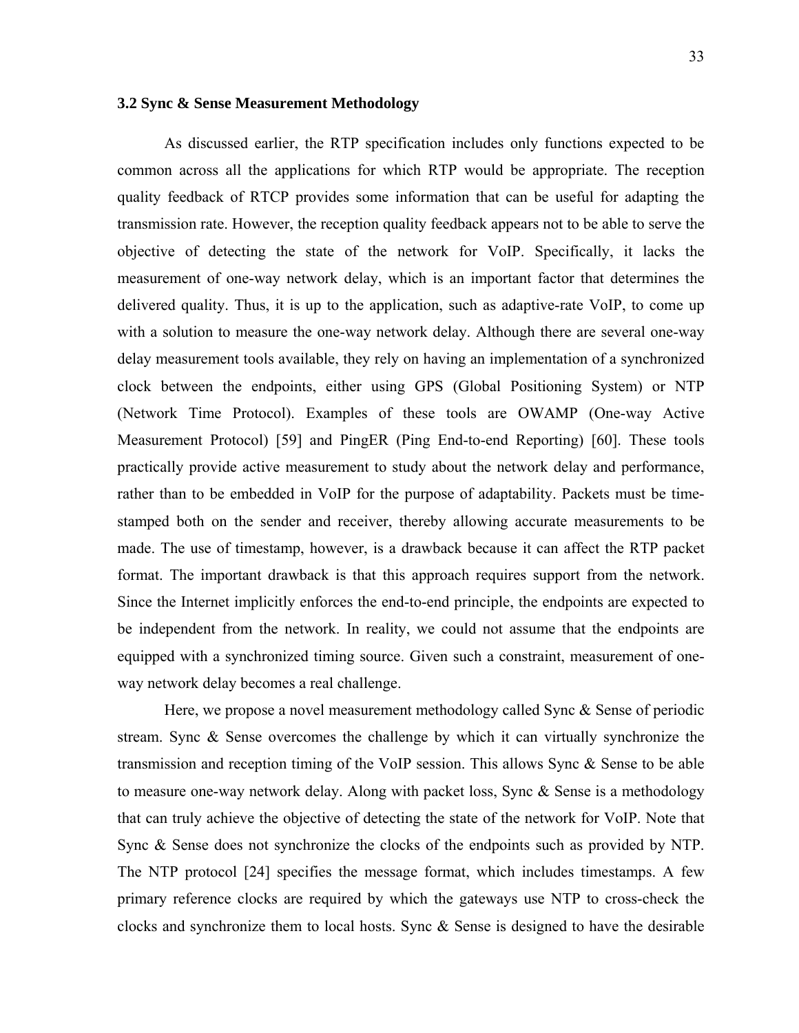### 3.2 Sync & Sense Measurement Methodology

As discussed earlier, the RTP specification includes only functions expected to be common across all the applications for which RTP would be appropriate. The reception quality feedback of RTCP provides some information that can be useful for adapting the transmission rate. However, the reception quality feedback appears not to be able to serve the objective of detecting the state of the network for VoIP. Specifically, it lacks the measurement of one-way network delay, which is an important factor that determines the delivered quality. Thus, it is up to the application, such as adaptive-rate VoIP, to come up with a solution to measure the one-way network delay. Although there are several one-way delay measurement tools available, they rely on having an implementation of a synchronized clock between the endpoints, either using GPS (Global Positioning System) or NTP (Network Time Protocol). Examples of these tools are OWAMP (One-way Active Measurement Protocol) [59] and PingER (Ping End-to-end Reporting) [60]. These tools practically provide active measurement to study about the network delay and performance, rather than to be embedded in VoIP for the purpose of adaptability. Packets must be time-stamped both on the sender and receiver, thereby allowing accurate measurements to be made. The use of timestamp, however, is a drawback because it can affect the RTP packet format. The important drawback is that this approach requires support from the network. Since the Internet implicitly enforces the end-to-end principle, the endpoints are expected to be independent from the network. In reality, we could not assume that the endpoints are equipped with a synchronized timing source. Given such a constraint, measurement of one-way network delay becomes a real challenge.

Here, we propose a novel measurement methodology called Sync & Sense of periodic stream. Sync & Sense overcomes the challenge by which it can virtually synchronize the transmission and reception timing of the VoIP session. This allows Sync & Sense to be able to measure one-way network delay. Along with packet loss, Sync & Sense is a methodology that can truly achieve the objective of detecting the state of the network for VoIP. Note that Sync & Sense does not synchronize the clocks of the endpoints such as provided by NTP. The NTP protocol [24] specifies the message format, which includes timestamps. A few primary reference clocks are required by which the gateways use NTP to cross-check the clocks and synchronize them to local hosts. Sync & Sense is designed to have the desirable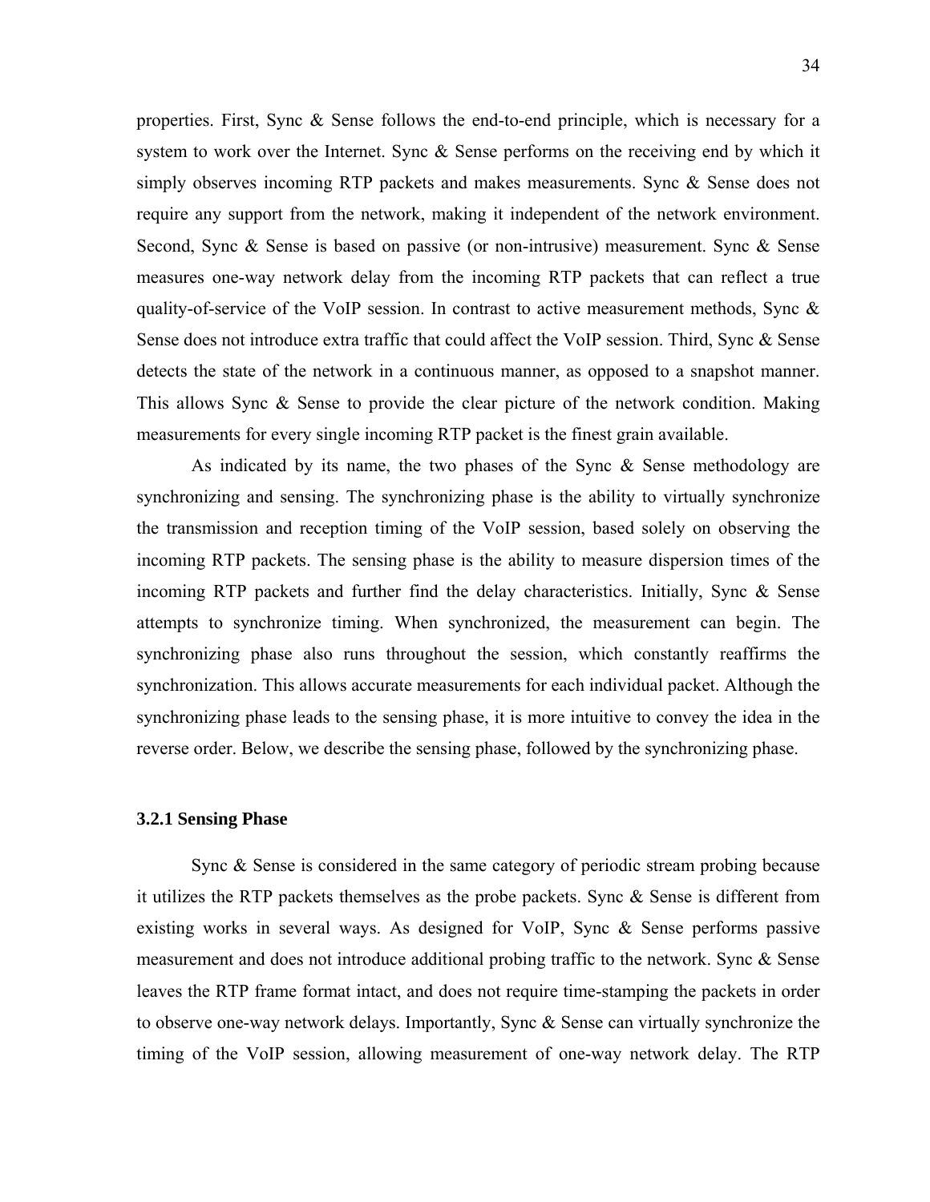properties. First, Sync & Sense follows the end-to-end principle, which is necessary for a system to work over the Internet. Sync & Sense performs on the receiving end by which it simply observes incoming RTP packets and makes measurements. Sync & Sense does not require any support from the network, making it independent of the network environment. Second, Sync & Sense is based on passive (or non-intrusive) measurement. Sync & Sense measures one-way network delay from the incoming RTP packets that can reflect a true quality-of-service of the VoIP session. In contrast to active measurement methods, Sync & Sense does not introduce extra traffic that could affect the VoIP session. Third, Sync & Sense detects the state of the network in a continuous manner, as opposed to a snapshot manner. This allows Sync & Sense to provide the clear picture of the network condition. Making measurements for every single incoming RTP packet is the finest grain available.

As indicated by its name, the two phases of the Sync & Sense methodology are synchronizing and sensing. The synchronizing phase is the ability to virtually synchronize the transmission and reception timing of the VoIP session, based solely on observing the incoming RTP packets. The sensing phase is the ability to measure dispersion times of the incoming RTP packets and further find the delay characteristics. Initially, Sync & Sense attempts to synchronize timing. When synchronized, the measurement can begin. The synchronizing phase also runs throughout the session, which constantly reaffirms the synchronization. This allows accurate measurements for each individual packet. Although the synchronizing phase leads to the sensing phase, it is more intuitive to convey the idea in the reverse order. Below, we describe the sensing phase, followed by the synchronizing phase.

### 3.2.1 Sensing Phase

Sync & Sense is considered in the same category of periodic stream probing because it utilizes the RTP packets themselves as the probe packets. Sync & Sense is different from existing works in several ways. As designed for VoIP, Sync & Sense performs passive measurement and does not introduce additional probing traffic to the network. Sync & Sense leaves the RTP frame format intact, and does not require time-stamping the packets in order to observe one-way network delays. Importantly, Sync & Sense can virtually synchronize the timing of the VoIP session, allowing measurement of one-way network delay. The RTP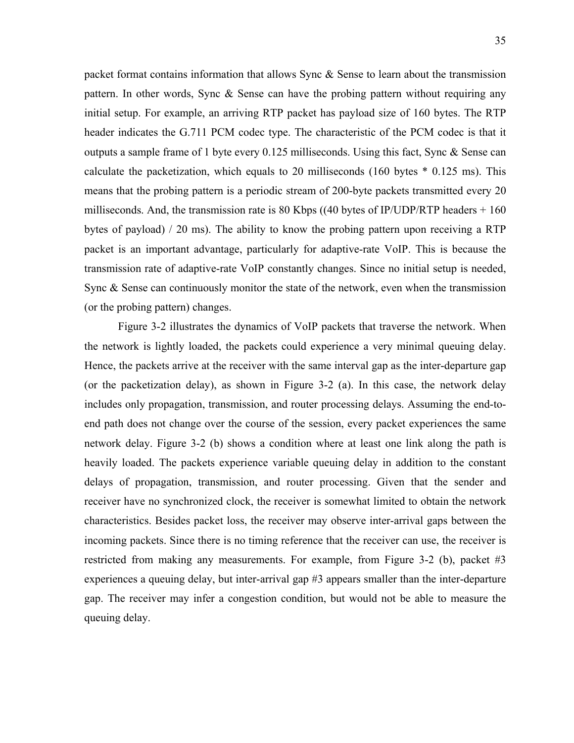packet format contains information that allows Sync & Sense to learn about the transmission pattern. In other words, Sync & Sense can have the probing pattern without requiring any initial setup. For example, an arriving RTP packet has payload size of 160 bytes. The RTP header indicates the G.711 PCM codec type. The characteristic of the PCM codec is that it outputs a sample frame of 1 byte every 0.125 milliseconds. Using this fact, Sync & Sense can calculate the packetization, which equals to 20 milliseconds (160 bytes * 0.125 ms). This means that the probing pattern is a periodic stream of 200-byte packets transmitted every 20 milliseconds. And, the transmission rate is 80 Kbps ((40 bytes of IP/UDP/RTP headers + 160 bytes of payload) / 20 ms). The ability to know the probing pattern upon receiving a RTP packet is an important advantage, particularly for adaptive-rate VoIP. This is because the transmission rate of adaptive-rate VoIP constantly changes. Since no initial setup is needed, Sync & Sense can continuously monitor the state of the network, even when the transmission (or the probing pattern) changes.

Figure 3-2 illustrates the dynamics of VoIP packets that traverse the network. When the network is lightly loaded, the packets could experience a very minimal queuing delay. Hence, the packets arrive at the receiver with the same interval gap as the inter-departure gap (or the packetization delay), as shown in Figure 3-2 (a). In this case, the network delay includes only propagation, transmission, and router processing delays. Assuming the end-to-end path does not change over the course of the session, every packet experiences the same network delay. Figure 3-2 (b) shows a condition where at least one link along the path is heavily loaded. The packets experience variable queuing delay in addition to the constant delays of propagation, transmission, and router processing. Given that the sender and receiver have no synchronized clock, the receiver is somewhat limited to obtain the network characteristics. Besides packet loss, the receiver may observe inter-arrival gaps between the incoming packets. Since there is no timing reference that the receiver can use, the receiver is restricted from making any measurements. For example, from Figure 3-2 (b), packet #3 experiences a queuing delay, but inter-arrival gap #3 appears smaller than the inter-departure gap. The receiver may infer a congestion condition, but would not be able to measure the queuing delay.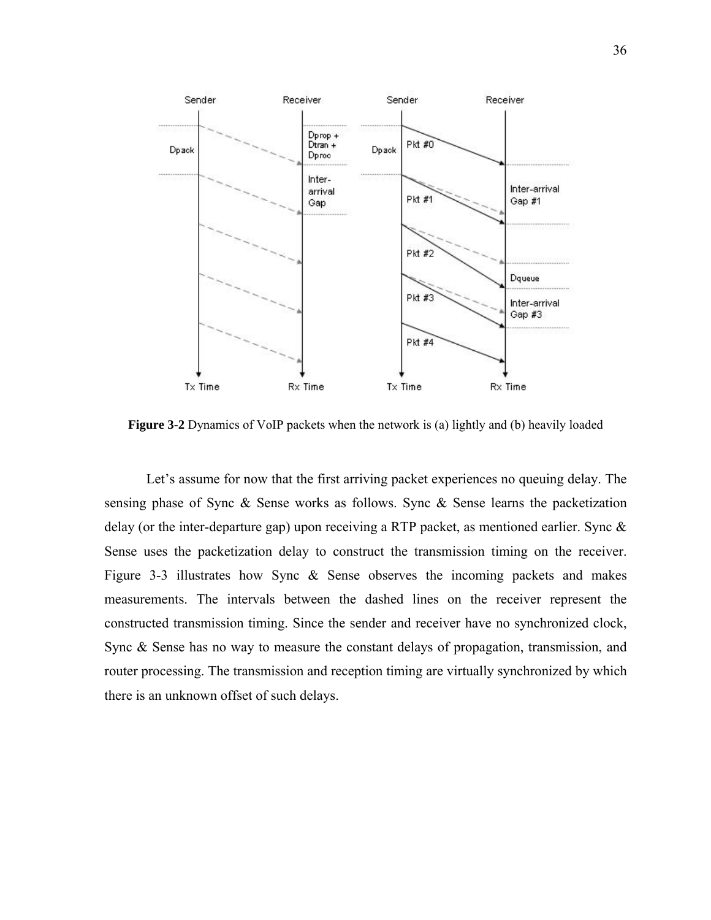Sender

Receiver

Dprop +
Dtran +
Dproc

Dpack

Inter-
arrival
Gap

Tx Time

Rx Time

Sender

Receiver

Dpack

Pkt #0

Pkt #1

Inter-arrival
Gap #1

Pkt #2

Dqueue

Pkt #3

Inter-arrival
Gap #3

Pkt #4

Tx Time

Rx Time

**Figure 3-2** Dynamics of VoIP packets when the network is (a) lightly and (b) heavily loaded

Let's assume for now that the first arriving packet experiences no queuing delay. The sensing phase of Sync & Sense works as follows. Sync & Sense learns the packetization delay (or the inter-departure gap) upon receiving a RTP packet, as mentioned earlier. Sync & Sense uses the packetization delay to construct the transmission timing on the receiver. Figure 3-3 illustrates how Sync & Sense observes the incoming packets and makes measurements. The intervals between the dashed lines on the receiver represent the constructed transmission timing. Since the sender and receiver have no synchronized clock, Sync & Sense has no way to measure the constant delays of propagation, transmission, and router processing. The transmission and reception timing are virtually synchronized by which there is an unknown offset of such delays.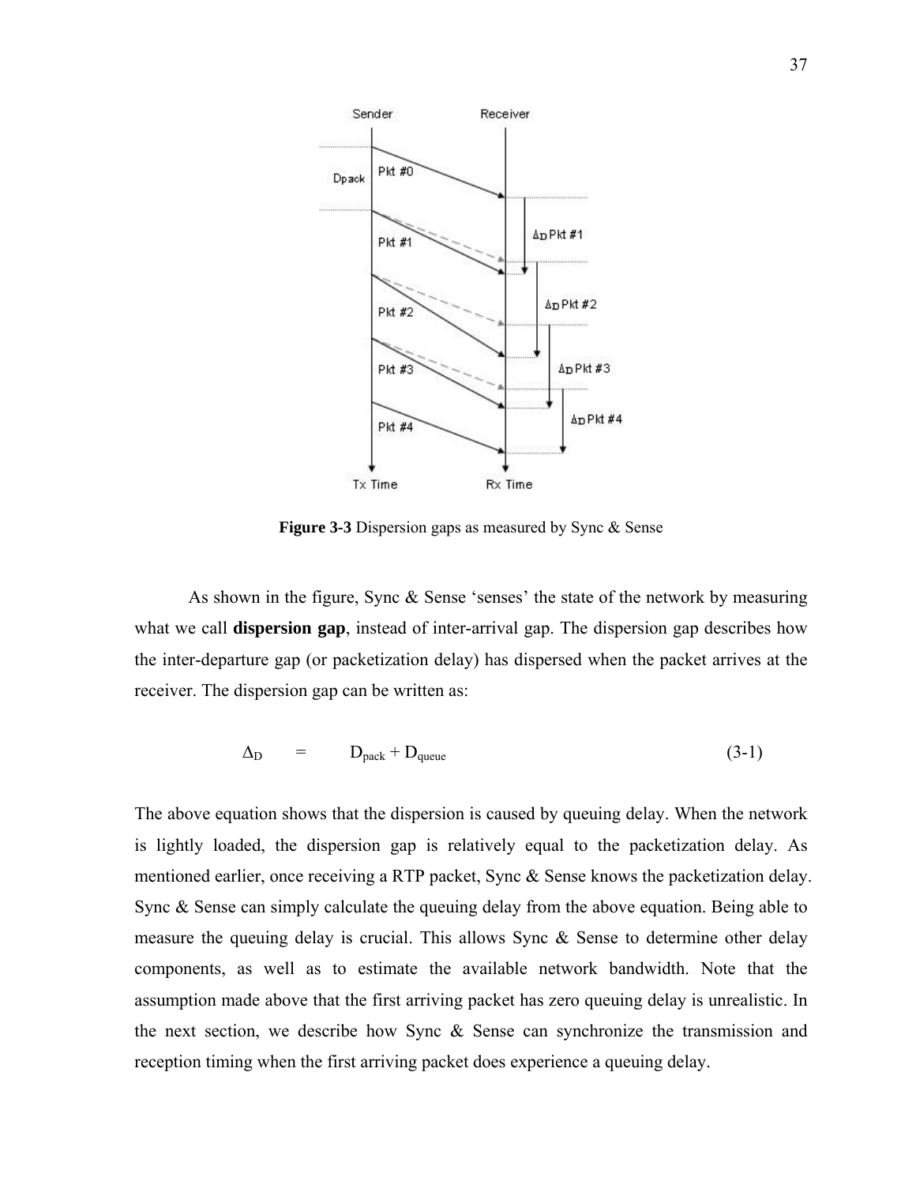Sender

Receiver

Dpack

Pkt #0

Pkt #1

Pkt #2

Pkt #3

Pkt #4

$\Delta_D$ Pkt #1

$\Delta_D$ Pkt #2

$\Delta_D$ Pkt #3

$\Delta_D$ Pkt #4

Tx Time

Rx Time

**Figure 3-3** Dispersion gaps as measured by Sync & Sense

As shown in the figure, Sync & Sense 'senses' the state of the network by measuring what we call **dispersion gap**, instead of inter-arrival gap. The dispersion gap describes how the inter-departure gap (or packetization delay) has dispersed when the packet arrives at the receiver. The dispersion gap can be written as:

$$\Delta_D = D_{pack} + D_{queue} \tag{3-1}$$

The above equation shows that the dispersion is caused by queuing delay. When the network is lightly loaded, the dispersion gap is relatively equal to the packetization delay. As mentioned earlier, once receiving a RTP packet, Sync & Sense knows the packetization delay. Sync & Sense can simply calculate the queuing delay from the above equation. Being able to measure the queuing delay is crucial. This allows Sync & Sense to determine other delay components, as well as to estimate the available network bandwidth. Note that the assumption made above that the first arriving packet has zero queuing delay is unrealistic. In the next section, we describe how Sync & Sense can synchronize the transmission and reception timing when the first arriving packet does experience a queuing delay.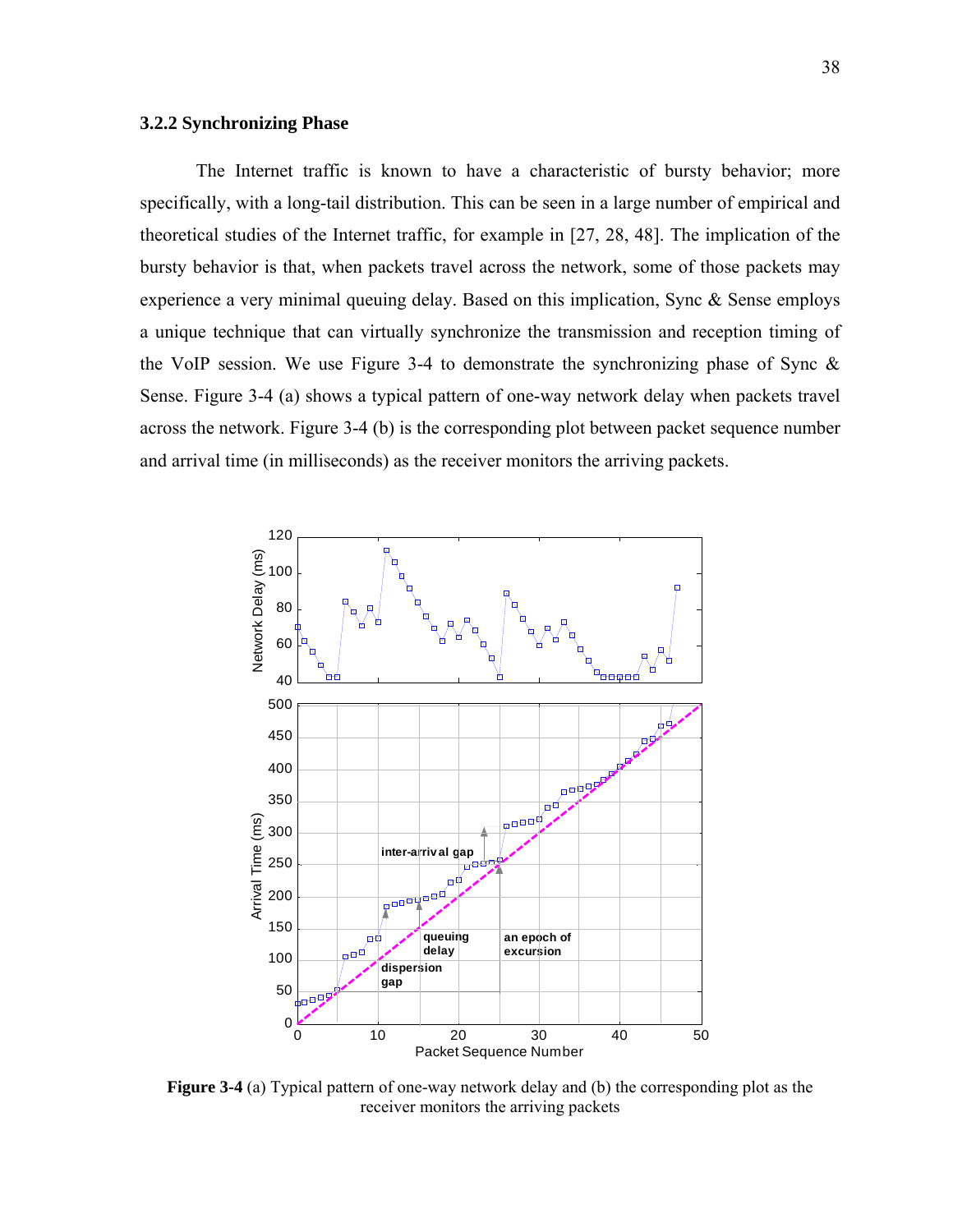### 3.2.2 Synchronizing Phase

The Internet traffic is known to have a characteristic of bursty behavior; more specifically, with a long-tail distribution. This can be seen in a large number of empirical and theoretical studies of the Internet traffic, for example in [27, 28, 48]. The implication of the bursty behavior is that, when packets travel across the network, some of those packets may experience a very minimal queuing delay. Based on this implication, Sync & Sense employs a unique technique that can virtually synchronize the transmission and reception timing of the VoIP session. We use Figure 3-4 to demonstrate the synchronizing phase of Sync & Sense. Figure 3-4 (a) shows a typical pattern of one-way network delay when packets travel across the network. Figure 3-4 (b) is the corresponding plot between packet sequence number and arrival time (in milliseconds) as the receiver monitors the arriving packets.

**Figure 3-4** (a) Typical pattern of one-way network delay and (b) the corresponding plot as the receiver monitors the arriving packets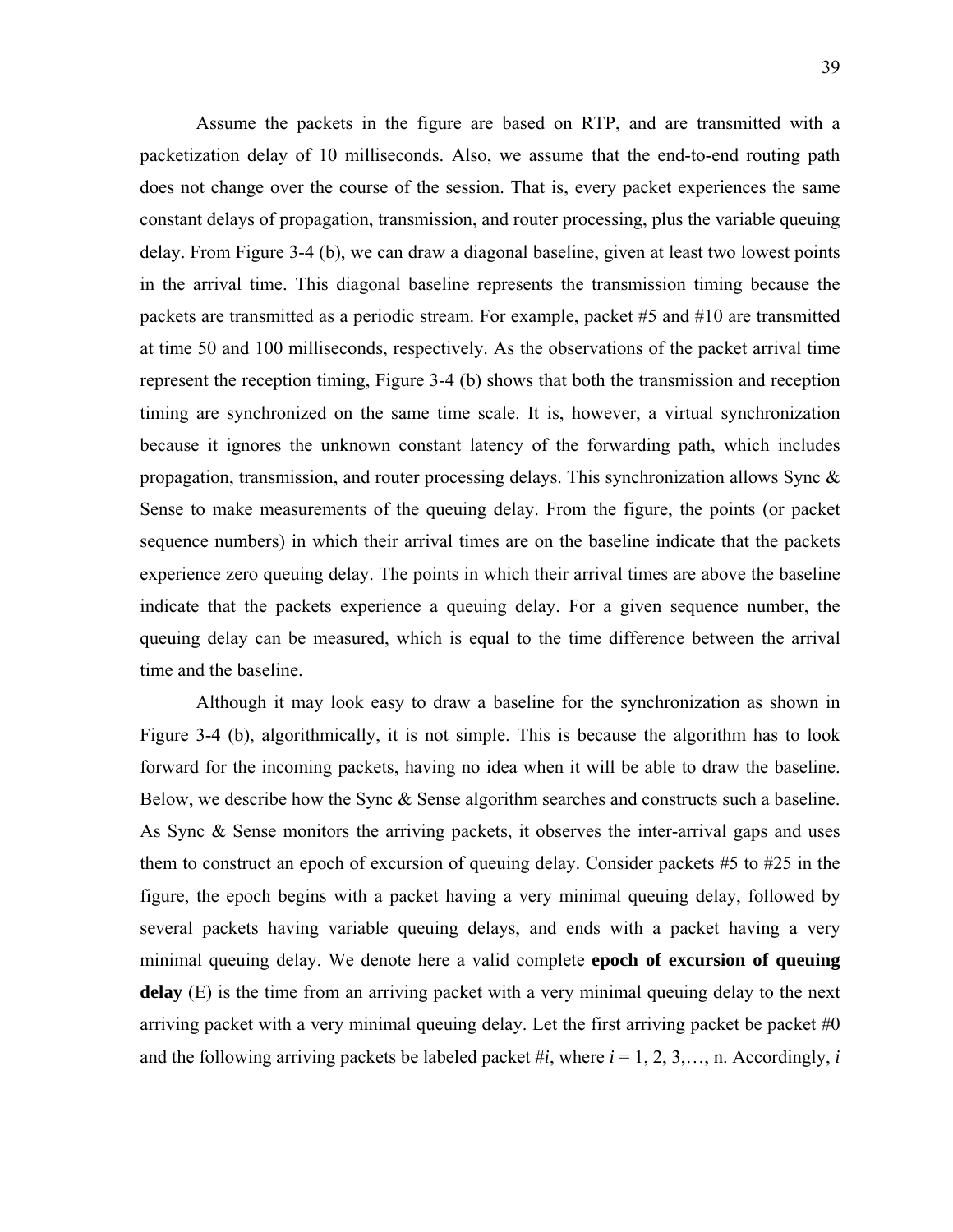Assume the packets in the figure are based on RTP, and are transmitted with a packetization delay of 10 milliseconds. Also, we assume that the end-to-end routing path does not change over the course of the session. That is, every packet experiences the same constant delays of propagation, transmission, and router processing, plus the variable queuing delay. From Figure 3-4 (b), we can draw a diagonal baseline, given at least two lowest points in the arrival time. This diagonal baseline represents the transmission timing because the packets are transmitted as a periodic stream. For example, packet #5 and #10 are transmitted at time 50 and 100 milliseconds, respectively. As the observations of the packet arrival time represent the reception timing, Figure 3-4 (b) shows that both the transmission and reception timing are synchronized on the same time scale. It is, however, a virtual synchronization because it ignores the unknown constant latency of the forwarding path, which includes propagation, transmission, and router processing delays. This synchronization allows Sync & Sense to make measurements of the queuing delay. From the figure, the points (or packet sequence numbers) in which their arrival times are on the baseline indicate that the packets experience zero queuing delay. The points in which their arrival times are above the baseline indicate that the packets experience a queuing delay. For a given sequence number, the queuing delay can be measured, which is equal to the time difference between the arrival time and the baseline.

Although it may look easy to draw a baseline for the synchronization as shown in Figure 3-4 (b), algorithmically, it is not simple. This is because the algorithm has to look forward for the incoming packets, having no idea when it will be able to draw the baseline. Below, we describe how the Sync & Sense algorithm searches and constructs such a baseline. As Sync & Sense monitors the arriving packets, it observes the inter-arrival gaps and uses them to construct an epoch of excursion of queuing delay. Consider packets #5 to #25 in the figure, the epoch begins with a packet having a very minimal queuing delay, followed by several packets having variable queuing delays, and ends with a packet having a very minimal queuing delay. We denote here a valid complete **epoch of excursion of queuing delay** (E) is the time from an arriving packet with a very minimal queuing delay to the next arriving packet with a very minimal queuing delay. Let the first arriving packet be packet #0 and the following arriving packets be labeled packet #$i$, where $i = 1, 2, 3, \ldots, n$. Accordingly, $i$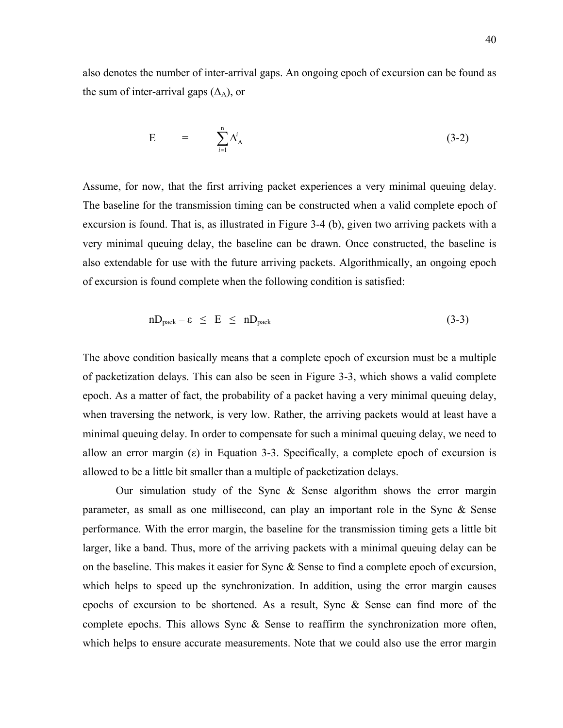also denotes the number of inter-arrival gaps. An ongoing epoch of excursion can be found as the sum of inter-arrival gaps ($\Delta_A$), or

$$E \quad = \quad \sum_{i=1}^{n} \Delta_A^i \tag{3-2}$$

Assume, for now, that the first arriving packet experiences a very minimal queuing delay. The baseline for the transmission timing can be constructed when a valid complete epoch of excursion is found. That is, as illustrated in Figure 3-4 (b), given two arriving packets with a very minimal queuing delay, the baseline can be drawn. Once constructed, the baseline is also extendable for use with the future arriving packets. Algorithmically, an ongoing epoch of excursion is found complete when the following condition is satisfied:

$$nD_{pack} - \varepsilon \;\leq\; E \;\leq\; nD_{pack} \tag{3-3}$$

The above condition basically means that a complete epoch of excursion must be a multiple of packetization delays. This can also be seen in Figure 3-3, which shows a valid complete epoch. As a matter of fact, the probability of a packet having a very minimal queuing delay, when traversing the network, is very low. Rather, the arriving packets would at least have a minimal queuing delay. In order to compensate for such a minimal queuing delay, we need to allow an error margin ($\varepsilon$) in Equation 3-3. Specifically, a complete epoch of excursion is allowed to be a little bit smaller than a multiple of packetization delays.

Our simulation study of the Sync & Sense algorithm shows the error margin parameter, as small as one millisecond, can play an important role in the Sync & Sense performance. With the error margin, the baseline for the transmission timing gets a little bit larger, like a band. Thus, more of the arriving packets with a minimal queuing delay can be on the baseline. This makes it easier for Sync & Sense to find a complete epoch of excursion, which helps to speed up the synchronization. In addition, using the error margin causes epochs of excursion to be shortened. As a result, Sync & Sense can find more of the complete epochs. This allows Sync & Sense to reaffirm the synchronization more often, which helps to ensure accurate measurements. Note that we could also use the error margin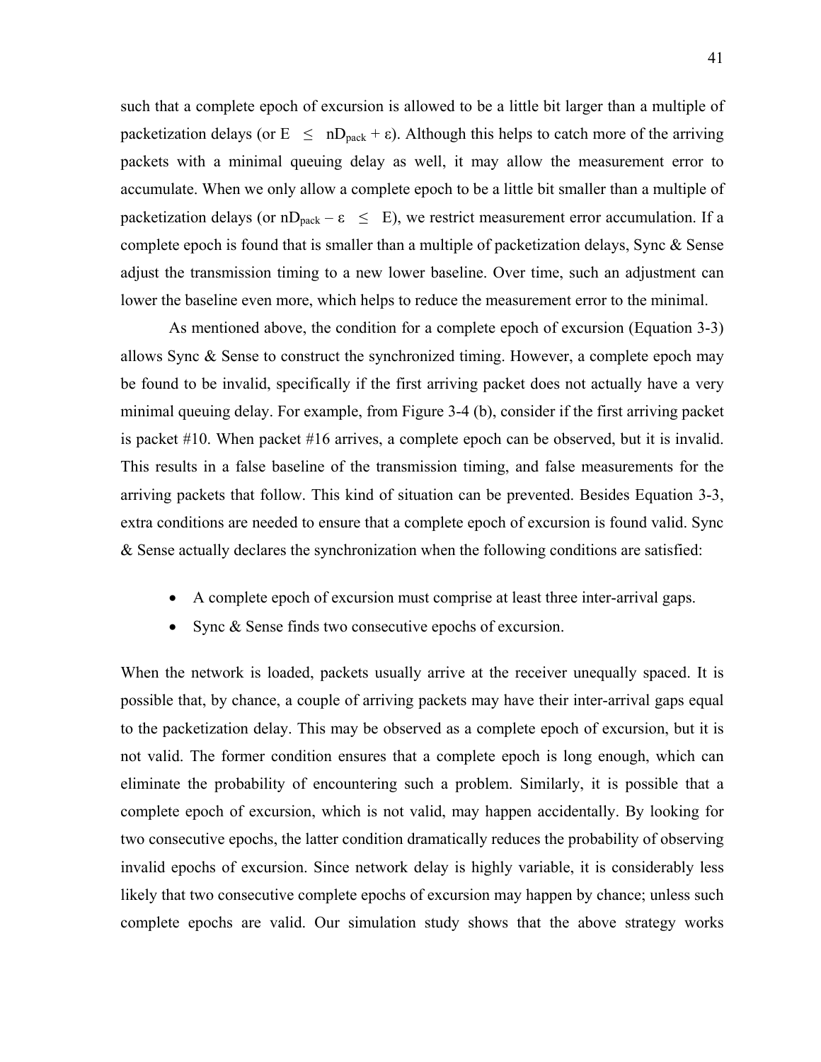such that a complete epoch of excursion is allowed to be a little bit larger than a multiple of packetization delays (or $E \leq nD_{pack} + \varepsilon$). Although this helps to catch more of the arriving packets with a minimal queuing delay as well, it may allow the measurement error to accumulate. When we only allow a complete epoch to be a little bit smaller than a multiple of packetization delays (or $nD_{pack} - \varepsilon \leq E$), we restrict measurement error accumulation. If a complete epoch is found that is smaller than a multiple of packetization delays, Sync & Sense adjust the transmission timing to a new lower baseline. Over time, such an adjustment can lower the baseline even more, which helps to reduce the measurement error to the minimal.

As mentioned above, the condition for a complete epoch of excursion (Equation 3-3) allows Sync & Sense to construct the synchronized timing. However, a complete epoch may be found to be invalid, specifically if the first arriving packet does not actually have a very minimal queuing delay. For example, from Figure 3-4 (b), consider if the first arriving packet is packet #10. When packet #16 arrives, a complete epoch can be observed, but it is invalid. This results in a false baseline of the transmission timing, and false measurements for the arriving packets that follow. This kind of situation can be prevented. Besides Equation 3-3, extra conditions are needed to ensure that a complete epoch of excursion is found valid. Sync & Sense actually declares the synchronization when the following conditions are satisfied:

- A complete epoch of excursion must comprise at least three inter-arrival gaps.
- Sync & Sense finds two consecutive epochs of excursion.

When the network is loaded, packets usually arrive at the receiver unequally spaced. It is possible that, by chance, a couple of arriving packets may have their inter-arrival gaps equal to the packetization delay. This may be observed as a complete epoch of excursion, but it is not valid. The former condition ensures that a complete epoch is long enough, which can eliminate the probability of encountering such a problem. Similarly, it is possible that a complete epoch of excursion, which is not valid, may happen accidentally. By looking for two consecutive epochs, the latter condition dramatically reduces the probability of observing invalid epochs of excursion. Since network delay is highly variable, it is considerably less likely that two consecutive complete epochs of excursion may happen by chance; unless such complete epochs are valid. Our simulation study shows that the above strategy works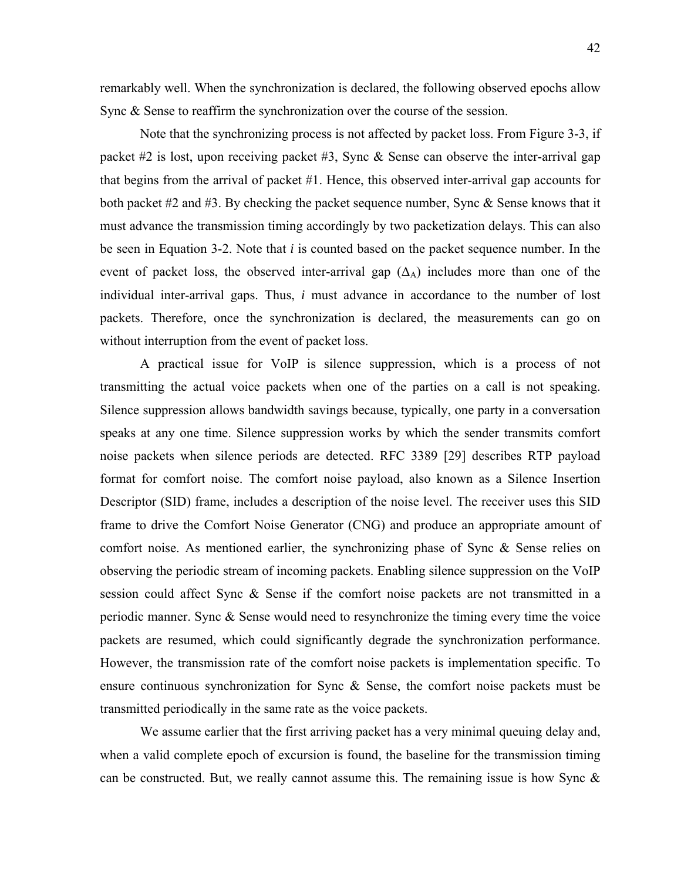remarkably well. When the synchronization is declared, the following observed epochs allow Sync & Sense to reaffirm the synchronization over the course of the session.

Note that the synchronizing process is not affected by packet loss. From Figure 3-3, if packet #2 is lost, upon receiving packet #3, Sync & Sense can observe the inter-arrival gap that begins from the arrival of packet #1. Hence, this observed inter-arrival gap accounts for both packet #2 and #3. By checking the packet sequence number, Sync & Sense knows that it must advance the transmission timing accordingly by two packetization delays. This can also be seen in Equation 3-2. Note that $i$ is counted based on the packet sequence number. In the event of packet loss, the observed inter-arrival gap ($\Delta_A$) includes more than one of the individual inter-arrival gaps. Thus, $i$ must advance in accordance to the number of lost packets. Therefore, once the synchronization is declared, the measurements can go on without interruption from the event of packet loss.

A practical issue for VoIP is silence suppression, which is a process of not transmitting the actual voice packets when one of the parties on a call is not speaking. Silence suppression allows bandwidth savings because, typically, one party in a conversation speaks at any one time. Silence suppression works by which the sender transmits comfort noise packets when silence periods are detected. RFC 3389 [29] describes RTP payload format for comfort noise. The comfort noise payload, also known as a Silence Insertion Descriptor (SID) frame, includes a description of the noise level. The receiver uses this SID frame to drive the Comfort Noise Generator (CNG) and produce an appropriate amount of comfort noise. As mentioned earlier, the synchronizing phase of Sync & Sense relies on observing the periodic stream of incoming packets. Enabling silence suppression on the VoIP session could affect Sync & Sense if the comfort noise packets are not transmitted in a periodic manner. Sync & Sense would need to resynchronize the timing every time the voice packets are resumed, which could significantly degrade the synchronization performance. However, the transmission rate of the comfort noise packets is implementation specific. To ensure continuous synchronization for Sync & Sense, the comfort noise packets must be transmitted periodically in the same rate as the voice packets.

We assume earlier that the first arriving packet has a very minimal queuing delay and, when a valid complete epoch of excursion is found, the baseline for the transmission timing can be constructed. But, we really cannot assume this. The remaining issue is how Sync &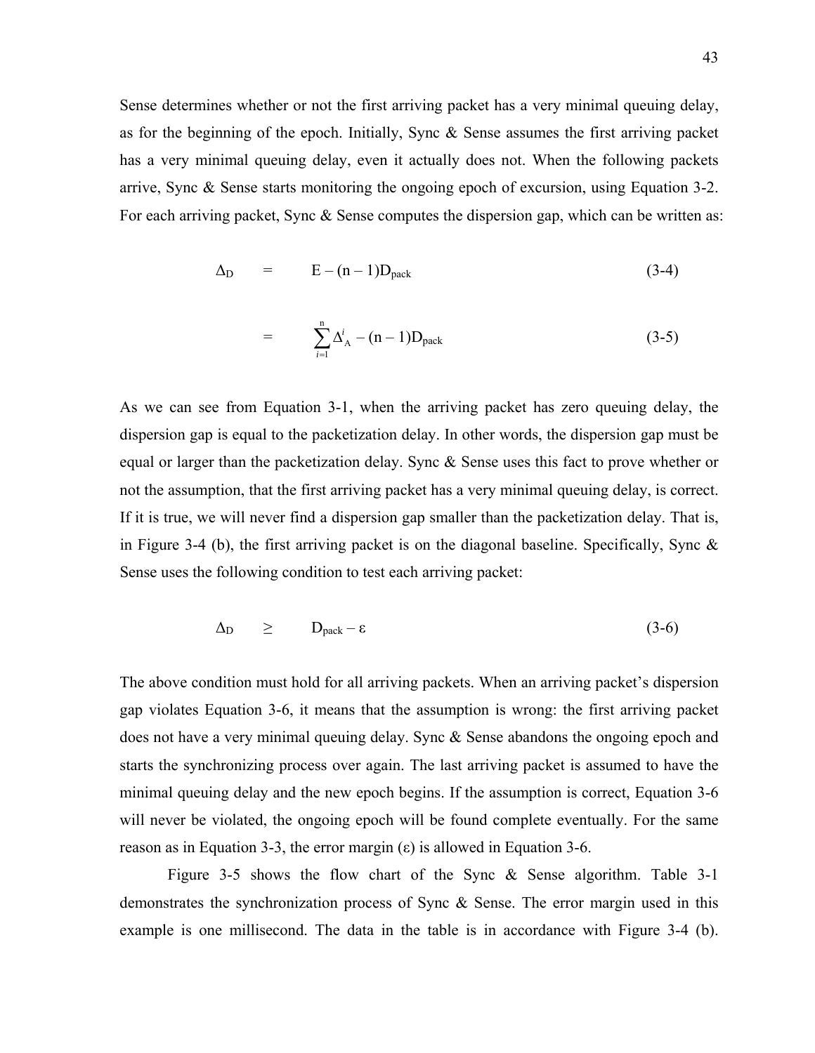Sense determines whether or not the first arriving packet has a very minimal queuing delay, as for the beginning of the epoch. Initially, Sync & Sense assumes the first arriving packet has a very minimal queuing delay, even it actually does not. When the following packets arrive, Sync & Sense starts monitoring the ongoing epoch of excursion, using Equation 3-2. For each arriving packet, Sync & Sense computes the dispersion gap, which can be written as:

$$\Delta_D \quad = \quad E - (n-1)D_{pack} \tag{3-4}$$

$$= \quad \sum_{i=1}^{n} \Delta_A^i - (n-1)D_{pack} \tag{3-5}$$

As we can see from Equation 3-1, when the arriving packet has zero queuing delay, the dispersion gap is equal to the packetization delay. In other words, the dispersion gap must be equal or larger than the packetization delay. Sync & Sense uses this fact to prove whether or not the assumption, that the first arriving packet has a very minimal queuing delay, is correct. If it is true, we will never find a dispersion gap smaller than the packetization delay. That is, in Figure 3-4 (b), the first arriving packet is on the diagonal baseline. Specifically, Sync & Sense uses the following condition to test each arriving packet:

$$\Delta_D \quad \geq \quad D_{pack} - \varepsilon \tag{3-6}$$

The above condition must hold for all arriving packets. When an arriving packet's dispersion gap violates Equation 3-6, it means that the assumption is wrong: the first arriving packet does not have a very minimal queuing delay. Sync & Sense abandons the ongoing epoch and starts the synchronizing process over again. The last arriving packet is assumed to have the minimal queuing delay and the new epoch begins. If the assumption is correct, Equation 3-6 will never be violated, the ongoing epoch will be found complete eventually. For the same reason as in Equation 3-3, the error margin ($\varepsilon$) is allowed in Equation 3-6.

Figure 3-5 shows the flow chart of the Sync & Sense algorithm. Table 3-1 demonstrates the synchronization process of Sync & Sense. The error margin used in this example is one millisecond. The data in the table is in accordance with Figure 3-4 (b).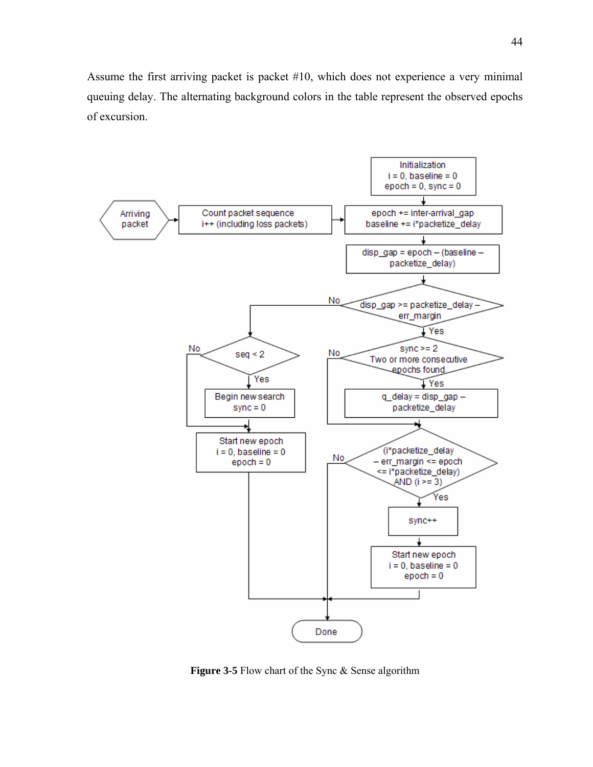Assume the first arriving packet is packet #10, which does not experience a very minimal queuing delay. The alternating background colors in the table represent the observed epochs of excursion.

Initialization
i = 0, baseline = 0
epoch = 0, sync = 0

Arriving packet

Count packet sequence
i++ (including loss packets)

epoch += inter-arrival_gap
baseline += i*packetize_delay

disp_gap = epoch – (baseline – packetize_delay)

disp_gap >= packetize_delay – err_margin

No

Yes

seq < 2

No

Yes

Begin new search
sync = 0

Start new epoch
i = 0, baseline = 0
epoch = 0

sync >= 2
Two or more consecutive epochs found

No

Yes

q_delay = disp_gap – packetize_delay

(i*packetize_delay – err_margin <= epoch <= i*packetize_delay) AND (i >= 3)

No

Yes

sync++

Start new epoch
i = 0, baseline = 0
epoch = 0

Done

**Figure 3-5** Flow chart of the Sync & Sense algorithm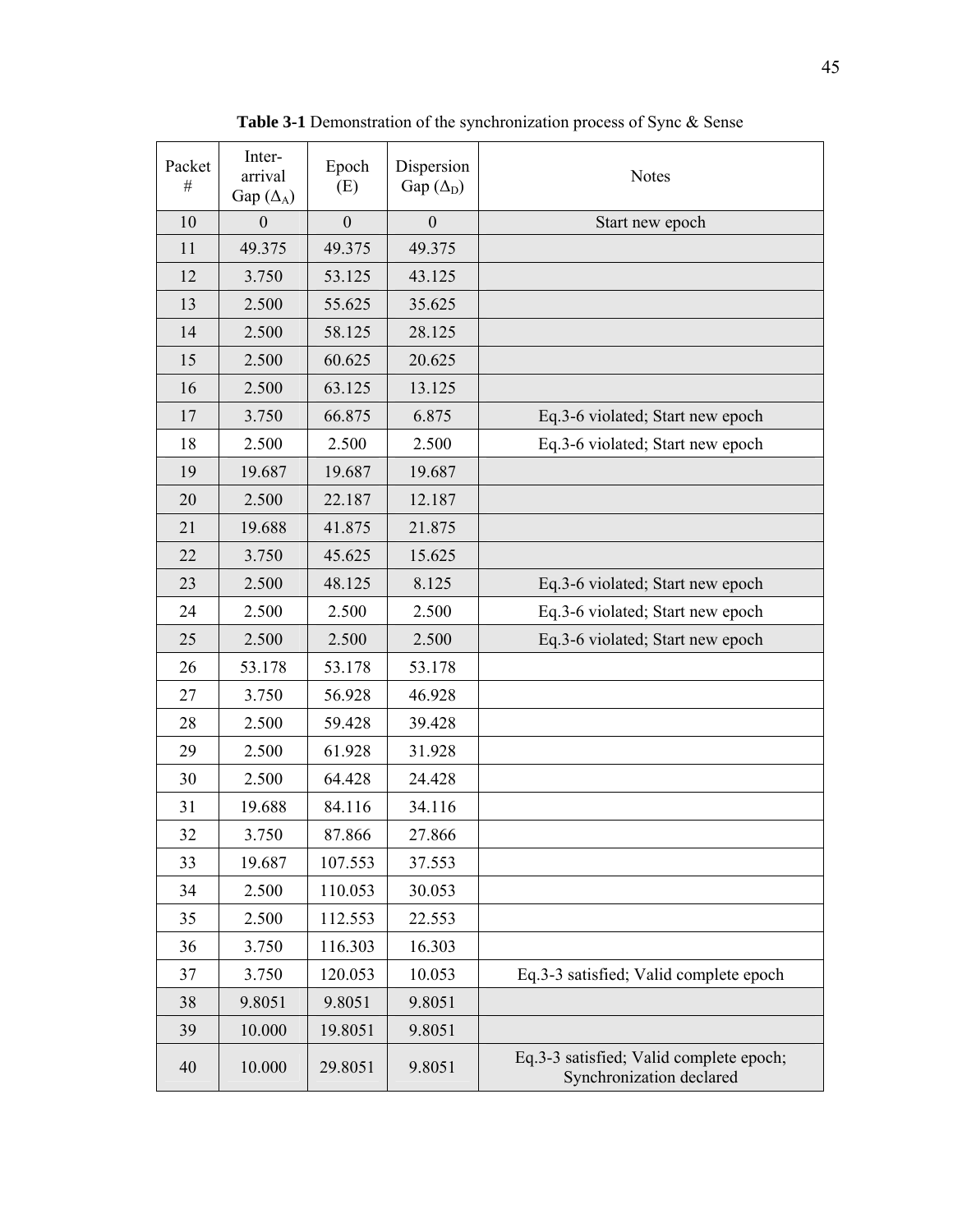**Table 3-1** Demonstration of the synchronization process of Sync & Sense

| Packet # | Inter-arrival Gap ($\Delta_A$) | Epoch (E) | Dispersion Gap ($\Delta_D$) | Notes |
|---|---|---|---|---|
| 10 | 0 | 0 | 0 | Start new epoch |
| 11 | 49.375 | 49.375 | 49.375 | |
| 12 | 3.750 | 53.125 | 43.125 | |
| 13 | 2.500 | 55.625 | 35.625 | |
| 14 | 2.500 | 58.125 | 28.125 | |
| 15 | 2.500 | 60.625 | 20.625 | |
| 16 | 2.500 | 63.125 | 13.125 | |
| 17 | 3.750 | 66.875 | 6.875 | Eq.3-6 violated; Start new epoch |
| 18 | 2.500 | 2.500 | 2.500 | Eq.3-6 violated; Start new epoch |
| 19 | 19.687 | 19.687 | 19.687 | |
| 20 | 2.500 | 22.187 | 12.187 | |
| 21 | 19.688 | 41.875 | 21.875 | |
| 22 | 3.750 | 45.625 | 15.625 | |
| 23 | 2.500 | 48.125 | 8.125 | Eq.3-6 violated; Start new epoch |
| 24 | 2.500 | 2.500 | 2.500 | Eq.3-6 violated; Start new epoch |
| 25 | 2.500 | 2.500 | 2.500 | Eq.3-6 violated; Start new epoch |
| 26 | 53.178 | 53.178 | 53.178 | |
| 27 | 3.750 | 56.928 | 46.928 | |
| 28 | 2.500 | 59.428 | 39.428 | |
| 29 | 2.500 | 61.928 | 31.928 | |
| 30 | 2.500 | 64.428 | 24.428 | |
| 31 | 19.688 | 84.116 | 34.116 | |
| 32 | 3.750 | 87.866 | 27.866 | |
| 33 | 19.687 | 107.553 | 37.553 | |
| 34 | 2.500 | 110.053 | 30.053 | |
| 35 | 2.500 | 112.553 | 22.553 | |
| 36 | 3.750 | 116.303 | 16.303 | |
| 37 | 3.750 | 120.053 | 10.053 | Eq.3-3 satisfied; Valid complete epoch |
| 38 | 9.8051 | 9.8051 | 9.8051 | |
| 39 | 10.000 | 19.8051 | 9.8051 | |
| 40 | 10.000 | 29.8051 | 9.8051 | Eq.3-3 satisfied; Valid complete epoch; Synchronization declared |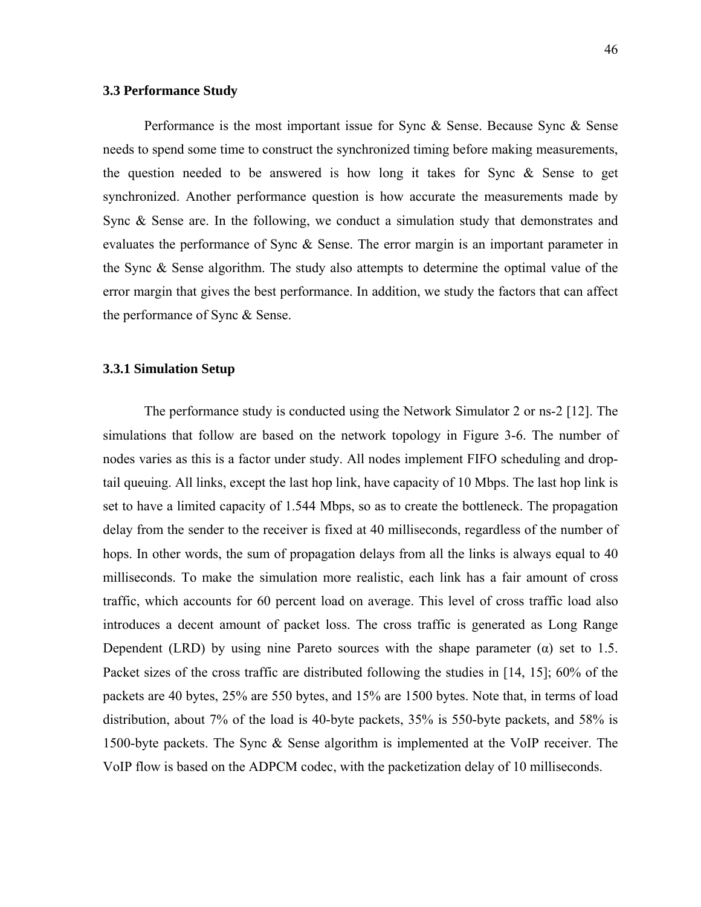### 3.3 Performance Study

Performance is the most important issue for Sync & Sense. Because Sync & Sense needs to spend some time to construct the synchronized timing before making measurements, the question needed to be answered is how long it takes for Sync & Sense to get synchronized. Another performance question is how accurate the measurements made by Sync & Sense are. In the following, we conduct a simulation study that demonstrates and evaluates the performance of Sync & Sense. The error margin is an important parameter in the Sync & Sense algorithm. The study also attempts to determine the optimal value of the error margin that gives the best performance. In addition, we study the factors that can affect the performance of Sync & Sense.

#### 3.3.1 Simulation Setup

The performance study is conducted using the Network Simulator 2 or ns-2 [12]. The simulations that follow are based on the network topology in Figure 3-6. The number of nodes varies as this is a factor under study. All nodes implement FIFO scheduling and drop-tail queuing. All links, except the last hop link, have capacity of 10 Mbps. The last hop link is set to have a limited capacity of 1.544 Mbps, so as to create the bottleneck. The propagation delay from the sender to the receiver is fixed at 40 milliseconds, regardless of the number of hops. In other words, the sum of propagation delays from all the links is always equal to 40 milliseconds. To make the simulation more realistic, each link has a fair amount of cross traffic, which accounts for 60 percent load on average. This level of cross traffic load also introduces a decent amount of packet loss. The cross traffic is generated as Long Range Dependent (LRD) by using nine Pareto sources with the shape parameter ($\alpha$) set to 1.5. Packet sizes of the cross traffic are distributed following the studies in [14, 15]; 60% of the packets are 40 bytes, 25% are 550 bytes, and 15% are 1500 bytes. Note that, in terms of load distribution, about 7% of the load is 40-byte packets, 35% is 550-byte packets, and 58% is 1500-byte packets. The Sync & Sense algorithm is implemented at the VoIP receiver. The VoIP flow is based on the ADPCM codec, with the packetization delay of 10 milliseconds.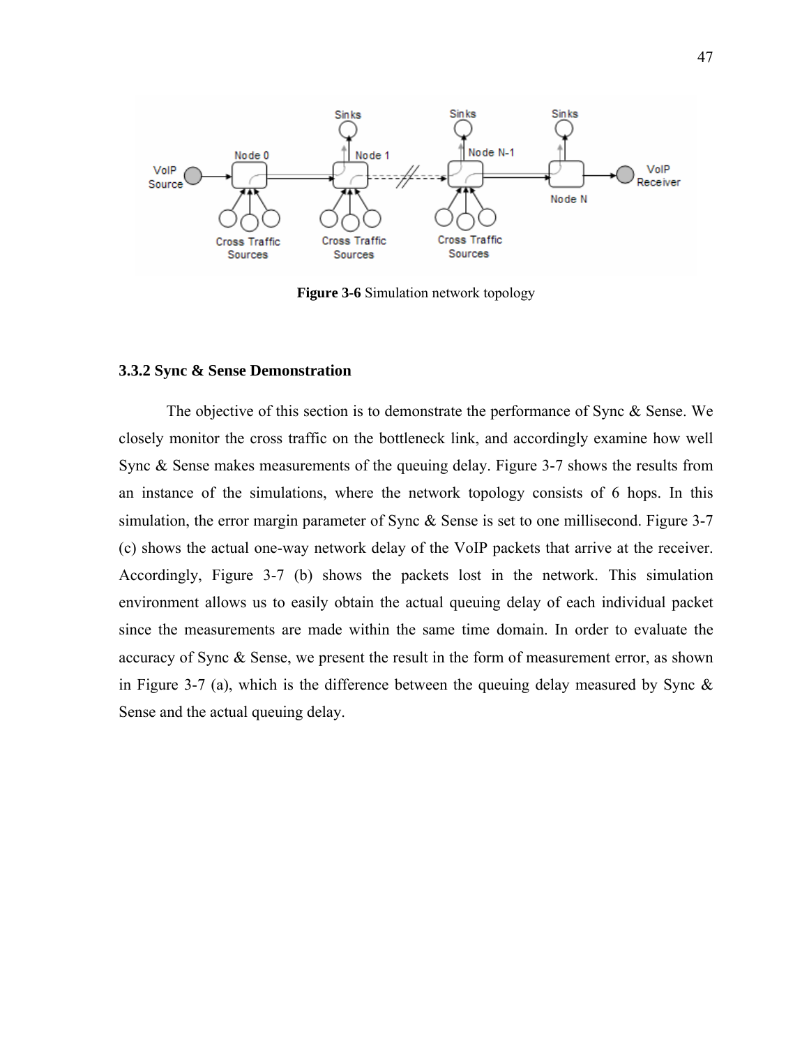Sinks

Sinks

Sinks

Node 0

Node 1

Node N-1

VoIP Source

VoIP Receiver

Node N

Cross Traffic Sources

Cross Traffic Sources

Cross Traffic Sources

**Figure 3-6** Simulation network topology

### 3.3.2 Sync & Sense Demonstration

The objective of this section is to demonstrate the performance of Sync & Sense. We closely monitor the cross traffic on the bottleneck link, and accordingly examine how well Sync & Sense makes measurements of the queuing delay. Figure 3-7 shows the results from an instance of the simulations, where the network topology consists of 6 hops. In this simulation, the error margin parameter of Sync & Sense is set to one millisecond. Figure 3-7 (c) shows the actual one-way network delay of the VoIP packets that arrive at the receiver. Accordingly, Figure 3-7 (b) shows the packets lost in the network. This simulation environment allows us to easily obtain the actual queuing delay of each individual packet since the measurements are made within the same time domain. In order to evaluate the accuracy of Sync & Sense, we present the result in the form of measurement error, as shown in Figure 3-7 (a), which is the difference between the queuing delay measured by Sync & Sense and the actual queuing delay.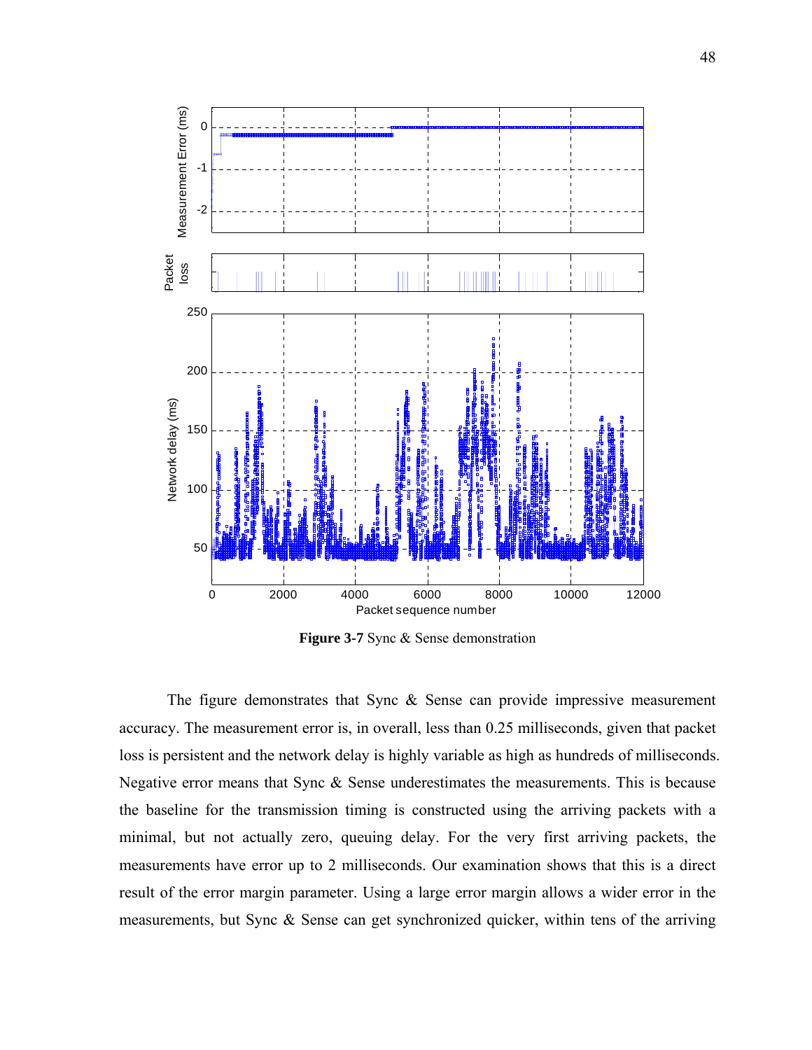Measurement Error (ms)
0
-1
-2

Packet loss

Network delay (ms)
250
200
150
100
50

0 2000 4000 6000 8000 10000 12000
Packet sequence number

**Figure 3-7** Sync & Sense demonstration

The figure demonstrates that Sync & Sense can provide impressive measurement accuracy. The measurement error is, in overall, less than 0.25 milliseconds, given that packet loss is persistent and the network delay is highly variable as high as hundreds of milliseconds. Negative error means that Sync & Sense underestimates the measurements. This is because the baseline for the transmission timing is constructed using the arriving packets with a minimal, but not actually zero, queuing delay. For the very first arriving packets, the measurements have error up to 2 milliseconds. Our examination shows that this is a direct result of the error margin parameter. Using a large error margin allows a wider error in the measurements, but Sync & Sense can get synchronized quicker, within tens of the arriving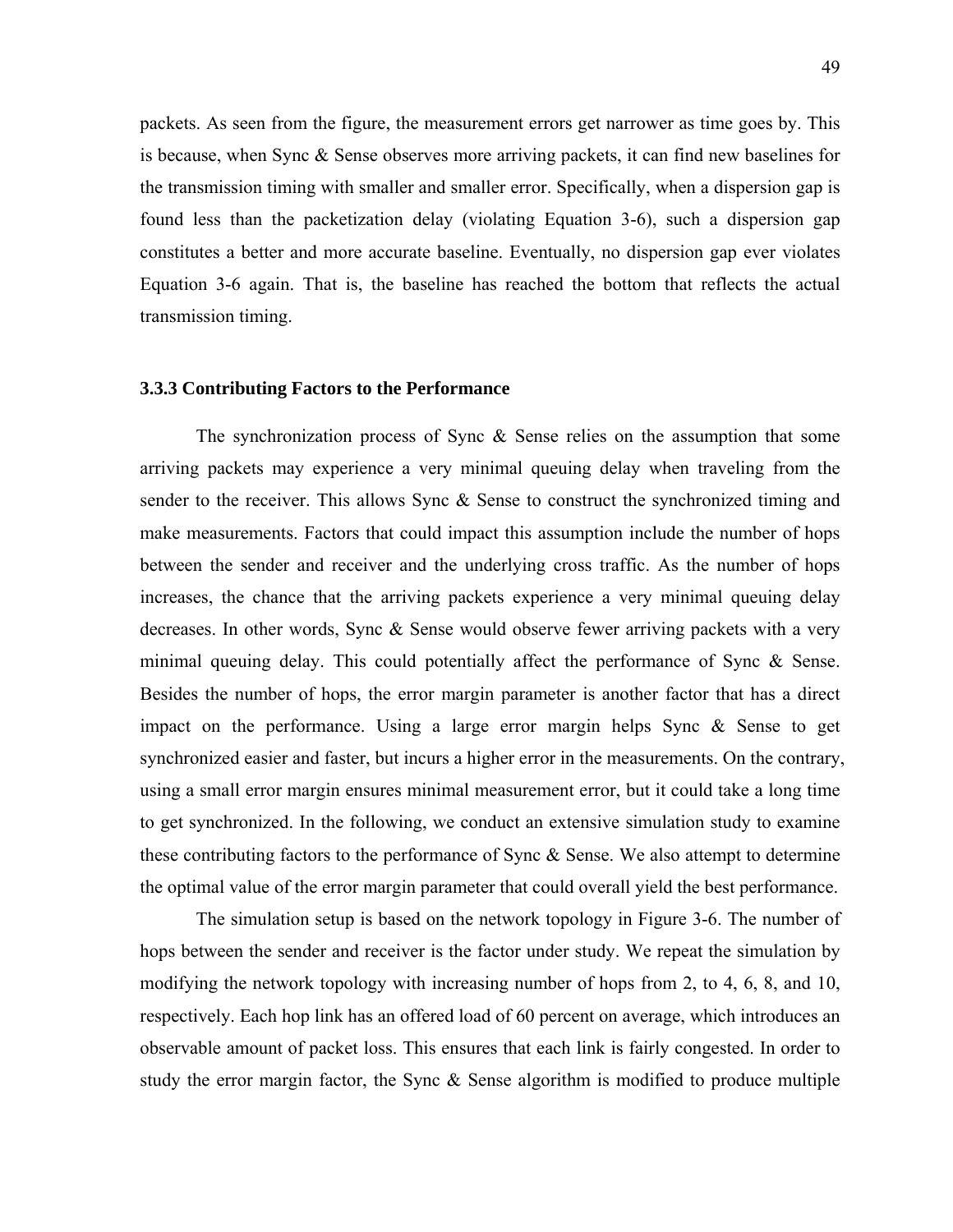packets. As seen from the figure, the measurement errors get narrower as time goes by. This is because, when Sync & Sense observes more arriving packets, it can find new baselines for the transmission timing with smaller and smaller error. Specifically, when a dispersion gap is found less than the packetization delay (violating Equation 3-6), such a dispersion gap constitutes a better and more accurate baseline. Eventually, no dispersion gap ever violates Equation 3-6 again. That is, the baseline has reached the bottom that reflects the actual transmission timing.

### 3.3.3 Contributing Factors to the Performance

The synchronization process of Sync & Sense relies on the assumption that some arriving packets may experience a very minimal queuing delay when traveling from the sender to the receiver. This allows Sync & Sense to construct the synchronized timing and make measurements. Factors that could impact this assumption include the number of hops between the sender and receiver and the underlying cross traffic. As the number of hops increases, the chance that the arriving packets experience a very minimal queuing delay decreases. In other words, Sync & Sense would observe fewer arriving packets with a very minimal queuing delay. This could potentially affect the performance of Sync & Sense. Besides the number of hops, the error margin parameter is another factor that has a direct impact on the performance. Using a large error margin helps Sync & Sense to get synchronized easier and faster, but incurs a higher error in the measurements. On the contrary, using a small error margin ensures minimal measurement error, but it could take a long time to get synchronized. In the following, we conduct an extensive simulation study to examine these contributing factors to the performance of Sync & Sense. We also attempt to determine the optimal value of the error margin parameter that could overall yield the best performance.

The simulation setup is based on the network topology in Figure 3-6. The number of hops between the sender and receiver is the factor under study. We repeat the simulation by modifying the network topology with increasing number of hops from 2, to 4, 6, 8, and 10, respectively. Each hop link has an offered load of 60 percent on average, which introduces an observable amount of packet loss. This ensures that each link is fairly congested. In order to study the error margin factor, the Sync & Sense algorithm is modified to produce multiple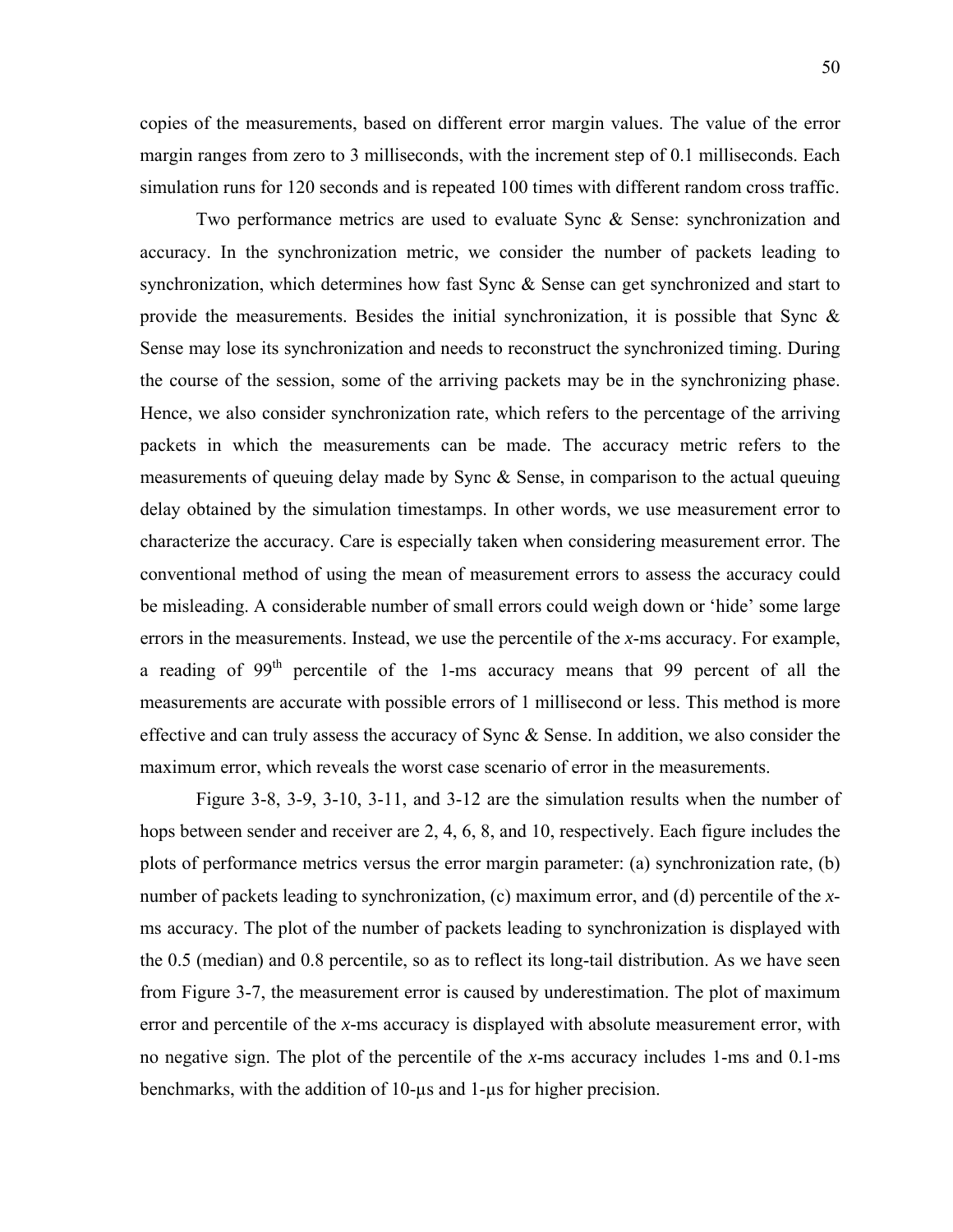copies of the measurements, based on different error margin values. The value of the error margin ranges from zero to 3 milliseconds, with the increment step of 0.1 milliseconds. Each simulation runs for 120 seconds and is repeated 100 times with different random cross traffic.

Two performance metrics are used to evaluate Sync & Sense: synchronization and accuracy. In the synchronization metric, we consider the number of packets leading to synchronization, which determines how fast Sync & Sense can get synchronized and start to provide the measurements. Besides the initial synchronization, it is possible that Sync & Sense may lose its synchronization and needs to reconstruct the synchronized timing. During the course of the session, some of the arriving packets may be in the synchronizing phase. Hence, we also consider synchronization rate, which refers to the percentage of the arriving packets in which the measurements can be made. The accuracy metric refers to the measurements of queuing delay made by Sync & Sense, in comparison to the actual queuing delay obtained by the simulation timestamps. In other words, we use measurement error to characterize the accuracy. Care is especially taken when considering measurement error. The conventional method of using the mean of measurement errors to assess the accuracy could be misleading. A considerable number of small errors could weigh down or 'hide' some large errors in the measurements. Instead, we use the percentile of the *x*-ms accuracy. For example, a reading of 99th percentile of the 1-ms accuracy means that 99 percent of all the measurements are accurate with possible errors of 1 millisecond or less. This method is more effective and can truly assess the accuracy of Sync & Sense. In addition, we also consider the maximum error, which reveals the worst case scenario of error in the measurements.

Figure 3-8, 3-9, 3-10, 3-11, and 3-12 are the simulation results when the number of hops between sender and receiver are 2, 4, 6, 8, and 10, respectively. Each figure includes the plots of performance metrics versus the error margin parameter: (a) synchronization rate, (b) number of packets leading to synchronization, (c) maximum error, and (d) percentile of the *x*-ms accuracy. The plot of the number of packets leading to synchronization is displayed with the 0.5 (median) and 0.8 percentile, so as to reflect its long-tail distribution. As we have seen from Figure 3-7, the measurement error is caused by underestimation. The plot of maximum error and percentile of the *x*-ms accuracy is displayed with absolute measurement error, with no negative sign. The plot of the percentile of the *x*-ms accuracy includes 1-ms and 0.1-ms benchmarks, with the addition of 10-μs and 1-μs for higher precision.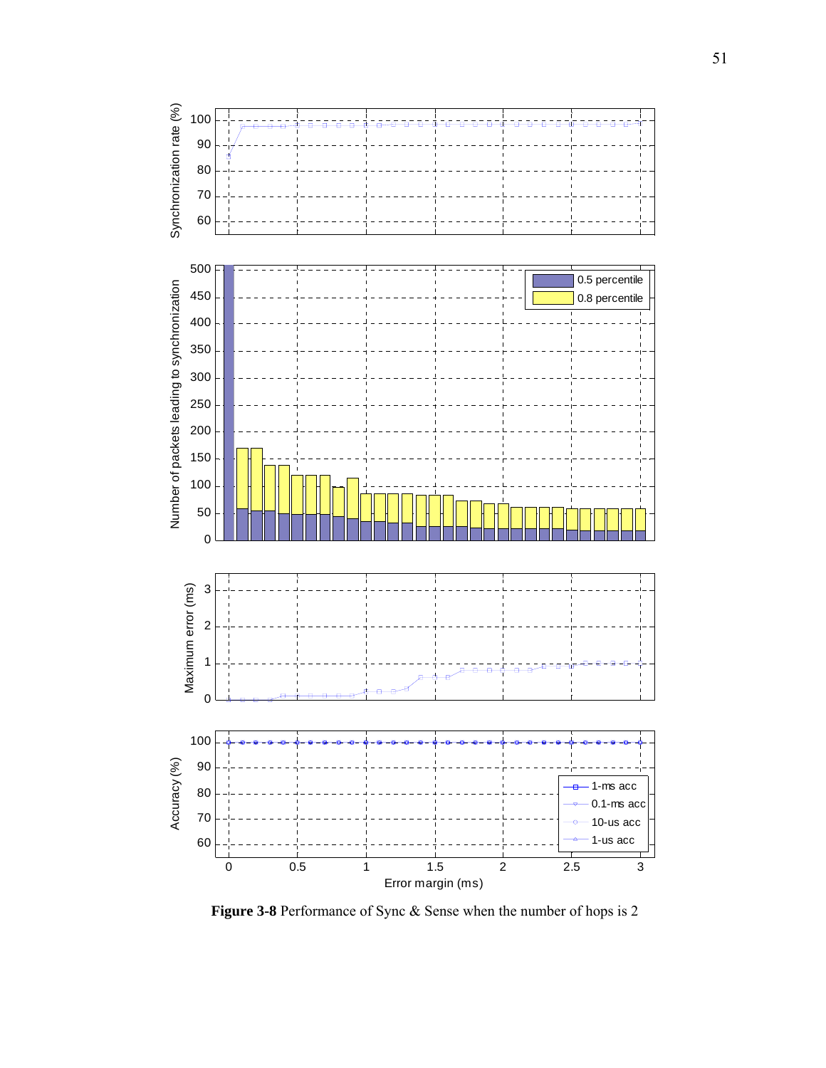Synchronization rate (%)

100
90
80
70
60

Number of packets leading to synchronization

500
450
400
350
300
250
200
150
100
50
0

0.5 percentile
0.8 percentile

Maximum error (ms)

3
2
1
0

Accuracy (%)

100
90
80
70
60

1-ms acc
0.1-ms acc
10-us acc
1-us acc

0 0.5 1 1.5 2 2.5 3

Error margin (ms)

**Figure 3-8** Performance of Sync & Sense when the number of hops is 2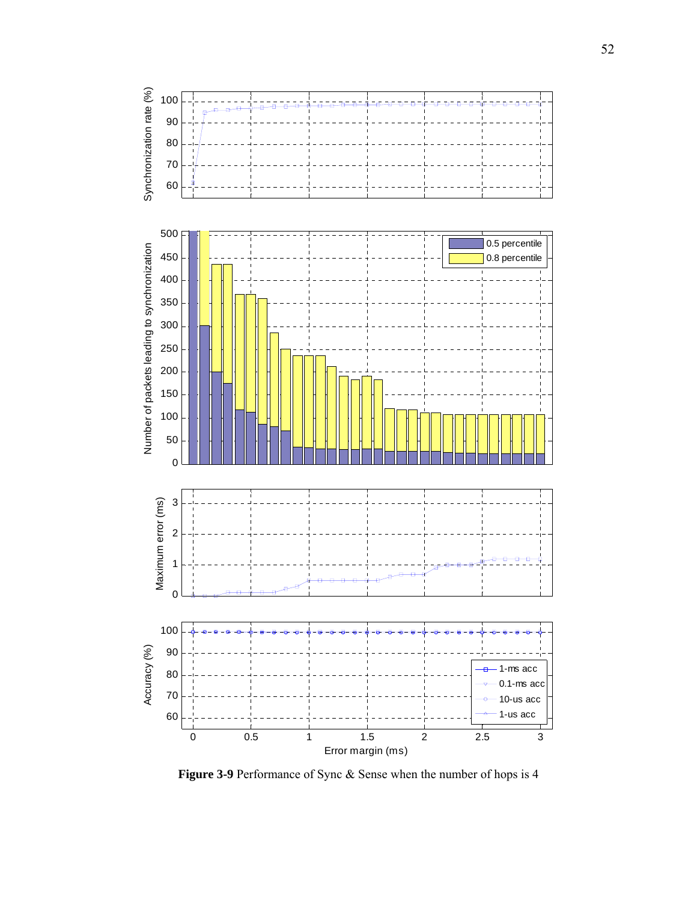Synchronization rate (%)
100
90
80
70
60

Number of packets leading to synchronization
500
450
400
350
300
250
200
150
100
50
0

0.5 percentile
0.8 percentile

Maximum error (ms)
3
2
1
0

Accuracy (%)
100
90
80
70
60

1-ms acc
0.1-ms acc
10-us acc
1-us acc

0
0.5
1
1.5
2
2.5
3
Error margin (ms)

**Figure 3-9** Performance of Sync & Sense when the number of hops is 4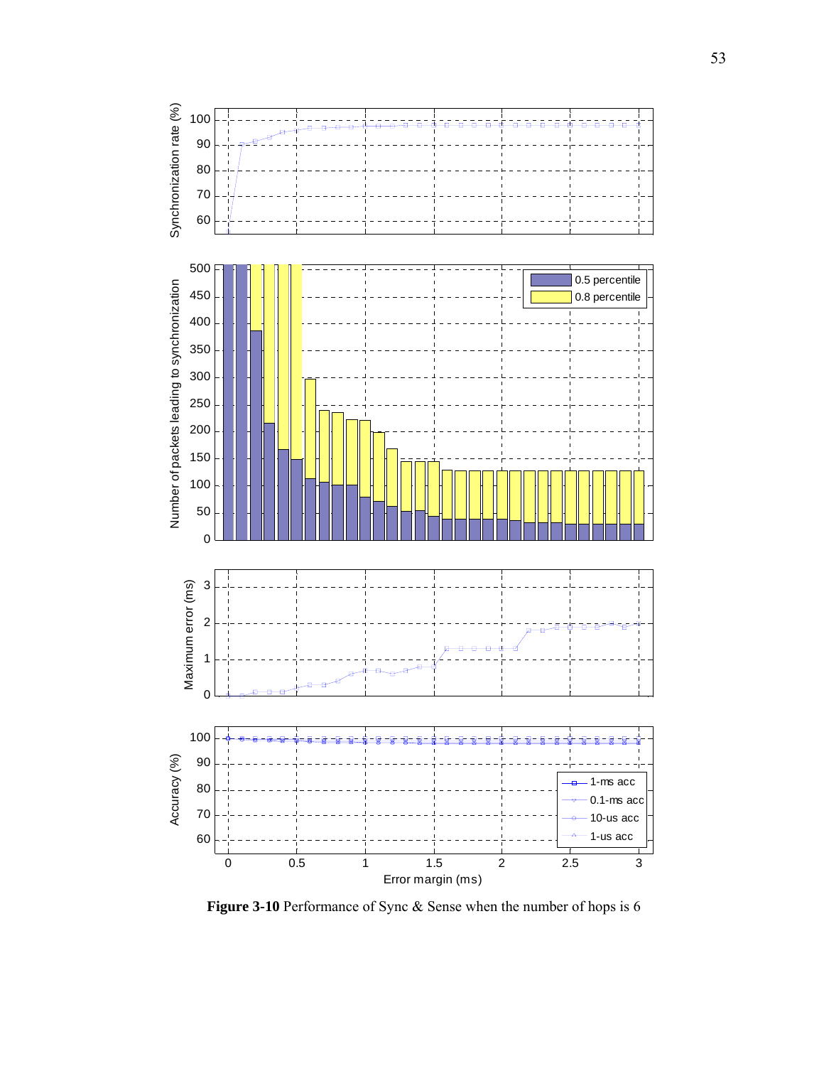Synchronization rate (%)

100
90
80
70
60

Number of packets leading to synchronization

500
450
400
350
300
250
200
150
100
50
0

0.5 percentile
0.8 percentile

Maximum error (ms)

3
2
1
0

Accuracy (%)

100
90
80
70
60

1-ms acc
0.1-ms acc
10-us acc
1-us acc

0
0.5
1
1.5
2
2.5
3

Error margin (ms)

**Figure 3-10** Performance of Sync & Sense when the number of hops is 6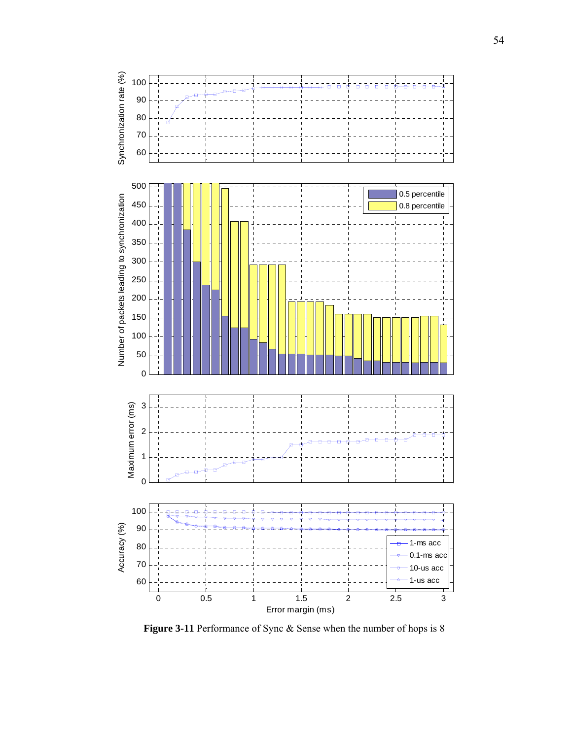Synchronization rate (%)

100
90
80
70
60

Number of packets leading to synchronization

500
450
400
350
300
250
200
150
100
50
0

0.5 percentile
0.8 percentile

Maximum error (ms)

3
2
1
0

Accuracy (%)

100
90
80
70
60

1-ms acc
0.1-ms acc
10-us acc
1-us acc

0 0.5 1 1.5 2 2.5 3

Error margin (ms)

**Figure 3-11** Performance of Sync & Sense when the number of hops is 8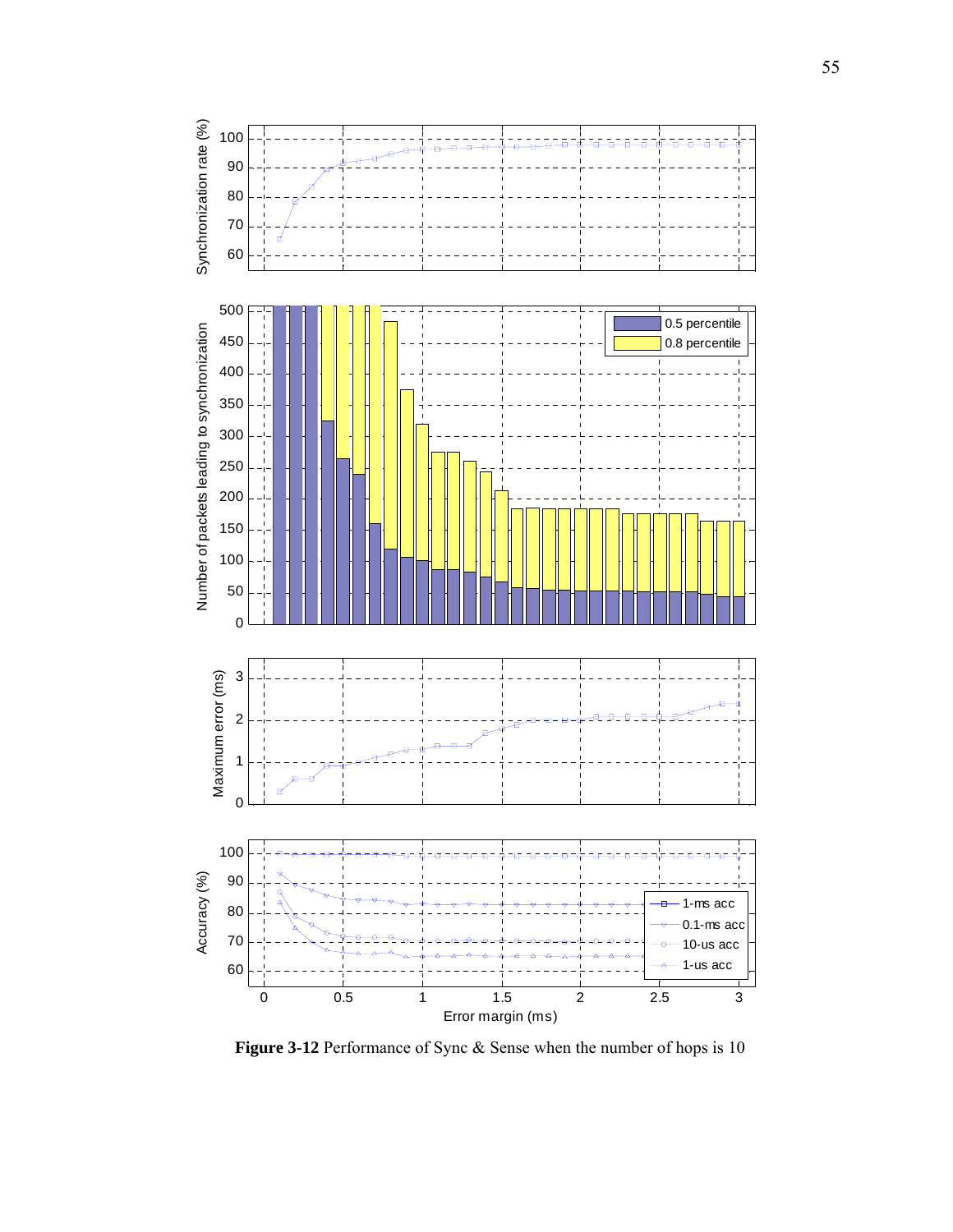Synchronization rate (%)

100
90
80
70
60

Number of packets leading to synchronization

500
450
400
350
300
250
200
150
100
50
0

0.5 percentile
0.8 percentile

Maximum error (ms)

3
2
1
0

Accuracy (%)

100
90
80
70
60

1-ms acc
0.1-ms acc
10-us acc
1-us acc

0 0.5 1 1.5 2 2.5 3

Error margin (ms)

**Figure 3-12** Performance of Sync & Sense when the number of hops is 10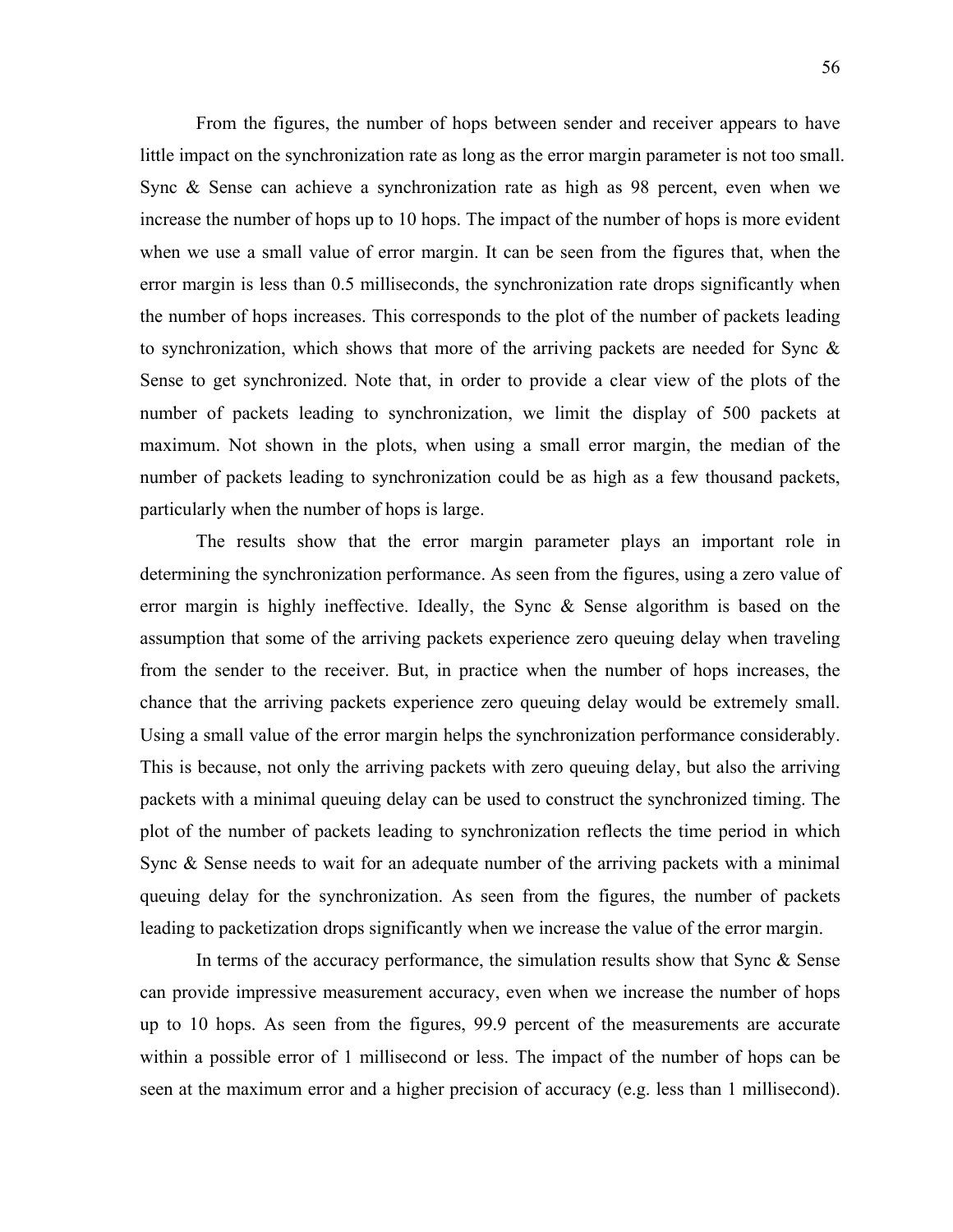From the figures, the number of hops between sender and receiver appears to have little impact on the synchronization rate as long as the error margin parameter is not too small. Sync & Sense can achieve a synchronization rate as high as 98 percent, even when we increase the number of hops up to 10 hops. The impact of the number of hops is more evident when we use a small value of error margin. It can be seen from the figures that, when the error margin is less than 0.5 milliseconds, the synchronization rate drops significantly when the number of hops increases. This corresponds to the plot of the number of packets leading to synchronization, which shows that more of the arriving packets are needed for Sync & Sense to get synchronized. Note that, in order to provide a clear view of the plots of the number of packets leading to synchronization, we limit the display of 500 packets at maximum. Not shown in the plots, when using a small error margin, the median of the number of packets leading to synchronization could be as high as a few thousand packets, particularly when the number of hops is large.

The results show that the error margin parameter plays an important role in determining the synchronization performance. As seen from the figures, using a zero value of error margin is highly ineffective. Ideally, the Sync & Sense algorithm is based on the assumption that some of the arriving packets experience zero queuing delay when traveling from the sender to the receiver. But, in practice when the number of hops increases, the chance that the arriving packets experience zero queuing delay would be extremely small. Using a small value of the error margin helps the synchronization performance considerably. This is because, not only the arriving packets with zero queuing delay, but also the arriving packets with a minimal queuing delay can be used to construct the synchronized timing. The plot of the number of packets leading to synchronization reflects the time period in which Sync & Sense needs to wait for an adequate number of the arriving packets with a minimal queuing delay for the synchronization. As seen from the figures, the number of packets leading to packetization drops significantly when we increase the value of the error margin.

In terms of the accuracy performance, the simulation results show that Sync & Sense can provide impressive measurement accuracy, even when we increase the number of hops up to 10 hops. As seen from the figures, 99.9 percent of the measurements are accurate within a possible error of 1 millisecond or less. The impact of the number of hops can be seen at the maximum error and a higher precision of accuracy (e.g. less than 1 millisecond).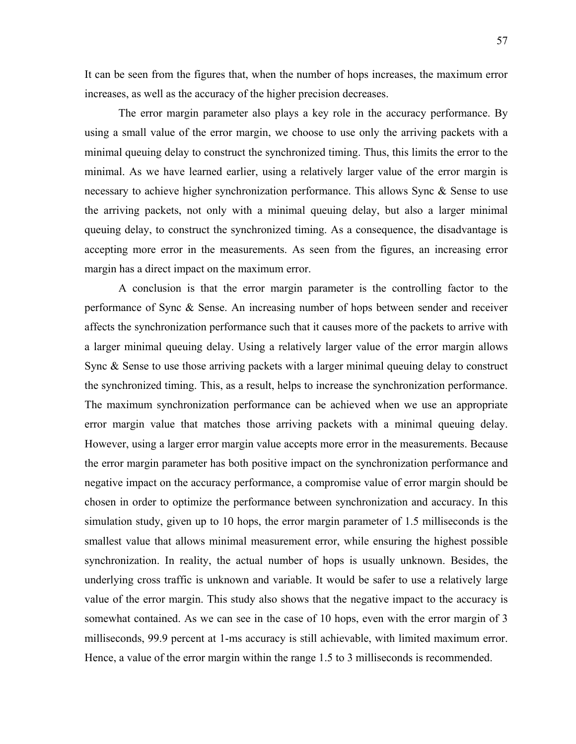It can be seen from the figures that, when the number of hops increases, the maximum error increases, as well as the accuracy of the higher precision decreases.

The error margin parameter also plays a key role in the accuracy performance. By using a small value of the error margin, we choose to use only the arriving packets with a minimal queuing delay to construct the synchronized timing. Thus, this limits the error to the minimal. As we have learned earlier, using a relatively larger value of the error margin is necessary to achieve higher synchronization performance. This allows Sync & Sense to use the arriving packets, not only with a minimal queuing delay, but also a larger minimal queuing delay, to construct the synchronized timing. As a consequence, the disadvantage is accepting more error in the measurements. As seen from the figures, an increasing error margin has a direct impact on the maximum error.

A conclusion is that the error margin parameter is the controlling factor to the performance of Sync & Sense. An increasing number of hops between sender and receiver affects the synchronization performance such that it causes more of the packets to arrive with a larger minimal queuing delay. Using a relatively larger value of the error margin allows Sync & Sense to use those arriving packets with a larger minimal queuing delay to construct the synchronized timing. This, as a result, helps to increase the synchronization performance. The maximum synchronization performance can be achieved when we use an appropriate error margin value that matches those arriving packets with a minimal queuing delay. However, using a larger error margin value accepts more error in the measurements. Because the error margin parameter has both positive impact on the synchronization performance and negative impact on the accuracy performance, a compromise value of error margin should be chosen in order to optimize the performance between synchronization and accuracy. In this simulation study, given up to 10 hops, the error margin parameter of 1.5 milliseconds is the smallest value that allows minimal measurement error, while ensuring the highest possible synchronization. In reality, the actual number of hops is usually unknown. Besides, the underlying cross traffic is unknown and variable. It would be safer to use a relatively large value of the error margin. This study also shows that the negative impact to the accuracy is somewhat contained. As we can see in the case of 10 hops, even with the error margin of 3 milliseconds, 99.9 percent at 1-ms accuracy is still achievable, with limited maximum error. Hence, a value of the error margin within the range 1.5 to 3 milliseconds is recommended.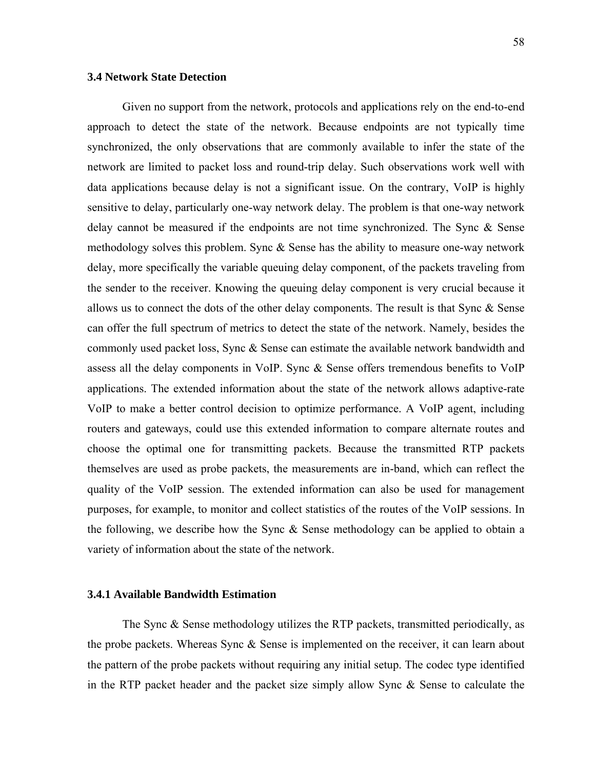### 3.4 Network State Detection

Given no support from the network, protocols and applications rely on the end-to-end approach to detect the state of the network. Because endpoints are not typically time synchronized, the only observations that are commonly available to infer the state of the network are limited to packet loss and round-trip delay. Such observations work well with data applications because delay is not a significant issue. On the contrary, VoIP is highly sensitive to delay, particularly one-way network delay. The problem is that one-way network delay cannot be measured if the endpoints are not time synchronized. The Sync & Sense methodology solves this problem. Sync & Sense has the ability to measure one-way network delay, more specifically the variable queuing delay component, of the packets traveling from the sender to the receiver. Knowing the queuing delay component is very crucial because it allows us to connect the dots of the other delay components. The result is that Sync & Sense can offer the full spectrum of metrics to detect the state of the network. Namely, besides the commonly used packet loss, Sync & Sense can estimate the available network bandwidth and assess all the delay components in VoIP. Sync & Sense offers tremendous benefits to VoIP applications. The extended information about the state of the network allows adaptive-rate VoIP to make a better control decision to optimize performance. A VoIP agent, including routers and gateways, could use this extended information to compare alternate routes and choose the optimal one for transmitting packets. Because the transmitted RTP packets themselves are used as probe packets, the measurements are in-band, which can reflect the quality of the VoIP session. The extended information can also be used for management purposes, for example, to monitor and collect statistics of the routes of the VoIP sessions. In the following, we describe how the Sync & Sense methodology can be applied to obtain a variety of information about the state of the network.

#### 3.4.1 Available Bandwidth Estimation

The Sync & Sense methodology utilizes the RTP packets, transmitted periodically, as the probe packets. Whereas Sync & Sense is implemented on the receiver, it can learn about the pattern of the probe packets without requiring any initial setup. The codec type identified in the RTP packet header and the packet size simply allow Sync & Sense to calculate the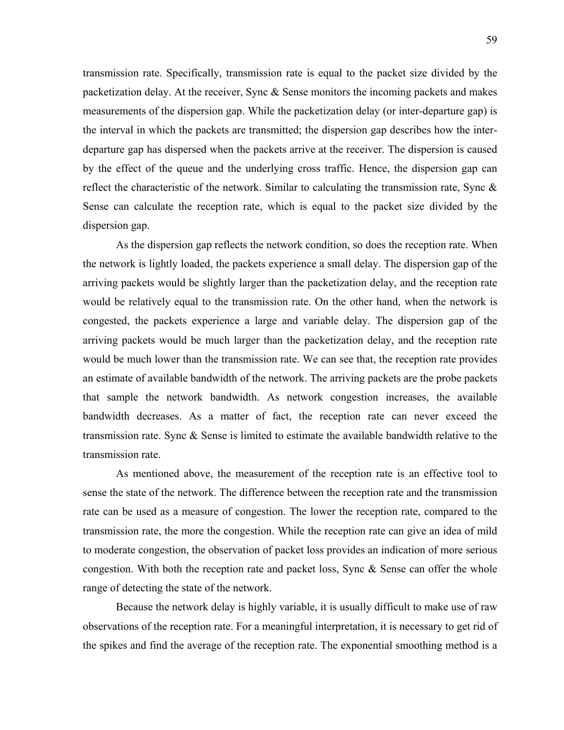transmission rate. Specifically, transmission rate is equal to the packet size divided by the packetization delay. At the receiver, Sync & Sense monitors the incoming packets and makes measurements of the dispersion gap. While the packetization delay (or inter-departure gap) is the interval in which the packets are transmitted; the dispersion gap describes how the inter-departure gap has dispersed when the packets arrive at the receiver. The dispersion is caused by the effect of the queue and the underlying cross traffic. Hence, the dispersion gap can reflect the characteristic of the network. Similar to calculating the transmission rate, Sync & Sense can calculate the reception rate, which is equal to the packet size divided by the dispersion gap.

As the dispersion gap reflects the network condition, so does the reception rate. When the network is lightly loaded, the packets experience a small delay. The dispersion gap of the arriving packets would be slightly larger than the packetization delay, and the reception rate would be relatively equal to the transmission rate. On the other hand, when the network is congested, the packets experience a large and variable delay. The dispersion gap of the arriving packets would be much larger than the packetization delay, and the reception rate would be much lower than the transmission rate. We can see that, the reception rate provides an estimate of available bandwidth of the network. The arriving packets are the probe packets that sample the network bandwidth. As network congestion increases, the available bandwidth decreases. As a matter of fact, the reception rate can never exceed the transmission rate. Sync & Sense is limited to estimate the available bandwidth relative to the transmission rate.

As mentioned above, the measurement of the reception rate is an effective tool to sense the state of the network. The difference between the reception rate and the transmission rate can be used as a measure of congestion. The lower the reception rate, compared to the transmission rate, the more the congestion. While the reception rate can give an idea of mild to moderate congestion, the observation of packet loss provides an indication of more serious congestion. With both the reception rate and packet loss, Sync & Sense can offer the whole range of detecting the state of the network.

Because the network delay is highly variable, it is usually difficult to make use of raw observations of the reception rate. For a meaningful interpretation, it is necessary to get rid of the spikes and find the average of the reception rate. The exponential smoothing method is a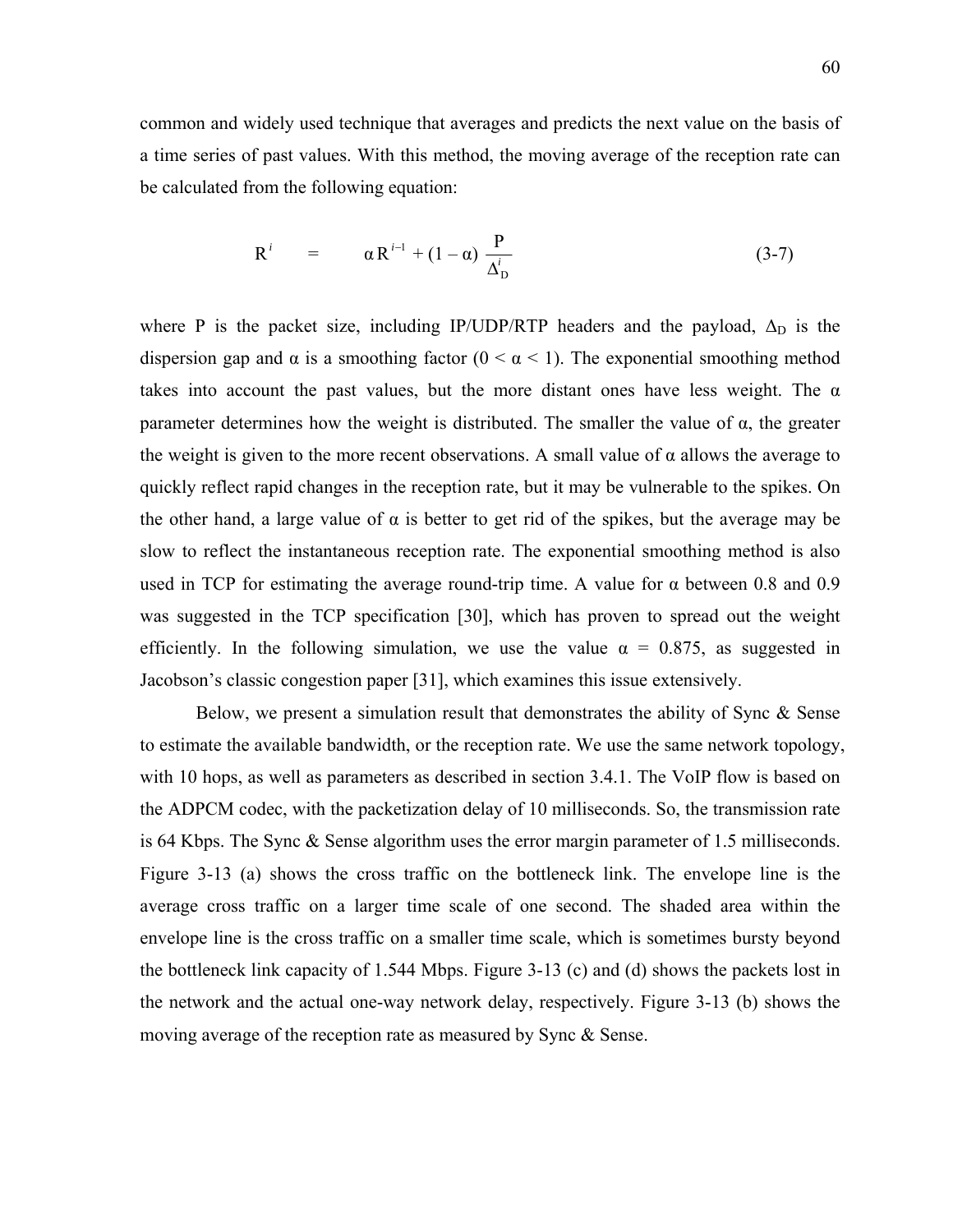common and widely used technique that averages and predicts the next value on the basis of a time series of past values. With this method, the moving average of the reception rate can be calculated from the following equation:

$$R^{i} = \alpha R^{i-1} + (1-\alpha)\frac{P}{\Delta_D^{i}} \tag{3-7}$$

where P is the packet size, including IP/UDP/RTP headers and the payload, $\Delta_D$ is the dispersion gap and $\alpha$ is a smoothing factor ($0 < \alpha < 1$). The exponential smoothing method takes into account the past values, but the more distant ones have less weight. The $\alpha$ parameter determines how the weight is distributed. The smaller the value of $\alpha$, the greater the weight is given to the more recent observations. A small value of $\alpha$ allows the average to quickly reflect rapid changes in the reception rate, but it may be vulnerable to the spikes. On the other hand, a large value of $\alpha$ is better to get rid of the spikes, but the average may be slow to reflect the instantaneous reception rate. The exponential smoothing method is also used in TCP for estimating the average round-trip time. A value for $\alpha$ between 0.8 and 0.9 was suggested in the TCP specification [30], which has proven to spread out the weight efficiently. In the following simulation, we use the value $\alpha = 0.875$, as suggested in Jacobson's classic congestion paper [31], which examines this issue extensively.

Below, we present a simulation result that demonstrates the ability of Sync & Sense to estimate the available bandwidth, or the reception rate. We use the same network topology, with 10 hops, as well as parameters as described in section 3.4.1. The VoIP flow is based on the ADPCM codec, with the packetization delay of 10 milliseconds. So, the transmission rate is 64 Kbps. The Sync & Sense algorithm uses the error margin parameter of 1.5 milliseconds. Figure 3-13 (a) shows the cross traffic on the bottleneck link. The envelope line is the average cross traffic on a larger time scale of one second. The shaded area within the envelope line is the cross traffic on a smaller time scale, which is sometimes bursty beyond the bottleneck link capacity of 1.544 Mbps. Figure 3-13 (c) and (d) shows the packets lost in the network and the actual one-way network delay, respectively. Figure 3-13 (b) shows the moving average of the reception rate as measured by Sync & Sense.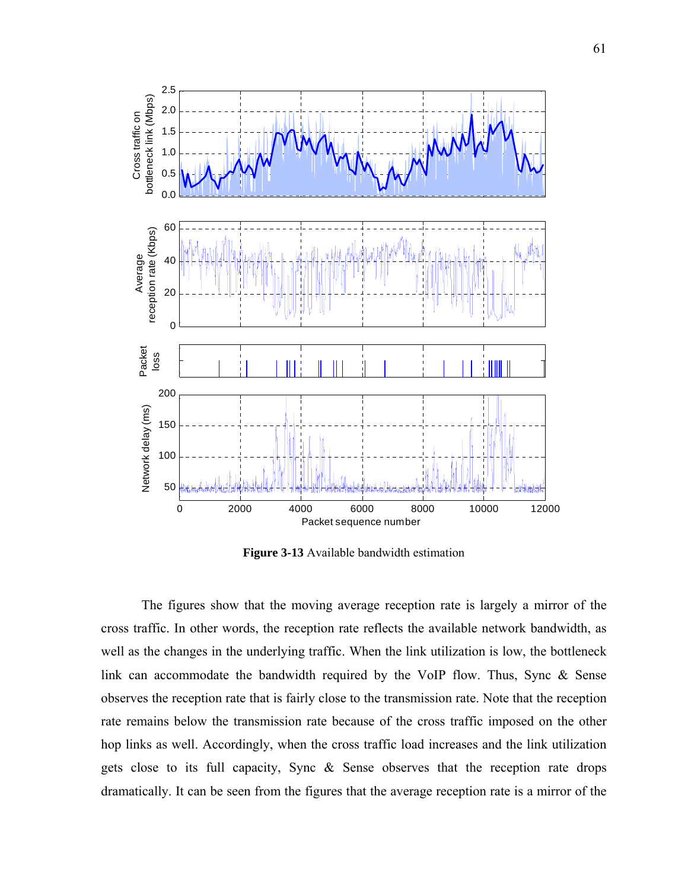Cross traffic on bottleneck link (Mbps)

2.5
2.0
1.5
1.0
0.5
0.0

Average reception rate (Kbps)

60
40
20
0

Packet loss

Network delay (ms)

200
150
100
50

0 2000 4000 6000 8000 10000 12000

Packet sequence number

**Figure 3-13** Available bandwidth estimation

The figures show that the moving average reception rate is largely a mirror of the cross traffic. In other words, the reception rate reflects the available network bandwidth, as well as the changes in the underlying traffic. When the link utilization is low, the bottleneck link can accommodate the bandwidth required by the VoIP flow. Thus, Sync & Sense observes the reception rate that is fairly close to the transmission rate. Note that the reception rate remains below the transmission rate because of the cross traffic imposed on the other hop links as well. Accordingly, when the cross traffic load increases and the link utilization gets close to its full capacity, Sync & Sense observes that the reception rate drops dramatically. It can be seen from the figures that the average reception rate is a mirror of the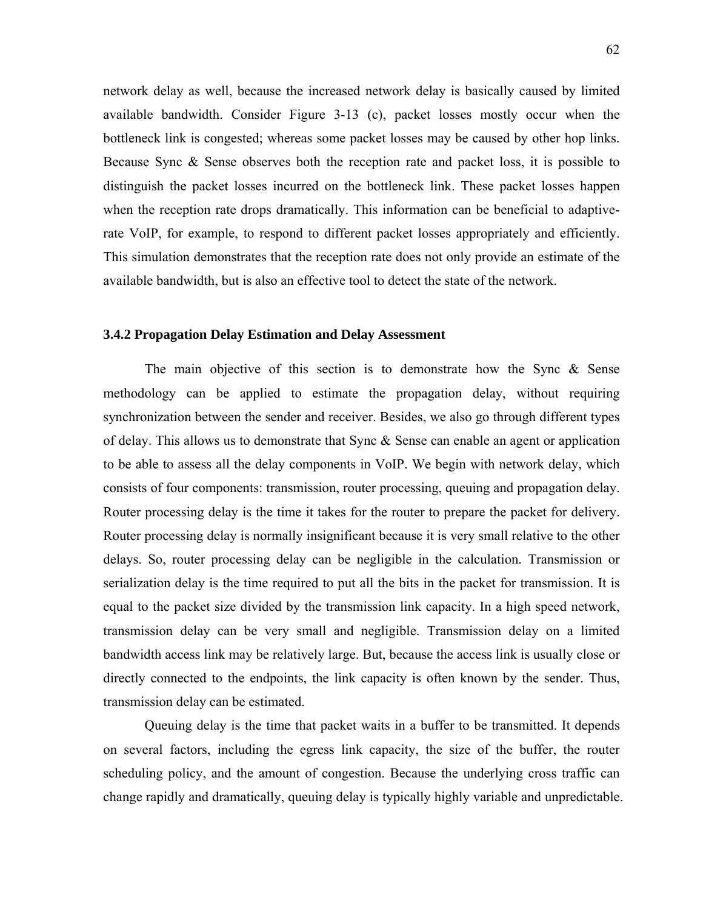network delay as well, because the increased network delay is basically caused by limited available bandwidth. Consider Figure 3-13 (c), packet losses mostly occur when the bottleneck link is congested; whereas some packet losses may be caused by other hop links. Because Sync & Sense observes both the reception rate and packet loss, it is possible to distinguish the packet losses incurred on the bottleneck link. These packet losses happen when the reception rate drops dramatically. This information can be beneficial to adaptive-rate VoIP, for example, to respond to different packet losses appropriately and efficiently. This simulation demonstrates that the reception rate does not only provide an estimate of the available bandwidth, but is also an effective tool to detect the state of the network.

### 3.4.2 Propagation Delay Estimation and Delay Assessment

The main objective of this section is to demonstrate how the Sync & Sense methodology can be applied to estimate the propagation delay, without requiring synchronization between the sender and receiver. Besides, we also go through different types of delay. This allows us to demonstrate that Sync & Sense can enable an agent or application to be able to assess all the delay components in VoIP. We begin with network delay, which consists of four components: transmission, router processing, queuing and propagation delay. Router processing delay is the time it takes for the router to prepare the packet for delivery. Router processing delay is normally insignificant because it is very small relative to the other delays. So, router processing delay can be negligible in the calculation. Transmission or serialization delay is the time required to put all the bits in the packet for transmission. It is equal to the packet size divided by the transmission link capacity. In a high speed network, transmission delay can be very small and negligible. Transmission delay on a limited bandwidth access link may be relatively large. But, because the access link is usually close or directly connected to the endpoints, the link capacity is often known by the sender. Thus, transmission delay can be estimated.

Queuing delay is the time that packet waits in a buffer to be transmitted. It depends on several factors, including the egress link capacity, the size of the buffer, the router scheduling policy, and the amount of congestion. Because the underlying cross traffic can change rapidly and dramatically, queuing delay is typically highly variable and unpredictable.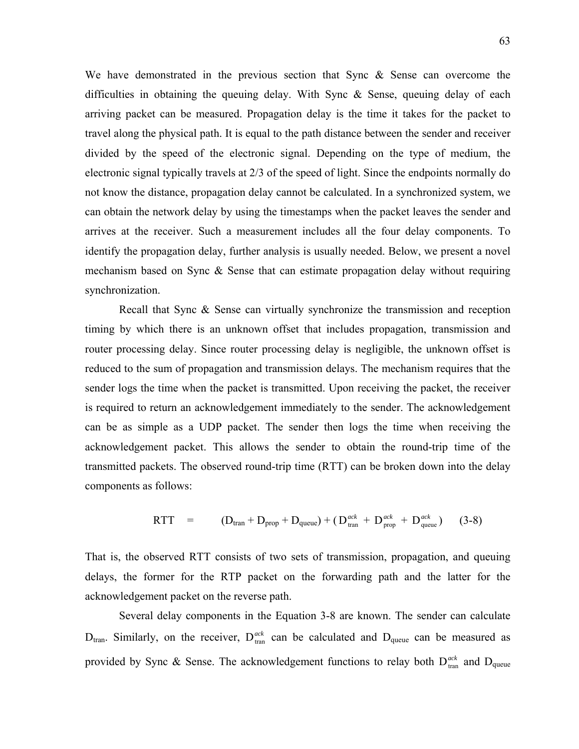We have demonstrated in the previous section that Sync & Sense can overcome the difficulties in obtaining the queuing delay. With Sync & Sense, queuing delay of each arriving packet can be measured. Propagation delay is the time it takes for the packet to travel along the physical path. It is equal to the path distance between the sender and receiver divided by the speed of the electronic signal. Depending on the type of medium, the electronic signal typically travels at 2/3 of the speed of light. Since the endpoints normally do not know the distance, propagation delay cannot be calculated. In a synchronized system, we can obtain the network delay by using the timestamps when the packet leaves the sender and arrives at the receiver. Such a measurement includes all the four delay components. To identify the propagation delay, further analysis is usually needed. Below, we present a novel mechanism based on Sync & Sense that can estimate propagation delay without requiring synchronization.

Recall that Sync & Sense can virtually synchronize the transmission and reception timing by which there is an unknown offset that includes propagation, transmission and router processing delay. Since router processing delay is negligible, the unknown offset is reduced to the sum of propagation and transmission delays. The mechanism requires that the sender logs the time when the packet is transmitted. Upon receiving the packet, the receiver is required to return an acknowledgement immediately to the sender. The acknowledgement can be as simple as a UDP packet. The sender then logs the time when receiving the acknowledgement packet. This allows the sender to obtain the round-trip time of the transmitted packets. The observed round-trip time (RTT) can be broken down into the delay components as follows:

$$RTT \quad = \quad (D_{tran} + D_{prop} + D_{queue}) + (D_{tran}^{ack} + D_{prop}^{ack} + D_{queue}^{ack}) \qquad (3\text{-}8)$$

That is, the observed RTT consists of two sets of transmission, propagation, and queuing delays, the former for the RTP packet on the forwarding path and the latter for the acknowledgement packet on the reverse path.

Several delay components in the Equation 3-8 are known. The sender can calculate $D_{tran}$. Similarly, on the receiver, $D_{tran}^{ack}$ can be calculated and $D_{queue}$ can be measured as provided by Sync & Sense. The acknowledgement functions to relay both $D_{tran}^{ack}$ and $D_{queue}$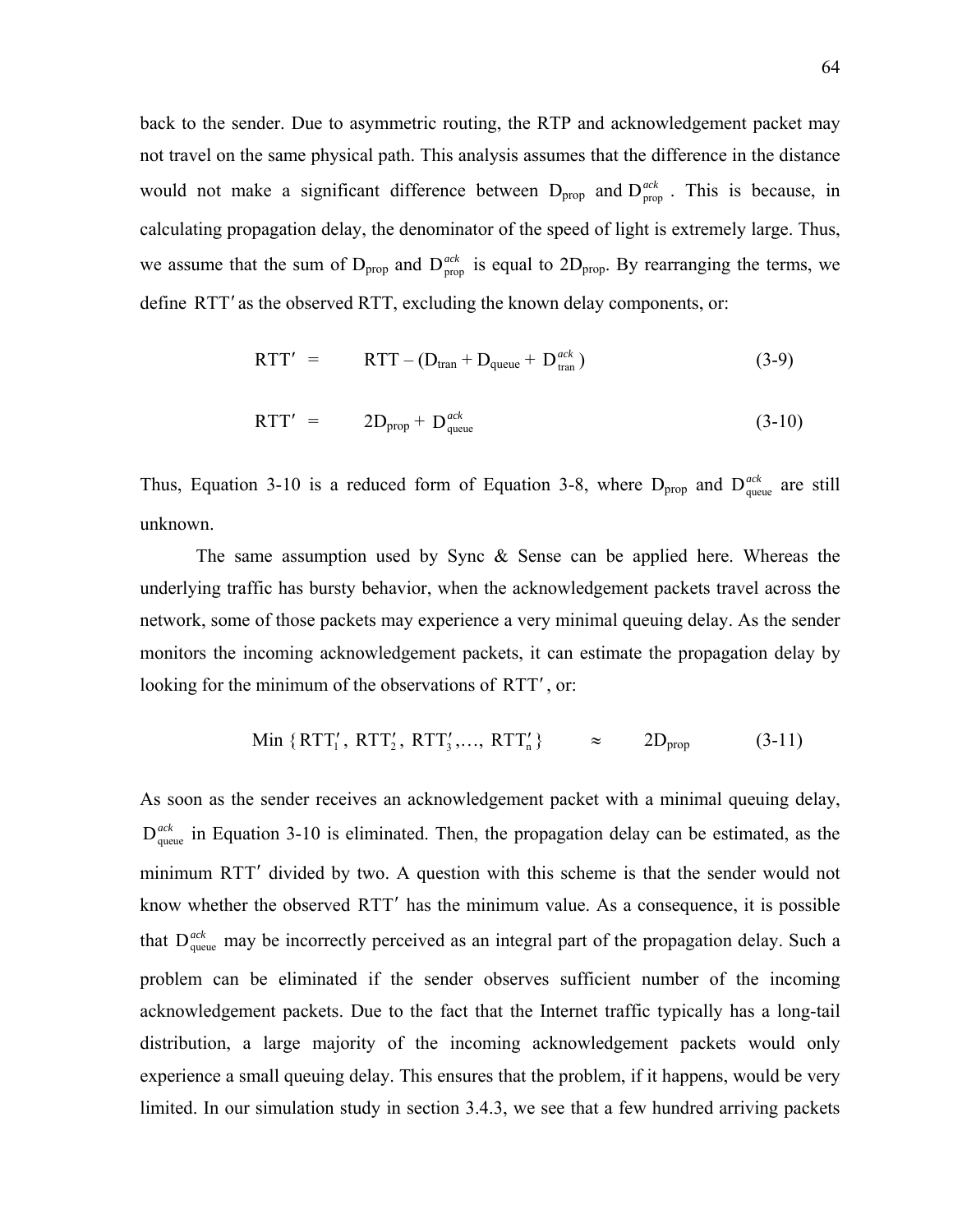back to the sender. Due to asymmetric routing, the RTP and acknowledgement packet may not travel on the same physical path. This analysis assumes that the difference in the distance would not make a significant difference between $D_{prop}$ and $D_{prop}^{ack}$. This is because, in calculating propagation delay, the denominator of the speed of light is extremely large. Thus, we assume that the sum of $D_{prop}$ and $D_{prop}^{ack}$ is equal to $2D_{prop}$. By rearranging the terms, we define $RTT'$ as the observed RTT, excluding the known delay components, or:

$$RTT' = RTT - (D_{tran} + D_{queue} + D_{tran}^{ack}) \tag{3-9}$$

$$RTT' = 2D_{prop} + D_{queue}^{ack} \tag{3-10}$$

Thus, Equation 3-10 is a reduced form of Equation 3-8, where $D_{prop}$ and $D_{queue}^{ack}$ are still unknown.

The same assumption used by Sync & Sense can be applied here. Whereas the underlying traffic has bursty behavior, when the acknowledgement packets travel across the network, some of those packets may experience a very minimal queuing delay. As the sender monitors the incoming acknowledgement packets, it can estimate the propagation delay by looking for the minimum of the observations of $RTT'$, or:

$$\text{Min}\ \{RTT'_1,\ RTT'_2,\ RTT'_3, \ldots,\ RTT'_n\} \approx 2D_{prop} \tag{3-11}$$

As soon as the sender receives an acknowledgement packet with a minimal queuing delay, $D_{queue}^{ack}$ in Equation 3-10 is eliminated. Then, the propagation delay can be estimated, as the minimum $RTT'$ divided by two. A question with this scheme is that the sender would not know whether the observed $RTT'$ has the minimum value. As a consequence, it is possible that $D_{queue}^{ack}$ may be incorrectly perceived as an integral part of the propagation delay. Such a problem can be eliminated if the sender observes sufficient number of the incoming acknowledgement packets. Due to the fact that the Internet traffic typically has a long-tail distribution, a large majority of the incoming acknowledgement packets would only experience a small queuing delay. This ensures that the problem, if it happens, would be very limited. In our simulation study in section 3.4.3, we see that a few hundred arriving packets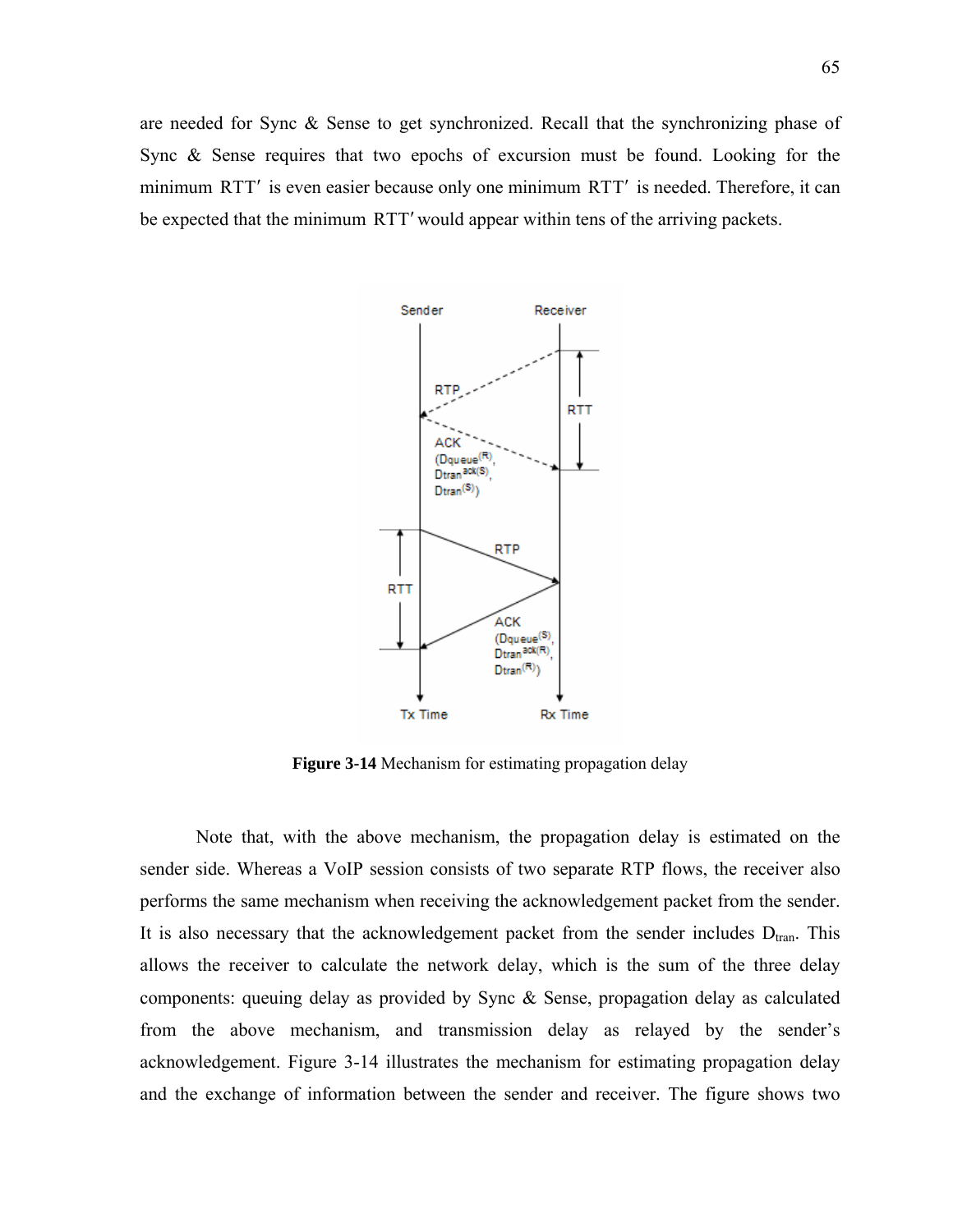are needed for Sync & Sense to get synchronized. Recall that the synchronizing phase of Sync & Sense requires that two epochs of excursion must be found. Looking for the minimum RTT′ is even easier because only one minimum RTT′ is needed. Therefore, it can be expected that the minimum RTT′ would appear within tens of the arriving packets.

Sender

Receiver

RTP

RTT

ACK
($Dqueue^{(R)}$,
$Dtran^{ack(S)}$,
$Dtran^{(S)}$)

RTP

RTT

ACK
($Dqueue^{(S)}$,
$Dtran^{ack(R)}$,
$Dtran^{(R)}$)

Tx Time

Rx Time

**Figure 3-14** Mechanism for estimating propagation delay

Note that, with the above mechanism, the propagation delay is estimated on the sender side. Whereas a VoIP session consists of two separate RTP flows, the receiver also performs the same mechanism when receiving the acknowledgement packet from the sender. It is also necessary that the acknowledgement packet from the sender includes $D_{tran}$. This allows the receiver to calculate the network delay, which is the sum of the three delay components: queuing delay as provided by Sync & Sense, propagation delay as calculated from the above mechanism, and transmission delay as relayed by the sender's acknowledgement. Figure 3-14 illustrates the mechanism for estimating propagation delay and the exchange of information between the sender and receiver. The figure shows two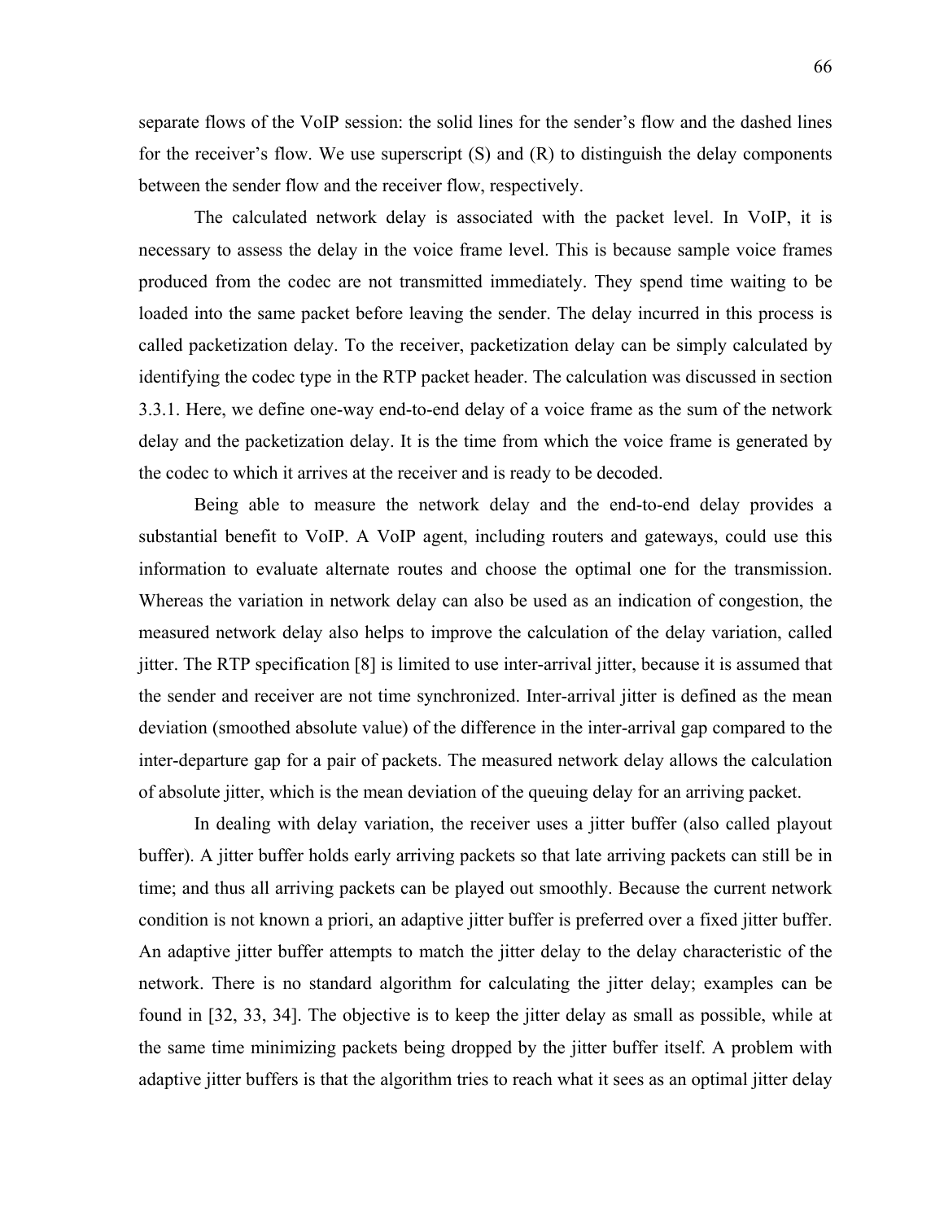separate flows of the VoIP session: the solid lines for the sender's flow and the dashed lines for the receiver's flow. We use superscript (S) and (R) to distinguish the delay components between the sender flow and the receiver flow, respectively.

The calculated network delay is associated with the packet level. In VoIP, it is necessary to assess the delay in the voice frame level. This is because sample voice frames produced from the codec are not transmitted immediately. They spend time waiting to be loaded into the same packet before leaving the sender. The delay incurred in this process is called packetization delay. To the receiver, packetization delay can be simply calculated by identifying the codec type in the RTP packet header. The calculation was discussed in section 3.3.1. Here, we define one-way end-to-end delay of a voice frame as the sum of the network delay and the packetization delay. It is the time from which the voice frame is generated by the codec to which it arrives at the receiver and is ready to be decoded.

Being able to measure the network delay and the end-to-end delay provides a substantial benefit to VoIP. A VoIP agent, including routers and gateways, could use this information to evaluate alternate routes and choose the optimal one for the transmission. Whereas the variation in network delay can also be used as an indication of congestion, the measured network delay also helps to improve the calculation of the delay variation, called jitter. The RTP specification [8] is limited to use inter-arrival jitter, because it is assumed that the sender and receiver are not time synchronized. Inter-arrival jitter is defined as the mean deviation (smoothed absolute value) of the difference in the inter-arrival gap compared to the inter-departure gap for a pair of packets. The measured network delay allows the calculation of absolute jitter, which is the mean deviation of the queuing delay for an arriving packet.

In dealing with delay variation, the receiver uses a jitter buffer (also called playout buffer). A jitter buffer holds early arriving packets so that late arriving packets can still be in time; and thus all arriving packets can be played out smoothly. Because the current network condition is not known a priori, an adaptive jitter buffer is preferred over a fixed jitter buffer. An adaptive jitter buffer attempts to match the jitter delay to the delay characteristic of the network. There is no standard algorithm for calculating the jitter delay; examples can be found in [32, 33, 34]. The objective is to keep the jitter delay as small as possible, while at the same time minimizing packets being dropped by the jitter buffer itself. A problem with adaptive jitter buffers is that the algorithm tries to reach what it sees as an optimal jitter delay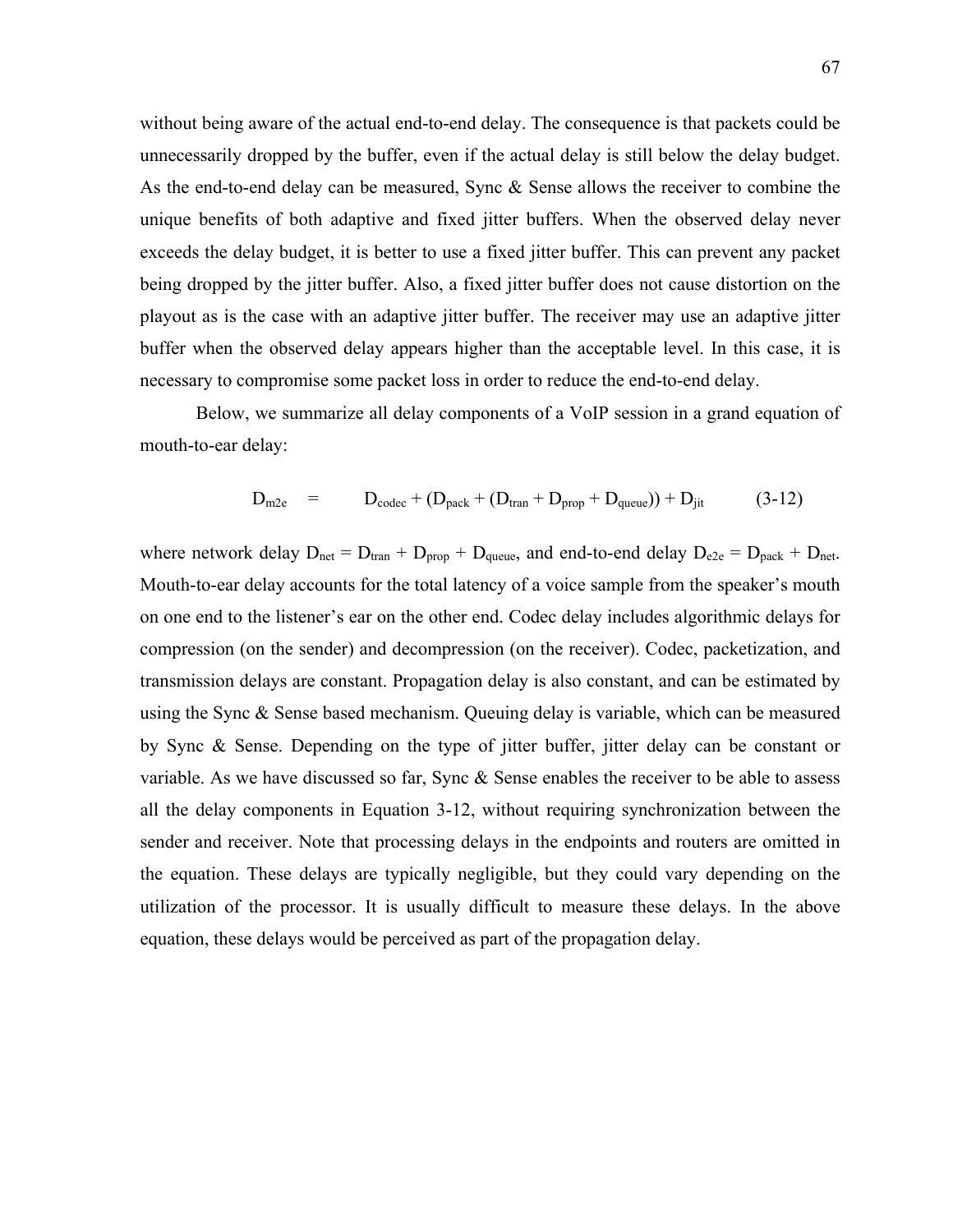without being aware of the actual end-to-end delay. The consequence is that packets could be unnecessarily dropped by the buffer, even if the actual delay is still below the delay budget. As the end-to-end delay can be measured, Sync & Sense allows the receiver to combine the unique benefits of both adaptive and fixed jitter buffers. When the observed delay never exceeds the delay budget, it is better to use a fixed jitter buffer. This can prevent any packet being dropped by the jitter buffer. Also, a fixed jitter buffer does not cause distortion on the playout as is the case with an adaptive jitter buffer. The receiver may use an adaptive jitter buffer when the observed delay appears higher than the acceptable level. In this case, it is necessary to compromise some packet loss in order to reduce the end-to-end delay.

Below, we summarize all delay components of a VoIP session in a grand equation of mouth-to-ear delay:

$$D_{m2e} \quad = \quad D_{codec} + (D_{pack} + (D_{tran} + D_{prop} + D_{queue})) + D_{jit} \qquad (3\text{-}12)$$

where network delay $D_{net} = D_{tran} + D_{prop} + D_{queue}$, and end-to-end delay $D_{e2e} = D_{pack} + D_{net}$. Mouth-to-ear delay accounts for the total latency of a voice sample from the speaker's mouth on one end to the listener's ear on the other end. Codec delay includes algorithmic delays for compression (on the sender) and decompression (on the receiver). Codec, packetization, and transmission delays are constant. Propagation delay is also constant, and can be estimated by using the Sync & Sense based mechanism. Queuing delay is variable, which can be measured by Sync & Sense. Depending on the type of jitter buffer, jitter delay can be constant or variable. As we have discussed so far, Sync & Sense enables the receiver to be able to assess all the delay components in Equation 3-12, without requiring synchronization between the sender and receiver. Note that processing delays in the endpoints and routers are omitted in the equation. These delays are typically negligible, but they could vary depending on the utilization of the processor. It is usually difficult to measure these delays. In the above equation, these delays would be perceived as part of the propagation delay.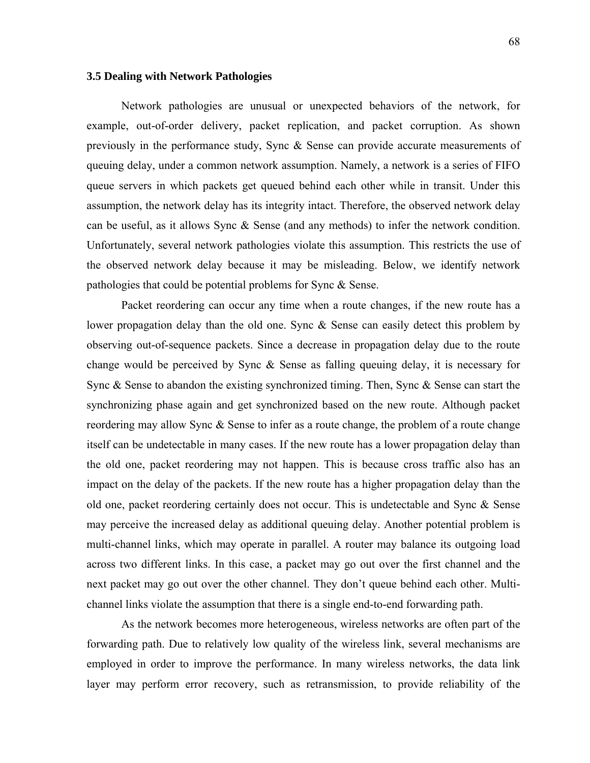### 3.5 Dealing with Network Pathologies

Network pathologies are unusual or unexpected behaviors of the network, for example, out-of-order delivery, packet replication, and packet corruption. As shown previously in the performance study, Sync & Sense can provide accurate measurements of queuing delay, under a common network assumption. Namely, a network is a series of FIFO queue servers in which packets get queued behind each other while in transit. Under this assumption, the network delay has its integrity intact. Therefore, the observed network delay can be useful, as it allows Sync & Sense (and any methods) to infer the network condition. Unfortunately, several network pathologies violate this assumption. This restricts the use of the observed network delay because it may be misleading. Below, we identify network pathologies that could be potential problems for Sync & Sense.

Packet reordering can occur any time when a route changes, if the new route has a lower propagation delay than the old one. Sync & Sense can easily detect this problem by observing out-of-sequence packets. Since a decrease in propagation delay due to the route change would be perceived by Sync & Sense as falling queuing delay, it is necessary for Sync & Sense to abandon the existing synchronized timing. Then, Sync & Sense can start the synchronizing phase again and get synchronized based on the new route. Although packet reordering may allow Sync & Sense to infer as a route change, the problem of a route change itself can be undetectable in many cases. If the new route has a lower propagation delay than the old one, packet reordering may not happen. This is because cross traffic also has an impact on the delay of the packets. If the new route has a higher propagation delay than the old one, packet reordering certainly does not occur. This is undetectable and Sync & Sense may perceive the increased delay as additional queuing delay. Another potential problem is multi-channel links, which may operate in parallel. A router may balance its outgoing load across two different links. In this case, a packet may go out over the first channel and the next packet may go out over the other channel. They don't queue behind each other. Multi-channel links violate the assumption that there is a single end-to-end forwarding path.

As the network becomes more heterogeneous, wireless networks are often part of the forwarding path. Due to relatively low quality of the wireless link, several mechanisms are employed in order to improve the performance. In many wireless networks, the data link layer may perform error recovery, such as retransmission, to provide reliability of the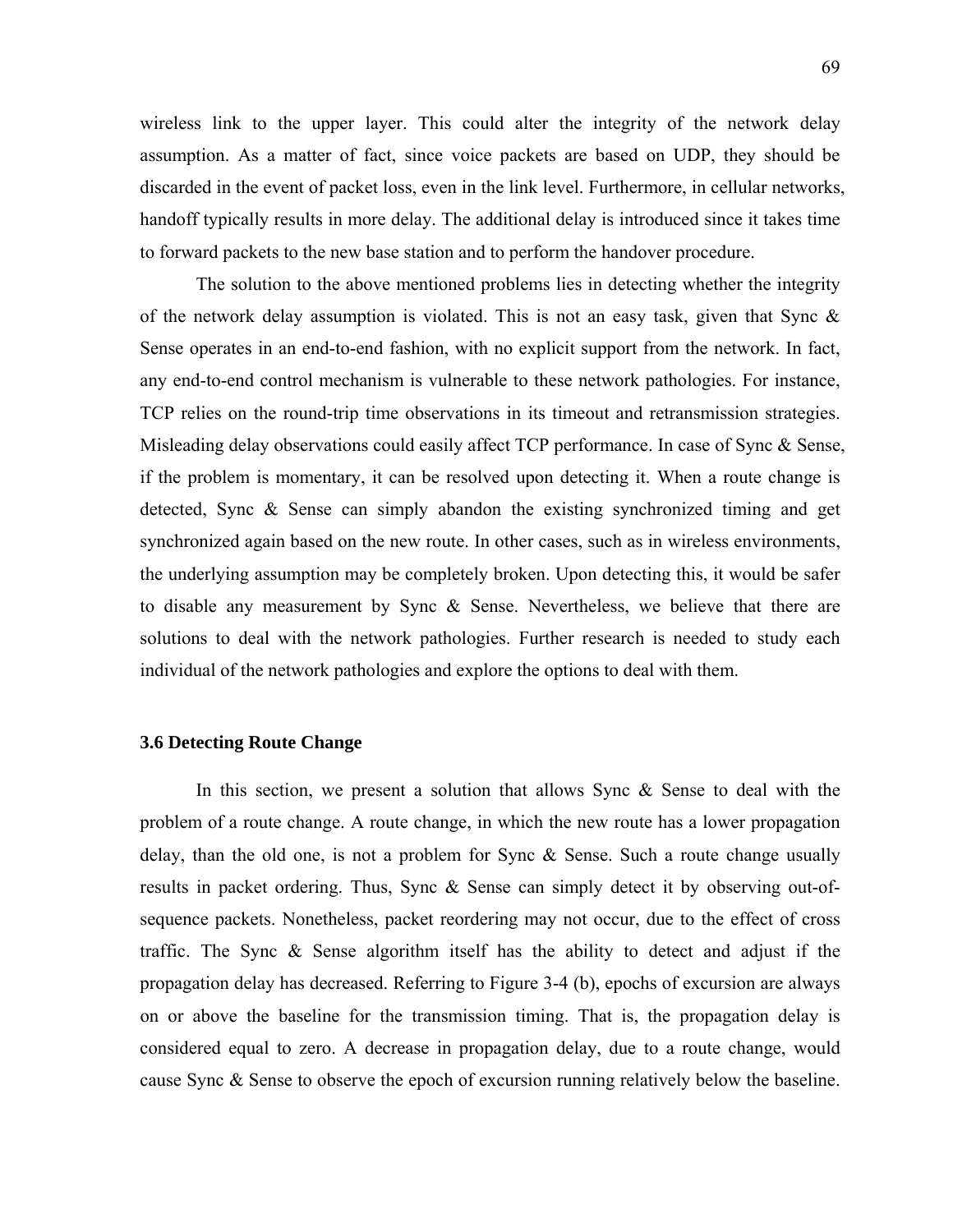wireless link to the upper layer. This could alter the integrity of the network delay assumption. As a matter of fact, since voice packets are based on UDP, they should be discarded in the event of packet loss, even in the link level. Furthermore, in cellular networks, handoff typically results in more delay. The additional delay is introduced since it takes time to forward packets to the new base station and to perform the handover procedure.

The solution to the above mentioned problems lies in detecting whether the integrity of the network delay assumption is violated. This is not an easy task, given that Sync & Sense operates in an end-to-end fashion, with no explicit support from the network. In fact, any end-to-end control mechanism is vulnerable to these network pathologies. For instance, TCP relies on the round-trip time observations in its timeout and retransmission strategies. Misleading delay observations could easily affect TCP performance. In case of Sync & Sense, if the problem is momentary, it can be resolved upon detecting it. When a route change is detected, Sync & Sense can simply abandon the existing synchronized timing and get synchronized again based on the new route. In other cases, such as in wireless environments, the underlying assumption may be completely broken. Upon detecting this, it would be safer to disable any measurement by Sync & Sense. Nevertheless, we believe that there are solutions to deal with the network pathologies. Further research is needed to study each individual of the network pathologies and explore the options to deal with them.

### 3.6 Detecting Route Change

In this section, we present a solution that allows Sync & Sense to deal with the problem of a route change. A route change, in which the new route has a lower propagation delay, than the old one, is not a problem for Sync & Sense. Such a route change usually results in packet ordering. Thus, Sync & Sense can simply detect it by observing out-of-sequence packets. Nonetheless, packet reordering may not occur, due to the effect of cross traffic. The Sync & Sense algorithm itself has the ability to detect and adjust if the propagation delay has decreased. Referring to Figure 3-4 (b), epochs of excursion are always on or above the baseline for the transmission timing. That is, the propagation delay is considered equal to zero. A decrease in propagation delay, due to a route change, would cause Sync & Sense to observe the epoch of excursion running relatively below the baseline.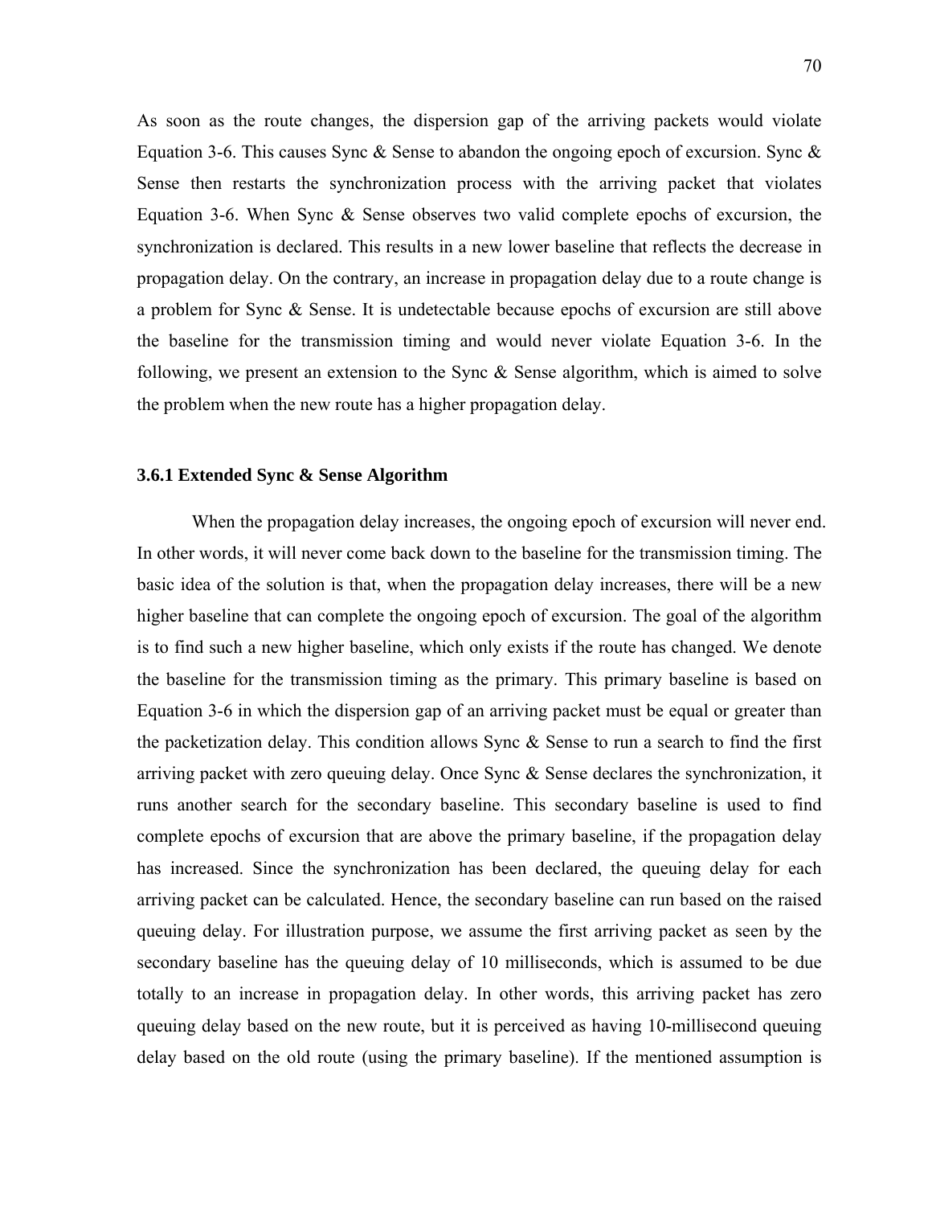As soon as the route changes, the dispersion gap of the arriving packets would violate Equation 3-6. This causes Sync & Sense to abandon the ongoing epoch of excursion. Sync & Sense then restarts the synchronization process with the arriving packet that violates Equation 3-6. When Sync & Sense observes two valid complete epochs of excursion, the synchronization is declared. This results in a new lower baseline that reflects the decrease in propagation delay. On the contrary, an increase in propagation delay due to a route change is a problem for Sync & Sense. It is undetectable because epochs of excursion are still above the baseline for the transmission timing and would never violate Equation 3-6. In the following, we present an extension to the Sync & Sense algorithm, which is aimed to solve the problem when the new route has a higher propagation delay.

### 3.6.1 Extended Sync & Sense Algorithm

When the propagation delay increases, the ongoing epoch of excursion will never end. In other words, it will never come back down to the baseline for the transmission timing. The basic idea of the solution is that, when the propagation delay increases, there will be a new higher baseline that can complete the ongoing epoch of excursion. The goal of the algorithm is to find such a new higher baseline, which only exists if the route has changed. We denote the baseline for the transmission timing as the primary. This primary baseline is based on Equation 3-6 in which the dispersion gap of an arriving packet must be equal or greater than the packetization delay. This condition allows Sync & Sense to run a search to find the first arriving packet with zero queuing delay. Once Sync & Sense declares the synchronization, it runs another search for the secondary baseline. This secondary baseline is used to find complete epochs of excursion that are above the primary baseline, if the propagation delay has increased. Since the synchronization has been declared, the queuing delay for each arriving packet can be calculated. Hence, the secondary baseline can run based on the raised queuing delay. For illustration purpose, we assume the first arriving packet as seen by the secondary baseline has the queuing delay of 10 milliseconds, which is assumed to be due totally to an increase in propagation delay. In other words, this arriving packet has zero queuing delay based on the new route, but it is perceived as having 10-millisecond queuing delay based on the old route (using the primary baseline). If the mentioned assumption is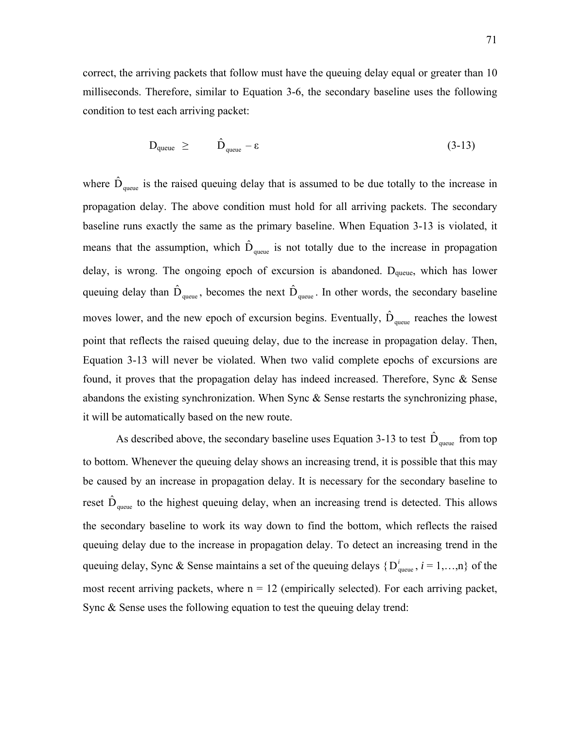correct, the arriving packets that follow must have the queuing delay equal or greater than 10 milliseconds. Therefore, similar to Equation 3-6, the secondary baseline uses the following condition to test each arriving packet:

$$D_{queue} \geq \hat{D}_{queue} - \varepsilon \tag{3-13}$$

where $\hat{D}_{queue}$ is the raised queuing delay that is assumed to be due totally to the increase in propagation delay. The above condition must hold for all arriving packets. The secondary baseline runs exactly the same as the primary baseline. When Equation 3-13 is violated, it means that the assumption, which $\hat{D}_{queue}$ is not totally due to the increase in propagation delay, is wrong. The ongoing epoch of excursion is abandoned. $D_{queue}$, which has lower queuing delay than $\hat{D}_{queue}$, becomes the next $\hat{D}_{queue}$. In other words, the secondary baseline moves lower, and the new epoch of excursion begins. Eventually, $\hat{D}_{queue}$ reaches the lowest point that reflects the raised queuing delay, due to the increase in propagation delay. Then, Equation 3-13 will never be violated. When two valid complete epochs of excursions are found, it proves that the propagation delay has indeed increased. Therefore, Sync & Sense abandons the existing synchronization. When Sync & Sense restarts the synchronizing phase, it will be automatically based on the new route.

As described above, the secondary baseline uses Equation 3-13 to test $\hat{D}_{queue}$ from top to bottom. Whenever the queuing delay shows an increasing trend, it is possible that this may be caused by an increase in propagation delay. It is necessary for the secondary baseline to reset $\hat{D}_{queue}$ to the highest queuing delay, when an increasing trend is detected. This allows the secondary baseline to work its way down to find the bottom, which reflects the raised queuing delay due to the increase in propagation delay. To detect an increasing trend in the queuing delay, Sync & Sense maintains a set of the queuing delays $\{D^{i}_{queue}, i = 1,\ldots,n\}$ of the most recent arriving packets, where n = 12 (empirically selected). For each arriving packet, Sync & Sense uses the following equation to test the queuing delay trend: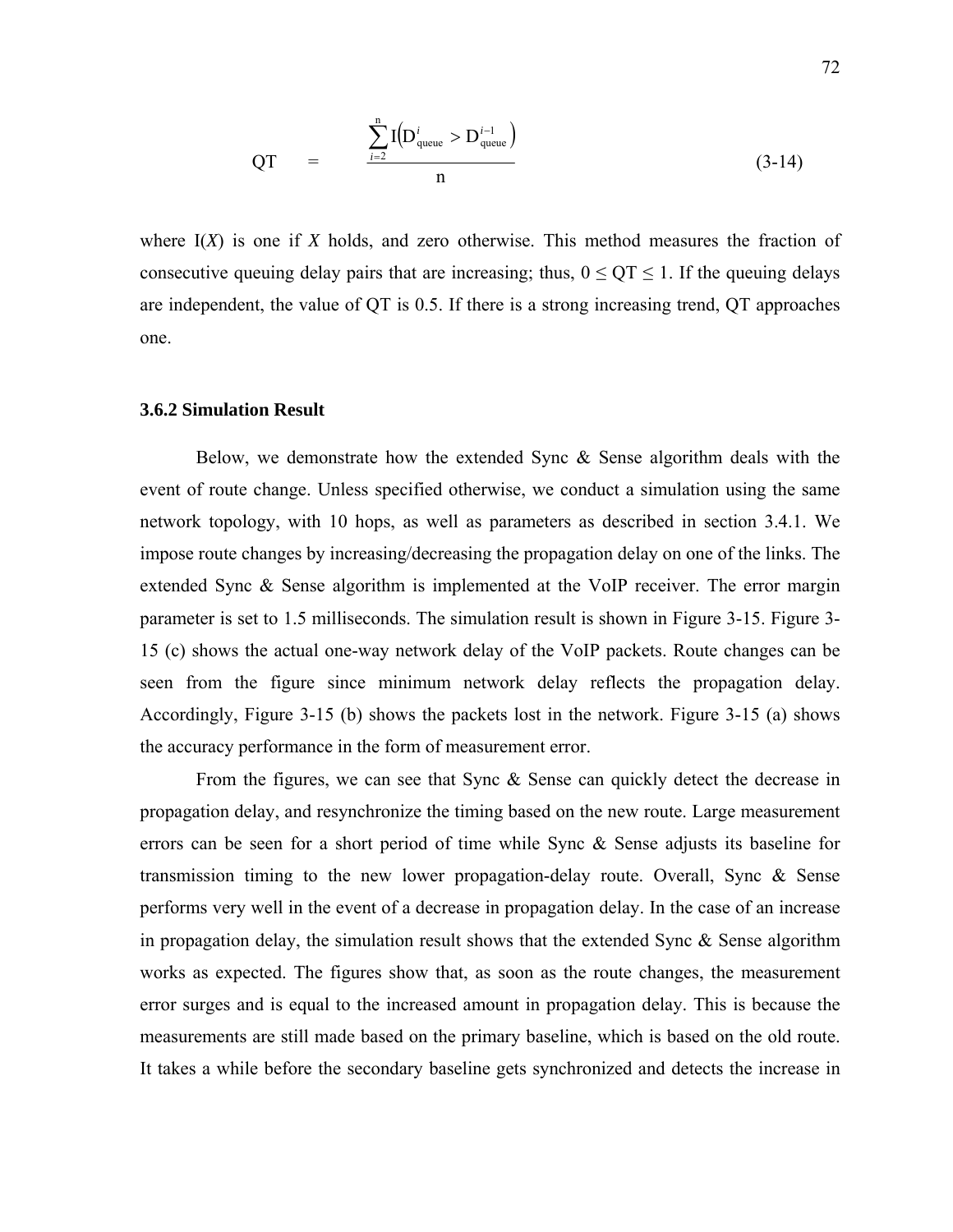$$\text{QT} = \frac{\sum_{i=2}^{n} I\left(D_{\text{queue}}^{i} > D_{\text{queue}}^{i-1}\right)}{n} \tag{3-14}$$

where I($X$) is one if $X$ holds, and zero otherwise. This method measures the fraction of consecutive queuing delay pairs that are increasing; thus, $0 \leq \text{QT} \leq 1$. If the queuing delays are independent, the value of QT is 0.5. If there is a strong increasing trend, QT approaches one.

### 3.6.2 Simulation Result

Below, we demonstrate how the extended Sync & Sense algorithm deals with the event of route change. Unless specified otherwise, we conduct a simulation using the same network topology, with 10 hops, as well as parameters as described in section 3.4.1. We impose route changes by increasing/decreasing the propagation delay on one of the links. The extended Sync & Sense algorithm is implemented at the VoIP receiver. The error margin parameter is set to 1.5 milliseconds. The simulation result is shown in Figure 3-15. Figure 3-15 (c) shows the actual one-way network delay of the VoIP packets. Route changes can be seen from the figure since minimum network delay reflects the propagation delay. Accordingly, Figure 3-15 (b) shows the packets lost in the network. Figure 3-15 (a) shows the accuracy performance in the form of measurement error.

From the figures, we can see that Sync & Sense can quickly detect the decrease in propagation delay, and resynchronize the timing based on the new route. Large measurement errors can be seen for a short period of time while Sync & Sense adjusts its baseline for transmission timing to the new lower propagation-delay route. Overall, Sync & Sense performs very well in the event of a decrease in propagation delay. In the case of an increase in propagation delay, the simulation result shows that the extended Sync & Sense algorithm works as expected. The figures show that, as soon as the route changes, the measurement error surges and is equal to the increased amount in propagation delay. This is because the measurements are still made based on the primary baseline, which is based on the old route. It takes a while before the secondary baseline gets synchronized and detects the increase in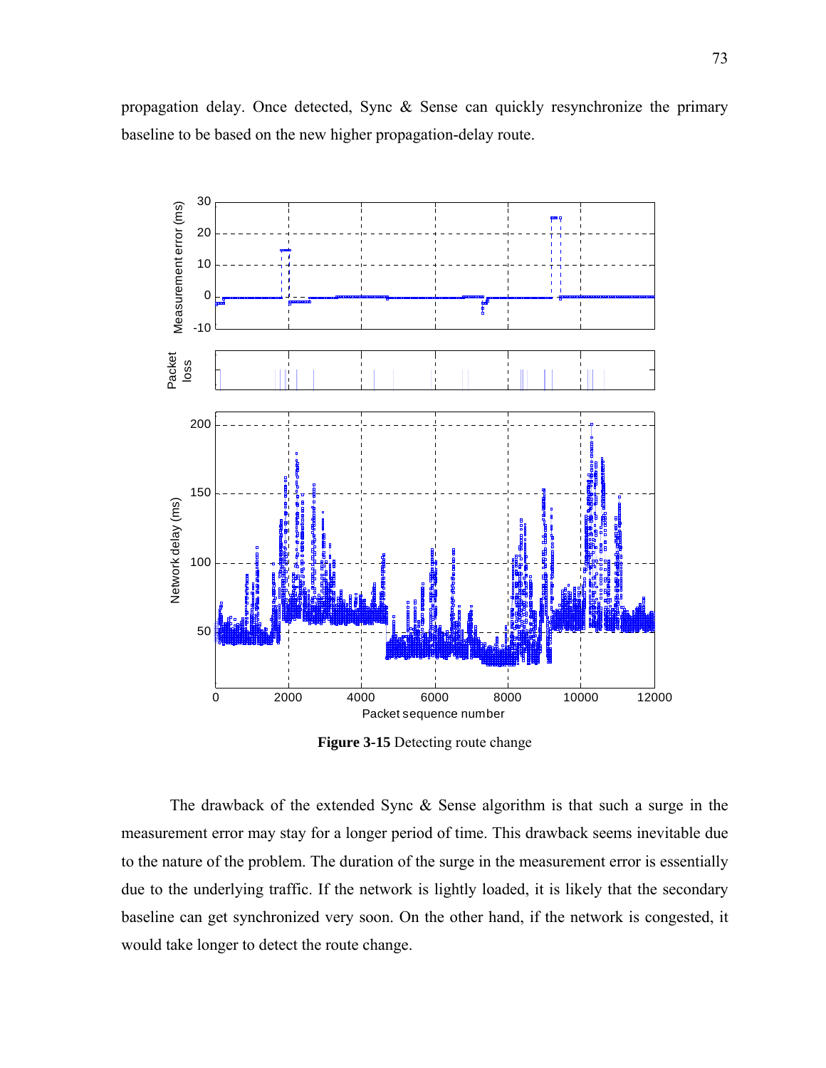propagation delay. Once detected, Sync & Sense can quickly resynchronize the primary baseline to be based on the new higher propagation-delay route.

**Figure 3-15** Detecting route change

The drawback of the extended Sync & Sense algorithm is that such a surge in the measurement error may stay for a longer period of time. This drawback seems inevitable due to the nature of the problem. The duration of the surge in the measurement error is essentially due to the underlying traffic. If the network is lightly loaded, it is likely that the secondary baseline can get synchronized very soon. On the other hand, if the network is congested, it would take longer to detect the route change.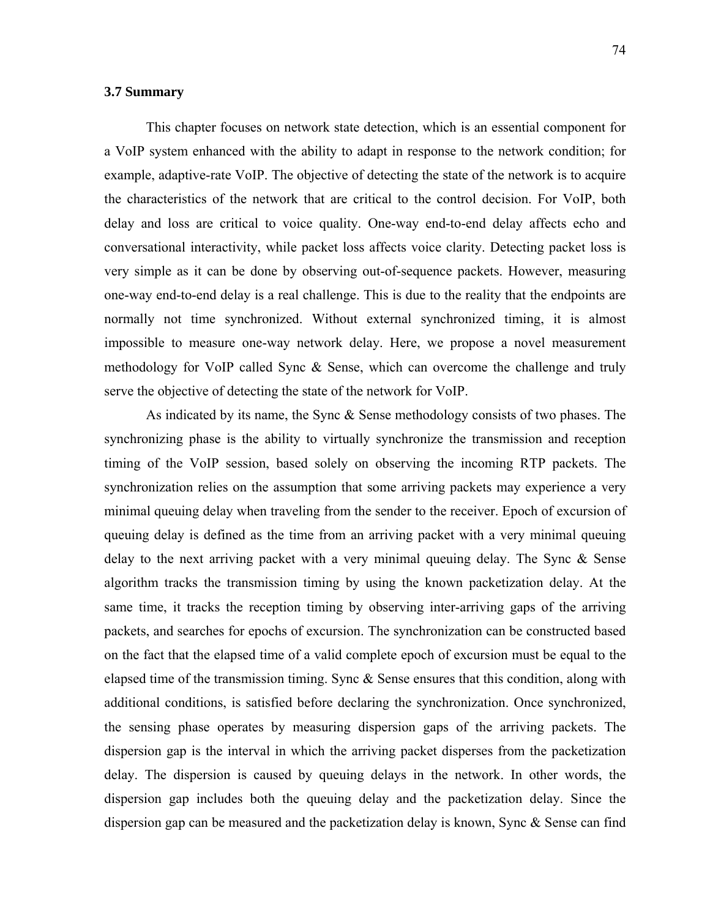### 3.7 Summary

This chapter focuses on network state detection, which is an essential component for a VoIP system enhanced with the ability to adapt in response to the network condition; for example, adaptive-rate VoIP. The objective of detecting the state of the network is to acquire the characteristics of the network that are critical to the control decision. For VoIP, both delay and loss are critical to voice quality. One-way end-to-end delay affects echo and conversational interactivity, while packet loss affects voice clarity. Detecting packet loss is very simple as it can be done by observing out-of-sequence packets. However, measuring one-way end-to-end delay is a real challenge. This is due to the reality that the endpoints are normally not time synchronized. Without external synchronized timing, it is almost impossible to measure one-way network delay. Here, we propose a novel measurement methodology for VoIP called Sync & Sense, which can overcome the challenge and truly serve the objective of detecting the state of the network for VoIP.

As indicated by its name, the Sync & Sense methodology consists of two phases. The synchronizing phase is the ability to virtually synchronize the transmission and reception timing of the VoIP session, based solely on observing the incoming RTP packets. The synchronization relies on the assumption that some arriving packets may experience a very minimal queuing delay when traveling from the sender to the receiver. Epoch of excursion of queuing delay is defined as the time from an arriving packet with a very minimal queuing delay to the next arriving packet with a very minimal queuing delay. The Sync & Sense algorithm tracks the transmission timing by using the known packetization delay. At the same time, it tracks the reception timing by observing inter-arriving gaps of the arriving packets, and searches for epochs of excursion. The synchronization can be constructed based on the fact that the elapsed time of a valid complete epoch of excursion must be equal to the elapsed time of the transmission timing. Sync & Sense ensures that this condition, along with additional conditions, is satisfied before declaring the synchronization. Once synchronized, the sensing phase operates by measuring dispersion gaps of the arriving packets. The dispersion gap is the interval in which the arriving packet disperses from the packetization delay. The dispersion is caused by queuing delays in the network. In other words, the dispersion gap includes both the queuing delay and the packetization delay. Since the dispersion gap can be measured and the packetization delay is known, Sync & Sense can find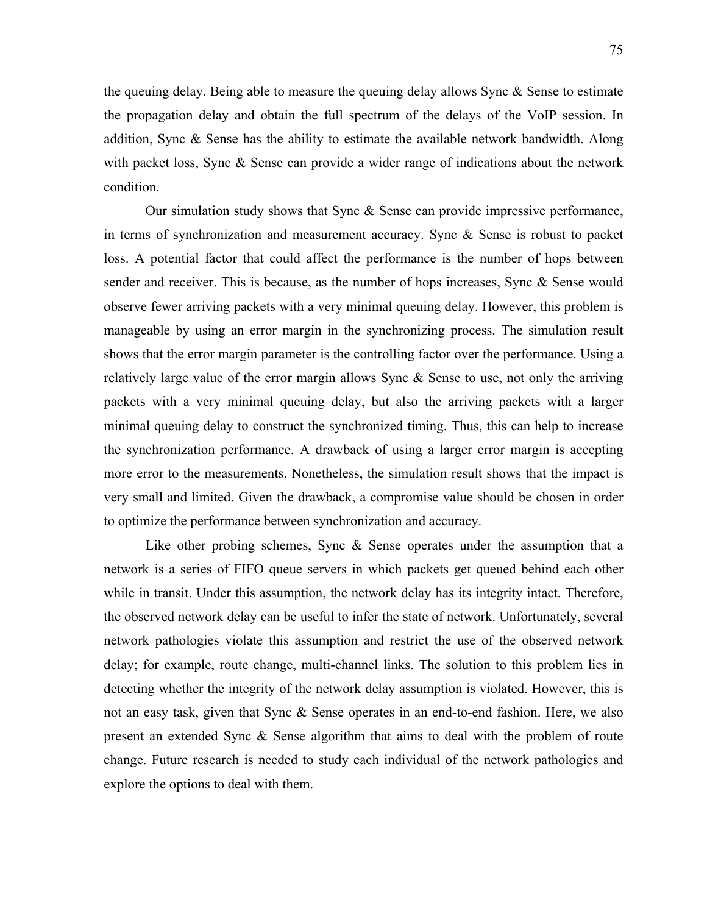the queuing delay. Being able to measure the queuing delay allows Sync & Sense to estimate the propagation delay and obtain the full spectrum of the delays of the VoIP session. In addition, Sync & Sense has the ability to estimate the available network bandwidth. Along with packet loss, Sync & Sense can provide a wider range of indications about the network condition.

Our simulation study shows that Sync & Sense can provide impressive performance, in terms of synchronization and measurement accuracy. Sync & Sense is robust to packet loss. A potential factor that could affect the performance is the number of hops between sender and receiver. This is because, as the number of hops increases, Sync & Sense would observe fewer arriving packets with a very minimal queuing delay. However, this problem is manageable by using an error margin in the synchronizing process. The simulation result shows that the error margin parameter is the controlling factor over the performance. Using a relatively large value of the error margin allows Sync & Sense to use, not only the arriving packets with a very minimal queuing delay, but also the arriving packets with a larger minimal queuing delay to construct the synchronized timing. Thus, this can help to increase the synchronization performance. A drawback of using a larger error margin is accepting more error to the measurements. Nonetheless, the simulation result shows that the impact is very small and limited. Given the drawback, a compromise value should be chosen in order to optimize the performance between synchronization and accuracy.

Like other probing schemes, Sync & Sense operates under the assumption that a network is a series of FIFO queue servers in which packets get queued behind each other while in transit. Under this assumption, the network delay has its integrity intact. Therefore, the observed network delay can be useful to infer the state of network. Unfortunately, several network pathologies violate this assumption and restrict the use of the observed network delay; for example, route change, multi-channel links. The solution to this problem lies in detecting whether the integrity of the network delay assumption is violated. However, this is not an easy task, given that Sync & Sense operates in an end-to-end fashion. Here, we also present an extended Sync & Sense algorithm that aims to deal with the problem of route change. Future research is needed to study each individual of the network pathologies and explore the options to deal with them.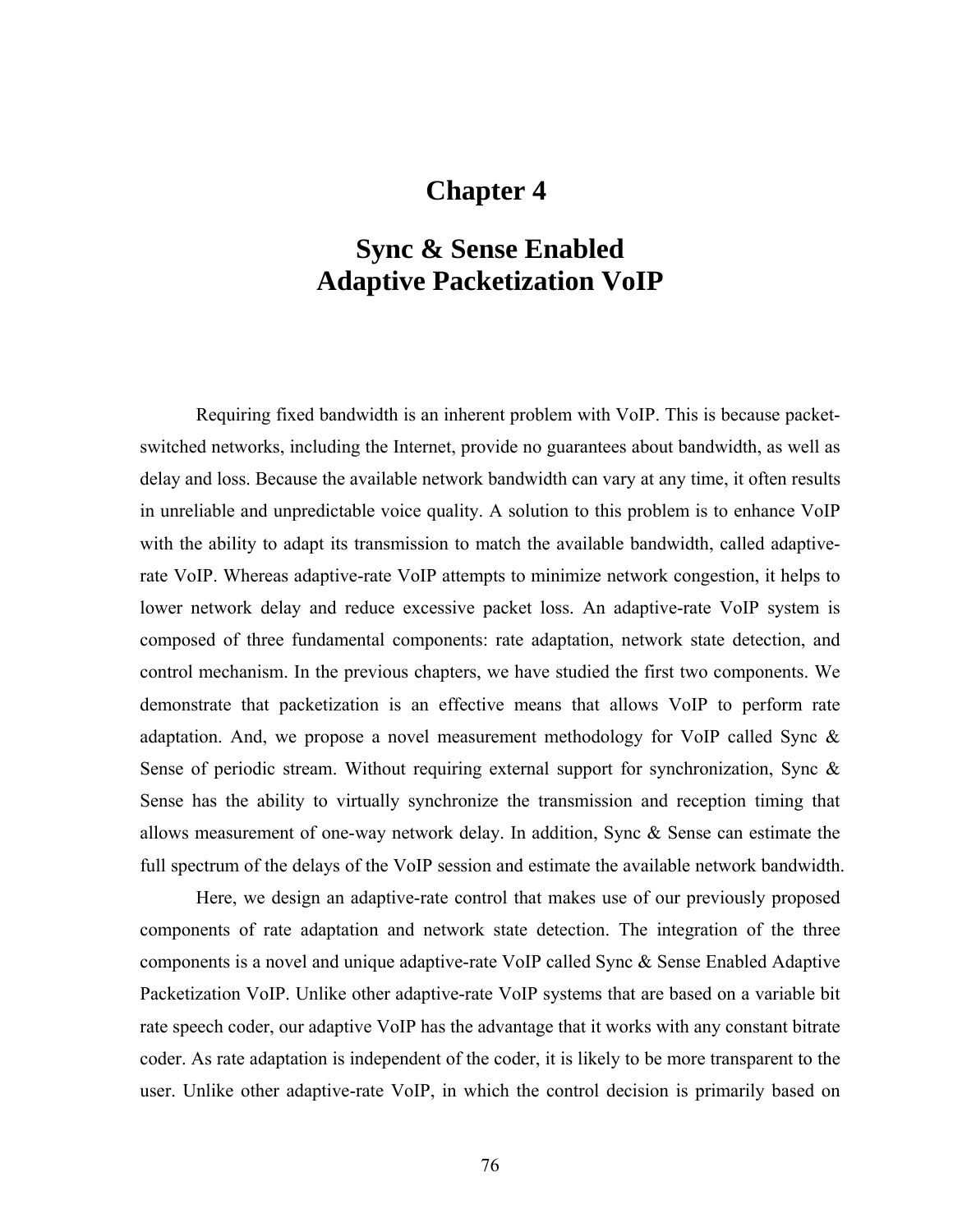# Chapter 4

# Sync & Sense Enabled Adaptive Packetization VoIP

Requiring fixed bandwidth is an inherent problem with VoIP. This is because packet-switched networks, including the Internet, provide no guarantees about bandwidth, as well as delay and loss. Because the available network bandwidth can vary at any time, it often results in unreliable and unpredictable voice quality. A solution to this problem is to enhance VoIP with the ability to adapt its transmission to match the available bandwidth, called adaptive-rate VoIP. Whereas adaptive-rate VoIP attempts to minimize network congestion, it helps to lower network delay and reduce excessive packet loss. An adaptive-rate VoIP system is composed of three fundamental components: rate adaptation, network state detection, and control mechanism. In the previous chapters, we have studied the first two components. We demonstrate that packetization is an effective means that allows VoIP to perform rate adaptation. And, we propose a novel measurement methodology for VoIP called Sync & Sense of periodic stream. Without requiring external support for synchronization, Sync & Sense has the ability to virtually synchronize the transmission and reception timing that allows measurement of one-way network delay. In addition, Sync & Sense can estimate the full spectrum of the delays of the VoIP session and estimate the available network bandwidth.

Here, we design an adaptive-rate control that makes use of our previously proposed components of rate adaptation and network state detection. The integration of the three components is a novel and unique adaptive-rate VoIP called Sync & Sense Enabled Adaptive Packetization VoIP. Unlike other adaptive-rate VoIP systems that are based on a variable bit rate speech coder, our adaptive VoIP has the advantage that it works with any constant bitrate coder. As rate adaptation is independent of the coder, it is likely to be more transparent to the user. Unlike other adaptive-rate VoIP, in which the control decision is primarily based on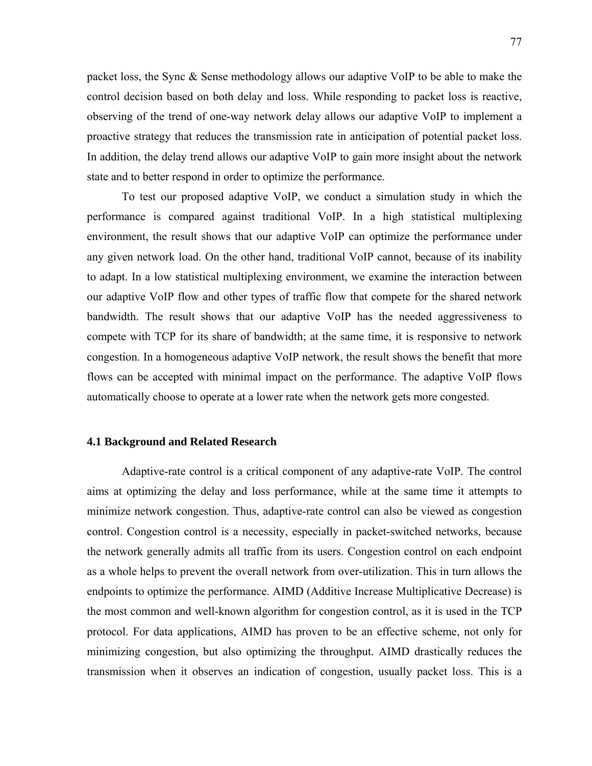packet loss, the Sync & Sense methodology allows our adaptive VoIP to be able to make the control decision based on both delay and loss. While responding to packet loss is reactive, observing of the trend of one-way network delay allows our adaptive VoIP to implement a proactive strategy that reduces the transmission rate in anticipation of potential packet loss. In addition, the delay trend allows our adaptive VoIP to gain more insight about the network state and to better respond in order to optimize the performance.

To test our proposed adaptive VoIP, we conduct a simulation study in which the performance is compared against traditional VoIP. In a high statistical multiplexing environment, the result shows that our adaptive VoIP can optimize the performance under any given network load. On the other hand, traditional VoIP cannot, because of its inability to adapt. In a low statistical multiplexing environment, we examine the interaction between our adaptive VoIP flow and other types of traffic flow that compete for the shared network bandwidth. The result shows that our adaptive VoIP has the needed aggressiveness to compete with TCP for its share of bandwidth; at the same time, it is responsive to network congestion. In a homogeneous adaptive VoIP network, the result shows the benefit that more flows can be accepted with minimal impact on the performance. The adaptive VoIP flows automatically choose to operate at a lower rate when the network gets more congested.

### 4.1 Background and Related Research

Adaptive-rate control is a critical component of any adaptive-rate VoIP. The control aims at optimizing the delay and loss performance, while at the same time it attempts to minimize network congestion. Thus, adaptive-rate control can also be viewed as congestion control. Congestion control is a necessity, especially in packet-switched networks, because the network generally admits all traffic from its users. Congestion control on each endpoint as a whole helps to prevent the overall network from over-utilization. This in turn allows the endpoints to optimize the performance. AIMD (Additive Increase Multiplicative Decrease) is the most common and well-known algorithm for congestion control, as it is used in the TCP protocol. For data applications, AIMD has proven to be an effective scheme, not only for minimizing congestion, but also optimizing the throughput. AIMD drastically reduces the transmission when it observes an indication of congestion, usually packet loss. This is a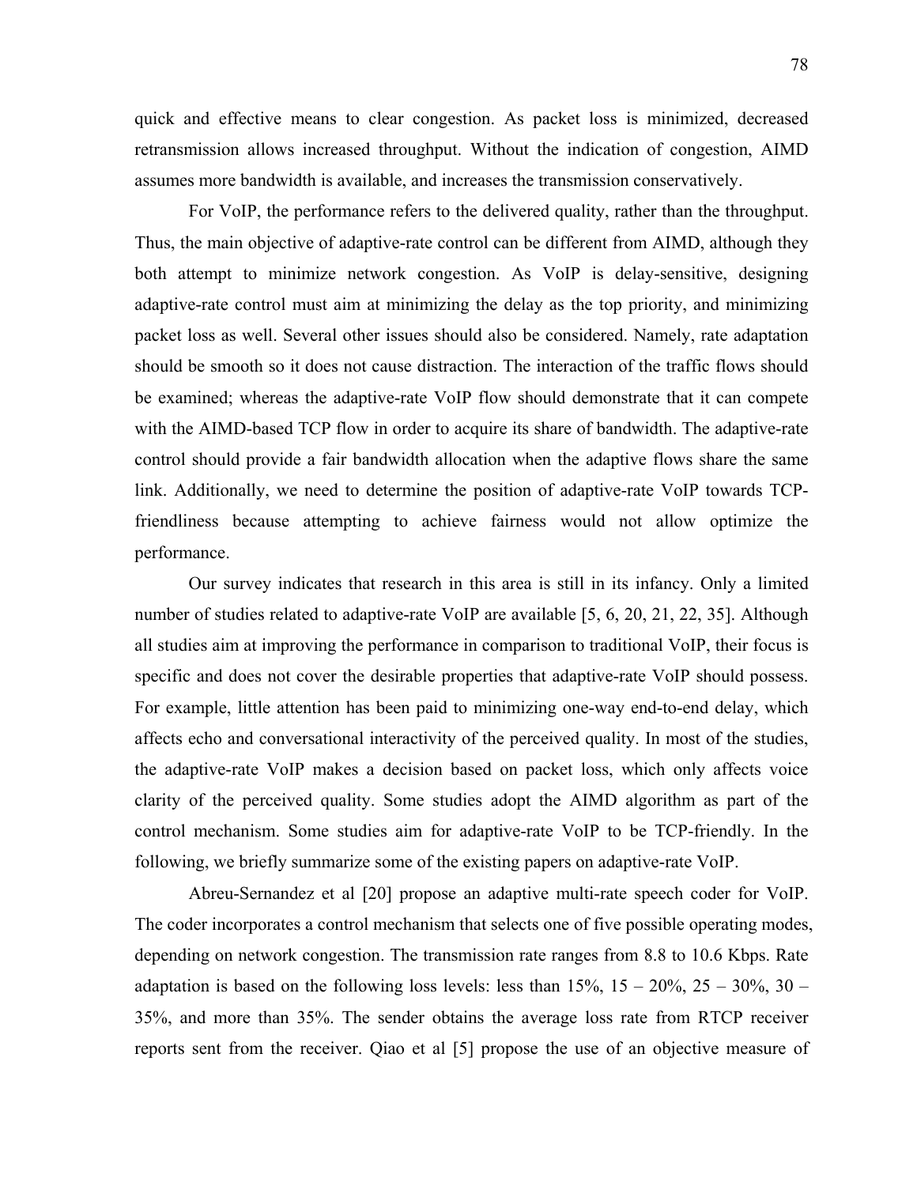quick and effective means to clear congestion. As packet loss is minimized, decreased retransmission allows increased throughput. Without the indication of congestion, AIMD assumes more bandwidth is available, and increases the transmission conservatively.

For VoIP, the performance refers to the delivered quality, rather than the throughput. Thus, the main objective of adaptive-rate control can be different from AIMD, although they both attempt to minimize network congestion. As VoIP is delay-sensitive, designing adaptive-rate control must aim at minimizing the delay as the top priority, and minimizing packet loss as well. Several other issues should also be considered. Namely, rate adaptation should be smooth so it does not cause distraction. The interaction of the traffic flows should be examined; whereas the adaptive-rate VoIP flow should demonstrate that it can compete with the AIMD-based TCP flow in order to acquire its share of bandwidth. The adaptive-rate control should provide a fair bandwidth allocation when the adaptive flows share the same link. Additionally, we need to determine the position of adaptive-rate VoIP towards TCP-friendliness because attempting to achieve fairness would not allow optimize the performance.

Our survey indicates that research in this area is still in its infancy. Only a limited number of studies related to adaptive-rate VoIP are available [5, 6, 20, 21, 22, 35]. Although all studies aim at improving the performance in comparison to traditional VoIP, their focus is specific and does not cover the desirable properties that adaptive-rate VoIP should possess. For example, little attention has been paid to minimizing one-way end-to-end delay, which affects echo and conversational interactivity of the perceived quality. In most of the studies, the adaptive-rate VoIP makes a decision based on packet loss, which only affects voice clarity of the perceived quality. Some studies adopt the AIMD algorithm as part of the control mechanism. Some studies aim for adaptive-rate VoIP to be TCP-friendly. In the following, we briefly summarize some of the existing papers on adaptive-rate VoIP.

Abreu-Sernandez et al [20] propose an adaptive multi-rate speech coder for VoIP. The coder incorporates a control mechanism that selects one of five possible operating modes, depending on network congestion. The transmission rate ranges from 8.8 to 10.6 Kbps. Rate adaptation is based on the following loss levels: less than 15%, 15 – 20%, 25 – 30%, 30 – 35%, and more than 35%. The sender obtains the average loss rate from RTCP receiver reports sent from the receiver. Qiao et al [5] propose the use of an objective measure of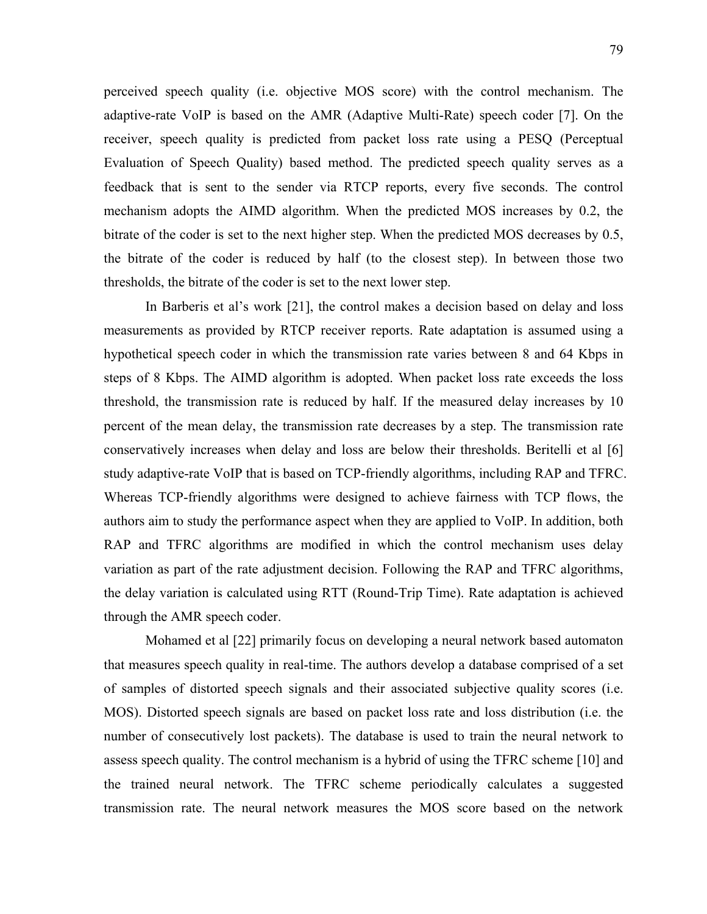perceived speech quality (i.e. objective MOS score) with the control mechanism. The adaptive-rate VoIP is based on the AMR (Adaptive Multi-Rate) speech coder [7]. On the receiver, speech quality is predicted from packet loss rate using a PESQ (Perceptual Evaluation of Speech Quality) based method. The predicted speech quality serves as a feedback that is sent to the sender via RTCP reports, every five seconds. The control mechanism adopts the AIMD algorithm. When the predicted MOS increases by 0.2, the bitrate of the coder is set to the next higher step. When the predicted MOS decreases by 0.5, the bitrate of the coder is reduced by half (to the closest step). In between those two thresholds, the bitrate of the coder is set to the next lower step.

In Barberis et al's work [21], the control makes a decision based on delay and loss measurements as provided by RTCP receiver reports. Rate adaptation is assumed using a hypothetical speech coder in which the transmission rate varies between 8 and 64 Kbps in steps of 8 Kbps. The AIMD algorithm is adopted. When packet loss rate exceeds the loss threshold, the transmission rate is reduced by half. If the measured delay increases by 10 percent of the mean delay, the transmission rate decreases by a step. The transmission rate conservatively increases when delay and loss are below their thresholds. Beritelli et al [6] study adaptive-rate VoIP that is based on TCP-friendly algorithms, including RAP and TFRC. Whereas TCP-friendly algorithms were designed to achieve fairness with TCP flows, the authors aim to study the performance aspect when they are applied to VoIP. In addition, both RAP and TFRC algorithms are modified in which the control mechanism uses delay variation as part of the rate adjustment decision. Following the RAP and TFRC algorithms, the delay variation is calculated using RTT (Round-Trip Time). Rate adaptation is achieved through the AMR speech coder.

Mohamed et al [22] primarily focus on developing a neural network based automaton that measures speech quality in real-time. The authors develop a database comprised of a set of samples of distorted speech signals and their associated subjective quality scores (i.e. MOS). Distorted speech signals are based on packet loss rate and loss distribution (i.e. the number of consecutively lost packets). The database is used to train the neural network to assess speech quality. The control mechanism is a hybrid of using the TFRC scheme [10] and the trained neural network. The TFRC scheme periodically calculates a suggested transmission rate. The neural network measures the MOS score based on the network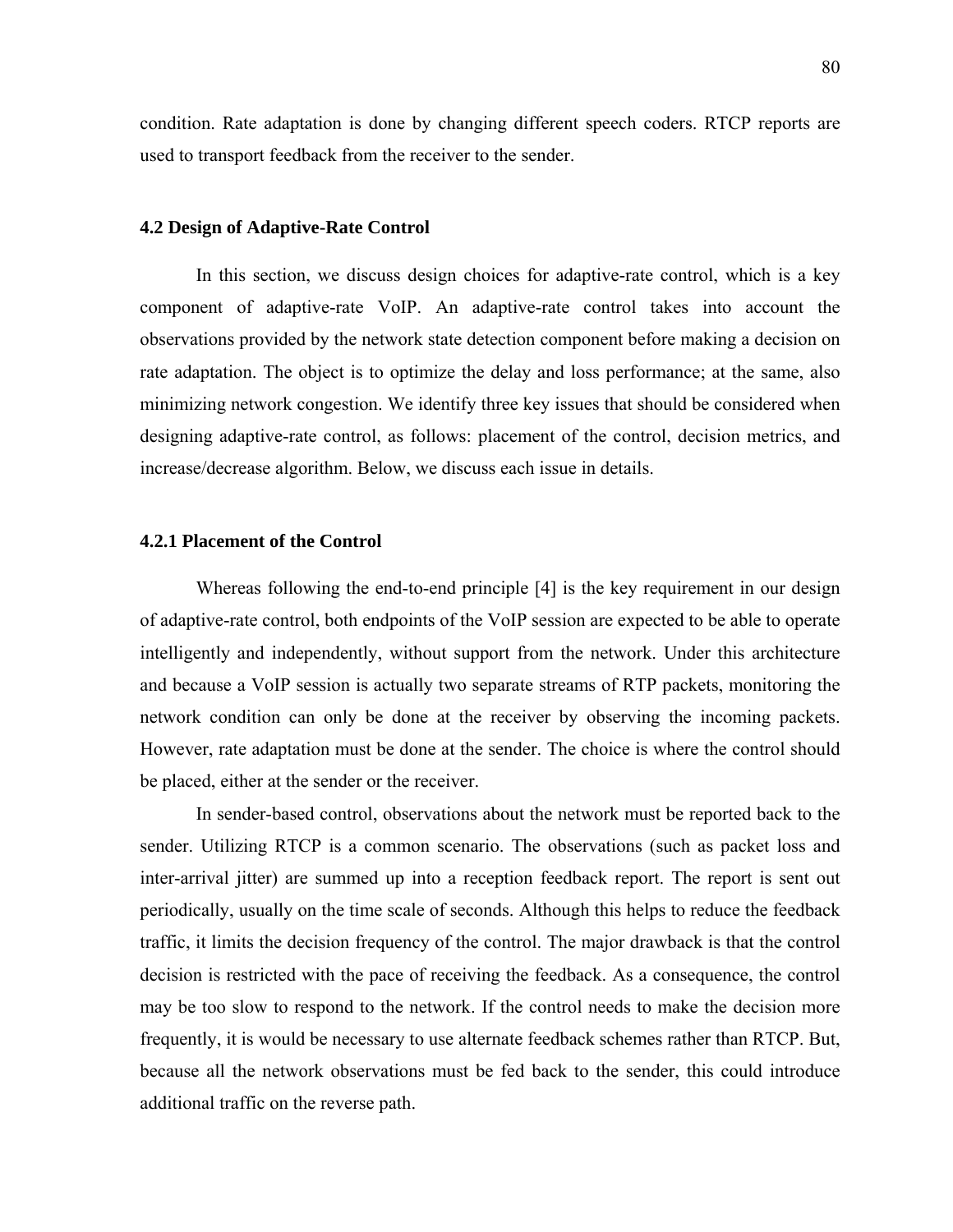condition. Rate adaptation is done by changing different speech coders. RTCP reports are used to transport feedback from the receiver to the sender.

### 4.2 Design of Adaptive-Rate Control

In this section, we discuss design choices for adaptive-rate control, which is a key component of adaptive-rate VoIP. An adaptive-rate control takes into account the observations provided by the network state detection component before making a decision on rate adaptation. The object is to optimize the delay and loss performance; at the same, also minimizing network congestion. We identify three key issues that should be considered when designing adaptive-rate control, as follows: placement of the control, decision metrics, and increase/decrease algorithm. Below, we discuss each issue in details.

#### 4.2.1 Placement of the Control

Whereas following the end-to-end principle [4] is the key requirement in our design of adaptive-rate control, both endpoints of the VoIP session are expected to be able to operate intelligently and independently, without support from the network. Under this architecture and because a VoIP session is actually two separate streams of RTP packets, monitoring the network condition can only be done at the receiver by observing the incoming packets. However, rate adaptation must be done at the sender. The choice is where the control should be placed, either at the sender or the receiver.

In sender-based control, observations about the network must be reported back to the sender. Utilizing RTCP is a common scenario. The observations (such as packet loss and inter-arrival jitter) are summed up into a reception feedback report. The report is sent out periodically, usually on the time scale of seconds. Although this helps to reduce the feedback traffic, it limits the decision frequency of the control. The major drawback is that the control decision is restricted with the pace of receiving the feedback. As a consequence, the control may be too slow to respond to the network. If the control needs to make the decision more frequently, it is would be necessary to use alternate feedback schemes rather than RTCP. But, because all the network observations must be fed back to the sender, this could introduce additional traffic on the reverse path.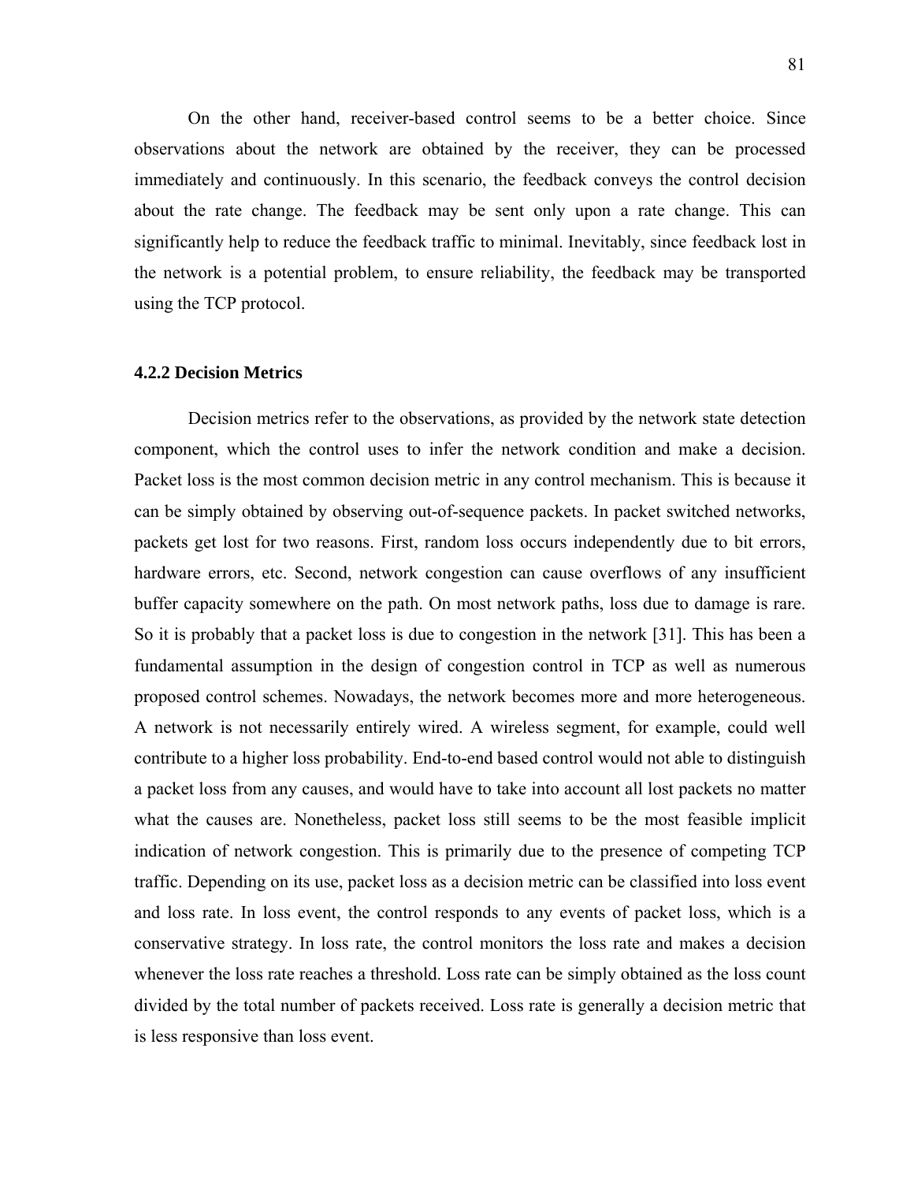On the other hand, receiver-based control seems to be a better choice. Since observations about the network are obtained by the receiver, they can be processed immediately and continuously. In this scenario, the feedback conveys the control decision about the rate change. The feedback may be sent only upon a rate change. This can significantly help to reduce the feedback traffic to minimal. Inevitably, since feedback lost in the network is a potential problem, to ensure reliability, the feedback may be transported using the TCP protocol.

### 4.2.2 Decision Metrics

Decision metrics refer to the observations, as provided by the network state detection component, which the control uses to infer the network condition and make a decision. Packet loss is the most common decision metric in any control mechanism. This is because it can be simply obtained by observing out-of-sequence packets. In packet switched networks, packets get lost for two reasons. First, random loss occurs independently due to bit errors, hardware errors, etc. Second, network congestion can cause overflows of any insufficient buffer capacity somewhere on the path. On most network paths, loss due to damage is rare. So it is probably that a packet loss is due to congestion in the network [31]. This has been a fundamental assumption in the design of congestion control in TCP as well as numerous proposed control schemes. Nowadays, the network becomes more and more heterogeneous. A network is not necessarily entirely wired. A wireless segment, for example, could well contribute to a higher loss probability. End-to-end based control would not able to distinguish a packet loss from any causes, and would have to take into account all lost packets no matter what the causes are. Nonetheless, packet loss still seems to be the most feasible implicit indication of network congestion. This is primarily due to the presence of competing TCP traffic. Depending on its use, packet loss as a decision metric can be classified into loss event and loss rate. In loss event, the control responds to any events of packet loss, which is a conservative strategy. In loss rate, the control monitors the loss rate and makes a decision whenever the loss rate reaches a threshold. Loss rate can be simply obtained as the loss count divided by the total number of packets received. Loss rate is generally a decision metric that is less responsive than loss event.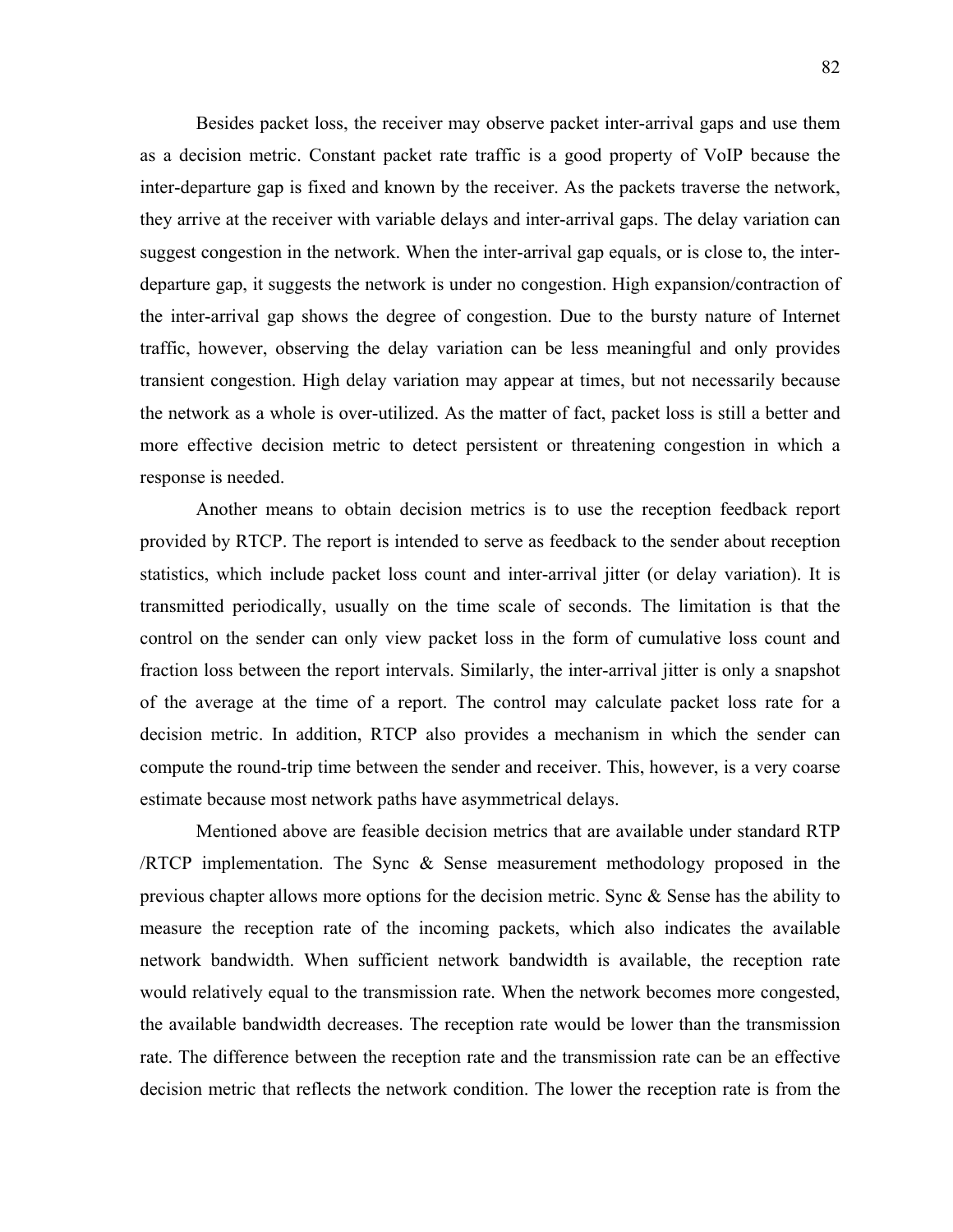Besides packet loss, the receiver may observe packet inter-arrival gaps and use them as a decision metric. Constant packet rate traffic is a good property of VoIP because the inter-departure gap is fixed and known by the receiver. As the packets traverse the network, they arrive at the receiver with variable delays and inter-arrival gaps. The delay variation can suggest congestion in the network. When the inter-arrival gap equals, or is close to, the inter-departure gap, it suggests the network is under no congestion. High expansion/contraction of the inter-arrival gap shows the degree of congestion. Due to the bursty nature of Internet traffic, however, observing the delay variation can be less meaningful and only provides transient congestion. High delay variation may appear at times, but not necessarily because the network as a whole is over-utilized. As the matter of fact, packet loss is still a better and more effective decision metric to detect persistent or threatening congestion in which a response is needed.

Another means to obtain decision metrics is to use the reception feedback report provided by RTCP. The report is intended to serve as feedback to the sender about reception statistics, which include packet loss count and inter-arrival jitter (or delay variation). It is transmitted periodically, usually on the time scale of seconds. The limitation is that the control on the sender can only view packet loss in the form of cumulative loss count and fraction loss between the report intervals. Similarly, the inter-arrival jitter is only a snapshot of the average at the time of a report. The control may calculate packet loss rate for a decision metric. In addition, RTCP also provides a mechanism in which the sender can compute the round-trip time between the sender and receiver. This, however, is a very coarse estimate because most network paths have asymmetrical delays.

Mentioned above are feasible decision metrics that are available under standard RTP /RTCP implementation. The Sync & Sense measurement methodology proposed in the previous chapter allows more options for the decision metric. Sync & Sense has the ability to measure the reception rate of the incoming packets, which also indicates the available network bandwidth. When sufficient network bandwidth is available, the reception rate would relatively equal to the transmission rate. When the network becomes more congested, the available bandwidth decreases. The reception rate would be lower than the transmission rate. The difference between the reception rate and the transmission rate can be an effective decision metric that reflects the network condition. The lower the reception rate is from the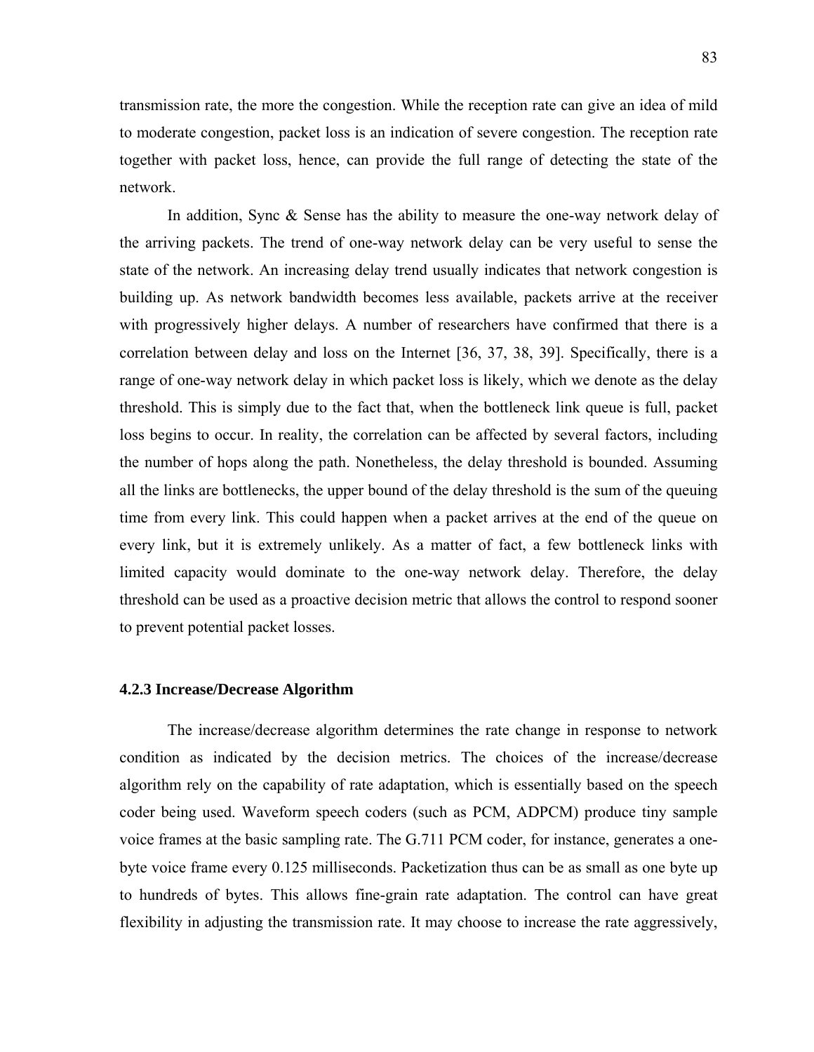transmission rate, the more the congestion. While the reception rate can give an idea of mild to moderate congestion, packet loss is an indication of severe congestion. The reception rate together with packet loss, hence, can provide the full range of detecting the state of the network.

In addition, Sync & Sense has the ability to measure the one-way network delay of the arriving packets. The trend of one-way network delay can be very useful to sense the state of the network. An increasing delay trend usually indicates that network congestion is building up. As network bandwidth becomes less available, packets arrive at the receiver with progressively higher delays. A number of researchers have confirmed that there is a correlation between delay and loss on the Internet [36, 37, 38, 39]. Specifically, there is a range of one-way network delay in which packet loss is likely, which we denote as the delay threshold. This is simply due to the fact that, when the bottleneck link queue is full, packet loss begins to occur. In reality, the correlation can be affected by several factors, including the number of hops along the path. Nonetheless, the delay threshold is bounded. Assuming all the links are bottlenecks, the upper bound of the delay threshold is the sum of the queuing time from every link. This could happen when a packet arrives at the end of the queue on every link, but it is extremely unlikely. As a matter of fact, a few bottleneck links with limited capacity would dominate to the one-way network delay. Therefore, the delay threshold can be used as a proactive decision metric that allows the control to respond sooner to prevent potential packet losses.

### 4.2.3 Increase/Decrease Algorithm

The increase/decrease algorithm determines the rate change in response to network condition as indicated by the decision metrics. The choices of the increase/decrease algorithm rely on the capability of rate adaptation, which is essentially based on the speech coder being used. Waveform speech coders (such as PCM, ADPCM) produce tiny sample voice frames at the basic sampling rate. The G.711 PCM coder, for instance, generates a one-byte voice frame every 0.125 milliseconds. Packetization thus can be as small as one byte up to hundreds of bytes. This allows fine-grain rate adaptation. The control can have great flexibility in adjusting the transmission rate. It may choose to increase the rate aggressively,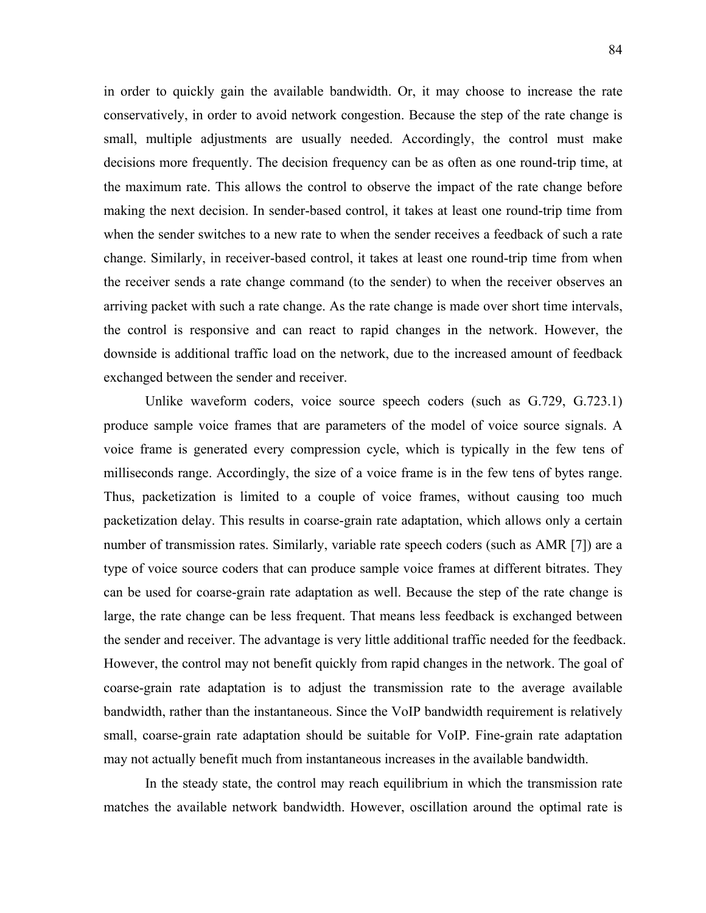in order to quickly gain the available bandwidth. Or, it may choose to increase the rate conservatively, in order to avoid network congestion. Because the step of the rate change is small, multiple adjustments are usually needed. Accordingly, the control must make decisions more frequently. The decision frequency can be as often as one round-trip time, at the maximum rate. This allows the control to observe the impact of the rate change before making the next decision. In sender-based control, it takes at least one round-trip time from when the sender switches to a new rate to when the sender receives a feedback of such a rate change. Similarly, in receiver-based control, it takes at least one round-trip time from when the receiver sends a rate change command (to the sender) to when the receiver observes an arriving packet with such a rate change. As the rate change is made over short time intervals, the control is responsive and can react to rapid changes in the network. However, the downside is additional traffic load on the network, due to the increased amount of feedback exchanged between the sender and receiver.

Unlike waveform coders, voice source speech coders (such as G.729, G.723.1) produce sample voice frames that are parameters of the model of voice source signals. A voice frame is generated every compression cycle, which is typically in the few tens of milliseconds range. Accordingly, the size of a voice frame is in the few tens of bytes range. Thus, packetization is limited to a couple of voice frames, without causing too much packetization delay. This results in coarse-grain rate adaptation, which allows only a certain number of transmission rates. Similarly, variable rate speech coders (such as AMR [7]) are a type of voice source coders that can produce sample voice frames at different bitrates. They can be used for coarse-grain rate adaptation as well. Because the step of the rate change is large, the rate change can be less frequent. That means less feedback is exchanged between the sender and receiver. The advantage is very little additional traffic needed for the feedback. However, the control may not benefit quickly from rapid changes in the network. The goal of coarse-grain rate adaptation is to adjust the transmission rate to the average available bandwidth, rather than the instantaneous. Since the VoIP bandwidth requirement is relatively small, coarse-grain rate adaptation should be suitable for VoIP. Fine-grain rate adaptation may not actually benefit much from instantaneous increases in the available bandwidth.

In the steady state, the control may reach equilibrium in which the transmission rate matches the available network bandwidth. However, oscillation around the optimal rate is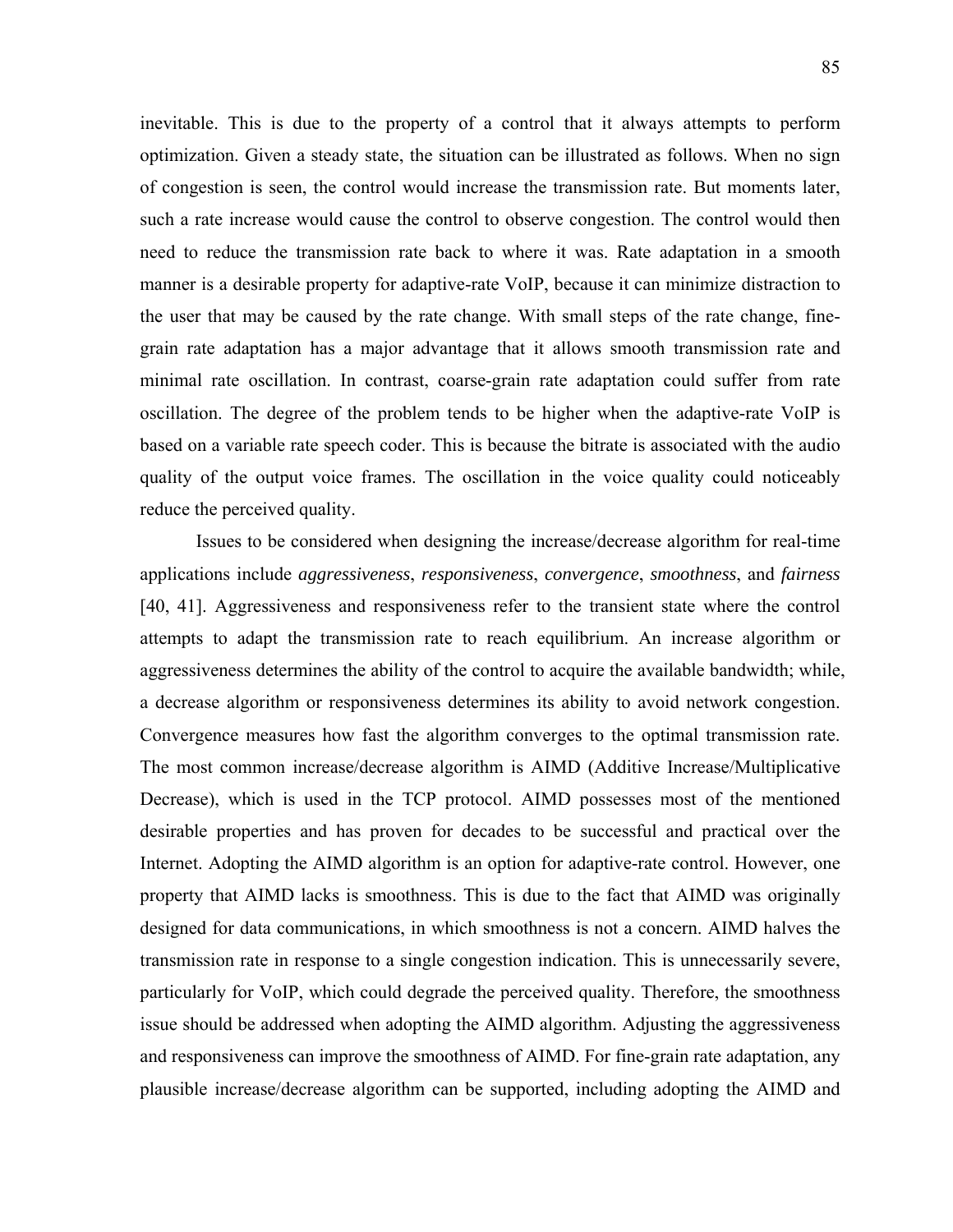inevitable. This is due to the property of a control that it always attempts to perform optimization. Given a steady state, the situation can be illustrated as follows. When no sign of congestion is seen, the control would increase the transmission rate. But moments later, such a rate increase would cause the control to observe congestion. The control would then need to reduce the transmission rate back to where it was. Rate adaptation in a smooth manner is a desirable property for adaptive-rate VoIP, because it can minimize distraction to the user that may be caused by the rate change. With small steps of the rate change, fine-grain rate adaptation has a major advantage that it allows smooth transmission rate and minimal rate oscillation. In contrast, coarse-grain rate adaptation could suffer from rate oscillation. The degree of the problem tends to be higher when the adaptive-rate VoIP is based on a variable rate speech coder. This is because the bitrate is associated with the audio quality of the output voice frames. The oscillation in the voice quality could noticeably reduce the perceived quality.

Issues to be considered when designing the increase/decrease algorithm for real-time applications include *aggressiveness*, *responsiveness*, *convergence*, *smoothness*, and *fairness* [40, 41]. Aggressiveness and responsiveness refer to the transient state where the control attempts to adapt the transmission rate to reach equilibrium. An increase algorithm or aggressiveness determines the ability of the control to acquire the available bandwidth; while, a decrease algorithm or responsiveness determines its ability to avoid network congestion. Convergence measures how fast the algorithm converges to the optimal transmission rate. The most common increase/decrease algorithm is AIMD (Additive Increase/Multiplicative Decrease), which is used in the TCP protocol. AIMD possesses most of the mentioned desirable properties and has proven for decades to be successful and practical over the Internet. Adopting the AIMD algorithm is an option for adaptive-rate control. However, one property that AIMD lacks is smoothness. This is due to the fact that AIMD was originally designed for data communications, in which smoothness is not a concern. AIMD halves the transmission rate in response to a single congestion indication. This is unnecessarily severe, particularly for VoIP, which could degrade the perceived quality. Therefore, the smoothness issue should be addressed when adopting the AIMD algorithm. Adjusting the aggressiveness and responsiveness can improve the smoothness of AIMD. For fine-grain rate adaptation, any plausible increase/decrease algorithm can be supported, including adopting the AIMD and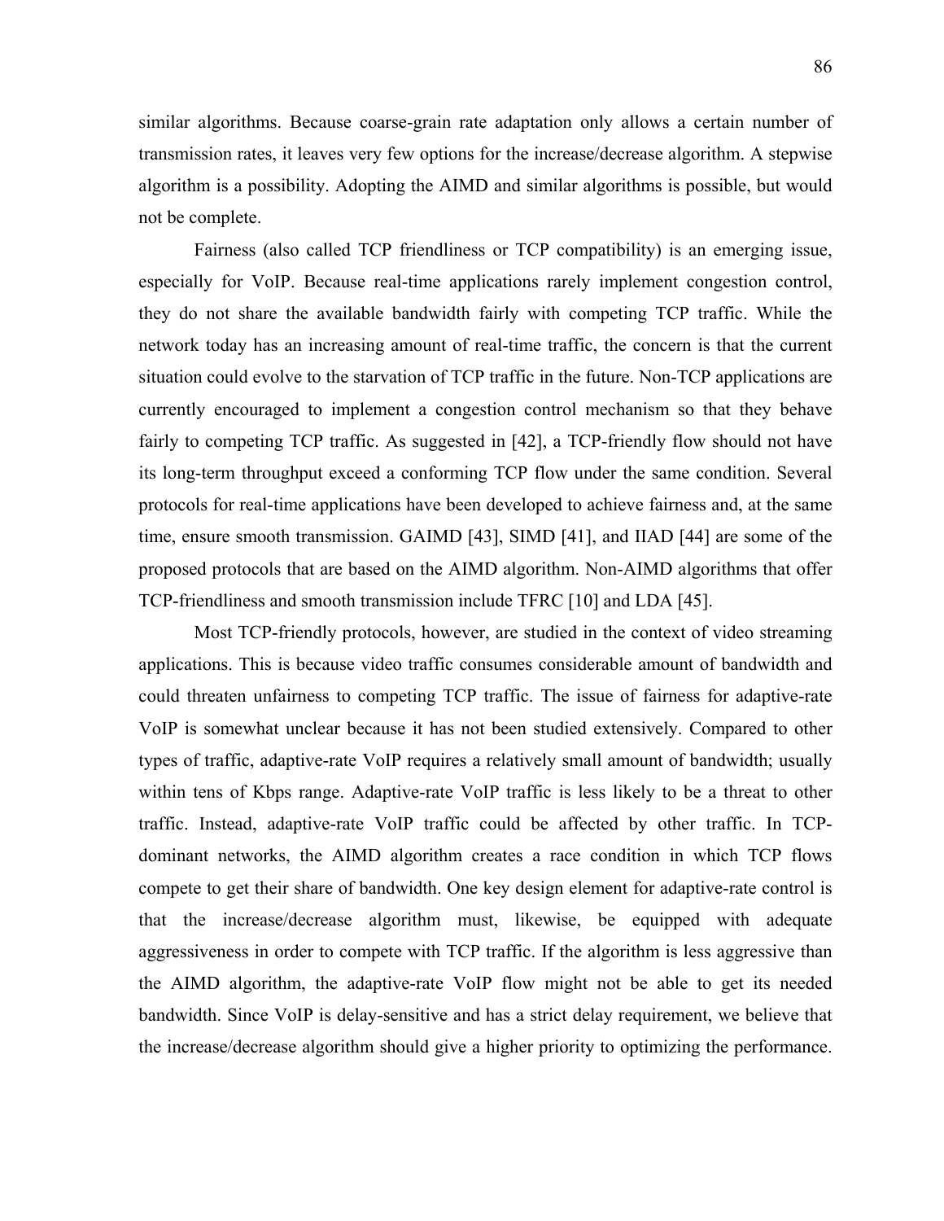similar algorithms. Because coarse-grain rate adaptation only allows a certain number of transmission rates, it leaves very few options for the increase/decrease algorithm. A stepwise algorithm is a possibility. Adopting the AIMD and similar algorithms is possible, but would not be complete.

Fairness (also called TCP friendliness or TCP compatibility) is an emerging issue, especially for VoIP. Because real-time applications rarely implement congestion control, they do not share the available bandwidth fairly with competing TCP traffic. While the network today has an increasing amount of real-time traffic, the concern is that the current situation could evolve to the starvation of TCP traffic in the future. Non-TCP applications are currently encouraged to implement a congestion control mechanism so that they behave fairly to competing TCP traffic. As suggested in [42], a TCP-friendly flow should not have its long-term throughput exceed a conforming TCP flow under the same condition. Several protocols for real-time applications have been developed to achieve fairness and, at the same time, ensure smooth transmission. GAIMD [43], SIMD [41], and IIAD [44] are some of the proposed protocols that are based on the AIMD algorithm. Non-AIMD algorithms that offer TCP-friendliness and smooth transmission include TFRC [10] and LDA [45].

Most TCP-friendly protocols, however, are studied in the context of video streaming applications. This is because video traffic consumes considerable amount of bandwidth and could threaten unfairness to competing TCP traffic. The issue of fairness for adaptive-rate VoIP is somewhat unclear because it has not been studied extensively. Compared to other types of traffic, adaptive-rate VoIP requires a relatively small amount of bandwidth; usually within tens of Kbps range. Adaptive-rate VoIP traffic is less likely to be a threat to other traffic. Instead, adaptive-rate VoIP traffic could be affected by other traffic. In TCP-dominant networks, the AIMD algorithm creates a race condition in which TCP flows compete to get their share of bandwidth. One key design element for adaptive-rate control is that the increase/decrease algorithm must, likewise, be equipped with adequate aggressiveness in order to compete with TCP traffic. If the algorithm is less aggressive than the AIMD algorithm, the adaptive-rate VoIP flow might not be able to get its needed bandwidth. Since VoIP is delay-sensitive and has a strict delay requirement, we believe that the increase/decrease algorithm should give a higher priority to optimizing the performance.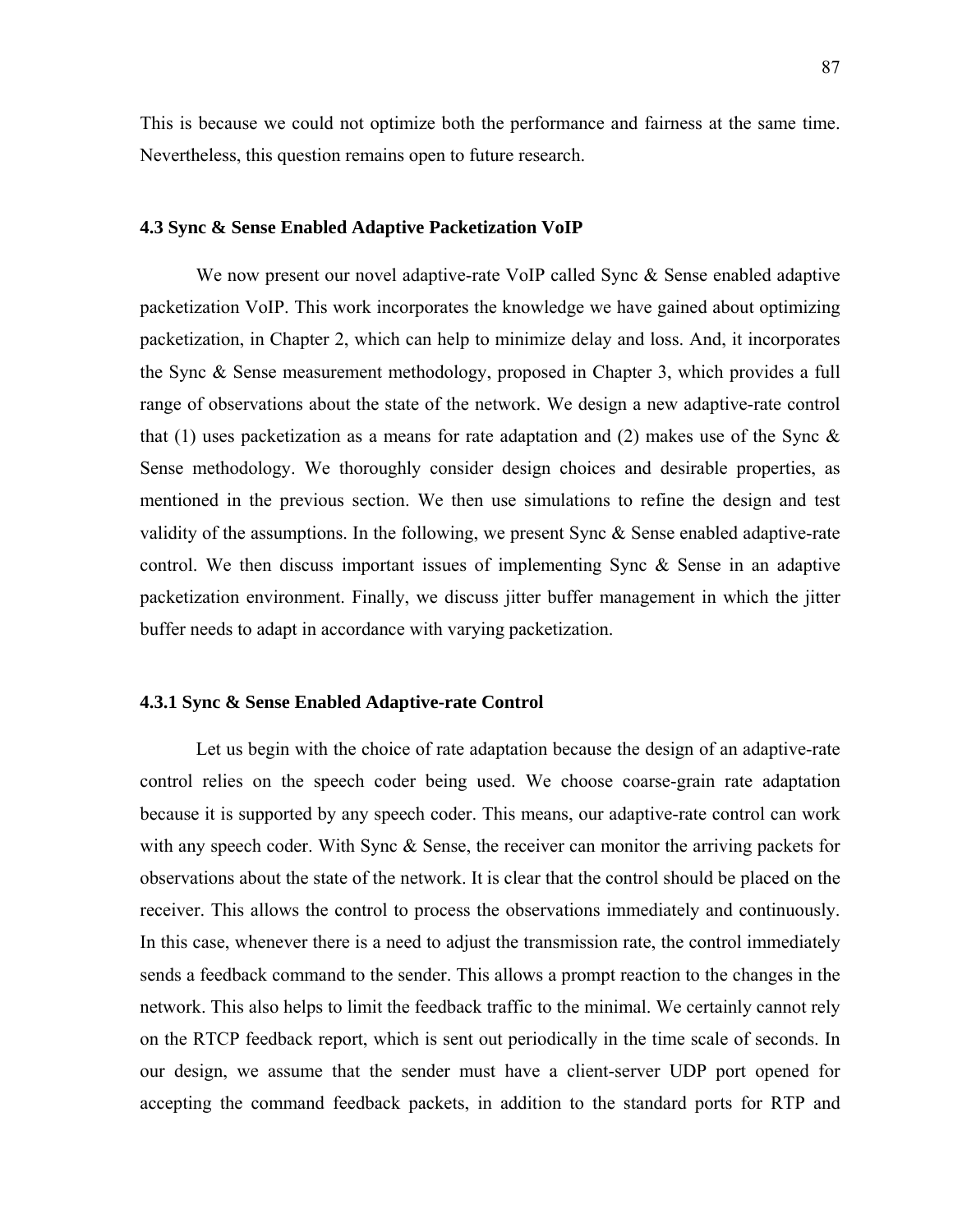This is because we could not optimize both the performance and fairness at the same time. Nevertheless, this question remains open to future research.

### 4.3 Sync & Sense Enabled Adaptive Packetization VoIP

We now present our novel adaptive-rate VoIP called Sync & Sense enabled adaptive packetization VoIP. This work incorporates the knowledge we have gained about optimizing packetization, in Chapter 2, which can help to minimize delay and loss. And, it incorporates the Sync & Sense measurement methodology, proposed in Chapter 3, which provides a full range of observations about the state of the network. We design a new adaptive-rate control that (1) uses packetization as a means for rate adaptation and (2) makes use of the Sync & Sense methodology. We thoroughly consider design choices and desirable properties, as mentioned in the previous section. We then use simulations to refine the design and test validity of the assumptions. In the following, we present Sync & Sense enabled adaptive-rate control. We then discuss important issues of implementing Sync & Sense in an adaptive packetization environment. Finally, we discuss jitter buffer management in which the jitter buffer needs to adapt in accordance with varying packetization.

#### 4.3.1 Sync & Sense Enabled Adaptive-rate Control

Let us begin with the choice of rate adaptation because the design of an adaptive-rate control relies on the speech coder being used. We choose coarse-grain rate adaptation because it is supported by any speech coder. This means, our adaptive-rate control can work with any speech coder. With Sync & Sense, the receiver can monitor the arriving packets for observations about the state of the network. It is clear that the control should be placed on the receiver. This allows the control to process the observations immediately and continuously. In this case, whenever there is a need to adjust the transmission rate, the control immediately sends a feedback command to the sender. This allows a prompt reaction to the changes in the network. This also helps to limit the feedback traffic to the minimal. We certainly cannot rely on the RTCP feedback report, which is sent out periodically in the time scale of seconds. In our design, we assume that the sender must have a client-server UDP port opened for accepting the command feedback packets, in addition to the standard ports for RTP and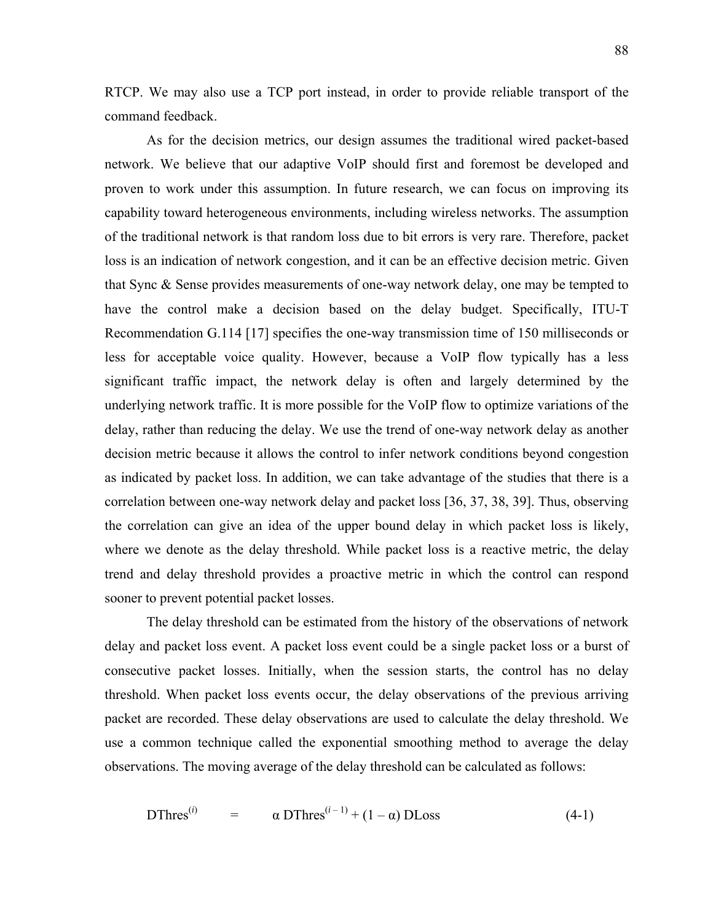RTCP. We may also use a TCP port instead, in order to provide reliable transport of the command feedback.

As for the decision metrics, our design assumes the traditional wired packet-based network. We believe that our adaptive VoIP should first and foremost be developed and proven to work under this assumption. In future research, we can focus on improving its capability toward heterogeneous environments, including wireless networks. The assumption of the traditional network is that random loss due to bit errors is very rare. Therefore, packet loss is an indication of network congestion, and it can be an effective decision metric. Given that Sync & Sense provides measurements of one-way network delay, one may be tempted to have the control make a decision based on the delay budget. Specifically, ITU-T Recommendation G.114 [17] specifies the one-way transmission time of 150 milliseconds or less for acceptable voice quality. However, because a VoIP flow typically has a less significant traffic impact, the network delay is often and largely determined by the underlying network traffic. It is more possible for the VoIP flow to optimize variations of the delay, rather than reducing the delay. We use the trend of one-way network delay as another decision metric because it allows the control to infer network conditions beyond congestion as indicated by packet loss. In addition, we can take advantage of the studies that there is a correlation between one-way network delay and packet loss [36, 37, 38, 39]. Thus, observing the correlation can give an idea of the upper bound delay in which packet loss is likely, where we denote as the delay threshold. While packet loss is a reactive metric, the delay trend and delay threshold provides a proactive metric in which the control can respond sooner to prevent potential packet losses.

The delay threshold can be estimated from the history of the observations of network delay and packet loss event. A packet loss event could be a single packet loss or a burst of consecutive packet losses. Initially, when the session starts, the control has no delay threshold. When packet loss events occur, the delay observations of the previous arriving packet are recorded. These delay observations are used to calculate the delay threshold. We use a common technique called the exponential smoothing method to average the delay observations. The moving average of the delay threshold can be calculated as follows:

$$\text{DThres}^{(i)} = \alpha\, \text{DThres}^{(i-1)} + (1 - \alpha)\, \text{DLoss} \qquad (4\text{-}1)$$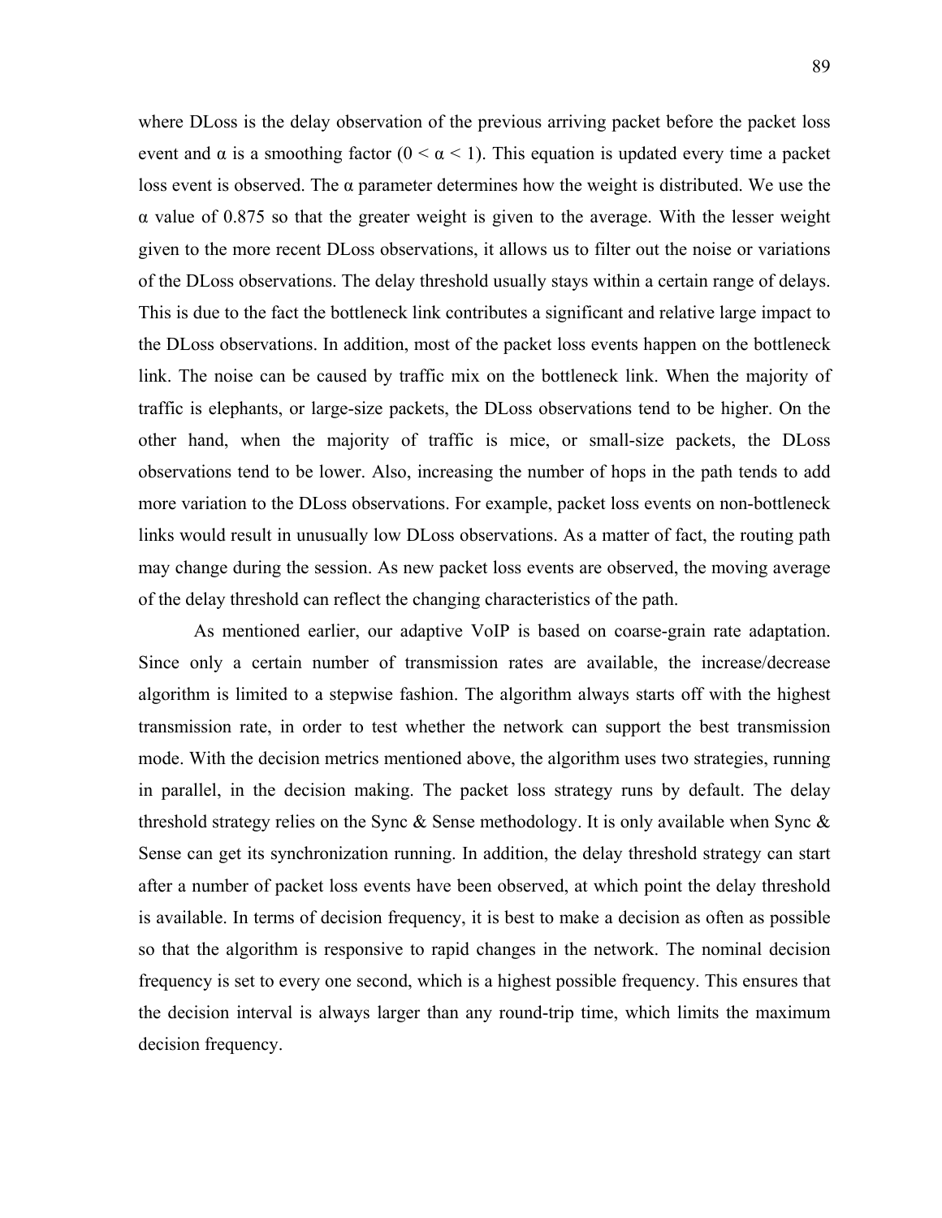where DLoss is the delay observation of the previous arriving packet before the packet loss event and $\alpha$ is a smoothing factor ($0 < \alpha < 1$). This equation is updated every time a packet loss event is observed. The $\alpha$ parameter determines how the weight is distributed. We use the $\alpha$ value of 0.875 so that the greater weight is given to the average. With the lesser weight given to the more recent DLoss observations, it allows us to filter out the noise or variations of the DLoss observations. The delay threshold usually stays within a certain range of delays. This is due to the fact the bottleneck link contributes a significant and relative large impact to the DLoss observations. In addition, most of the packet loss events happen on the bottleneck link. The noise can be caused by traffic mix on the bottleneck link. When the majority of traffic is elephants, or large-size packets, the DLoss observations tend to be higher. On the other hand, when the majority of traffic is mice, or small-size packets, the DLoss observations tend to be lower. Also, increasing the number of hops in the path tends to add more variation to the DLoss observations. For example, packet loss events on non-bottleneck links would result in unusually low DLoss observations. As a matter of fact, the routing path may change during the session. As new packet loss events are observed, the moving average of the delay threshold can reflect the changing characteristics of the path.

As mentioned earlier, our adaptive VoIP is based on coarse-grain rate adaptation. Since only a certain number of transmission rates are available, the increase/decrease algorithm is limited to a stepwise fashion. The algorithm always starts off with the highest transmission rate, in order to test whether the network can support the best transmission mode. With the decision metrics mentioned above, the algorithm uses two strategies, running in parallel, in the decision making. The packet loss strategy runs by default. The delay threshold strategy relies on the Sync & Sense methodology. It is only available when Sync & Sense can get its synchronization running. In addition, the delay threshold strategy can start after a number of packet loss events have been observed, at which point the delay threshold is available. In terms of decision frequency, it is best to make a decision as often as possible so that the algorithm is responsive to rapid changes in the network. The nominal decision frequency is set to every one second, which is a highest possible frequency. This ensures that the decision interval is always larger than any round-trip time, which limits the maximum decision frequency.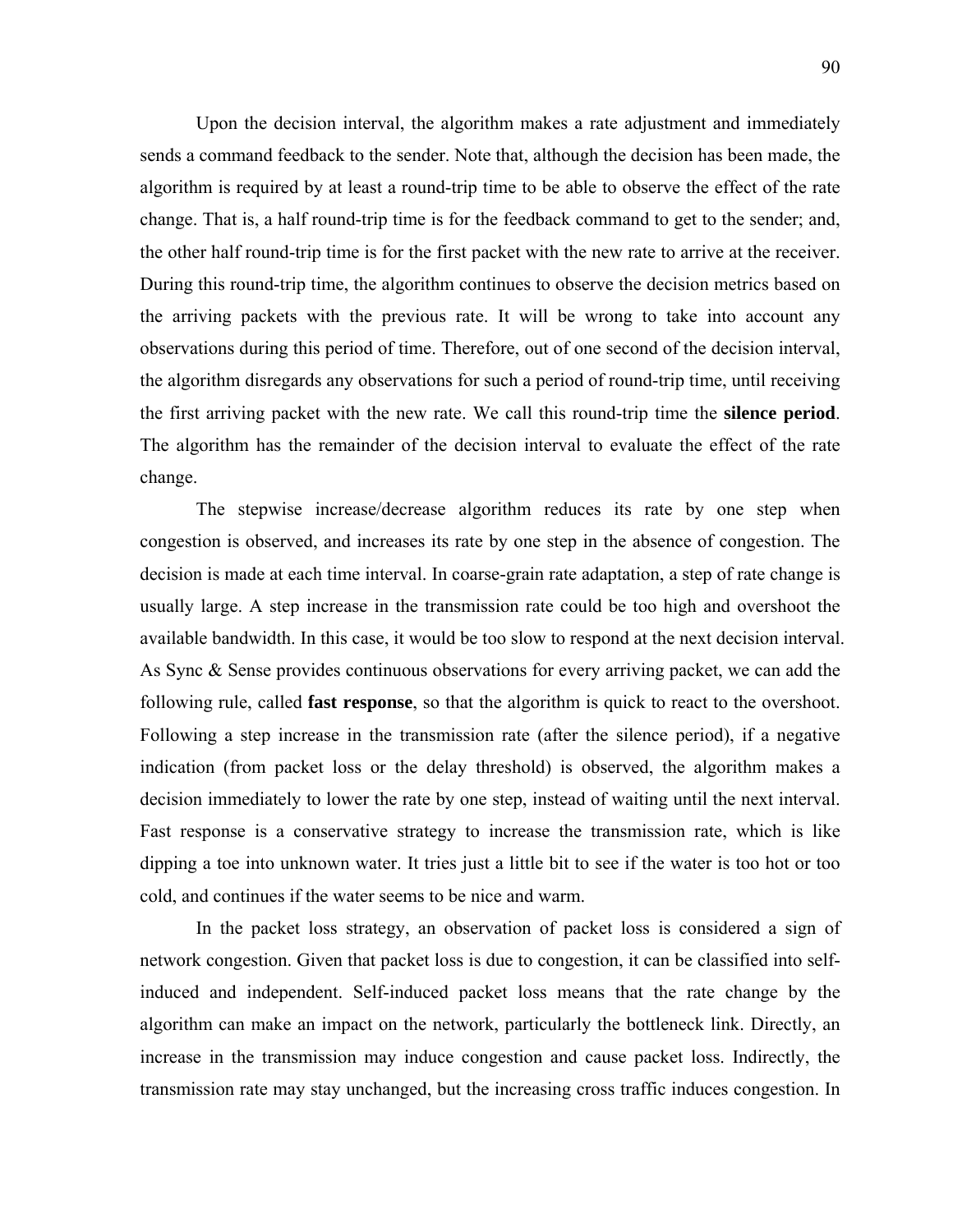Upon the decision interval, the algorithm makes a rate adjustment and immediately sends a command feedback to the sender. Note that, although the decision has been made, the algorithm is required by at least a round-trip time to be able to observe the effect of the rate change. That is, a half round-trip time is for the feedback command to get to the sender; and, the other half round-trip time is for the first packet with the new rate to arrive at the receiver. During this round-trip time, the algorithm continues to observe the decision metrics based on the arriving packets with the previous rate. It will be wrong to take into account any observations during this period of time. Therefore, out of one second of the decision interval, the algorithm disregards any observations for such a period of round-trip time, until receiving the first arriving packet with the new rate. We call this round-trip time the **silence period**. The algorithm has the remainder of the decision interval to evaluate the effect of the rate change.

The stepwise increase/decrease algorithm reduces its rate by one step when congestion is observed, and increases its rate by one step in the absence of congestion. The decision is made at each time interval. In coarse-grain rate adaptation, a step of rate change is usually large. A step increase in the transmission rate could be too high and overshoot the available bandwidth. In this case, it would be too slow to respond at the next decision interval. As Sync & Sense provides continuous observations for every arriving packet, we can add the following rule, called **fast response**, so that the algorithm is quick to react to the overshoot. Following a step increase in the transmission rate (after the silence period), if a negative indication (from packet loss or the delay threshold) is observed, the algorithm makes a decision immediately to lower the rate by one step, instead of waiting until the next interval. Fast response is a conservative strategy to increase the transmission rate, which is like dipping a toe into unknown water. It tries just a little bit to see if the water is too hot or too cold, and continues if the water seems to be nice and warm.

In the packet loss strategy, an observation of packet loss is considered a sign of network congestion. Given that packet loss is due to congestion, it can be classified into self-induced and independent. Self-induced packet loss means that the rate change by the algorithm can make an impact on the network, particularly the bottleneck link. Directly, an increase in the transmission may induce congestion and cause packet loss. Indirectly, the transmission rate may stay unchanged, but the increasing cross traffic induces congestion. In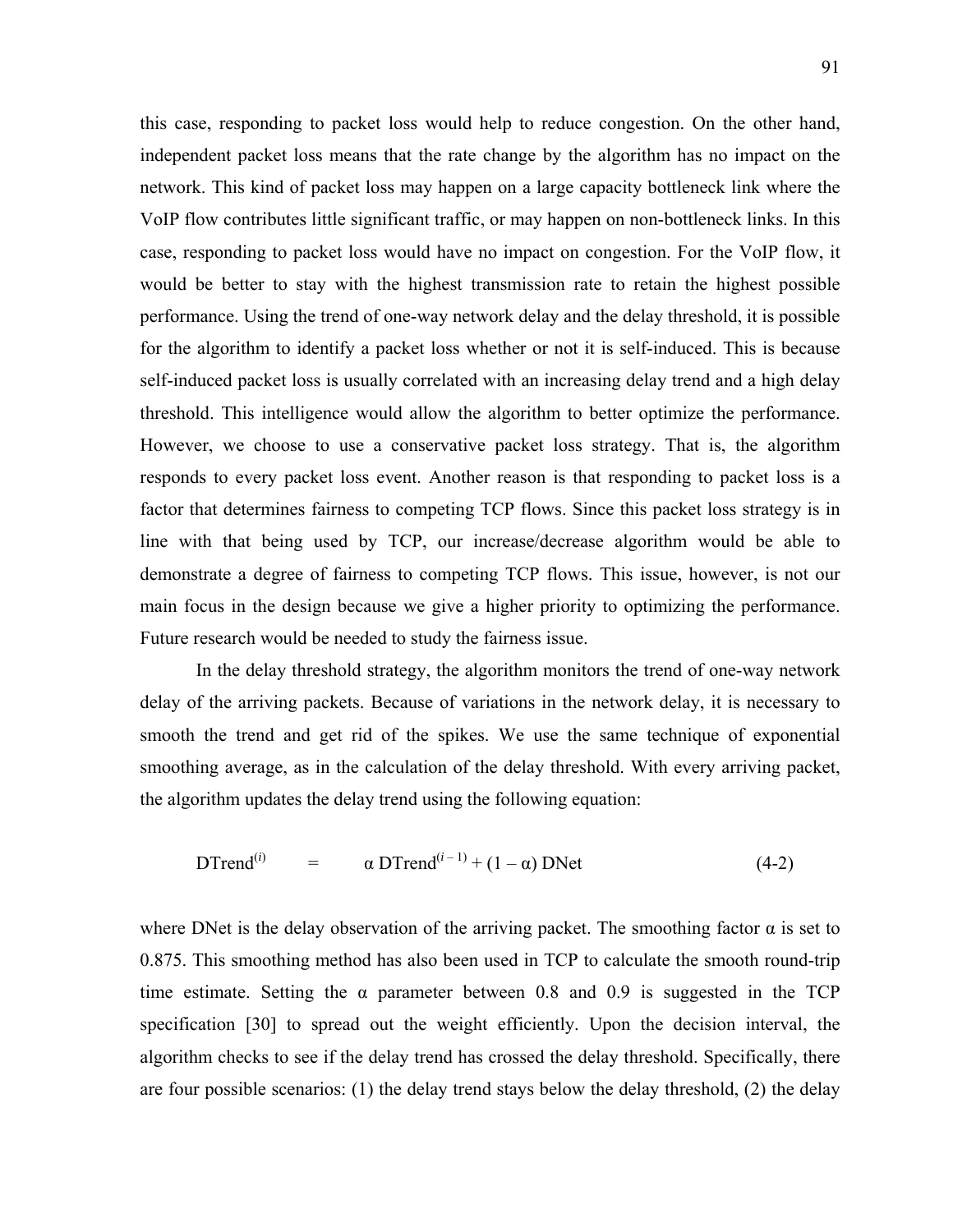this case, responding to packet loss would help to reduce congestion. On the other hand, independent packet loss means that the rate change by the algorithm has no impact on the network. This kind of packet loss may happen on a large capacity bottleneck link where the VoIP flow contributes little significant traffic, or may happen on non-bottleneck links. In this case, responding to packet loss would have no impact on congestion. For the VoIP flow, it would be better to stay with the highest transmission rate to retain the highest possible performance. Using the trend of one-way network delay and the delay threshold, it is possible for the algorithm to identify a packet loss whether or not it is self-induced. This is because self-induced packet loss is usually correlated with an increasing delay trend and a high delay threshold. This intelligence would allow the algorithm to better optimize the performance. However, we choose to use a conservative packet loss strategy. That is, the algorithm responds to every packet loss event. Another reason is that responding to packet loss is a factor that determines fairness to competing TCP flows. Since this packet loss strategy is in line with that being used by TCP, our increase/decrease algorithm would be able to demonstrate a degree of fairness to competing TCP flows. This issue, however, is not our main focus in the design because we give a higher priority to optimizing the performance. Future research would be needed to study the fairness issue.

In the delay threshold strategy, the algorithm monitors the trend of one-way network delay of the arriving packets. Because of variations in the network delay, it is necessary to smooth the trend and get rid of the spikes. We use the same technique of exponential smoothing average, as in the calculation of the delay threshold. With every arriving packet, the algorithm updates the delay trend using the following equation:

$$\text{DTrend}^{(i)} = \alpha\, \text{DTrend}^{(i-1)} + (1 - \alpha)\, \text{DNet} \qquad (4\text{-}2)$$

where DNet is the delay observation of the arriving packet. The smoothing factor $\alpha$ is set to 0.875. This smoothing method has also been used in TCP to calculate the smooth round-trip time estimate. Setting the $\alpha$ parameter between 0.8 and 0.9 is suggested in the TCP specification [30] to spread out the weight efficiently. Upon the decision interval, the algorithm checks to see if the delay trend has crossed the delay threshold. Specifically, there are four possible scenarios: (1) the delay trend stays below the delay threshold, (2) the delay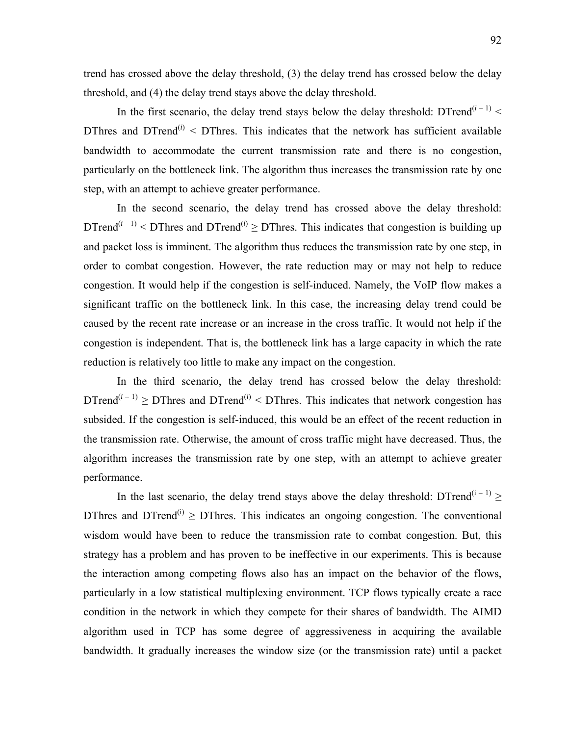trend has crossed above the delay threshold, (3) the delay trend has crossed below the delay threshold, and (4) the delay trend stays above the delay threshold.

In the first scenario, the delay trend stays below the delay threshold: $\text{DTrend}^{(i-1)} < \text{DThres}$ and $\text{DTrend}^{(i)} < \text{DThres}$. This indicates that the network has sufficient available bandwidth to accommodate the current transmission rate and there is no congestion, particularly on the bottleneck link. The algorithm thus increases the transmission rate by one step, with an attempt to achieve greater performance.

In the second scenario, the delay trend has crossed above the delay threshold: $\text{DTrend}^{(i-1)} < \text{DThres}$ and $\text{DTrend}^{(i)} \geq \text{DThres}$. This indicates that congestion is building up and packet loss is imminent. The algorithm thus reduces the transmission rate by one step, in order to combat congestion. However, the rate reduction may or may not help to reduce congestion. It would help if the congestion is self-induced. Namely, the VoIP flow makes a significant traffic on the bottleneck link. In this case, the increasing delay trend could be caused by the recent rate increase or an increase in the cross traffic. It would not help if the congestion is independent. That is, the bottleneck link has a large capacity in which the rate reduction is relatively too little to make any impact on the congestion.

In the third scenario, the delay trend has crossed below the delay threshold: $\text{DTrend}^{(i-1)} \geq \text{DThres}$ and $\text{DTrend}^{(i)} < \text{DThres}$. This indicates that network congestion has subsided. If the congestion is self-induced, this would be an effect of the recent reduction in the transmission rate. Otherwise, the amount of cross traffic might have decreased. Thus, the algorithm increases the transmission rate by one step, with an attempt to achieve greater performance.

In the last scenario, the delay trend stays above the delay threshold: $\text{DTrend}^{(i-1)} \geq \text{DThres}$ and $\text{DTrend}^{(i)} \geq \text{DThres}$. This indicates an ongoing congestion. The conventional wisdom would have been to reduce the transmission rate to combat congestion. But, this strategy has a problem and has proven to be ineffective in our experiments. This is because the interaction among competing flows also has an impact on the behavior of the flows, particularly in a low statistical multiplexing environment. TCP flows typically create a race condition in the network in which they compete for their shares of bandwidth. The AIMD algorithm used in TCP has some degree of aggressiveness in acquiring the available bandwidth. It gradually increases the window size (or the transmission rate) until a packet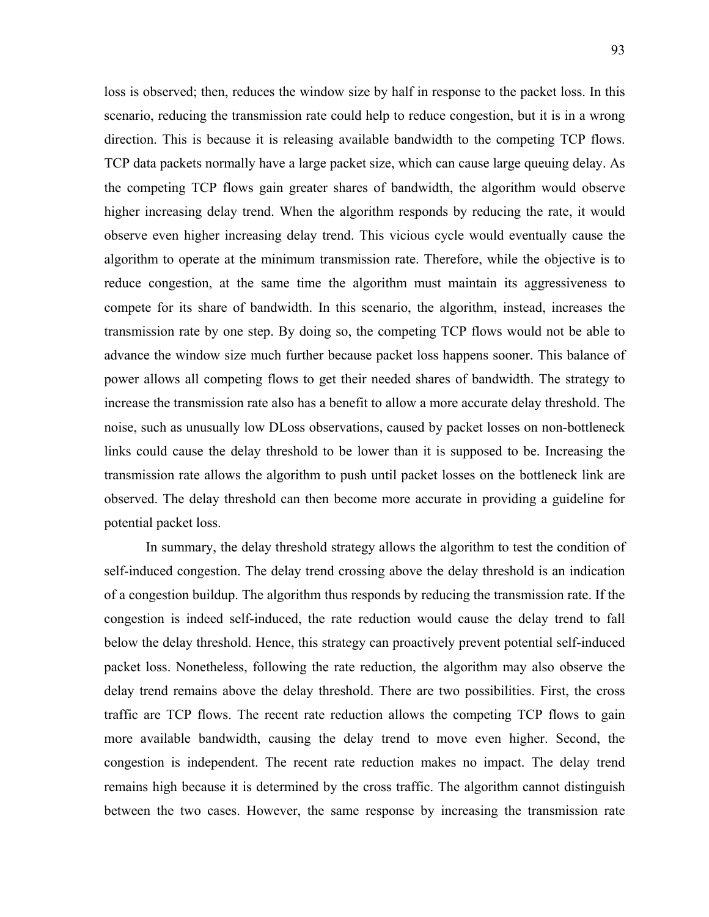loss is observed; then, reduces the window size by half in response to the packet loss. In this scenario, reducing the transmission rate could help to reduce congestion, but it is in a wrong direction. This is because it is releasing available bandwidth to the competing TCP flows. TCP data packets normally have a large packet size, which can cause large queuing delay. As the competing TCP flows gain greater shares of bandwidth, the algorithm would observe higher increasing delay trend. When the algorithm responds by reducing the rate, it would observe even higher increasing delay trend. This vicious cycle would eventually cause the algorithm to operate at the minimum transmission rate. Therefore, while the objective is to reduce congestion, at the same time the algorithm must maintain its aggressiveness to compete for its share of bandwidth. In this scenario, the algorithm, instead, increases the transmission rate by one step. By doing so, the competing TCP flows would not be able to advance the window size much further because packet loss happens sooner. This balance of power allows all competing flows to get their needed shares of bandwidth. The strategy to increase the transmission rate also has a benefit to allow a more accurate delay threshold. The noise, such as unusually low DLoss observations, caused by packet losses on non-bottleneck links could cause the delay threshold to be lower than it is supposed to be. Increasing the transmission rate allows the algorithm to push until packet losses on the bottleneck link are observed. The delay threshold can then become more accurate in providing a guideline for potential packet loss.

In summary, the delay threshold strategy allows the algorithm to test the condition of self-induced congestion. The delay trend crossing above the delay threshold is an indication of a congestion buildup. The algorithm thus responds by reducing the transmission rate. If the congestion is indeed self-induced, the rate reduction would cause the delay trend to fall below the delay threshold. Hence, this strategy can proactively prevent potential self-induced packet loss. Nonetheless, following the rate reduction, the algorithm may also observe the delay trend remains above the delay threshold. There are two possibilities. First, the cross traffic are TCP flows. The recent rate reduction allows the competing TCP flows to gain more available bandwidth, causing the delay trend to move even higher. Second, the congestion is independent. The recent rate reduction makes no impact. The delay trend remains high because it is determined by the cross traffic. The algorithm cannot distinguish between the two cases. However, the same response by increasing the transmission rate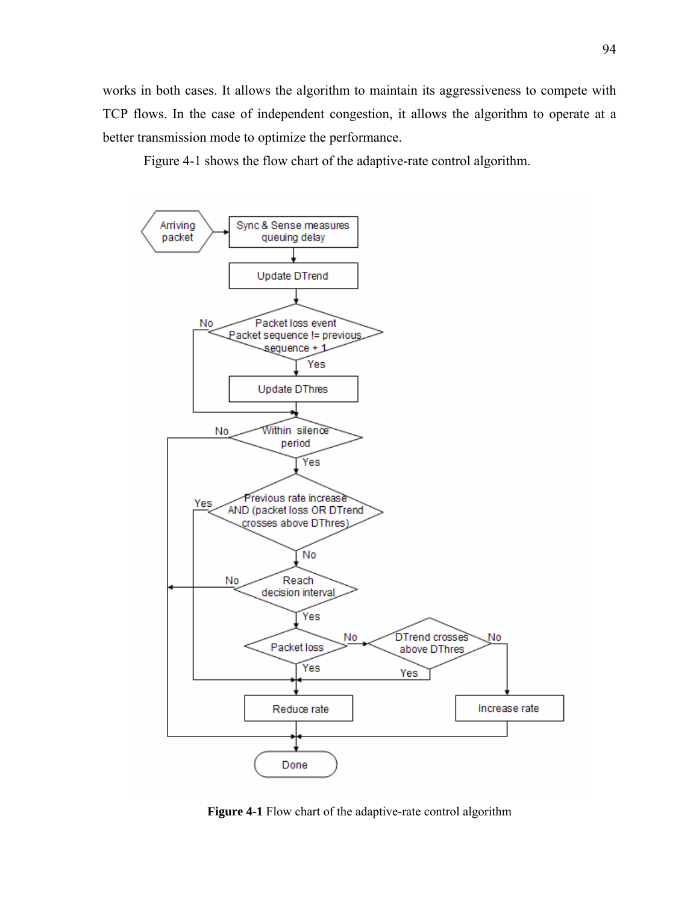works in both cases. It allows the algorithm to maintain its aggressiveness to compete with TCP flows. In the case of independent congestion, it allows the algorithm to operate at a better transmission mode to optimize the performance.

Figure 4-1 shows the flow chart of the adaptive-rate control algorithm.

Arriving packet

Sync & Sense measures queuing delay

Update DTrend

Packet loss event
Packet sequence != previous sequence + 1

No

Yes

Update DThres

Within silence period

No

Yes

Previous rate increase AND (packet loss OR DTrend crosses above DThres)

Yes

No

Reach decision interval

No

Yes

Packet loss

No

Yes

DTrend crosses above DThres

No

Yes

Reduce rate

Increase rate

Done

**Figure 4-1** Flow chart of the adaptive-rate control algorithm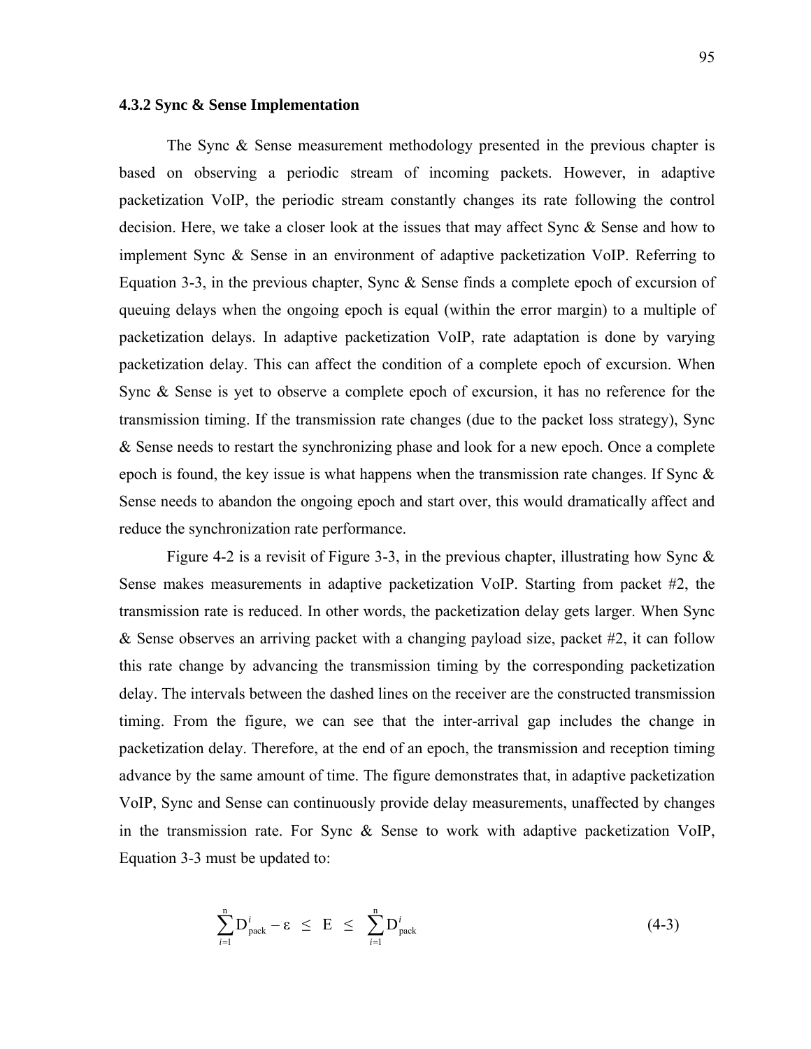### 4.3.2 Sync & Sense Implementation

The Sync & Sense measurement methodology presented in the previous chapter is based on observing a periodic stream of incoming packets. However, in adaptive packetization VoIP, the periodic stream constantly changes its rate following the control decision. Here, we take a closer look at the issues that may affect Sync & Sense and how to implement Sync & Sense in an environment of adaptive packetization VoIP. Referring to Equation 3-3, in the previous chapter, Sync & Sense finds a complete epoch of excursion of queuing delays when the ongoing epoch is equal (within the error margin) to a multiple of packetization delays. In adaptive packetization VoIP, rate adaptation is done by varying packetization delay. This can affect the condition of a complete epoch of excursion. When Sync & Sense is yet to observe a complete epoch of excursion, it has no reference for the transmission timing. If the transmission rate changes (due to the packet loss strategy), Sync & Sense needs to restart the synchronizing phase and look for a new epoch. Once a complete epoch is found, the key issue is what happens when the transmission rate changes. If Sync & Sense needs to abandon the ongoing epoch and start over, this would dramatically affect and reduce the synchronization rate performance.

Figure 4-2 is a revisit of Figure 3-3, in the previous chapter, illustrating how Sync & Sense makes measurements in adaptive packetization VoIP. Starting from packet #2, the transmission rate is reduced. In other words, the packetization delay gets larger. When Sync & Sense observes an arriving packet with a changing payload size, packet #2, it can follow this rate change by advancing the transmission timing by the corresponding packetization delay. The intervals between the dashed lines on the receiver are the constructed transmission timing. From the figure, we can see that the inter-arrival gap includes the change in packetization delay. Therefore, at the end of an epoch, the transmission and reception timing advance by the same amount of time. The figure demonstrates that, in adaptive packetization VoIP, Sync and Sense can continuously provide delay measurements, unaffected by changes in the transmission rate. For Sync & Sense to work with adaptive packetization VoIP, Equation 3-3 must be updated to:

$$\sum_{i=1}^{n} D_{pack}^{i} - \varepsilon \;\leq\; E \;\leq\; \sum_{i=1}^{n} D_{pack}^{i} \qquad (4\text{-}3)$$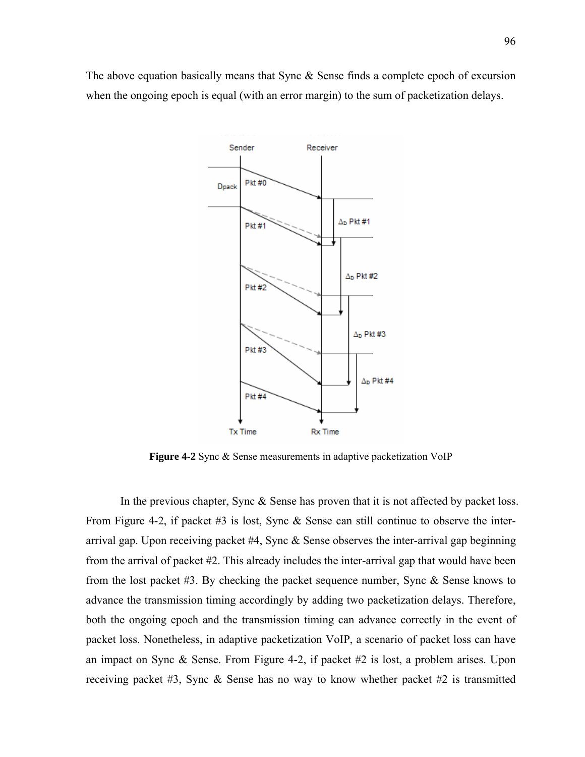The above equation basically means that Sync & Sense finds a complete epoch of excursion when the ongoing epoch is equal (with an error margin) to the sum of packetization delays.

Sender
Receiver
Dpack
Pkt #0
Pkt #1
Pkt #2
Pkt #3
Pkt #4
$\Delta_D$ Pkt #1
$\Delta_D$ Pkt #2
$\Delta_D$ Pkt #3
$\Delta_D$ Pkt #4
Tx Time
Rx Time

**Figure 4-2** Sync & Sense measurements in adaptive packetization VoIP

In the previous chapter, Sync & Sense has proven that it is not affected by packet loss. From Figure 4-2, if packet #3 is lost, Sync & Sense can still continue to observe the inter-arrival gap. Upon receiving packet #4, Sync & Sense observes the inter-arrival gap beginning from the arrival of packet #2. This already includes the inter-arrival gap that would have been from the lost packet #3. By checking the packet sequence number, Sync & Sense knows to advance the transmission timing accordingly by adding two packetization delays. Therefore, both the ongoing epoch and the transmission timing can advance correctly in the event of packet loss. Nonetheless, in adaptive packetization VoIP, a scenario of packet loss can have an impact on Sync & Sense. From Figure 4-2, if packet #2 is lost, a problem arises. Upon receiving packet #3, Sync & Sense has no way to know whether packet #2 is transmitted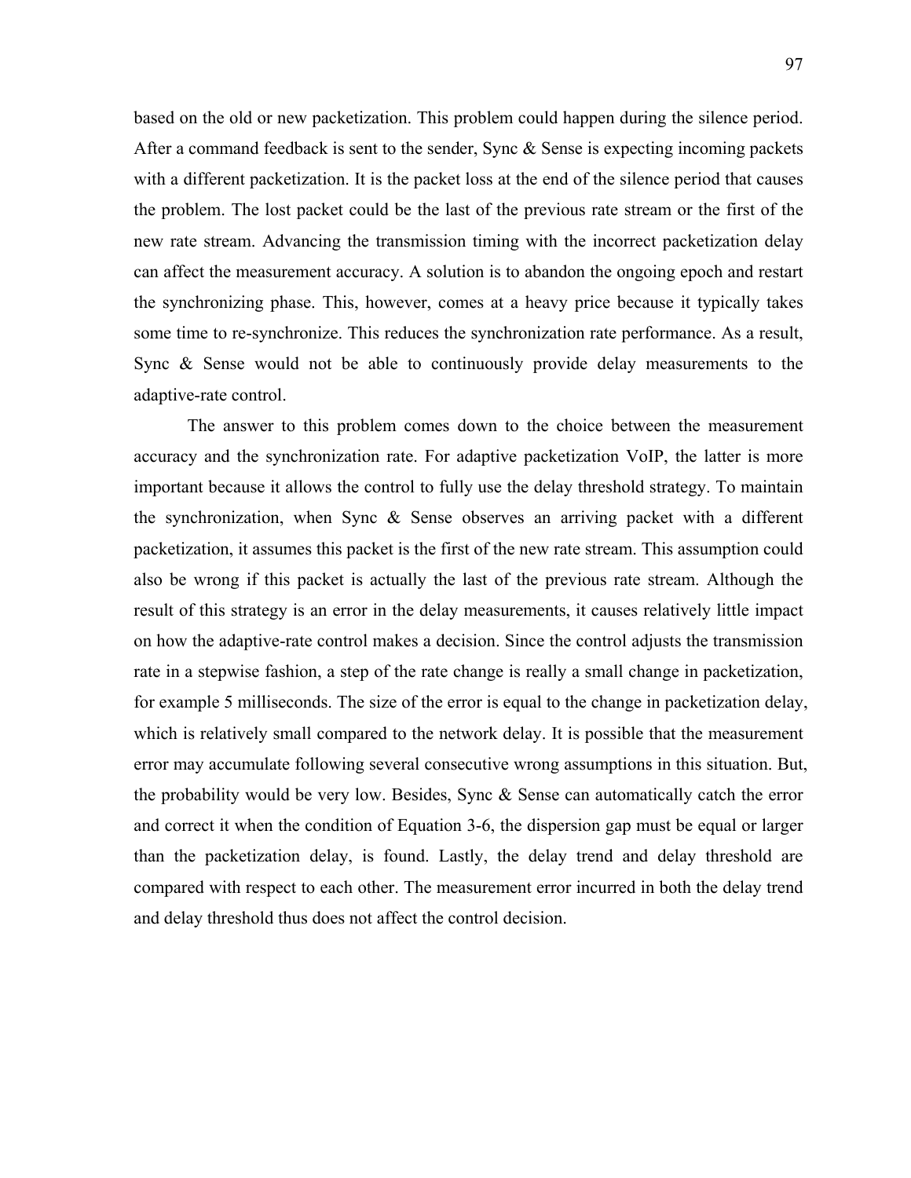based on the old or new packetization. This problem could happen during the silence period. After a command feedback is sent to the sender, Sync & Sense is expecting incoming packets with a different packetization. It is the packet loss at the end of the silence period that causes the problem. The lost packet could be the last of the previous rate stream or the first of the new rate stream. Advancing the transmission timing with the incorrect packetization delay can affect the measurement accuracy. A solution is to abandon the ongoing epoch and restart the synchronizing phase. This, however, comes at a heavy price because it typically takes some time to re-synchronize. This reduces the synchronization rate performance. As a result, Sync & Sense would not be able to continuously provide delay measurements to the adaptive-rate control.

The answer to this problem comes down to the choice between the measurement accuracy and the synchronization rate. For adaptive packetization VoIP, the latter is more important because it allows the control to fully use the delay threshold strategy. To maintain the synchronization, when Sync & Sense observes an arriving packet with a different packetization, it assumes this packet is the first of the new rate stream. This assumption could also be wrong if this packet is actually the last of the previous rate stream. Although the result of this strategy is an error in the delay measurements, it causes relatively little impact on how the adaptive-rate control makes a decision. Since the control adjusts the transmission rate in a stepwise fashion, a step of the rate change is really a small change in packetization, for example 5 milliseconds. The size of the error is equal to the change in packetization delay, which is relatively small compared to the network delay. It is possible that the measurement error may accumulate following several consecutive wrong assumptions in this situation. But, the probability would be very low. Besides, Sync & Sense can automatically catch the error and correct it when the condition of Equation 3-6, the dispersion gap must be equal or larger than the packetization delay, is found. Lastly, the delay trend and delay threshold are compared with respect to each other. The measurement error incurred in both the delay trend and delay threshold thus does not affect the control decision.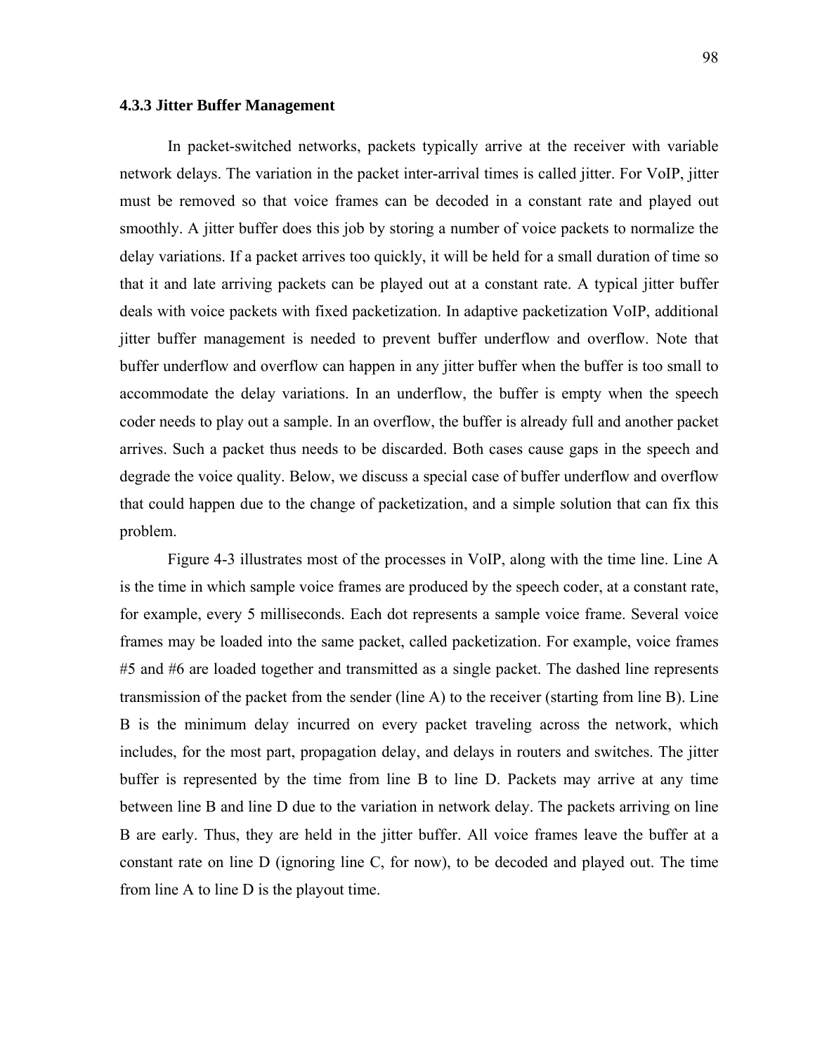### 4.3.3 Jitter Buffer Management

In packet-switched networks, packets typically arrive at the receiver with variable network delays. The variation in the packet inter-arrival times is called jitter. For VoIP, jitter must be removed so that voice frames can be decoded in a constant rate and played out smoothly. A jitter buffer does this job by storing a number of voice packets to normalize the delay variations. If a packet arrives too quickly, it will be held for a small duration of time so that it and late arriving packets can be played out at a constant rate. A typical jitter buffer deals with voice packets with fixed packetization. In adaptive packetization VoIP, additional jitter buffer management is needed to prevent buffer underflow and overflow. Note that buffer underflow and overflow can happen in any jitter buffer when the buffer is too small to accommodate the delay variations. In an underflow, the buffer is empty when the speech coder needs to play out a sample. In an overflow, the buffer is already full and another packet arrives. Such a packet thus needs to be discarded. Both cases cause gaps in the speech and degrade the voice quality. Below, we discuss a special case of buffer underflow and overflow that could happen due to the change of packetization, and a simple solution that can fix this problem.

Figure 4-3 illustrates most of the processes in VoIP, along with the time line. Line A is the time in which sample voice frames are produced by the speech coder, at a constant rate, for example, every 5 milliseconds. Each dot represents a sample voice frame. Several voice frames may be loaded into the same packet, called packetization. For example, voice frames #5 and #6 are loaded together and transmitted as a single packet. The dashed line represents transmission of the packet from the sender (line A) to the receiver (starting from line B). Line B is the minimum delay incurred on every packet traveling across the network, which includes, for the most part, propagation delay, and delays in routers and switches. The jitter buffer is represented by the time from line B to line D. Packets may arrive at any time between line B and line D due to the variation in network delay. The packets arriving on line B are early. Thus, they are held in the jitter buffer. All voice frames leave the buffer at a constant rate on line D (ignoring line C, for now), to be decoded and played out. The time from line A to line D is the playout time.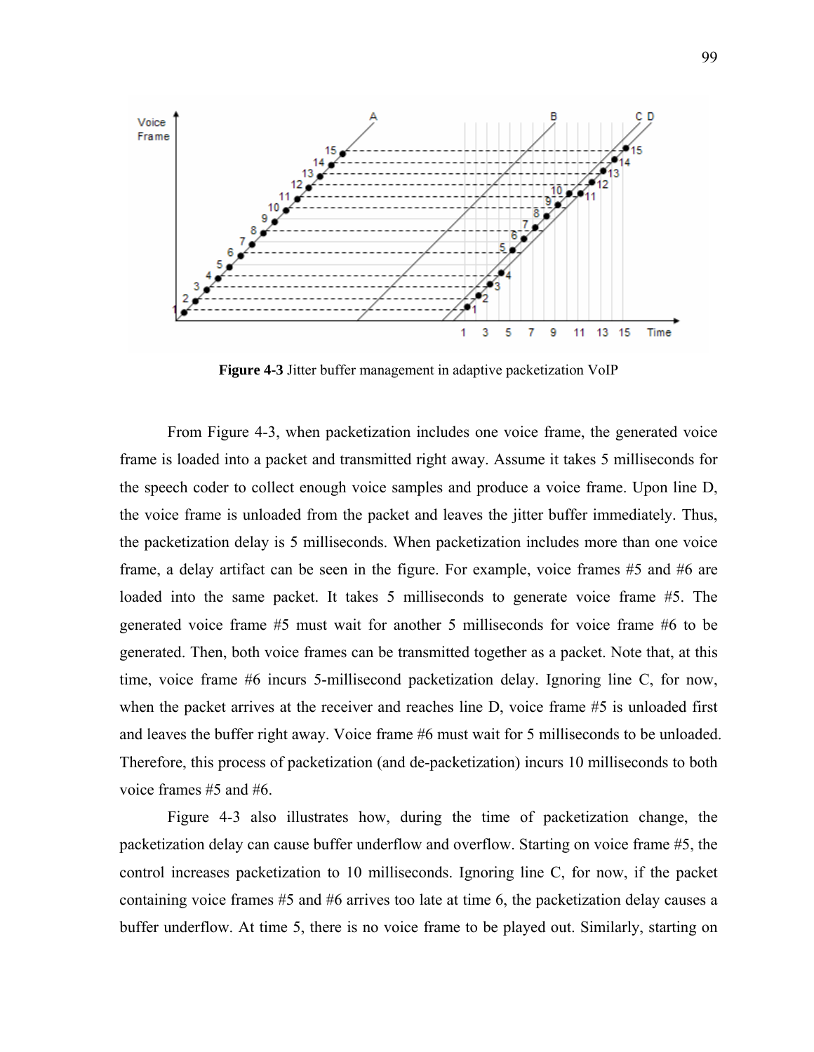Voice Frame

A

B

C D

15
14
13
12
11
10
9
8
7
6
5
4
3
2
1

15
14
13
12
10
11
9
8
7
6
5
4
3
2
1

1 3 5 7 9 11 13 15 Time

**Figure 4-3** Jitter buffer management in adaptive packetization VoIP

From Figure 4-3, when packetization includes one voice frame, the generated voice frame is loaded into a packet and transmitted right away. Assume it takes 5 milliseconds for the speech coder to collect enough voice samples and produce a voice frame. Upon line D, the voice frame is unloaded from the packet and leaves the jitter buffer immediately. Thus, the packetization delay is 5 milliseconds. When packetization includes more than one voice frame, a delay artifact can be seen in the figure. For example, voice frames #5 and #6 are loaded into the same packet. It takes 5 milliseconds to generate voice frame #5. The generated voice frame #5 must wait for another 5 milliseconds for voice frame #6 to be generated. Then, both voice frames can be transmitted together as a packet. Note that, at this time, voice frame #6 incurs 5-millisecond packetization delay. Ignoring line C, for now, when the packet arrives at the receiver and reaches line D, voice frame #5 is unloaded first and leaves the buffer right away. Voice frame #6 must wait for 5 milliseconds to be unloaded. Therefore, this process of packetization (and de-packetization) incurs 10 milliseconds to both voice frames #5 and #6.

Figure 4-3 also illustrates how, during the time of packetization change, the packetization delay can cause buffer underflow and overflow. Starting on voice frame #5, the control increases packetization to 10 milliseconds. Ignoring line C, for now, if the packet containing voice frames #5 and #6 arrives too late at time 6, the packetization delay causes a buffer underflow. At time 5, there is no voice frame to be played out. Similarly, starting on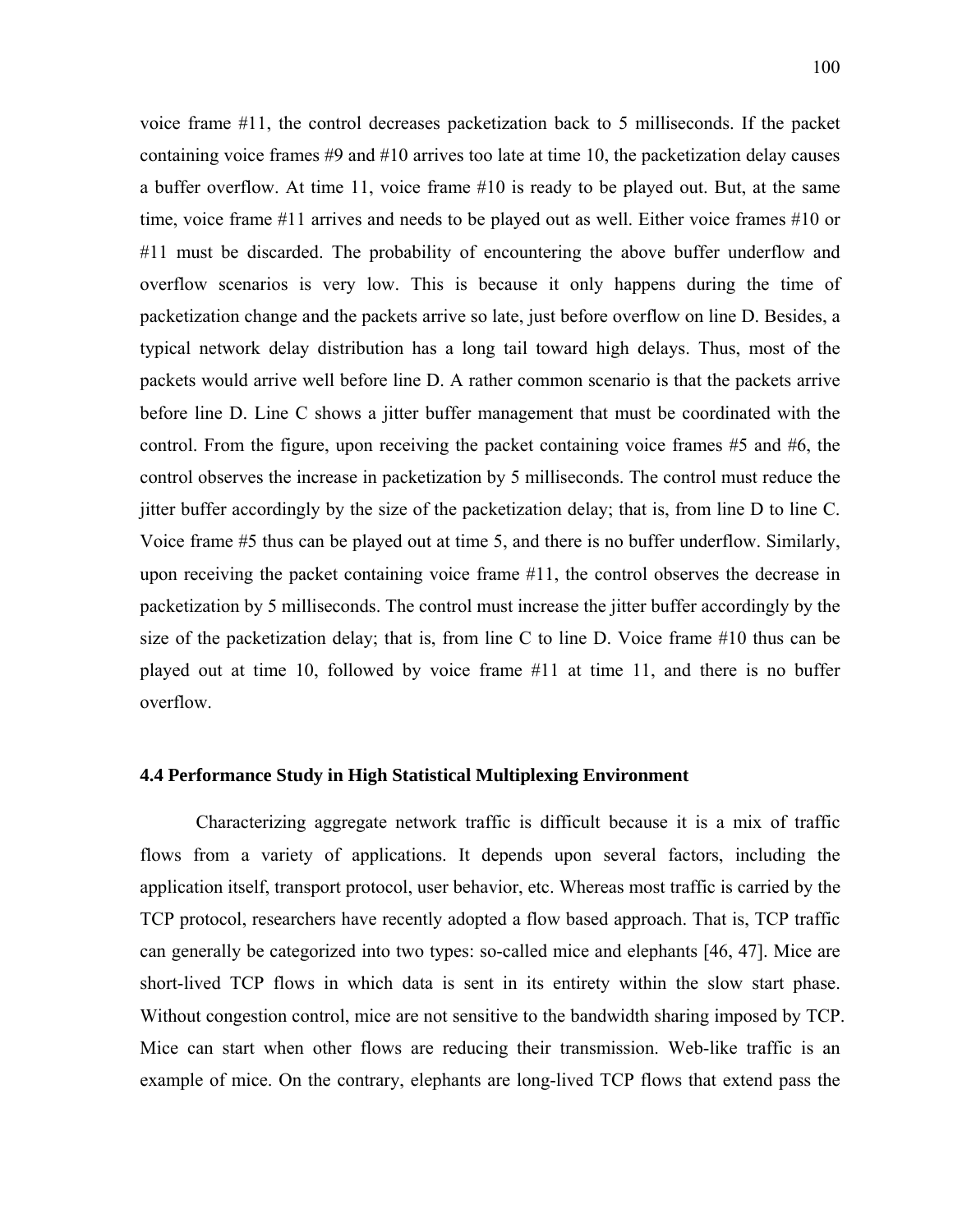voice frame #11, the control decreases packetization back to 5 milliseconds. If the packet containing voice frames #9 and #10 arrives too late at time 10, the packetization delay causes a buffer overflow. At time 11, voice frame #10 is ready to be played out. But, at the same time, voice frame #11 arrives and needs to be played out as well. Either voice frames #10 or #11 must be discarded. The probability of encountering the above buffer underflow and overflow scenarios is very low. This is because it only happens during the time of packetization change and the packets arrive so late, just before overflow on line D. Besides, a typical network delay distribution has a long tail toward high delays. Thus, most of the packets would arrive well before line D. A rather common scenario is that the packets arrive before line D. Line C shows a jitter buffer management that must be coordinated with the control. From the figure, upon receiving the packet containing voice frames #5 and #6, the control observes the increase in packetization by 5 milliseconds. The control must reduce the jitter buffer accordingly by the size of the packetization delay; that is, from line D to line C. Voice frame #5 thus can be played out at time 5, and there is no buffer underflow. Similarly, upon receiving the packet containing voice frame #11, the control observes the decrease in packetization by 5 milliseconds. The control must increase the jitter buffer accordingly by the size of the packetization delay; that is, from line C to line D. Voice frame #10 thus can be played out at time 10, followed by voice frame #11 at time 11, and there is no buffer overflow.

### 4.4 Performance Study in High Statistical Multiplexing Environment

Characterizing aggregate network traffic is difficult because it is a mix of traffic flows from a variety of applications. It depends upon several factors, including the application itself, transport protocol, user behavior, etc. Whereas most traffic is carried by the TCP protocol, researchers have recently adopted a flow based approach. That is, TCP traffic can generally be categorized into two types: so-called mice and elephants [46, 47]. Mice are short-lived TCP flows in which data is sent in its entirety within the slow start phase. Without congestion control, mice are not sensitive to the bandwidth sharing imposed by TCP. Mice can start when other flows are reducing their transmission. Web-like traffic is an example of mice. On the contrary, elephants are long-lived TCP flows that extend pass the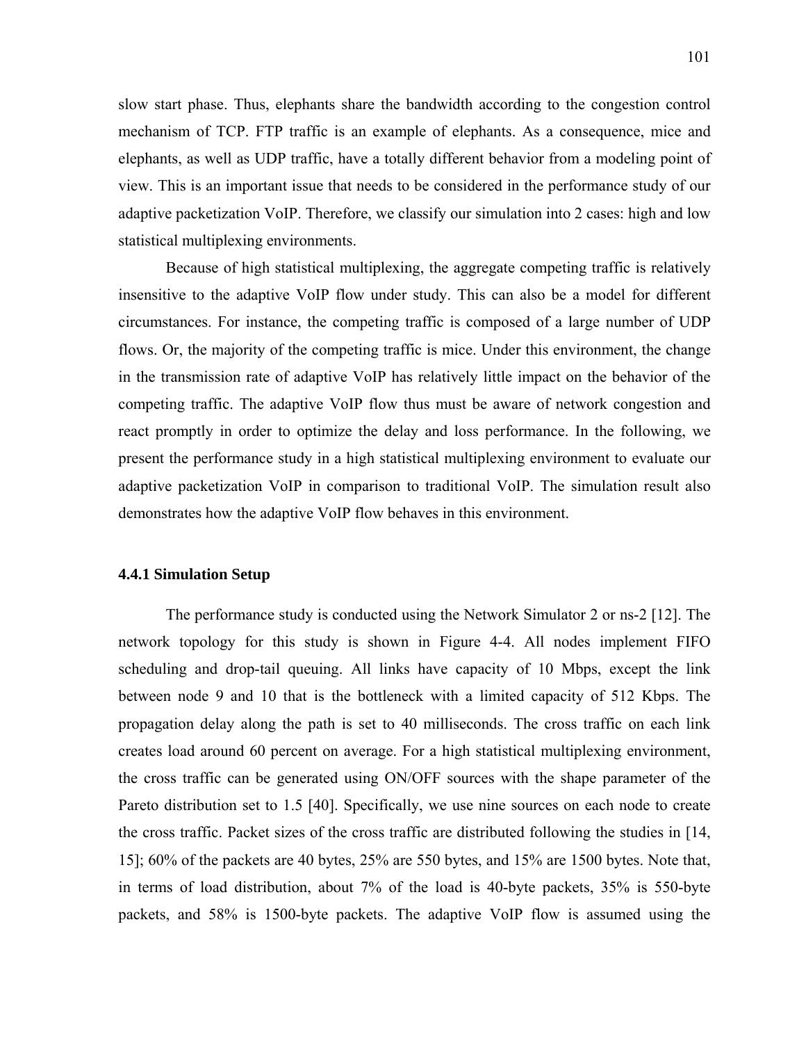slow start phase. Thus, elephants share the bandwidth according to the congestion control mechanism of TCP. FTP traffic is an example of elephants. As a consequence, mice and elephants, as well as UDP traffic, have a totally different behavior from a modeling point of view. This is an important issue that needs to be considered in the performance study of our adaptive packetization VoIP. Therefore, we classify our simulation into 2 cases: high and low statistical multiplexing environments.

Because of high statistical multiplexing, the aggregate competing traffic is relatively insensitive to the adaptive VoIP flow under study. This can also be a model for different circumstances. For instance, the competing traffic is composed of a large number of UDP flows. Or, the majority of the competing traffic is mice. Under this environment, the change in the transmission rate of adaptive VoIP has relatively little impact on the behavior of the competing traffic. The adaptive VoIP flow thus must be aware of network congestion and react promptly in order to optimize the delay and loss performance. In the following, we present the performance study in a high statistical multiplexing environment to evaluate our adaptive packetization VoIP in comparison to traditional VoIP. The simulation result also demonstrates how the adaptive VoIP flow behaves in this environment.

### 4.4.1 Simulation Setup

The performance study is conducted using the Network Simulator 2 or ns-2 [12]. The network topology for this study is shown in Figure 4-4. All nodes implement FIFO scheduling and drop-tail queuing. All links have capacity of 10 Mbps, except the link between node 9 and 10 that is the bottleneck with a limited capacity of 512 Kbps. The propagation delay along the path is set to 40 milliseconds. The cross traffic on each link creates load around 60 percent on average. For a high statistical multiplexing environment, the cross traffic can be generated using ON/OFF sources with the shape parameter of the Pareto distribution set to 1.5 [40]. Specifically, we use nine sources on each node to create the cross traffic. Packet sizes of the cross traffic are distributed following the studies in [14, 15]; 60% of the packets are 40 bytes, 25% are 550 bytes, and 15% are 1500 bytes. Note that, in terms of load distribution, about 7% of the load is 40-byte packets, 35% is 550-byte packets, and 58% is 1500-byte packets. The adaptive VoIP flow is assumed using the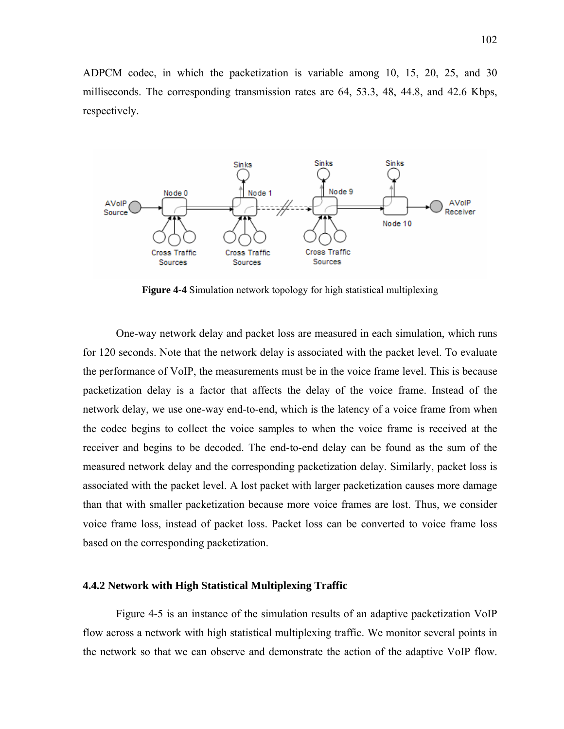ADPCM codec, in which the packetization is variable among 10, 15, 20, 25, and 30 milliseconds. The corresponding transmission rates are 64, 53.3, 48, 44.8, and 42.6 Kbps, respectively.

Sinks
Sinks
Sinks
AVoIP Source
Node 0
Node 1
Node 9
AVoIP Receiver
Node 10
Cross Traffic Sources
Cross Traffic Sources
Cross Traffic Sources

**Figure 4-4** Simulation network topology for high statistical multiplexing

One-way network delay and packet loss are measured in each simulation, which runs for 120 seconds. Note that the network delay is associated with the packet level. To evaluate the performance of VoIP, the measurements must be in the voice frame level. This is because packetization delay is a factor that affects the delay of the voice frame. Instead of the network delay, we use one-way end-to-end, which is the latency of a voice frame from when the codec begins to collect the voice samples to when the voice frame is received at the receiver and begins to be decoded. The end-to-end delay can be found as the sum of the measured network delay and the corresponding packetization delay. Similarly, packet loss is associated with the packet level. A lost packet with larger packetization causes more damage than that with smaller packetization because more voice frames are lost. Thus, we consider voice frame loss, instead of packet loss. Packet loss can be converted to voice frame loss based on the corresponding packetization.

### 4.4.2 Network with High Statistical Multiplexing Traffic

Figure 4-5 is an instance of the simulation results of an adaptive packetization VoIP flow across a network with high statistical multiplexing traffic. We monitor several points in the network so that we can observe and demonstrate the action of the adaptive VoIP flow.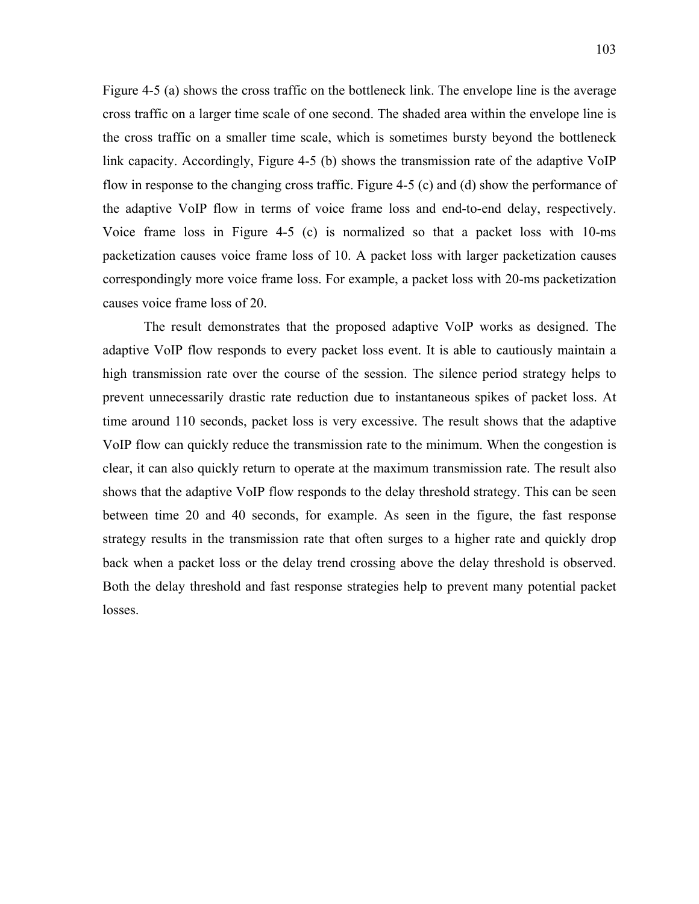Figure 4-5 (a) shows the cross traffic on the bottleneck link. The envelope line is the average cross traffic on a larger time scale of one second. The shaded area within the envelope line is the cross traffic on a smaller time scale, which is sometimes bursty beyond the bottleneck link capacity. Accordingly, Figure 4-5 (b) shows the transmission rate of the adaptive VoIP flow in response to the changing cross traffic. Figure 4-5 (c) and (d) show the performance of the adaptive VoIP flow in terms of voice frame loss and end-to-end delay, respectively. Voice frame loss in Figure 4-5 (c) is normalized so that a packet loss with 10-ms packetization causes voice frame loss of 10. A packet loss with larger packetization causes correspondingly more voice frame loss. For example, a packet loss with 20-ms packetization causes voice frame loss of 20.

The result demonstrates that the proposed adaptive VoIP works as designed. The adaptive VoIP flow responds to every packet loss event. It is able to cautiously maintain a high transmission rate over the course of the session. The silence period strategy helps to prevent unnecessarily drastic rate reduction due to instantaneous spikes of packet loss. At time around 110 seconds, packet loss is very excessive. The result shows that the adaptive VoIP flow can quickly reduce the transmission rate to the minimum. When the congestion is clear, it can also quickly return to operate at the maximum transmission rate. The result also shows that the adaptive VoIP flow responds to the delay threshold strategy. This can be seen between time 20 and 40 seconds, for example. As seen in the figure, the fast response strategy results in the transmission rate that often surges to a higher rate and quickly drop back when a packet loss or the delay trend crossing above the delay threshold is observed. Both the delay threshold and fast response strategies help to prevent many potential packet losses.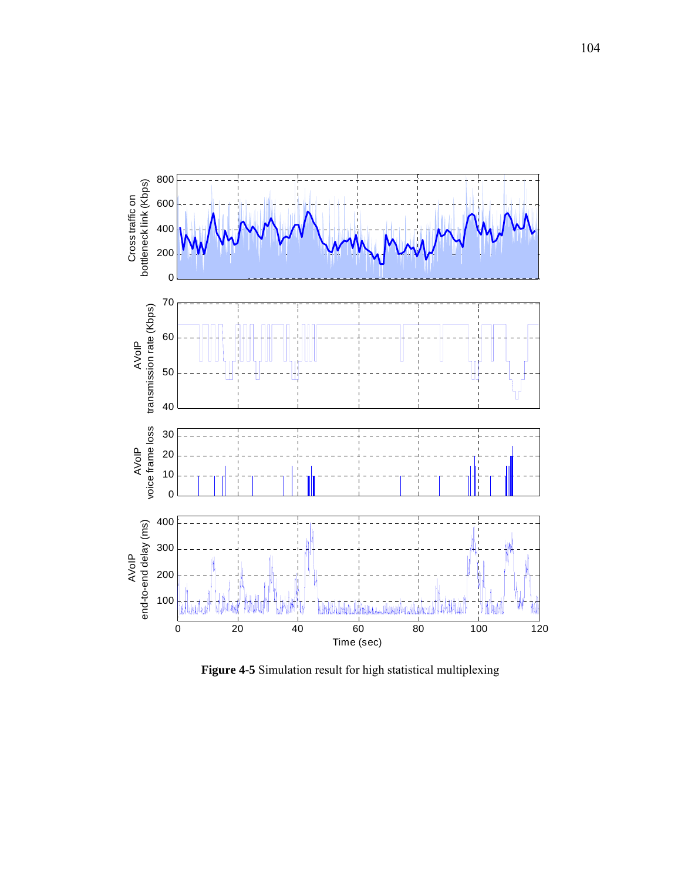Cross traffic on bottleneck link (Kbps)

800
600
400
200
0

AVoIP transmission rate (Kbps)

70
60
50
40

AVoIP voice frame loss

30
20
10
0

AVoIP end-to-end delay (ms)

400
300
200
100

0 20 40 60 80 100 120

Time (sec)

**Figure 4-5** Simulation result for high statistical multiplexing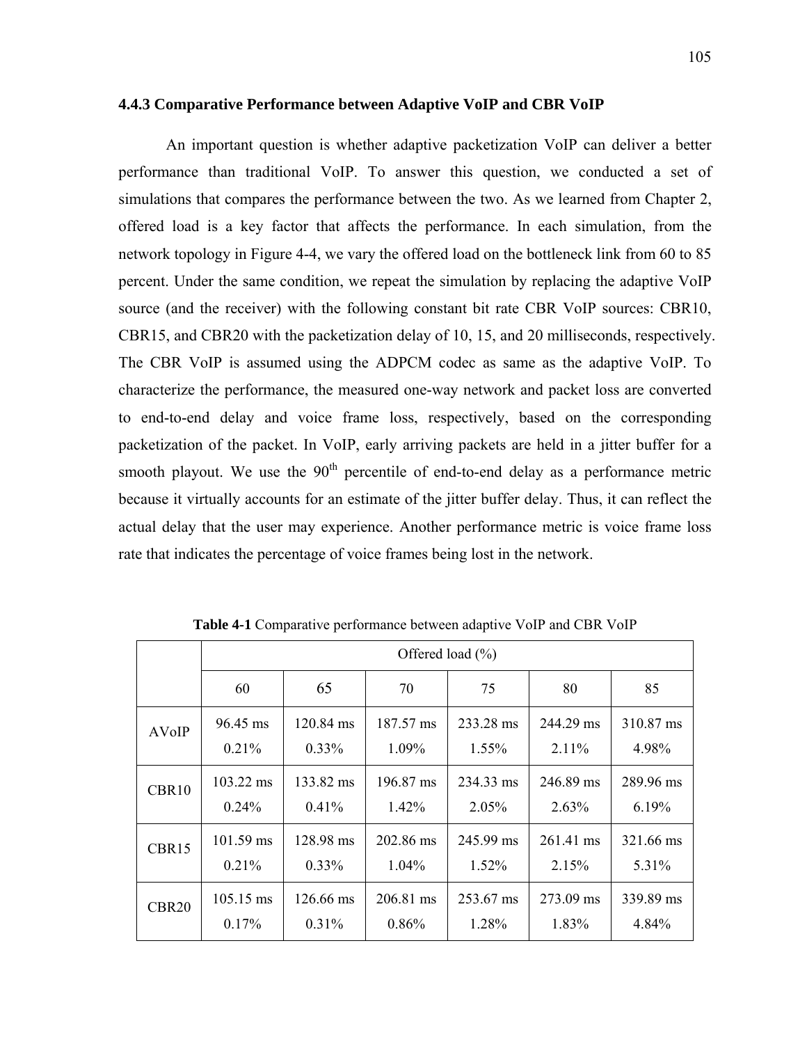### 4.4.3 Comparative Performance between Adaptive VoIP and CBR VoIP

An important question is whether adaptive packetization VoIP can deliver a better performance than traditional VoIP. To answer this question, we conducted a set of simulations that compares the performance between the two. As we learned from Chapter 2, offered load is a key factor that affects the performance. In each simulation, from the network topology in Figure 4-4, we vary the offered load on the bottleneck link from 60 to 85 percent. Under the same condition, we repeat the simulation by replacing the adaptive VoIP source (and the receiver) with the following constant bit rate CBR VoIP sources: CBR10, CBR15, and CBR20 with the packetization delay of 10, 15, and 20 milliseconds, respectively. The CBR VoIP is assumed using the ADPCM codec as same as the adaptive VoIP. To characterize the performance, the measured one-way network and packet loss are converted to end-to-end delay and voice frame loss, respectively, based on the corresponding packetization of the packet. In VoIP, early arriving packets are held in a jitter buffer for a smooth playout. We use the 90th percentile of end-to-end delay as a performance metric because it virtually accounts for an estimate of the jitter buffer delay. Thus, it can reflect the actual delay that the user may experience. Another performance metric is voice frame loss rate that indicates the percentage of voice frames being lost in the network.

**Table 4-1** Comparative performance between adaptive VoIP and CBR VoIP

| | Offered load (%) | | | | | |
|---|---|---|---|---|---|---|
| | 60 | 65 | 70 | 75 | 80 | 85 |
| AVoIP | 96.45 ms<br>0.21% | 120.84 ms<br>0.33% | 187.57 ms<br>1.09% | 233.28 ms<br>1.55% | 244.29 ms<br>2.11% | 310.87 ms<br>4.98% |
| CBR10 | 103.22 ms<br>0.24% | 133.82 ms<br>0.41% | 196.87 ms<br>1.42% | 234.33 ms<br>2.05% | 246.89 ms<br>2.63% | 289.96 ms<br>6.19% |
| CBR15 | 101.59 ms<br>0.21% | 128.98 ms<br>0.33% | 202.86 ms<br>1.04% | 245.99 ms<br>1.52% | 261.41 ms<br>2.15% | 321.66 ms<br>5.31% |
| CBR20 | 105.15 ms<br>0.17% | 126.66 ms<br>0.31% | 206.81 ms<br>0.86% | 253.67 ms<br>1.28% | 273.09 ms<br>1.83% | 339.89 ms<br>4.84% |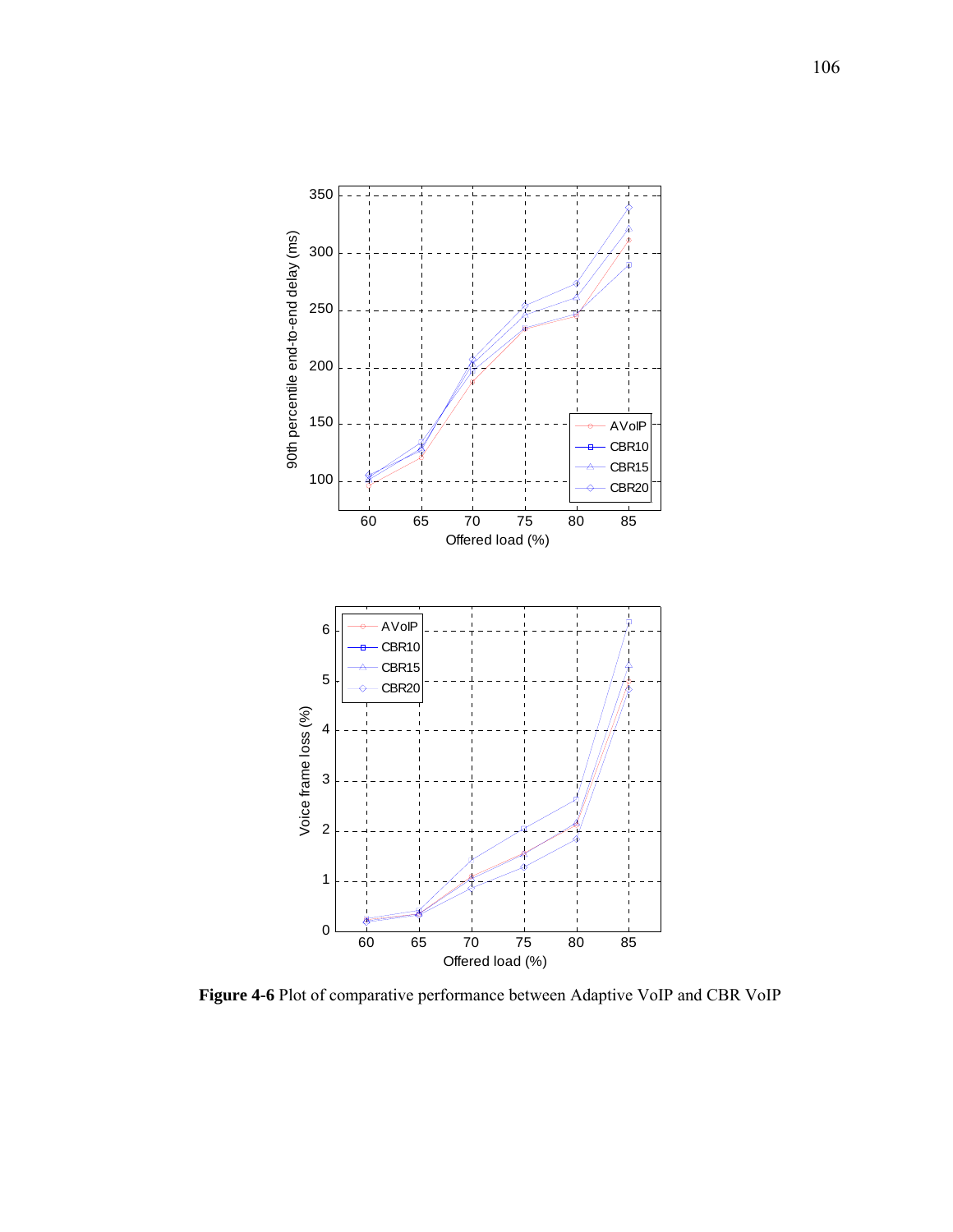350
300
250
200
150
100
90th percentile end-to-end delay (ms)
60 65 70 75 80 85
Offered load (%)
AVoIP
CBR10
CBR15
CBR20

AVoIP
CBR10
CBR15
CBR20
6
5
4
3
2
1
0
Voice frame loss (%)
60 65 70 75 80 85
Offered load (%)

**Figure 4-6** Plot of comparative performance between Adaptive VoIP and CBR VoIP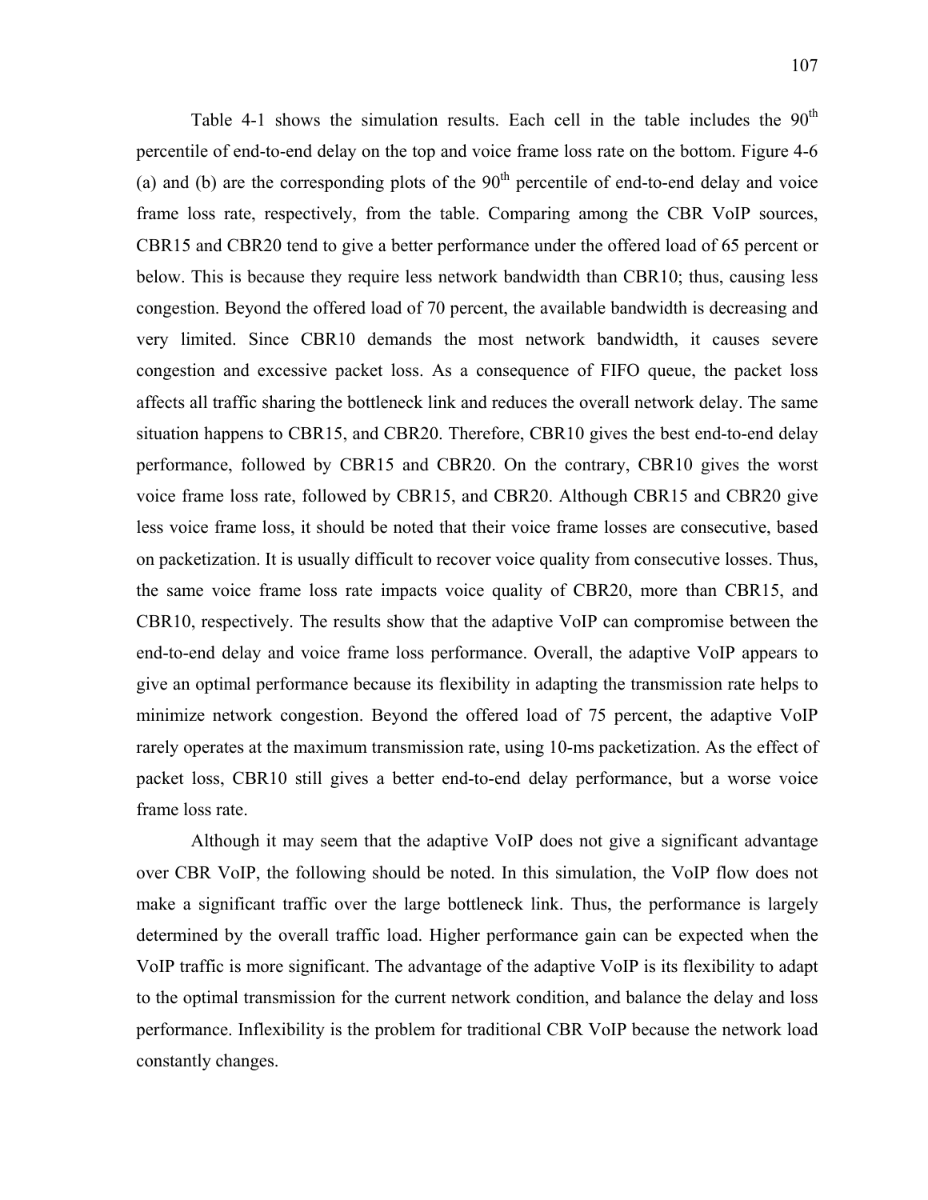Table 4-1 shows the simulation results. Each cell in the table includes the 90$^{th}$ percentile of end-to-end delay on the top and voice frame loss rate on the bottom. Figure 4-6 (a) and (b) are the corresponding plots of the 90$^{th}$ percentile of end-to-end delay and voice frame loss rate, respectively, from the table. Comparing among the CBR VoIP sources, CBR15 and CBR20 tend to give a better performance under the offered load of 65 percent or below. This is because they require less network bandwidth than CBR10; thus, causing less congestion. Beyond the offered load of 70 percent, the available bandwidth is decreasing and very limited. Since CBR10 demands the most network bandwidth, it causes severe congestion and excessive packet loss. As a consequence of FIFO queue, the packet loss affects all traffic sharing the bottleneck link and reduces the overall network delay. The same situation happens to CBR15, and CBR20. Therefore, CBR10 gives the best end-to-end delay performance, followed by CBR15 and CBR20. On the contrary, CBR10 gives the worst voice frame loss rate, followed by CBR15, and CBR20. Although CBR15 and CBR20 give less voice frame loss, it should be noted that their voice frame losses are consecutive, based on packetization. It is usually difficult to recover voice quality from consecutive losses. Thus, the same voice frame loss rate impacts voice quality of CBR20, more than CBR15, and CBR10, respectively. The results show that the adaptive VoIP can compromise between the end-to-end delay and voice frame loss performance. Overall, the adaptive VoIP appears to give an optimal performance because its flexibility in adapting the transmission rate helps to minimize network congestion. Beyond the offered load of 75 percent, the adaptive VoIP rarely operates at the maximum transmission rate, using 10-ms packetization. As the effect of packet loss, CBR10 still gives a better end-to-end delay performance, but a worse voice frame loss rate.

Although it may seem that the adaptive VoIP does not give a significant advantage over CBR VoIP, the following should be noted. In this simulation, the VoIP flow does not make a significant traffic over the large bottleneck link. Thus, the performance is largely determined by the overall traffic load. Higher performance gain can be expected when the VoIP traffic is more significant. The advantage of the adaptive VoIP is its flexibility to adapt to the optimal transmission for the current network condition, and balance the delay and loss performance. Inflexibility is the problem for traditional CBR VoIP because the network load constantly changes.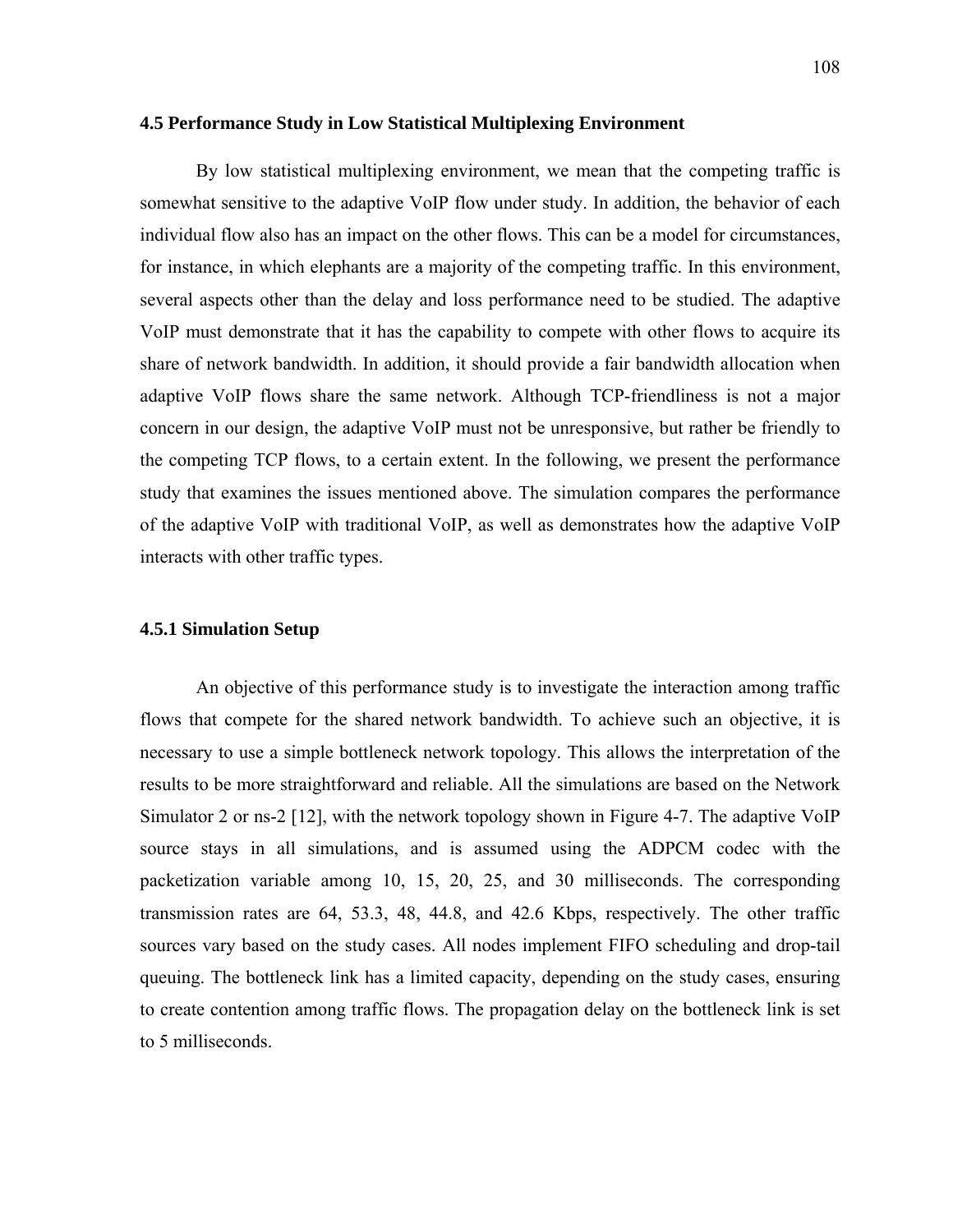### 4.5 Performance Study in Low Statistical Multiplexing Environment

By low statistical multiplexing environment, we mean that the competing traffic is somewhat sensitive to the adaptive VoIP flow under study. In addition, the behavior of each individual flow also has an impact on the other flows. This can be a model for circumstances, for instance, in which elephants are a majority of the competing traffic. In this environment, several aspects other than the delay and loss performance need to be studied. The adaptive VoIP must demonstrate that it has the capability to compete with other flows to acquire its share of network bandwidth. In addition, it should provide a fair bandwidth allocation when adaptive VoIP flows share the same network. Although TCP-friendliness is not a major concern in our design, the adaptive VoIP must not be unresponsive, but rather be friendly to the competing TCP flows, to a certain extent. In the following, we present the performance study that examines the issues mentioned above. The simulation compares the performance of the adaptive VoIP with traditional VoIP, as well as demonstrates how the adaptive VoIP interacts with other traffic types.

#### 4.5.1 Simulation Setup

An objective of this performance study is to investigate the interaction among traffic flows that compete for the shared network bandwidth. To achieve such an objective, it is necessary to use a simple bottleneck network topology. This allows the interpretation of the results to be more straightforward and reliable. All the simulations are based on the Network Simulator 2 or ns-2 [12], with the network topology shown in Figure 4-7. The adaptive VoIP source stays in all simulations, and is assumed using the ADPCM codec with the packetization variable among 10, 15, 20, 25, and 30 milliseconds. The corresponding transmission rates are 64, 53.3, 48, 44.8, and 42.6 Kbps, respectively. The other traffic sources vary based on the study cases. All nodes implement FIFO scheduling and drop-tail queuing. The bottleneck link has a limited capacity, depending on the study cases, ensuring to create contention among traffic flows. The propagation delay on the bottleneck link is set to 5 milliseconds.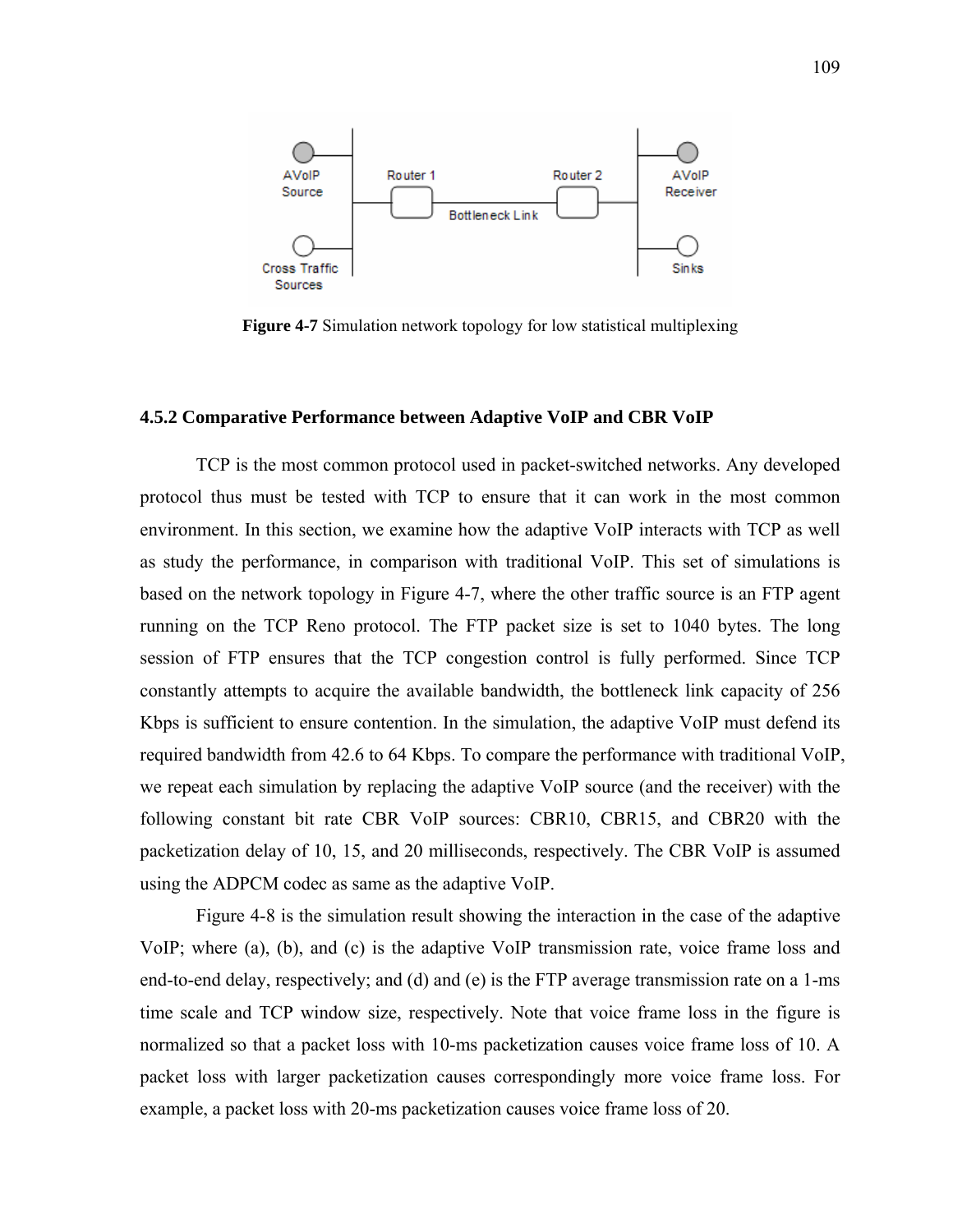AVoIP Source

Cross Traffic Sources

Router 1

Bottleneck Link

Router 2

AVoIP Receiver

Sinks

**Figure 4-7** Simulation network topology for low statistical multiplexing

### 4.5.2 Comparative Performance between Adaptive VoIP and CBR VoIP

TCP is the most common protocol used in packet-switched networks. Any developed protocol thus must be tested with TCP to ensure that it can work in the most common environment. In this section, we examine how the adaptive VoIP interacts with TCP as well as study the performance, in comparison with traditional VoIP. This set of simulations is based on the network topology in Figure 4-7, where the other traffic source is an FTP agent running on the TCP Reno protocol. The FTP packet size is set to 1040 bytes. The long session of FTP ensures that the TCP congestion control is fully performed. Since TCP constantly attempts to acquire the available bandwidth, the bottleneck link capacity of 256 Kbps is sufficient to ensure contention. In the simulation, the adaptive VoIP must defend its required bandwidth from 42.6 to 64 Kbps. To compare the performance with traditional VoIP, we repeat each simulation by replacing the adaptive VoIP source (and the receiver) with the following constant bit rate CBR VoIP sources: CBR10, CBR15, and CBR20 with the packetization delay of 10, 15, and 20 milliseconds, respectively. The CBR VoIP is assumed using the ADPCM codec as same as the adaptive VoIP.

Figure 4-8 is the simulation result showing the interaction in the case of the adaptive VoIP; where (a), (b), and (c) is the adaptive VoIP transmission rate, voice frame loss and end-to-end delay, respectively; and (d) and (e) is the FTP average transmission rate on a 1-ms time scale and TCP window size, respectively. Note that voice frame loss in the figure is normalized so that a packet loss with 10-ms packetization causes voice frame loss of 10. A packet loss with larger packetization causes correspondingly more voice frame loss. For example, a packet loss with 20-ms packetization causes voice frame loss of 20.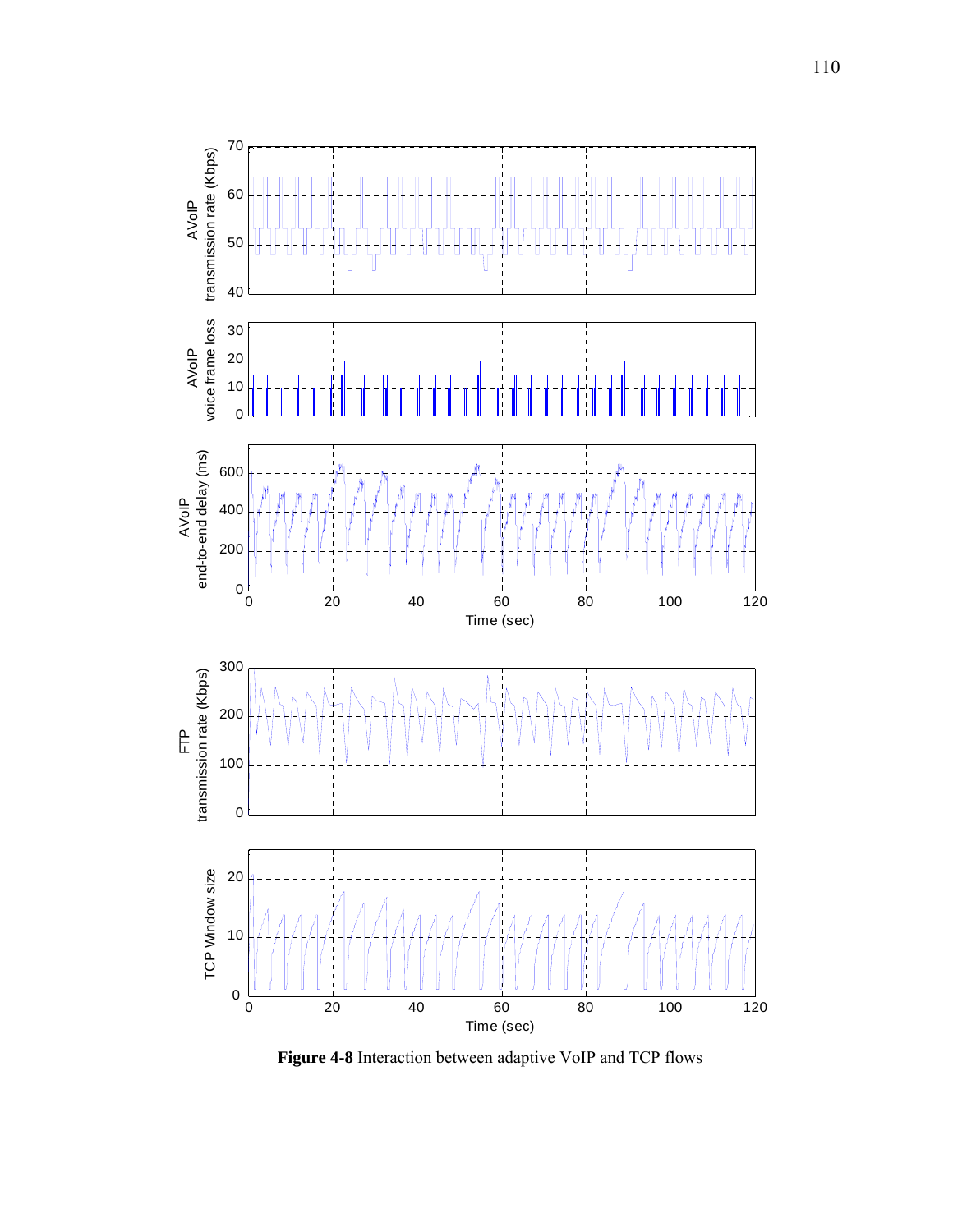AVoIP transmission rate (Kbps)

70
60
50
40

AVoIP voice frame loss

30
20
10
0

AVoIP end-to-end delay (ms)

600
400
200
0

0 20 40 60 80 100 120

Time (sec)

FTP transmission rate (Kbps)

300
200
100
0

TCP Window size

20
10
0

0 20 40 60 80 100 120

Time (sec)

**Figure 4-8** Interaction between adaptive VoIP and TCP flows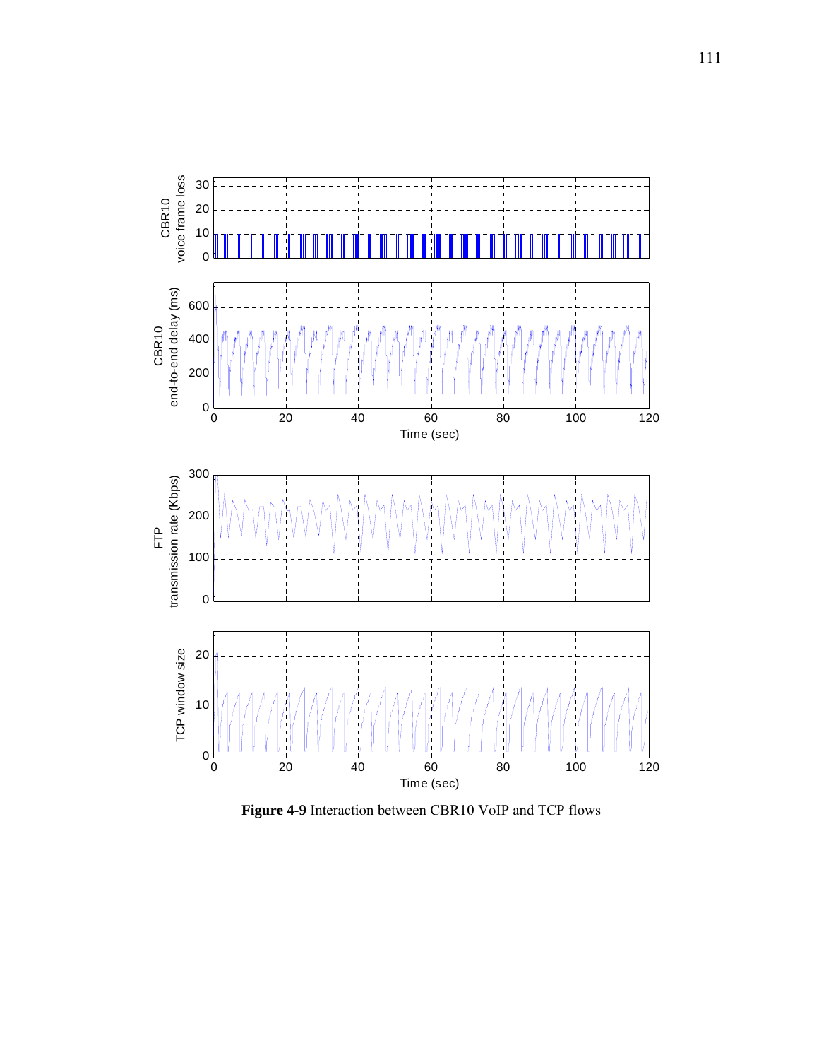CBR10 voice frame loss

30
20
10
0

CBR10 end-to-end delay (ms)

600
400
200
0

0 20 40 60 80 100 120

Time (sec)

FTP transmission rate (Kbps)

300
200
100
0

TCP window size

20
10
0

0 20 40 60 80 100 120

Time (sec)

**Figure 4-9** Interaction between CBR10 VoIP and TCP flows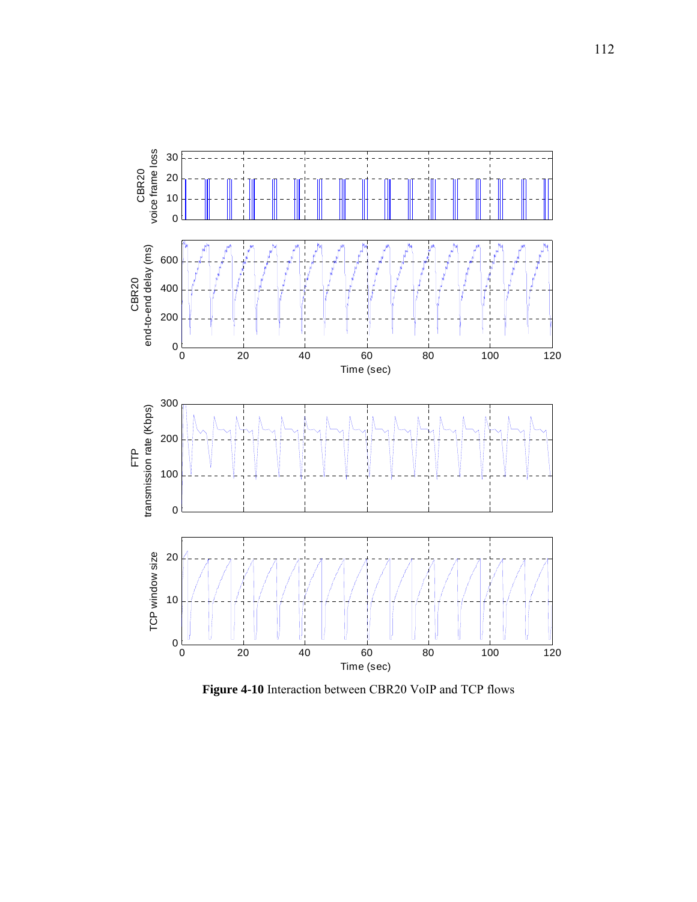CBR20
voice frame loss

30
20
10
0

CBR20
end-to-end delay (ms)

600
400
200
0

0 20 40 60 80 100 120

Time (sec)

FTP
transmission rate (Kbps)

300
200
100
0

TCP window size

20
10
0

0 20 40 60 80 100 120

Time (sec)

**Figure 4-10** Interaction between CBR20 VoIP and TCP flows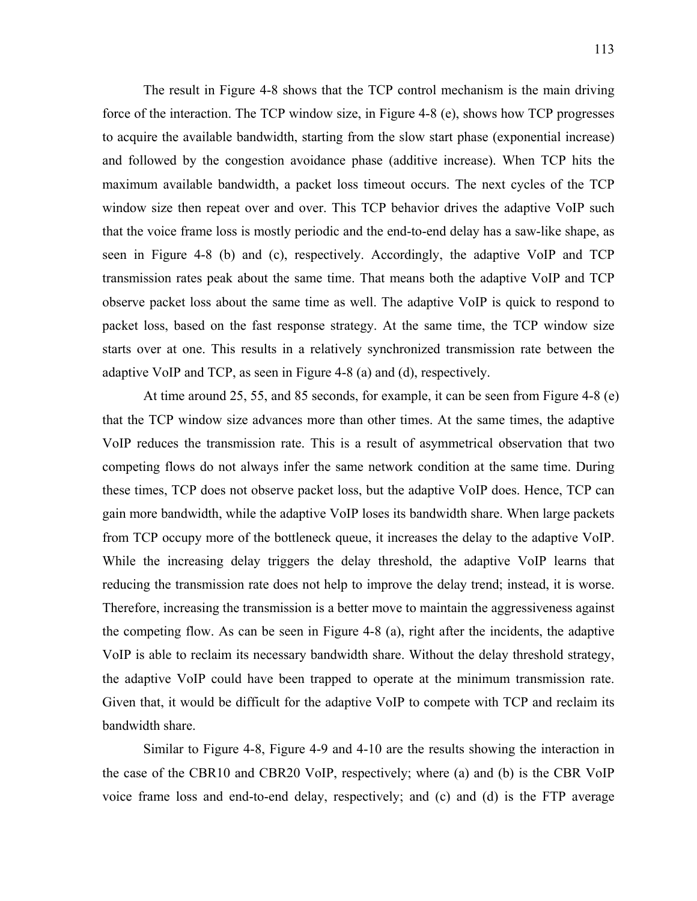The result in Figure 4-8 shows that the TCP control mechanism is the main driving force of the interaction. The TCP window size, in Figure 4-8 (e), shows how TCP progresses to acquire the available bandwidth, starting from the slow start phase (exponential increase) and followed by the congestion avoidance phase (additive increase). When TCP hits the maximum available bandwidth, a packet loss timeout occurs. The next cycles of the TCP window size then repeat over and over. This TCP behavior drives the adaptive VoIP such that the voice frame loss is mostly periodic and the end-to-end delay has a saw-like shape, as seen in Figure 4-8 (b) and (c), respectively. Accordingly, the adaptive VoIP and TCP transmission rates peak about the same time. That means both the adaptive VoIP and TCP observe packet loss about the same time as well. The adaptive VoIP is quick to respond to packet loss, based on the fast response strategy. At the same time, the TCP window size starts over at one. This results in a relatively synchronized transmission rate between the adaptive VoIP and TCP, as seen in Figure 4-8 (a) and (d), respectively.

At time around 25, 55, and 85 seconds, for example, it can be seen from Figure 4-8 (e) that the TCP window size advances more than other times. At the same times, the adaptive VoIP reduces the transmission rate. This is a result of asymmetrical observation that two competing flows do not always infer the same network condition at the same time. During these times, TCP does not observe packet loss, but the adaptive VoIP does. Hence, TCP can gain more bandwidth, while the adaptive VoIP loses its bandwidth share. When large packets from TCP occupy more of the bottleneck queue, it increases the delay to the adaptive VoIP. While the increasing delay triggers the delay threshold, the adaptive VoIP learns that reducing the transmission rate does not help to improve the delay trend; instead, it is worse. Therefore, increasing the transmission is a better move to maintain the aggressiveness against the competing flow. As can be seen in Figure 4-8 (a), right after the incidents, the adaptive VoIP is able to reclaim its necessary bandwidth share. Without the delay threshold strategy, the adaptive VoIP could have been trapped to operate at the minimum transmission rate. Given that, it would be difficult for the adaptive VoIP to compete with TCP and reclaim its bandwidth share.

Similar to Figure 4-8, Figure 4-9 and 4-10 are the results showing the interaction in the case of the CBR10 and CBR20 VoIP, respectively; where (a) and (b) is the CBR VoIP voice frame loss and end-to-end delay, respectively; and (c) and (d) is the FTP average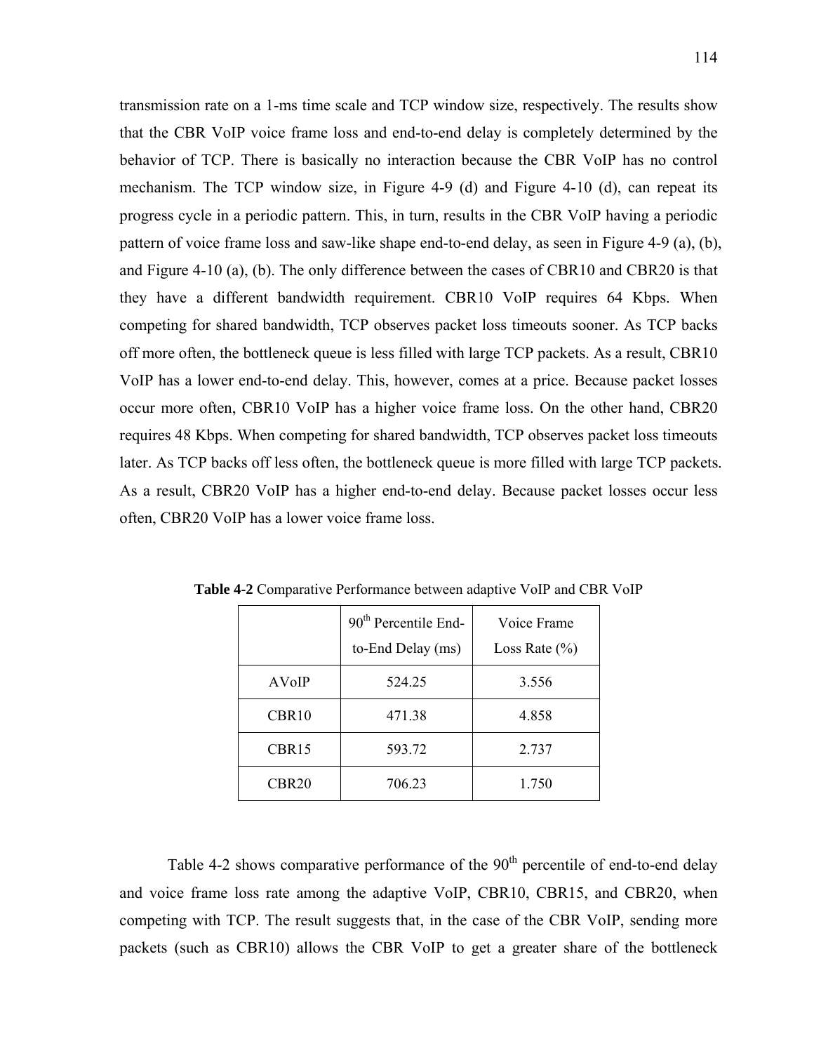transmission rate on a 1-ms time scale and TCP window size, respectively. The results show that the CBR VoIP voice frame loss and end-to-end delay is completely determined by the behavior of TCP. There is basically no interaction because the CBR VoIP has no control mechanism. The TCP window size, in Figure 4-9 (d) and Figure 4-10 (d), can repeat its progress cycle in a periodic pattern. This, in turn, results in the CBR VoIP having a periodic pattern of voice frame loss and saw-like shape end-to-end delay, as seen in Figure 4-9 (a), (b), and Figure 4-10 (a), (b). The only difference between the cases of CBR10 and CBR20 is that they have a different bandwidth requirement. CBR10 VoIP requires 64 Kbps. When competing for shared bandwidth, TCP observes packet loss timeouts sooner. As TCP backs off more often, the bottleneck queue is less filled with large TCP packets. As a result, CBR10 VoIP has a lower end-to-end delay. This, however, comes at a price. Because packet losses occur more often, CBR10 VoIP has a higher voice frame loss. On the other hand, CBR20 requires 48 Kbps. When competing for shared bandwidth, TCP observes packet loss timeouts later. As TCP backs off less often, the bottleneck queue is more filled with large TCP packets. As a result, CBR20 VoIP has a higher end-to-end delay. Because packet losses occur less often, CBR20 VoIP has a lower voice frame loss.

**Table 4-2** Comparative Performance between adaptive VoIP and CBR VoIP

| | 90th Percentile End-to-End Delay (ms) | Voice Frame Loss Rate (%) |
|---|---|---|
| AVoIP | 524.25 | 3.556 |
| CBR10 | 471.38 | 4.858 |
| CBR15 | 593.72 | 2.737 |
| CBR20 | 706.23 | 1.750 |

Table 4-2 shows comparative performance of the 90th percentile of end-to-end delay and voice frame loss rate among the adaptive VoIP, CBR10, CBR15, and CBR20, when competing with TCP. The result suggests that, in the case of the CBR VoIP, sending more packets (such as CBR10) allows the CBR VoIP to get a greater share of the bottleneck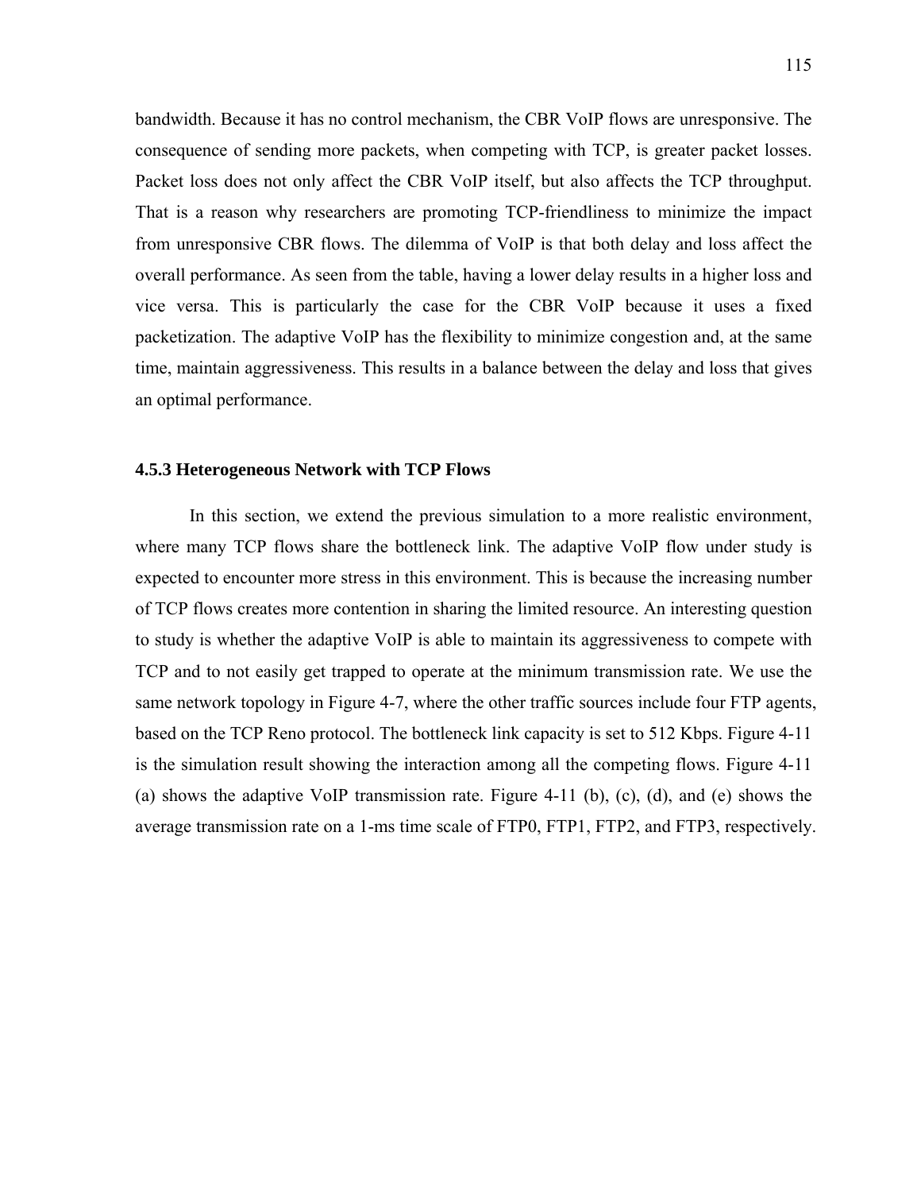bandwidth. Because it has no control mechanism, the CBR VoIP flows are unresponsive. The consequence of sending more packets, when competing with TCP, is greater packet losses. Packet loss does not only affect the CBR VoIP itself, but also affects the TCP throughput. That is a reason why researchers are promoting TCP-friendliness to minimize the impact from unresponsive CBR flows. The dilemma of VoIP is that both delay and loss affect the overall performance. As seen from the table, having a lower delay results in a higher loss and vice versa. This is particularly the case for the CBR VoIP because it uses a fixed packetization. The adaptive VoIP has the flexibility to minimize congestion and, at the same time, maintain aggressiveness. This results in a balance between the delay and loss that gives an optimal performance.

### 4.5.3 Heterogeneous Network with TCP Flows

In this section, we extend the previous simulation to a more realistic environment, where many TCP flows share the bottleneck link. The adaptive VoIP flow under study is expected to encounter more stress in this environment. This is because the increasing number of TCP flows creates more contention in sharing the limited resource. An interesting question to study is whether the adaptive VoIP is able to maintain its aggressiveness to compete with TCP and to not easily get trapped to operate at the minimum transmission rate. We use the same network topology in Figure 4-7, where the other traffic sources include four FTP agents, based on the TCP Reno protocol. The bottleneck link capacity is set to 512 Kbps. Figure 4-11 is the simulation result showing the interaction among all the competing flows. Figure 4-11 (a) shows the adaptive VoIP transmission rate. Figure 4-11 (b), (c), (d), and (e) shows the average transmission rate on a 1-ms time scale of FTP0, FTP1, FTP2, and FTP3, respectively.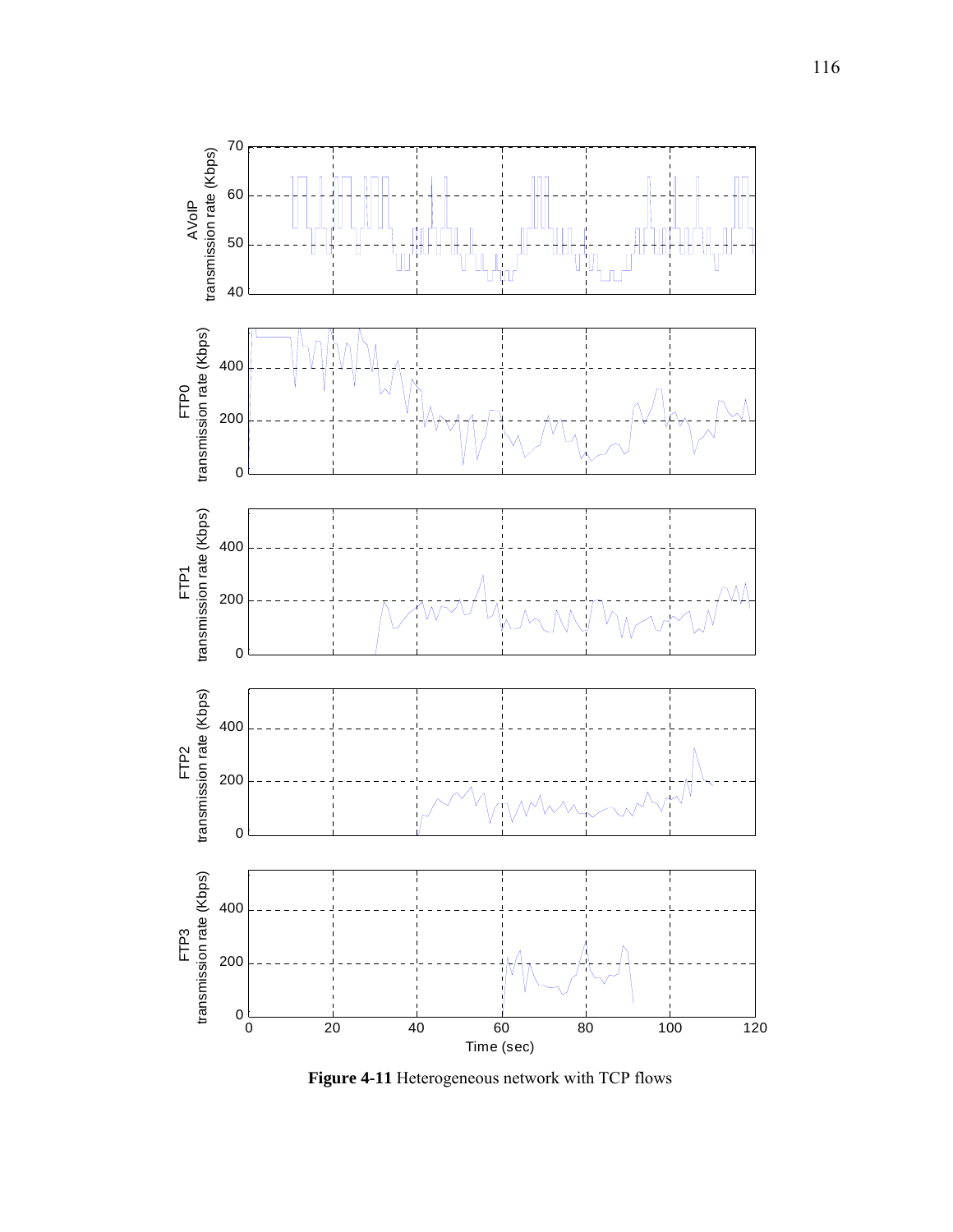AVoIP transmission rate (Kbps)

70
60
50
40

FTP0 transmission rate (Kbps)

400
200
0

FTP1 transmission rate (Kbps)

400
200
0

FTP2 transmission rate (Kbps)

400
200
0

FTP3 transmission rate (Kbps)

400
200
0

0 20 40 60 80 100 120

Time (sec)

**Figure 4-11** Heterogeneous network with TCP flows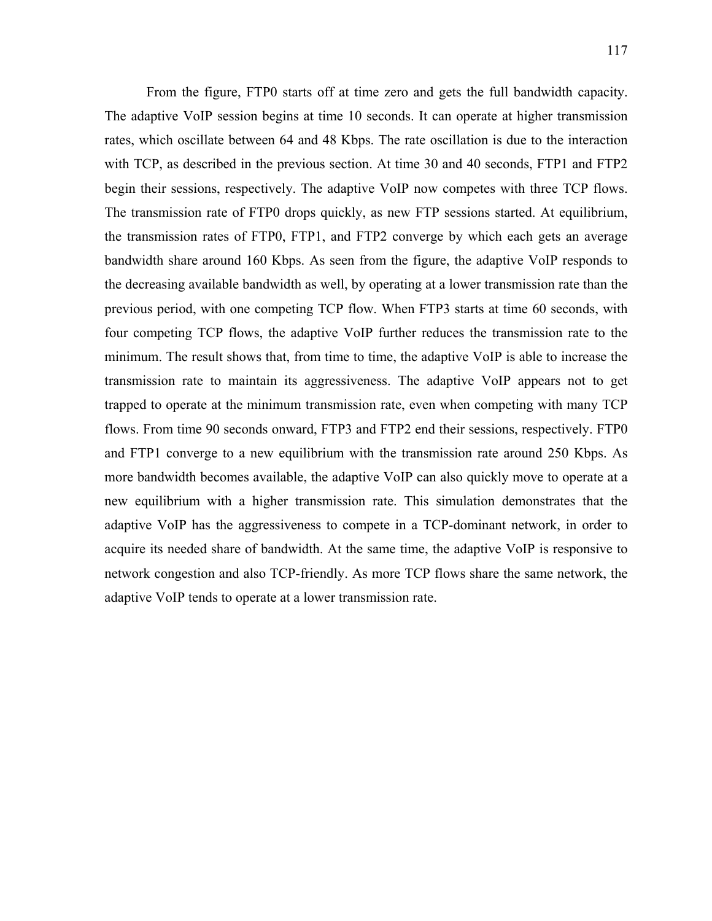From the figure, FTP0 starts off at time zero and gets the full bandwidth capacity. The adaptive VoIP session begins at time 10 seconds. It can operate at higher transmission rates, which oscillate between 64 and 48 Kbps. The rate oscillation is due to the interaction with TCP, as described in the previous section. At time 30 and 40 seconds, FTP1 and FTP2 begin their sessions, respectively. The adaptive VoIP now competes with three TCP flows. The transmission rate of FTP0 drops quickly, as new FTP sessions started. At equilibrium, the transmission rates of FTP0, FTP1, and FTP2 converge by which each gets an average bandwidth share around 160 Kbps. As seen from the figure, the adaptive VoIP responds to the decreasing available bandwidth as well, by operating at a lower transmission rate than the previous period, with one competing TCP flow. When FTP3 starts at time 60 seconds, with four competing TCP flows, the adaptive VoIP further reduces the transmission rate to the minimum. The result shows that, from time to time, the adaptive VoIP is able to increase the transmission rate to maintain its aggressiveness. The adaptive VoIP appears not to get trapped to operate at the minimum transmission rate, even when competing with many TCP flows. From time 90 seconds onward, FTP3 and FTP2 end their sessions, respectively. FTP0 and FTP1 converge to a new equilibrium with the transmission rate around 250 Kbps. As more bandwidth becomes available, the adaptive VoIP can also quickly move to operate at a new equilibrium with a higher transmission rate. This simulation demonstrates that the adaptive VoIP has the aggressiveness to compete in a TCP-dominant network, in order to acquire its needed share of bandwidth. At the same time, the adaptive VoIP is responsive to network congestion and also TCP-friendly. As more TCP flows share the same network, the adaptive VoIP tends to operate at a lower transmission rate.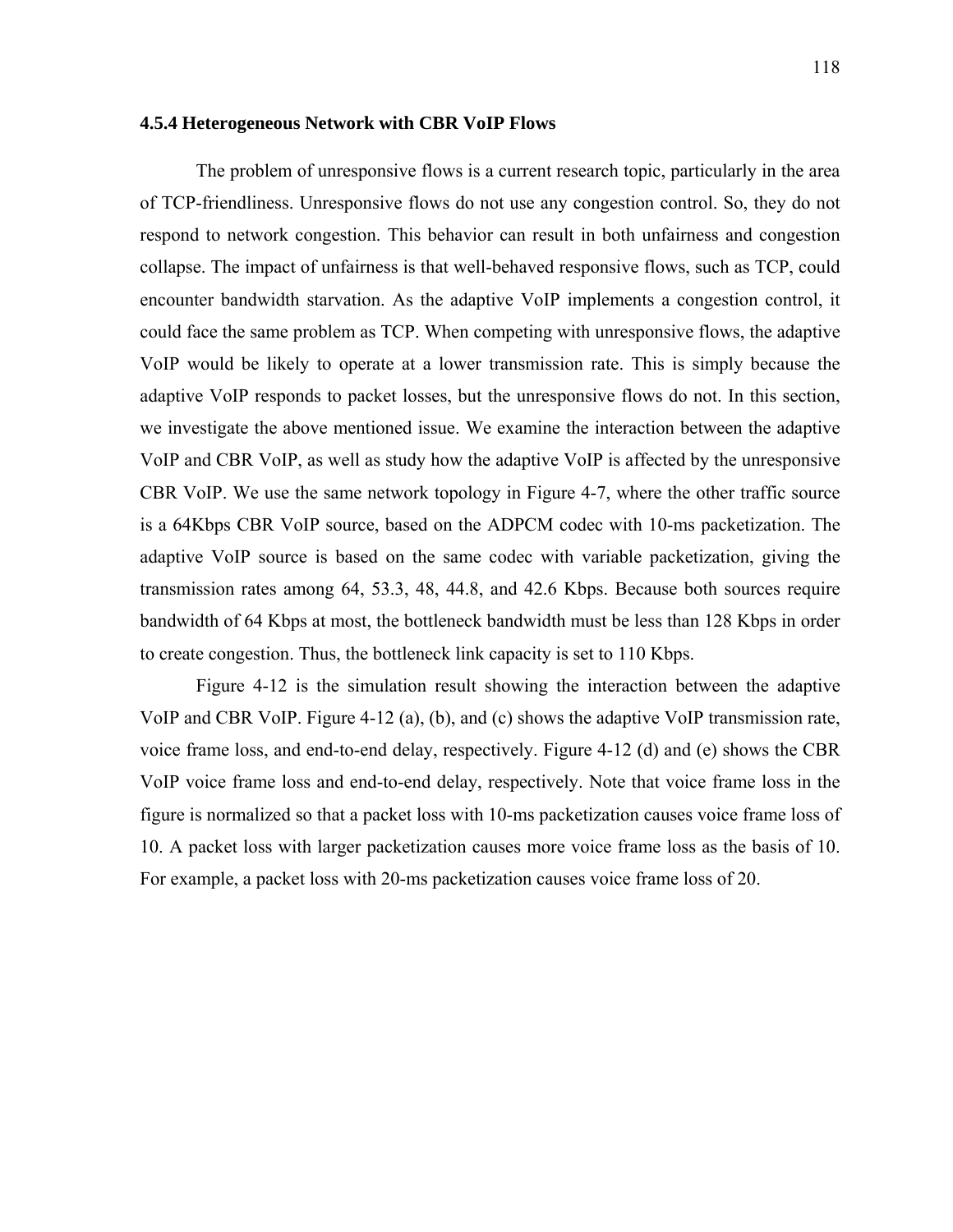### 4.5.4 Heterogeneous Network with CBR VoIP Flows

The problem of unresponsive flows is a current research topic, particularly in the area of TCP-friendliness. Unresponsive flows do not use any congestion control. So, they do not respond to network congestion. This behavior can result in both unfairness and congestion collapse. The impact of unfairness is that well-behaved responsive flows, such as TCP, could encounter bandwidth starvation. As the adaptive VoIP implements a congestion control, it could face the same problem as TCP. When competing with unresponsive flows, the adaptive VoIP would be likely to operate at a lower transmission rate. This is simply because the adaptive VoIP responds to packet losses, but the unresponsive flows do not. In this section, we investigate the above mentioned issue. We examine the interaction between the adaptive VoIP and CBR VoIP, as well as study how the adaptive VoIP is affected by the unresponsive CBR VoIP. We use the same network topology in Figure 4-7, where the other traffic source is a 64Kbps CBR VoIP source, based on the ADPCM codec with 10-ms packetization. The adaptive VoIP source is based on the same codec with variable packetization, giving the transmission rates among 64, 53.3, 48, 44.8, and 42.6 Kbps. Because both sources require bandwidth of 64 Kbps at most, the bottleneck bandwidth must be less than 128 Kbps in order to create congestion. Thus, the bottleneck link capacity is set to 110 Kbps.

Figure 4-12 is the simulation result showing the interaction between the adaptive VoIP and CBR VoIP. Figure 4-12 (a), (b), and (c) shows the adaptive VoIP transmission rate, voice frame loss, and end-to-end delay, respectively. Figure 4-12 (d) and (e) shows the CBR VoIP voice frame loss and end-to-end delay, respectively. Note that voice frame loss in the figure is normalized so that a packet loss with 10-ms packetization causes voice frame loss of 10. A packet loss with larger packetization causes more voice frame loss as the basis of 10. For example, a packet loss with 20-ms packetization causes voice frame loss of 20.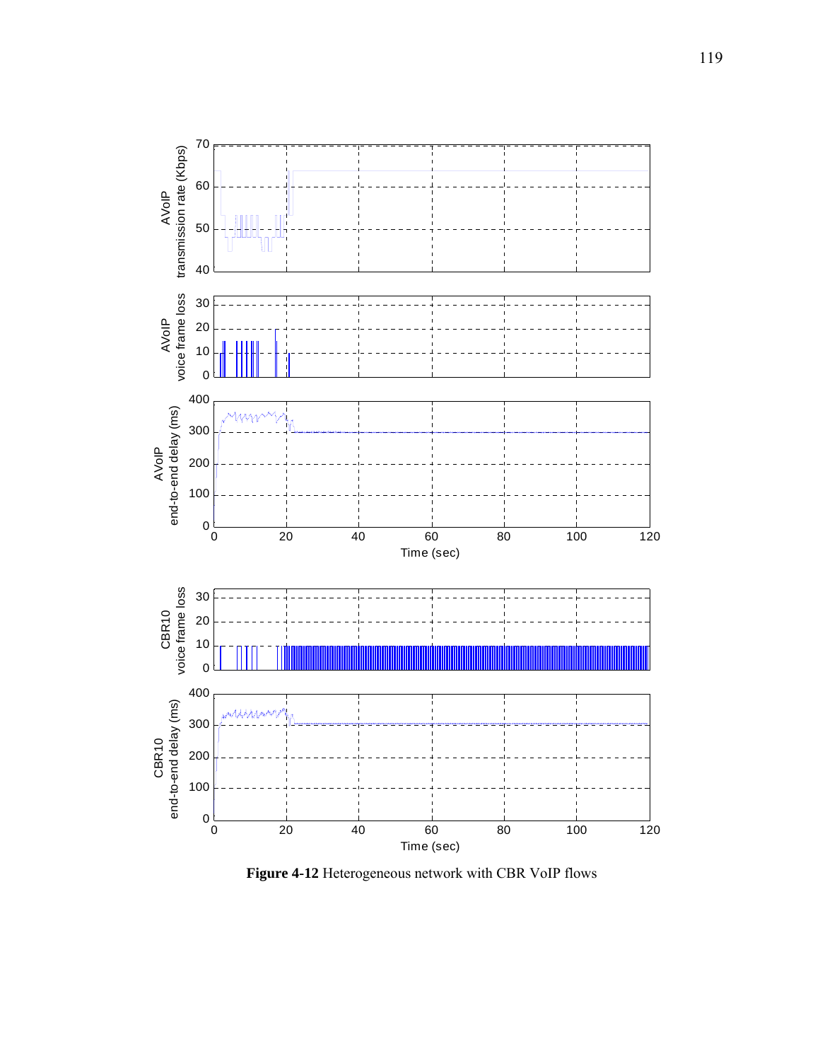AVoIP transmission rate (Kbps)

70
60
50
40

AVoIP voice frame loss

30
20
10
0

AVoIP end-to-end delay (ms)

400
300
200
100
0

0 20 40 60 80 100 120

Time (sec)

CBR10 voice frame loss

30
20
10
0

CBR10 end-to-end delay (ms)

400
300
200
100
0

0 20 40 60 80 100 120

Time (sec)

**Figure 4-12** Heterogeneous network with CBR VoIP flows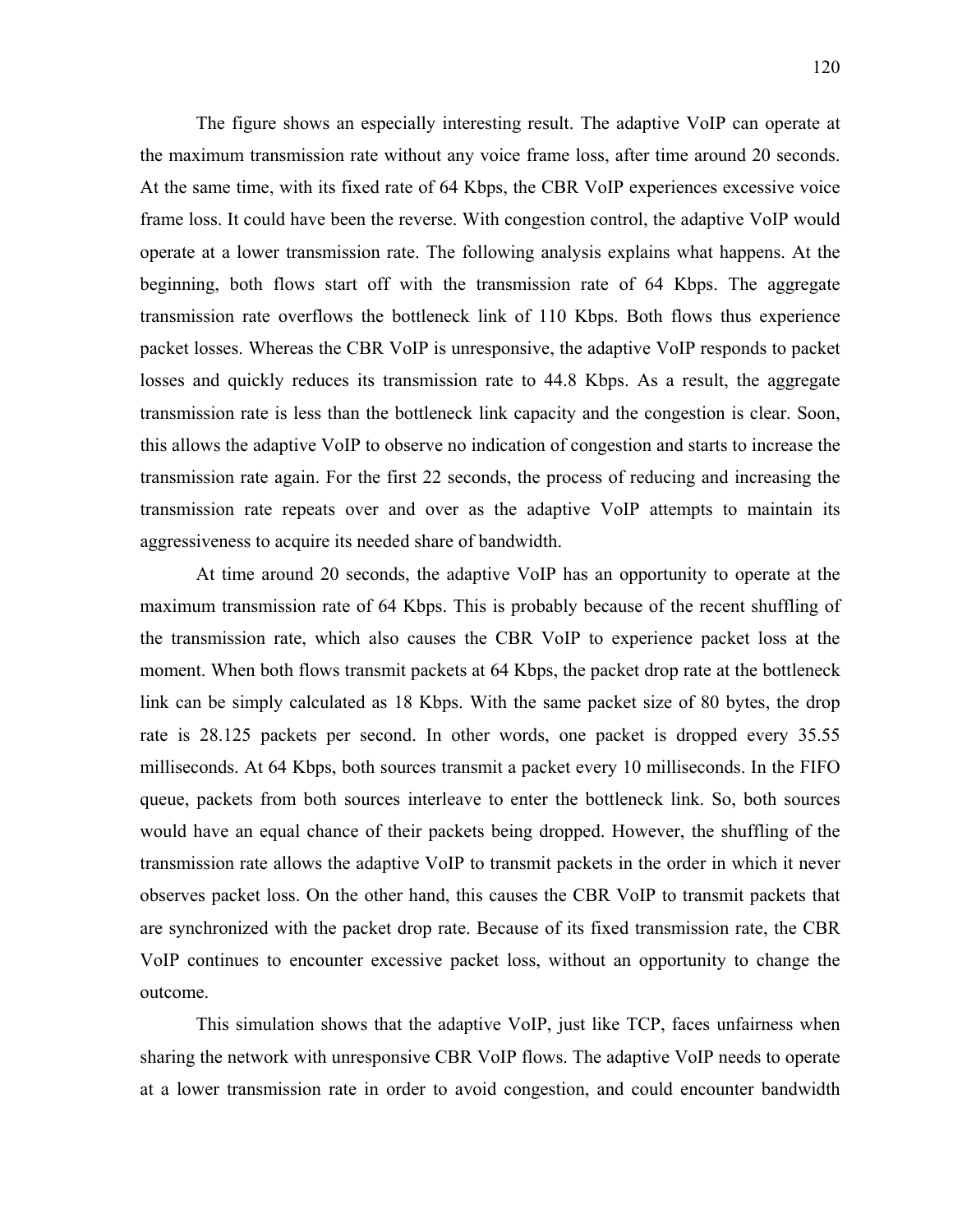The figure shows an especially interesting result. The adaptive VoIP can operate at the maximum transmission rate without any voice frame loss, after time around 20 seconds. At the same time, with its fixed rate of 64 Kbps, the CBR VoIP experiences excessive voice frame loss. It could have been the reverse. With congestion control, the adaptive VoIP would operate at a lower transmission rate. The following analysis explains what happens. At the beginning, both flows start off with the transmission rate of 64 Kbps. The aggregate transmission rate overflows the bottleneck link of 110 Kbps. Both flows thus experience packet losses. Whereas the CBR VoIP is unresponsive, the adaptive VoIP responds to packet losses and quickly reduces its transmission rate to 44.8 Kbps. As a result, the aggregate transmission rate is less than the bottleneck link capacity and the congestion is clear. Soon, this allows the adaptive VoIP to observe no indication of congestion and starts to increase the transmission rate again. For the first 22 seconds, the process of reducing and increasing the transmission rate repeats over and over as the adaptive VoIP attempts to maintain its aggressiveness to acquire its needed share of bandwidth.

At time around 20 seconds, the adaptive VoIP has an opportunity to operate at the maximum transmission rate of 64 Kbps. This is probably because of the recent shuffling of the transmission rate, which also causes the CBR VoIP to experience packet loss at the moment. When both flows transmit packets at 64 Kbps, the packet drop rate at the bottleneck link can be simply calculated as 18 Kbps. With the same packet size of 80 bytes, the drop rate is 28.125 packets per second. In other words, one packet is dropped every 35.55 milliseconds. At 64 Kbps, both sources transmit a packet every 10 milliseconds. In the FIFO queue, packets from both sources interleave to enter the bottleneck link. So, both sources would have an equal chance of their packets being dropped. However, the shuffling of the transmission rate allows the adaptive VoIP to transmit packets in the order in which it never observes packet loss. On the other hand, this causes the CBR VoIP to transmit packets that are synchronized with the packet drop rate. Because of its fixed transmission rate, the CBR VoIP continues to encounter excessive packet loss, without an opportunity to change the outcome.

This simulation shows that the adaptive VoIP, just like TCP, faces unfairness when sharing the network with unresponsive CBR VoIP flows. The adaptive VoIP needs to operate at a lower transmission rate in order to avoid congestion, and could encounter bandwidth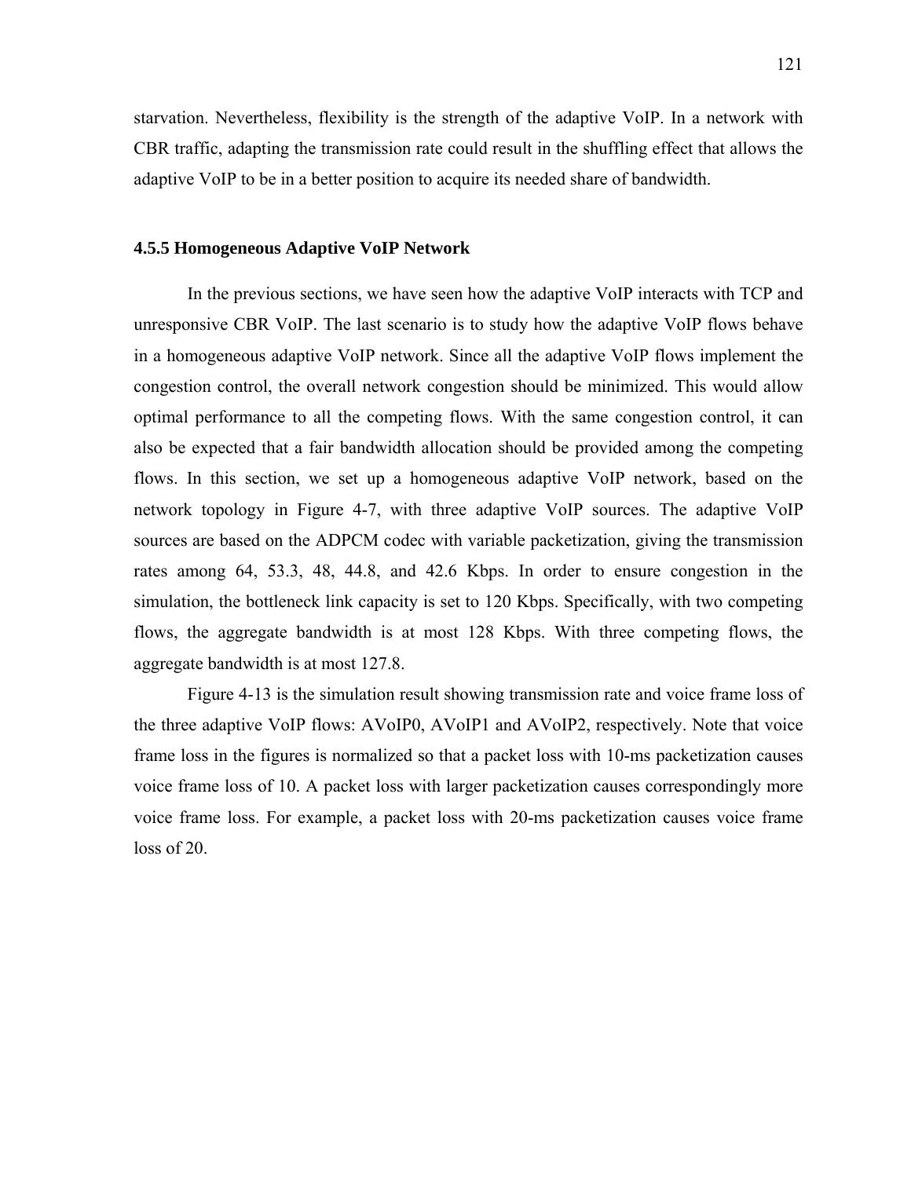starvation. Nevertheless, flexibility is the strength of the adaptive VoIP. In a network with CBR traffic, adapting the transmission rate could result in the shuffling effect that allows the adaptive VoIP to be in a better position to acquire its needed share of bandwidth.

### 4.5.5 Homogeneous Adaptive VoIP Network

In the previous sections, we have seen how the adaptive VoIP interacts with TCP and unresponsive CBR VoIP. The last scenario is to study how the adaptive VoIP flows behave in a homogeneous adaptive VoIP network. Since all the adaptive VoIP flows implement the congestion control, the overall network congestion should be minimized. This would allow optimal performance to all the competing flows. With the same congestion control, it can also be expected that a fair bandwidth allocation should be provided among the competing flows. In this section, we set up a homogeneous adaptive VoIP network, based on the network topology in Figure 4-7, with three adaptive VoIP sources. The adaptive VoIP sources are based on the ADPCM codec with variable packetization, giving the transmission rates among 64, 53.3, 48, 44.8, and 42.6 Kbps. In order to ensure congestion in the simulation, the bottleneck link capacity is set to 120 Kbps. Specifically, with two competing flows, the aggregate bandwidth is at most 128 Kbps. With three competing flows, the aggregate bandwidth is at most 127.8.

Figure 4-13 is the simulation result showing transmission rate and voice frame loss of the three adaptive VoIP flows: AVoIP0, AVoIP1 and AVoIP2, respectively. Note that voice frame loss in the figures is normalized so that a packet loss with 10-ms packetization causes voice frame loss of 10. A packet loss with larger packetization causes correspondingly more voice frame loss. For example, a packet loss with 20-ms packetization causes voice frame loss of 20.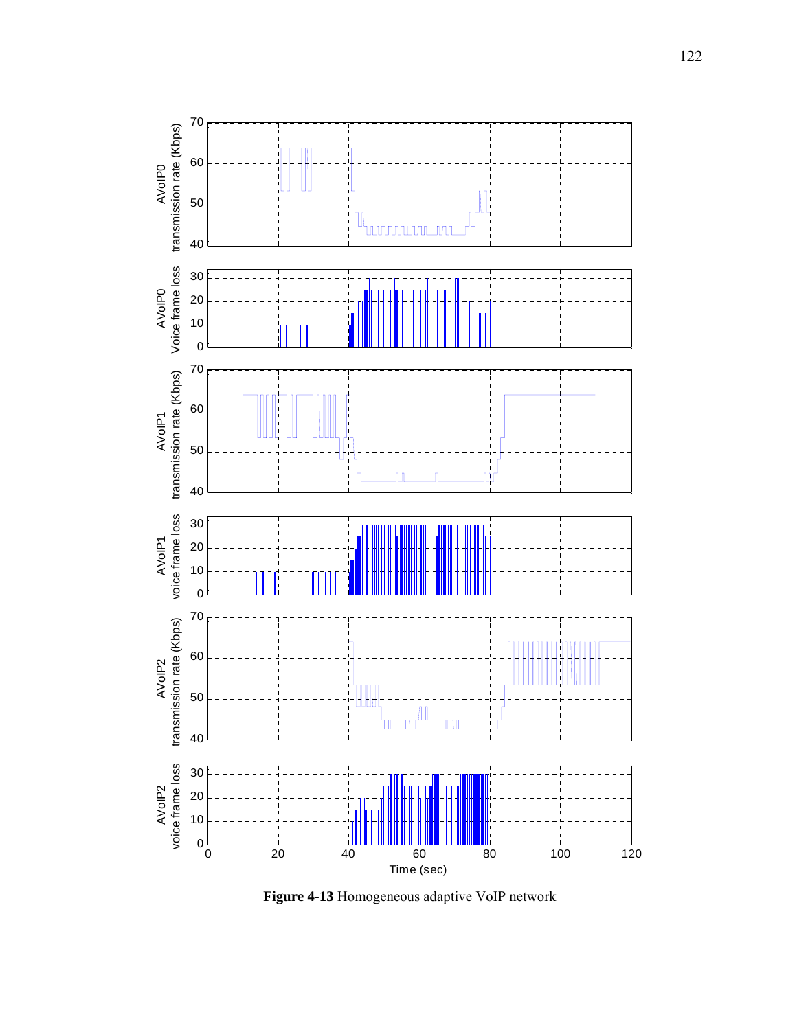70
60
50
40
AVoIP0
transmission rate (Kbps)

30
20
10
0
AVoIP0
Voice frame loss

70
60
50
40
AVoIP1
transmission rate (Kbps)

30
20
10
0
AVoIP1
voice frame loss

70
60
50
40
AVoIP2
transmission rate (Kbps)

30
20
10
0
AVoIP2
voice frame loss

0 20 40 60 80 100 120
Time (sec)

**Figure 4-13** Homogeneous adaptive VoIP network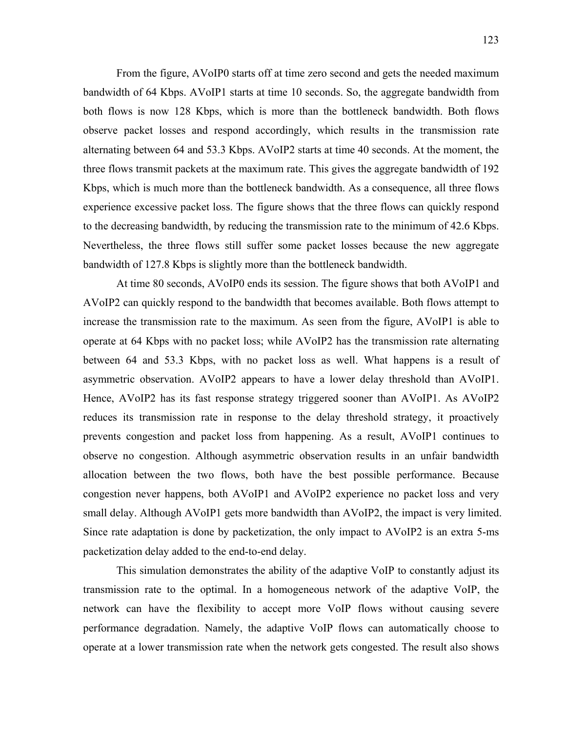From the figure, AVoIP0 starts off at time zero second and gets the needed maximum bandwidth of 64 Kbps. AVoIP1 starts at time 10 seconds. So, the aggregate bandwidth from both flows is now 128 Kbps, which is more than the bottleneck bandwidth. Both flows observe packet losses and respond accordingly, which results in the transmission rate alternating between 64 and 53.3 Kbps. AVoIP2 starts at time 40 seconds. At the moment, the three flows transmit packets at the maximum rate. This gives the aggregate bandwidth of 192 Kbps, which is much more than the bottleneck bandwidth. As a consequence, all three flows experience excessive packet loss. The figure shows that the three flows can quickly respond to the decreasing bandwidth, by reducing the transmission rate to the minimum of 42.6 Kbps. Nevertheless, the three flows still suffer some packet losses because the new aggregate bandwidth of 127.8 Kbps is slightly more than the bottleneck bandwidth.

At time 80 seconds, AVoIP0 ends its session. The figure shows that both AVoIP1 and AVoIP2 can quickly respond to the bandwidth that becomes available. Both flows attempt to increase the transmission rate to the maximum. As seen from the figure, AVoIP1 is able to operate at 64 Kbps with no packet loss; while AVoIP2 has the transmission rate alternating between 64 and 53.3 Kbps, with no packet loss as well. What happens is a result of asymmetric observation. AVoIP2 appears to have a lower delay threshold than AVoIP1. Hence, AVoIP2 has its fast response strategy triggered sooner than AVoIP1. As AVoIP2 reduces its transmission rate in response to the delay threshold strategy, it proactively prevents congestion and packet loss from happening. As a result, AVoIP1 continues to observe no congestion. Although asymmetric observation results in an unfair bandwidth allocation between the two flows, both have the best possible performance. Because congestion never happens, both AVoIP1 and AVoIP2 experience no packet loss and very small delay. Although AVoIP1 gets more bandwidth than AVoIP2, the impact is very limited. Since rate adaptation is done by packetization, the only impact to AVoIP2 is an extra 5-ms packetization delay added to the end-to-end delay.

This simulation demonstrates the ability of the adaptive VoIP to constantly adjust its transmission rate to the optimal. In a homogeneous network of the adaptive VoIP, the network can have the flexibility to accept more VoIP flows without causing severe performance degradation. Namely, the adaptive VoIP flows can automatically choose to operate at a lower transmission rate when the network gets congested. The result also shows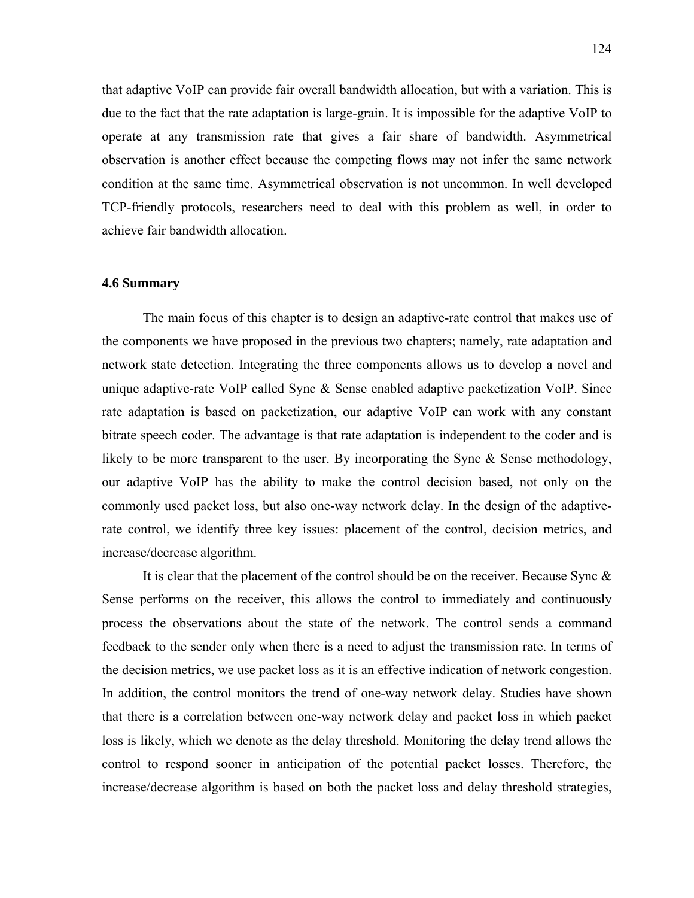that adaptive VoIP can provide fair overall bandwidth allocation, but with a variation. This is due to the fact that the rate adaptation is large-grain. It is impossible for the adaptive VoIP to operate at any transmission rate that gives a fair share of bandwidth. Asymmetrical observation is another effect because the competing flows may not infer the same network condition at the same time. Asymmetrical observation is not uncommon. In well developed TCP-friendly protocols, researchers need to deal with this problem as well, in order to achieve fair bandwidth allocation.

### 4.6 Summary

The main focus of this chapter is to design an adaptive-rate control that makes use of the components we have proposed in the previous two chapters; namely, rate adaptation and network state detection. Integrating the three components allows us to develop a novel and unique adaptive-rate VoIP called Sync & Sense enabled adaptive packetization VoIP. Since rate adaptation is based on packetization, our adaptive VoIP can work with any constant bitrate speech coder. The advantage is that rate adaptation is independent to the coder and is likely to be more transparent to the user. By incorporating the Sync & Sense methodology, our adaptive VoIP has the ability to make the control decision based, not only on the commonly used packet loss, but also one-way network delay. In the design of the adaptive-rate control, we identify three key issues: placement of the control, decision metrics, and increase/decrease algorithm.

It is clear that the placement of the control should be on the receiver. Because Sync & Sense performs on the receiver, this allows the control to immediately and continuously process the observations about the state of the network. The control sends a command feedback to the sender only when there is a need to adjust the transmission rate. In terms of the decision metrics, we use packet loss as it is an effective indication of network congestion. In addition, the control monitors the trend of one-way network delay. Studies have shown that there is a correlation between one-way network delay and packet loss in which packet loss is likely, which we denote as the delay threshold. Monitoring the delay trend allows the control to respond sooner in anticipation of the potential packet losses. Therefore, the increase/decrease algorithm is based on both the packet loss and delay threshold strategies,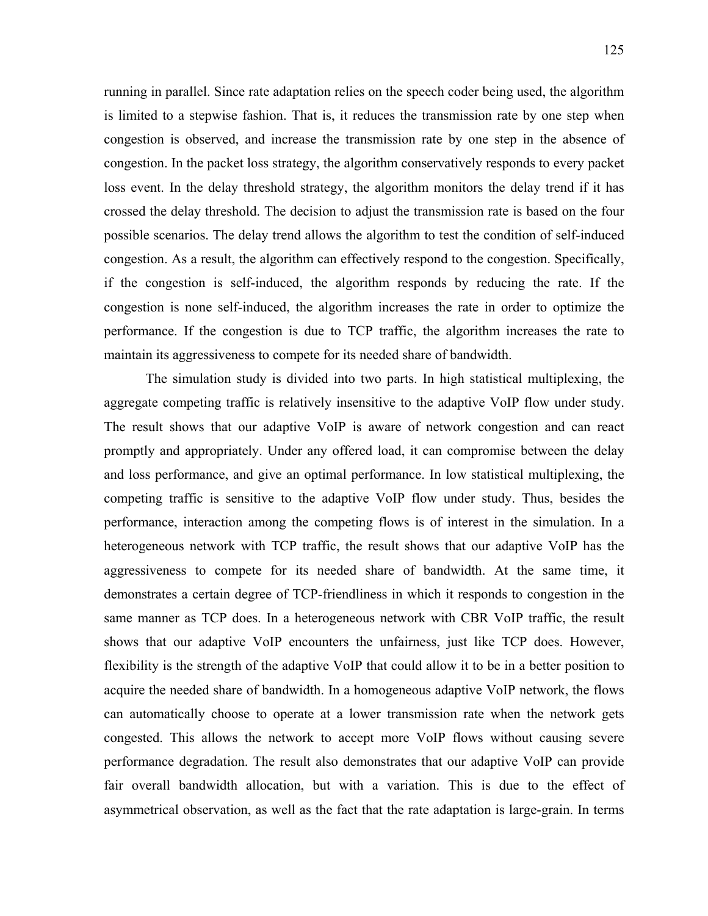running in parallel. Since rate adaptation relies on the speech coder being used, the algorithm is limited to a stepwise fashion. That is, it reduces the transmission rate by one step when congestion is observed, and increase the transmission rate by one step in the absence of congestion. In the packet loss strategy, the algorithm conservatively responds to every packet loss event. In the delay threshold strategy, the algorithm monitors the delay trend if it has crossed the delay threshold. The decision to adjust the transmission rate is based on the four possible scenarios. The delay trend allows the algorithm to test the condition of self-induced congestion. As a result, the algorithm can effectively respond to the congestion. Specifically, if the congestion is self-induced, the algorithm responds by reducing the rate. If the congestion is none self-induced, the algorithm increases the rate in order to optimize the performance. If the congestion is due to TCP traffic, the algorithm increases the rate to maintain its aggressiveness to compete for its needed share of bandwidth.

The simulation study is divided into two parts. In high statistical multiplexing, the aggregate competing traffic is relatively insensitive to the adaptive VoIP flow under study. The result shows that our adaptive VoIP is aware of network congestion and can react promptly and appropriately. Under any offered load, it can compromise between the delay and loss performance, and give an optimal performance. In low statistical multiplexing, the competing traffic is sensitive to the adaptive VoIP flow under study. Thus, besides the performance, interaction among the competing flows is of interest in the simulation. In a heterogeneous network with TCP traffic, the result shows that our adaptive VoIP has the aggressiveness to compete for its needed share of bandwidth. At the same time, it demonstrates a certain degree of TCP-friendliness in which it responds to congestion in the same manner as TCP does. In a heterogeneous network with CBR VoIP traffic, the result shows that our adaptive VoIP encounters the unfairness, just like TCP does. However, flexibility is the strength of the adaptive VoIP that could allow it to be in a better position to acquire the needed share of bandwidth. In a homogeneous adaptive VoIP network, the flows can automatically choose to operate at a lower transmission rate when the network gets congested. This allows the network to accept more VoIP flows without causing severe performance degradation. The result also demonstrates that our adaptive VoIP can provide fair overall bandwidth allocation, but with a variation. This is due to the effect of asymmetrical observation, as well as the fact that the rate adaptation is large-grain. In terms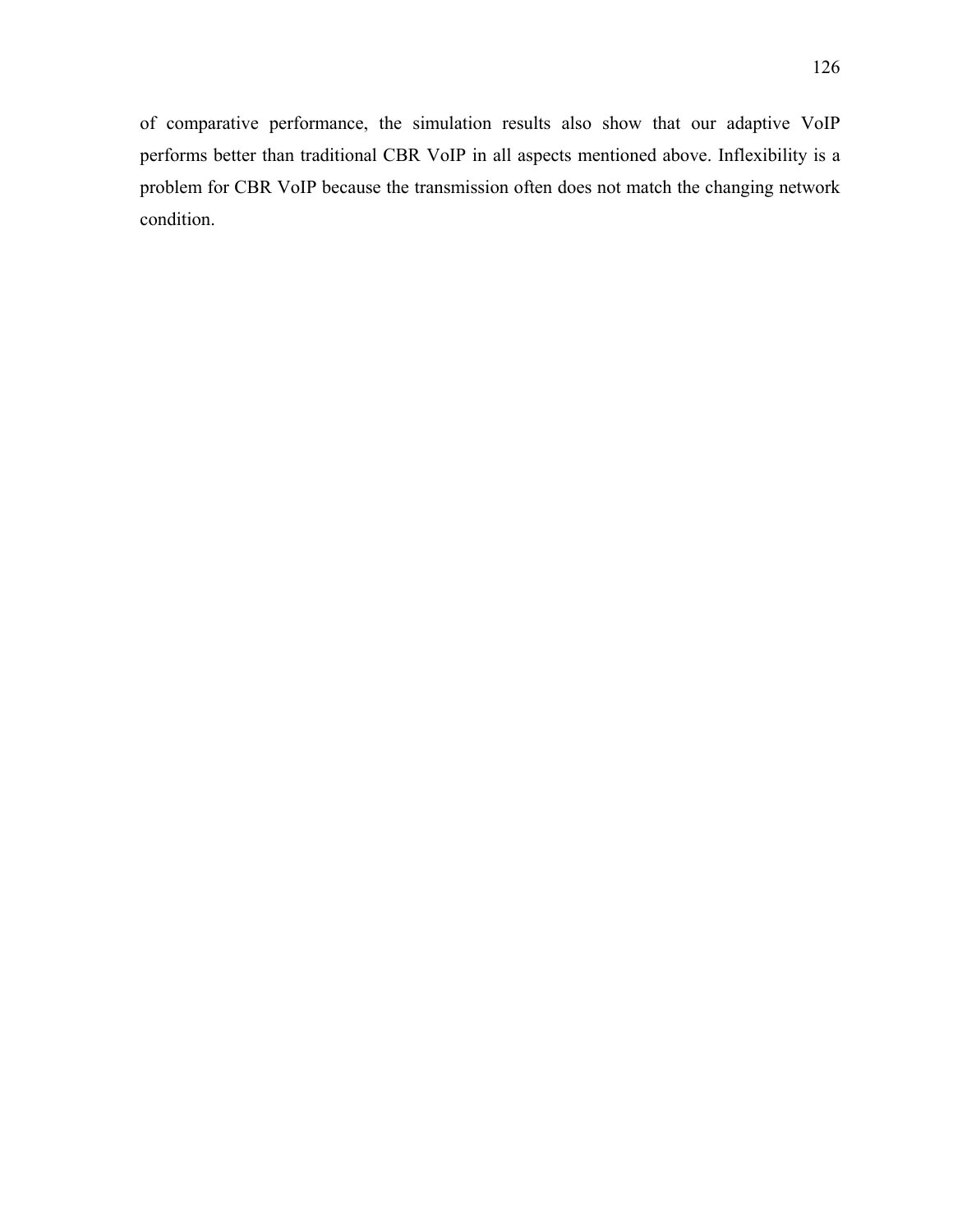of comparative performance, the simulation results also show that our adaptive VoIP performs better than traditional CBR VoIP in all aspects mentioned above. Inflexibility is a problem for CBR VoIP because the transmission often does not match the changing network condition.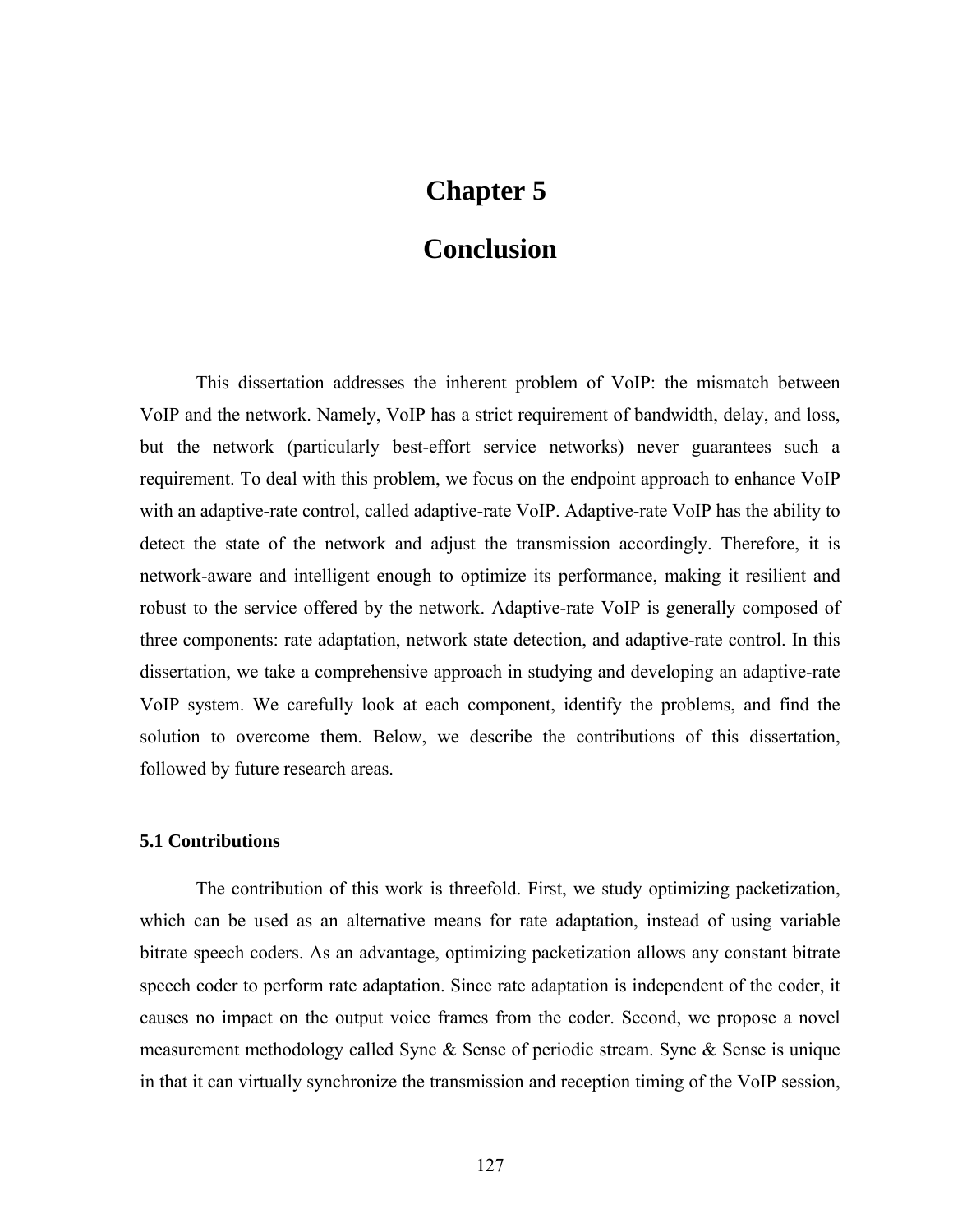# Chapter 5

# Conclusion

This dissertation addresses the inherent problem of VoIP: the mismatch between VoIP and the network. Namely, VoIP has a strict requirement of bandwidth, delay, and loss, but the network (particularly best-effort service networks) never guarantees such a requirement. To deal with this problem, we focus on the endpoint approach to enhance VoIP with an adaptive-rate control, called adaptive-rate VoIP. Adaptive-rate VoIP has the ability to detect the state of the network and adjust the transmission accordingly. Therefore, it is network-aware and intelligent enough to optimize its performance, making it resilient and robust to the service offered by the network. Adaptive-rate VoIP is generally composed of three components: rate adaptation, network state detection, and adaptive-rate control. In this dissertation, we take a comprehensive approach in studying and developing an adaptive-rate VoIP system. We carefully look at each component, identify the problems, and find the solution to overcome them. Below, we describe the contributions of this dissertation, followed by future research areas.

### 5.1 Contributions

The contribution of this work is threefold. First, we study optimizing packetization, which can be used as an alternative means for rate adaptation, instead of using variable bitrate speech coders. As an advantage, optimizing packetization allows any constant bitrate speech coder to perform rate adaptation. Since rate adaptation is independent of the coder, it causes no impact on the output voice frames from the coder. Second, we propose a novel measurement methodology called Sync & Sense of periodic stream. Sync & Sense is unique in that it can virtually synchronize the transmission and reception timing of the VoIP session,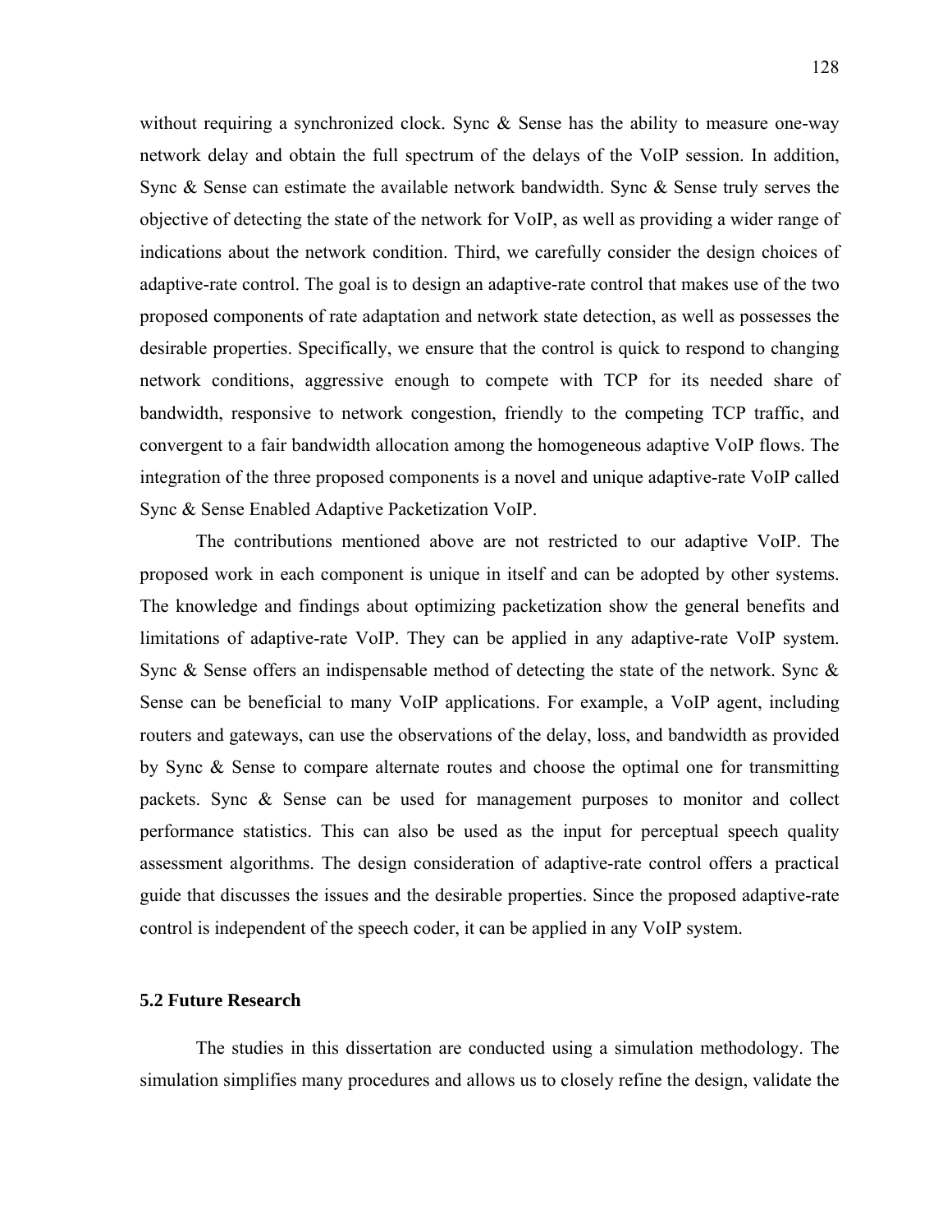without requiring a synchronized clock. Sync & Sense has the ability to measure one-way network delay and obtain the full spectrum of the delays of the VoIP session. In addition, Sync & Sense can estimate the available network bandwidth. Sync & Sense truly serves the objective of detecting the state of the network for VoIP, as well as providing a wider range of indications about the network condition. Third, we carefully consider the design choices of adaptive-rate control. The goal is to design an adaptive-rate control that makes use of the two proposed components of rate adaptation and network state detection, as well as possesses the desirable properties. Specifically, we ensure that the control is quick to respond to changing network conditions, aggressive enough to compete with TCP for its needed share of bandwidth, responsive to network congestion, friendly to the competing TCP traffic, and convergent to a fair bandwidth allocation among the homogeneous adaptive VoIP flows. The integration of the three proposed components is a novel and unique adaptive-rate VoIP called Sync & Sense Enabled Adaptive Packetization VoIP.

The contributions mentioned above are not restricted to our adaptive VoIP. The proposed work in each component is unique in itself and can be adopted by other systems. The knowledge and findings about optimizing packetization show the general benefits and limitations of adaptive-rate VoIP. They can be applied in any adaptive-rate VoIP system. Sync & Sense offers an indispensable method of detecting the state of the network. Sync & Sense can be beneficial to many VoIP applications. For example, a VoIP agent, including routers and gateways, can use the observations of the delay, loss, and bandwidth as provided by Sync & Sense to compare alternate routes and choose the optimal one for transmitting packets. Sync & Sense can be used for management purposes to monitor and collect performance statistics. This can also be used as the input for perceptual speech quality assessment algorithms. The design consideration of adaptive-rate control offers a practical guide that discusses the issues and the desirable properties. Since the proposed adaptive-rate control is independent of the speech coder, it can be applied in any VoIP system.

## 5.2 Future Research

The studies in this dissertation are conducted using a simulation methodology. The simulation simplifies many procedures and allows us to closely refine the design, validate the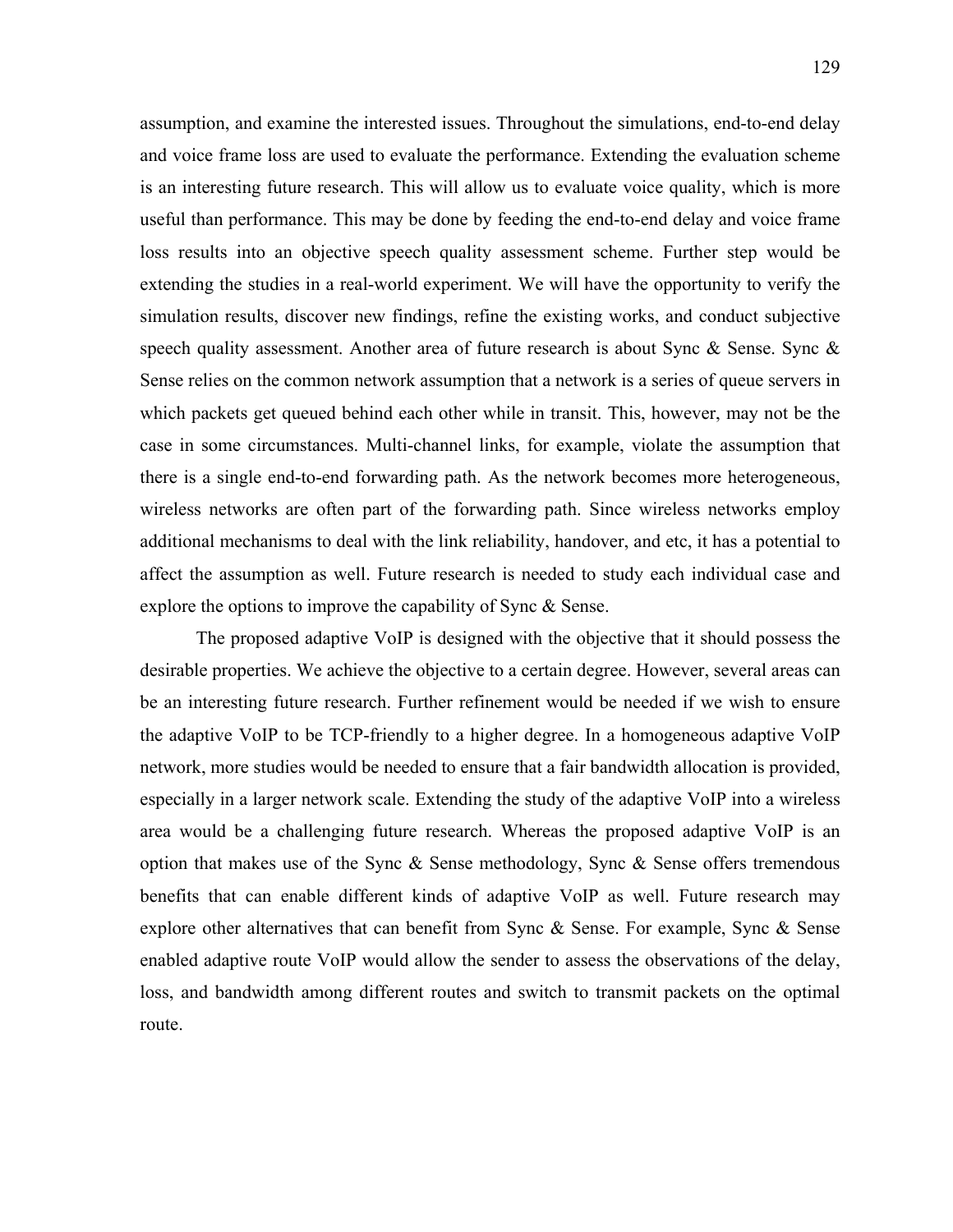assumption, and examine the interested issues. Throughout the simulations, end-to-end delay and voice frame loss are used to evaluate the performance. Extending the evaluation scheme is an interesting future research. This will allow us to evaluate voice quality, which is more useful than performance. This may be done by feeding the end-to-end delay and voice frame loss results into an objective speech quality assessment scheme. Further step would be extending the studies in a real-world experiment. We will have the opportunity to verify the simulation results, discover new findings, refine the existing works, and conduct subjective speech quality assessment. Another area of future research is about Sync & Sense. Sync & Sense relies on the common network assumption that a network is a series of queue servers in which packets get queued behind each other while in transit. This, however, may not be the case in some circumstances. Multi-channel links, for example, violate the assumption that there is a single end-to-end forwarding path. As the network becomes more heterogeneous, wireless networks are often part of the forwarding path. Since wireless networks employ additional mechanisms to deal with the link reliability, handover, and etc, it has a potential to affect the assumption as well. Future research is needed to study each individual case and explore the options to improve the capability of Sync & Sense.

The proposed adaptive VoIP is designed with the objective that it should possess the desirable properties. We achieve the objective to a certain degree. However, several areas can be an interesting future research. Further refinement would be needed if we wish to ensure the adaptive VoIP to be TCP-friendly to a higher degree. In a homogeneous adaptive VoIP network, more studies would be needed to ensure that a fair bandwidth allocation is provided, especially in a larger network scale. Extending the study of the adaptive VoIP into a wireless area would be a challenging future research. Whereas the proposed adaptive VoIP is an option that makes use of the Sync & Sense methodology, Sync & Sense offers tremendous benefits that can enable different kinds of adaptive VoIP as well. Future research may explore other alternatives that can benefit from Sync & Sense. For example, Sync & Sense enabled adaptive route VoIP would allow the sender to assess the observations of the delay, loss, and bandwidth among different routes and switch to transmit packets on the optimal route.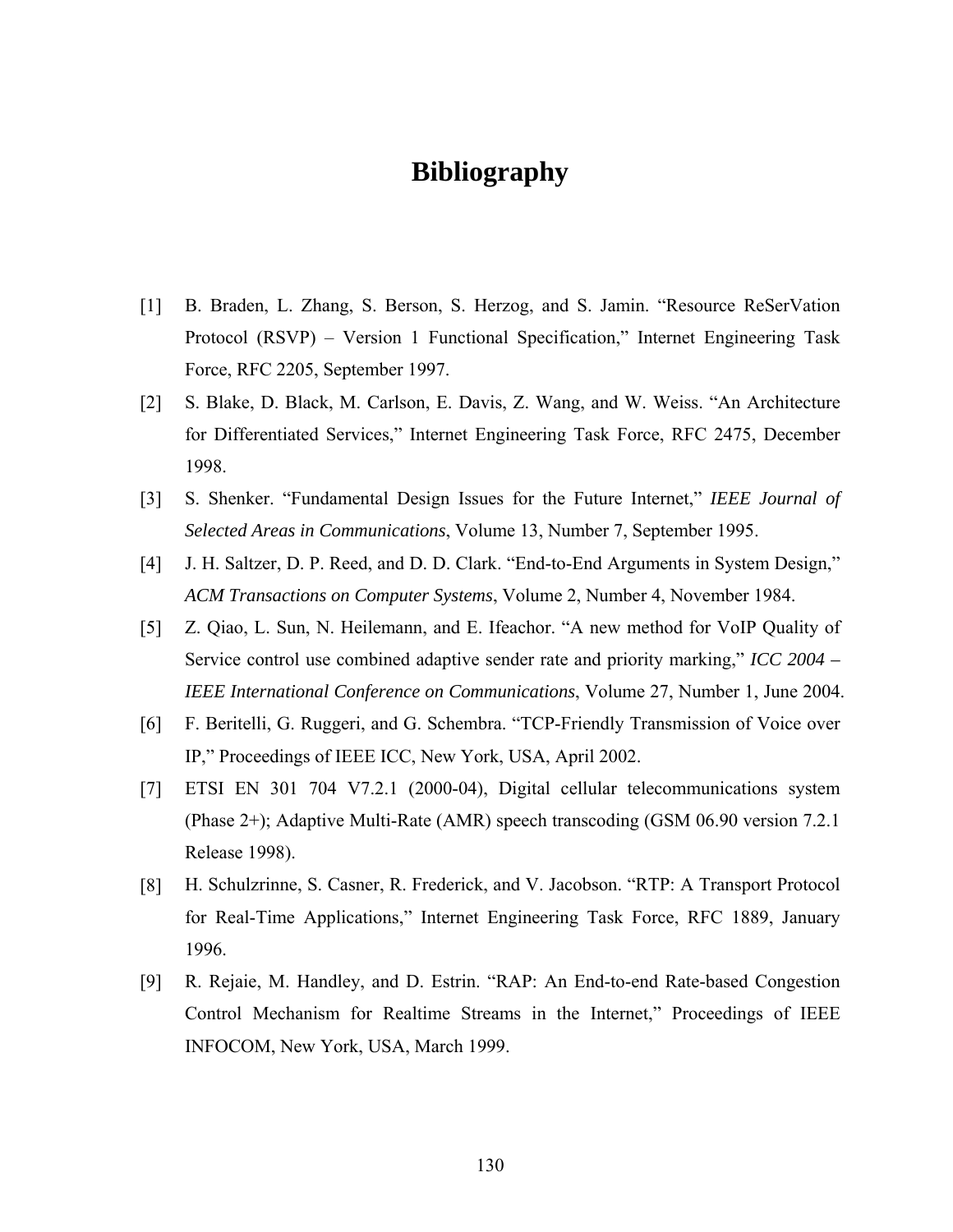# Bibliography

[1] B. Braden, L. Zhang, S. Berson, S. Herzog, and S. Jamin. "Resource ReSerVation Protocol (RSVP) – Version 1 Functional Specification," Internet Engineering Task Force, RFC 2205, September 1997.

[2] S. Blake, D. Black, M. Carlson, E. Davis, Z. Wang, and W. Weiss. "An Architecture for Differentiated Services," Internet Engineering Task Force, RFC 2475, December 1998.

[3] S. Shenker. "Fundamental Design Issues for the Future Internet," *IEEE Journal of Selected Areas in Communications*, Volume 13, Number 7, September 1995.

[4] J. H. Saltzer, D. P. Reed, and D. D. Clark. "End-to-End Arguments in System Design," *ACM Transactions on Computer Systems*, Volume 2, Number 4, November 1984.

[5] Z. Qiao, L. Sun, N. Heilemann, and E. Ifeachor. "A new method for VoIP Quality of Service control use combined adaptive sender rate and priority marking," *ICC 2004 – IEEE International Conference on Communications*, Volume 27, Number 1, June 2004.

[6] F. Beritelli, G. Ruggeri, and G. Schembra. "TCP-Friendly Transmission of Voice over IP," Proceedings of IEEE ICC, New York, USA, April 2002.

[7] ETSI EN 301 704 V7.2.1 (2000-04), Digital cellular telecommunications system (Phase 2+); Adaptive Multi-Rate (AMR) speech transcoding (GSM 06.90 version 7.2.1 Release 1998).

[8] H. Schulzrinne, S. Casner, R. Frederick, and V. Jacobson. "RTP: A Transport Protocol for Real-Time Applications," Internet Engineering Task Force, RFC 1889, January 1996.

[9] R. Rejaie, M. Handley, and D. Estrin. "RAP: An End-to-end Rate-based Congestion Control Mechanism for Realtime Streams in the Internet," Proceedings of IEEE INFOCOM, New York, USA, March 1999.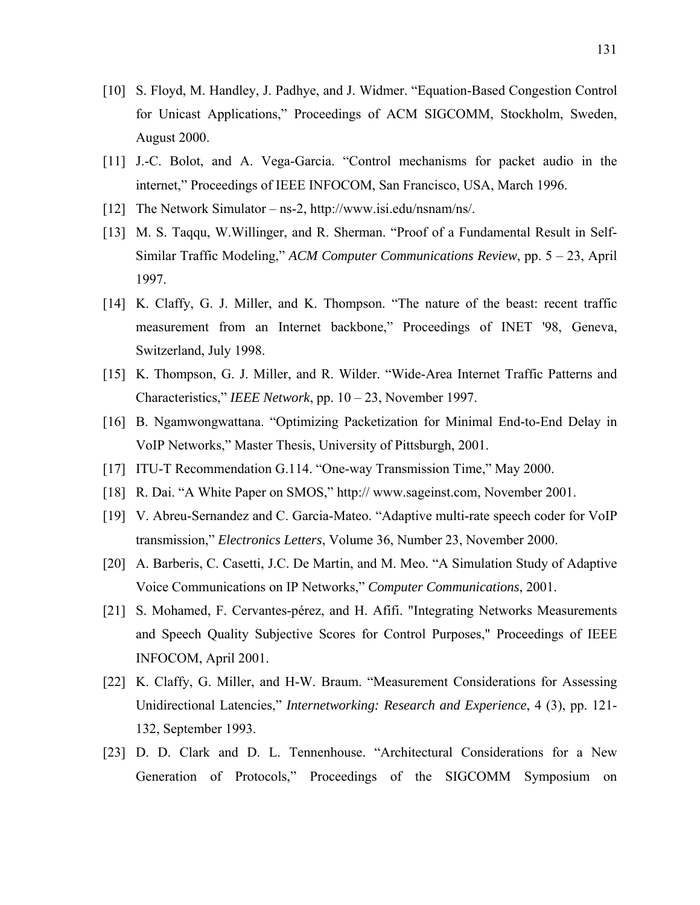[10] S. Floyd, M. Handley, J. Padhye, and J. Widmer. "Equation-Based Congestion Control for Unicast Applications," Proceedings of ACM SIGCOMM, Stockholm, Sweden, August 2000.

[11] J.-C. Bolot, and A. Vega-Garcia. "Control mechanisms for packet audio in the internet," Proceedings of IEEE INFOCOM, San Francisco, USA, March 1996.

[12] The Network Simulator – ns-2, http://www.isi.edu/nsnam/ns/.

[13] M. S. Taqqu, W.Willinger, and R. Sherman. "Proof of a Fundamental Result in Self-Similar Traffic Modeling," *ACM Computer Communications Review*, pp. 5 – 23, April 1997.

[14] K. Claffy, G. J. Miller, and K. Thompson. "The nature of the beast: recent traffic measurement from an Internet backbone," Proceedings of INET '98, Geneva, Switzerland, July 1998.

[15] K. Thompson, G. J. Miller, and R. Wilder. "Wide-Area Internet Traffic Patterns and Characteristics," *IEEE Network*, pp. 10 – 23, November 1997.

[16] B. Ngamwongwattana. "Optimizing Packetization for Minimal End-to-End Delay in VoIP Networks," Master Thesis, University of Pittsburgh, 2001.

[17] ITU-T Recommendation G.114. "One-way Transmission Time," May 2000.

[18] R. Dai. "A White Paper on SMOS," http:// www.sageinst.com, November 2001.

[19] V. Abreu-Sernandez and C. Garcia-Mateo. "Adaptive multi-rate speech coder for VoIP transmission," *Electronics Letters*, Volume 36, Number 23, November 2000.

[20] A. Barberis, C. Casetti, J.C. De Martin, and M. Meo. "A Simulation Study of Adaptive Voice Communications on IP Networks," *Computer Communications*, 2001.

[21] S. Mohamed, F. Cervantes-pérez, and H. Afifi. "Integrating Networks Measurements and Speech Quality Subjective Scores for Control Purposes," Proceedings of IEEE INFOCOM, April 2001.

[22] K. Claffy, G. Miller, and H-W. Braum. "Measurement Considerations for Assessing Unidirectional Latencies," *Internetworking: Research and Experience*, 4 (3), pp. 121-132, September 1993.

[23] D. D. Clark and D. L. Tennenhouse. "Architectural Considerations for a New Generation of Protocols," Proceedings of the SIGCOMM Symposium on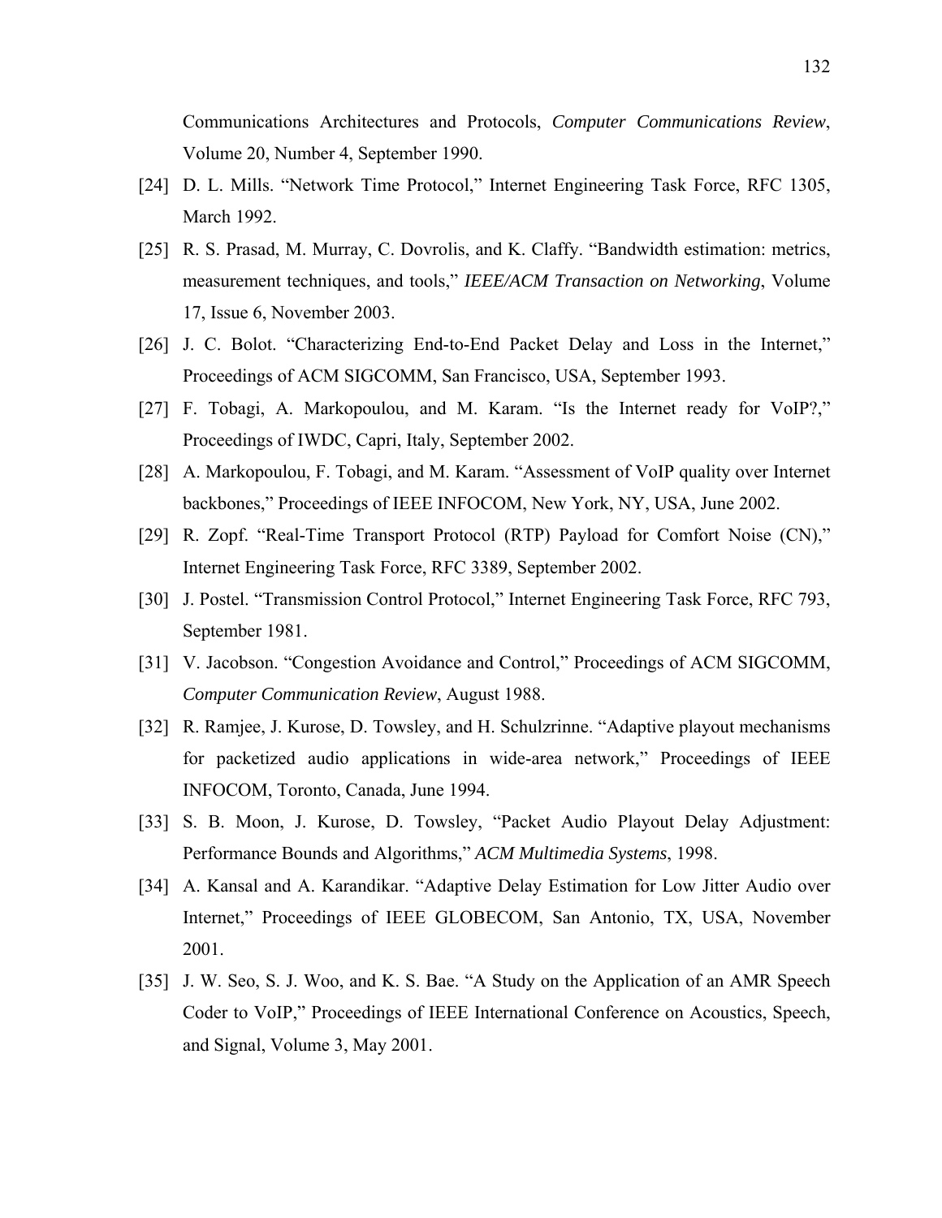Communications Architectures and Protocols, *Computer Communications Review*, Volume 20, Number 4, September 1990.

[24] D. L. Mills. "Network Time Protocol," Internet Engineering Task Force, RFC 1305, March 1992.

[25] R. S. Prasad, M. Murray, C. Dovrolis, and K. Claffy. "Bandwidth estimation: metrics, measurement techniques, and tools," *IEEE/ACM Transaction on Networking*, Volume 17, Issue 6, November 2003.

[26] J. C. Bolot. "Characterizing End-to-End Packet Delay and Loss in the Internet," Proceedings of ACM SIGCOMM, San Francisco, USA, September 1993.

[27] F. Tobagi, A. Markopoulou, and M. Karam. "Is the Internet ready for VoIP?," Proceedings of IWDC, Capri, Italy, September 2002.

[28] A. Markopoulou, F. Tobagi, and M. Karam. "Assessment of VoIP quality over Internet backbones," Proceedings of IEEE INFOCOM, New York, NY, USA, June 2002.

[29] R. Zopf. "Real-Time Transport Protocol (RTP) Payload for Comfort Noise (CN)," Internet Engineering Task Force, RFC 3389, September 2002.

[30] J. Postel. "Transmission Control Protocol," Internet Engineering Task Force, RFC 793, September 1981.

[31] V. Jacobson. "Congestion Avoidance and Control," Proceedings of ACM SIGCOMM, *Computer Communication Review*, August 1988.

[32] R. Ramjee, J. Kurose, D. Towsley, and H. Schulzrinne. "Adaptive playout mechanisms for packetized audio applications in wide-area network," Proceedings of IEEE INFOCOM, Toronto, Canada, June 1994.

[33] S. B. Moon, J. Kurose, D. Towsley, "Packet Audio Playout Delay Adjustment: Performance Bounds and Algorithms," *ACM Multimedia Systems*, 1998.

[34] A. Kansal and A. Karandikar. "Adaptive Delay Estimation for Low Jitter Audio over Internet," Proceedings of IEEE GLOBECOM, San Antonio, TX, USA, November 2001.

[35] J. W. Seo, S. J. Woo, and K. S. Bae. "A Study on the Application of an AMR Speech Coder to VoIP," Proceedings of IEEE International Conference on Acoustics, Speech, and Signal, Volume 3, May 2001.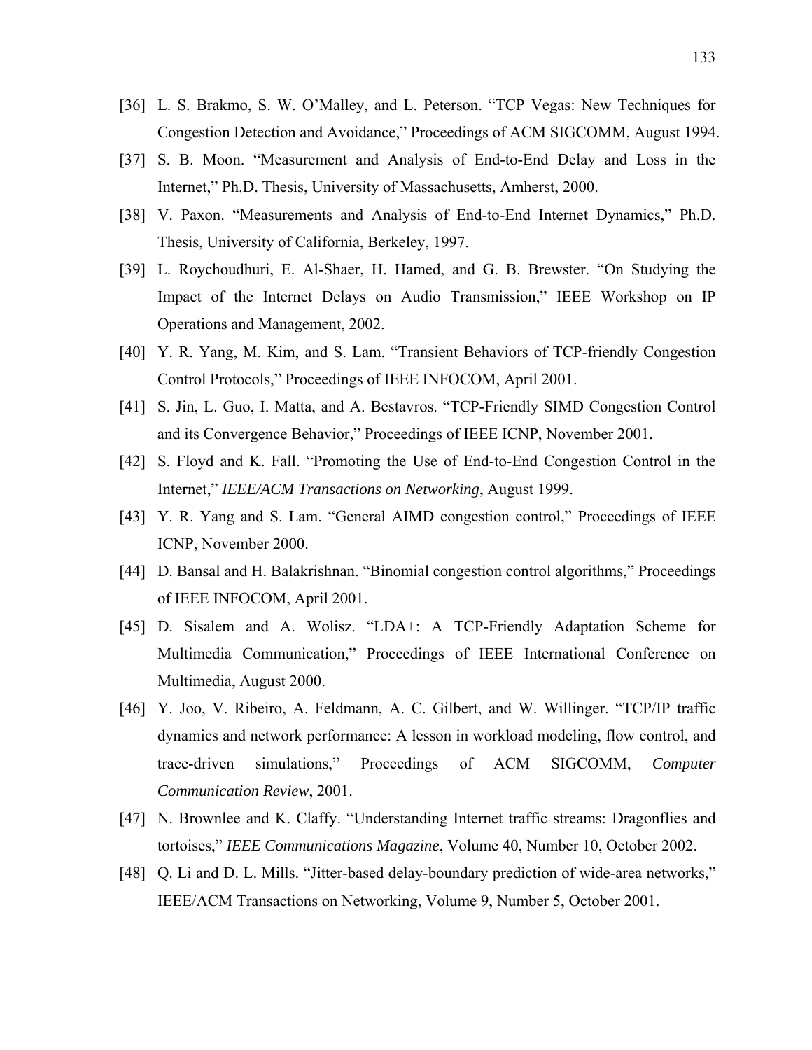[36] L. S. Brakmo, S. W. O'Malley, and L. Peterson. "TCP Vegas: New Techniques for Congestion Detection and Avoidance," Proceedings of ACM SIGCOMM, August 1994.

[37] S. B. Moon. "Measurement and Analysis of End-to-End Delay and Loss in the Internet," Ph.D. Thesis, University of Massachusetts, Amherst, 2000.

[38] V. Paxon. "Measurements and Analysis of End-to-End Internet Dynamics," Ph.D. Thesis, University of California, Berkeley, 1997.

[39] L. Roychoudhuri, E. Al-Shaer, H. Hamed, and G. B. Brewster. "On Studying the Impact of the Internet Delays on Audio Transmission," IEEE Workshop on IP Operations and Management, 2002.

[40] Y. R. Yang, M. Kim, and S. Lam. "Transient Behaviors of TCP-friendly Congestion Control Protocols," Proceedings of IEEE INFOCOM, April 2001.

[41] S. Jin, L. Guo, I. Matta, and A. Bestavros. "TCP-Friendly SIMD Congestion Control and its Convergence Behavior," Proceedings of IEEE ICNP, November 2001.

[42] S. Floyd and K. Fall. "Promoting the Use of End-to-End Congestion Control in the Internet," *IEEE/ACM Transactions on Networking*, August 1999.

[43] Y. R. Yang and S. Lam. "General AIMD congestion control," Proceedings of IEEE ICNP, November 2000.

[44] D. Bansal and H. Balakrishnan. "Binomial congestion control algorithms," Proceedings of IEEE INFOCOM, April 2001.

[45] D. Sisalem and A. Wolisz. "LDA+: A TCP-Friendly Adaptation Scheme for Multimedia Communication," Proceedings of IEEE International Conference on Multimedia, August 2000.

[46] Y. Joo, V. Ribeiro, A. Feldmann, A. C. Gilbert, and W. Willinger. "TCP/IP traffic dynamics and network performance: A lesson in workload modeling, flow control, and trace-driven simulations," Proceedings of ACM SIGCOMM, *Computer Communication Review*, 2001.

[47] N. Brownlee and K. Claffy. "Understanding Internet traffic streams: Dragonflies and tortoises," *IEEE Communications Magazine*, Volume 40, Number 10, October 2002.

[48] Q. Li and D. L. Mills. "Jitter-based delay-boundary prediction of wide-area networks," IEEE/ACM Transactions on Networking, Volume 9, Number 5, October 2001.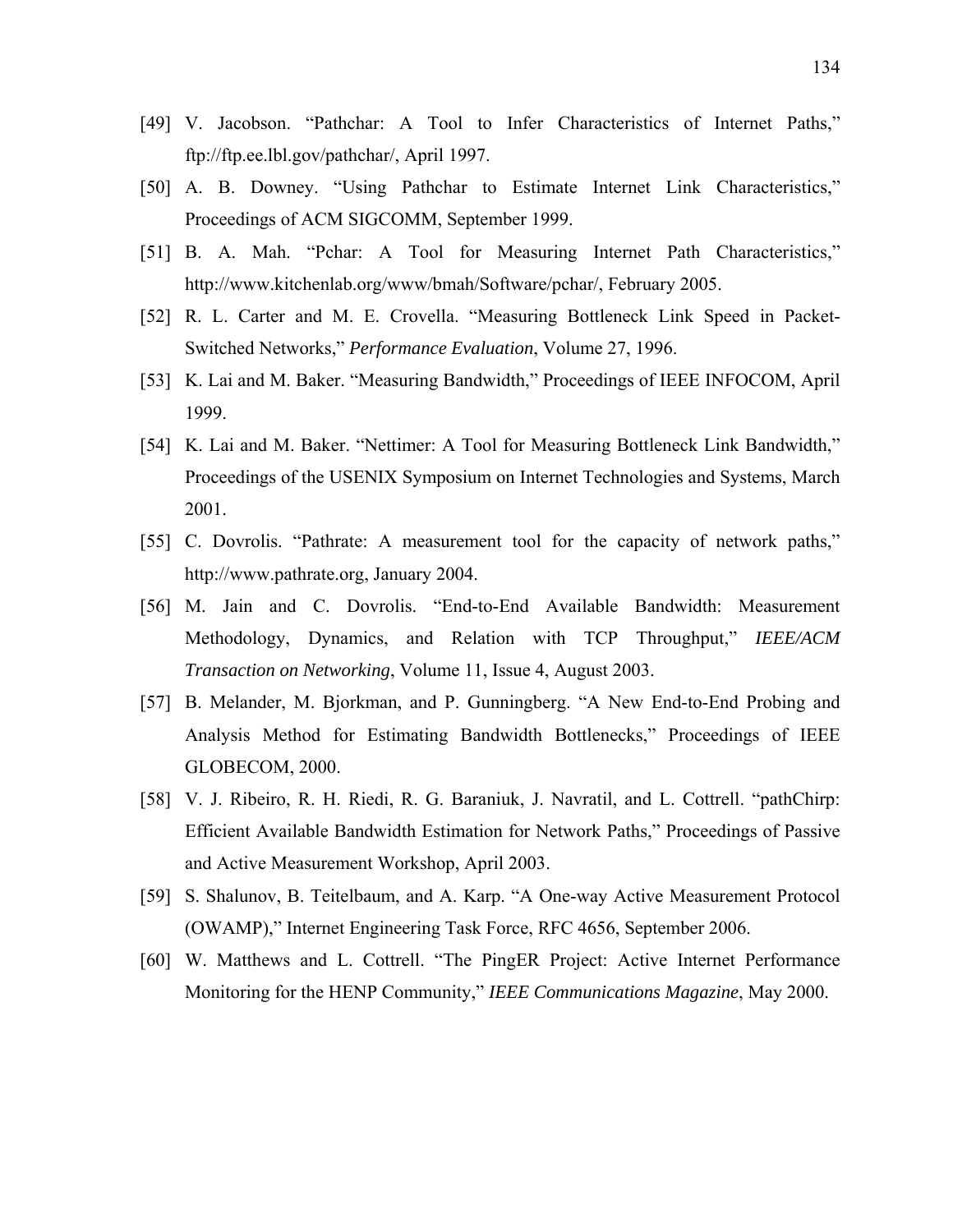[49] V. Jacobson. "Pathchar: A Tool to Infer Characteristics of Internet Paths," ftp://ftp.ee.lbl.gov/pathchar/, April 1997.

[50] A. B. Downey. "Using Pathchar to Estimate Internet Link Characteristics," Proceedings of ACM SIGCOMM, September 1999.

[51] B. A. Mah. "Pchar: A Tool for Measuring Internet Path Characteristics," http://www.kitchenlab.org/www/bmah/Software/pchar/, February 2005.

[52] R. L. Carter and M. E. Crovella. "Measuring Bottleneck Link Speed in Packet-Switched Networks," *Performance Evaluation*, Volume 27, 1996.

[53] K. Lai and M. Baker. "Measuring Bandwidth," Proceedings of IEEE INFOCOM, April 1999.

[54] K. Lai and M. Baker. "Nettimer: A Tool for Measuring Bottleneck Link Bandwidth," Proceedings of the USENIX Symposium on Internet Technologies and Systems, March 2001.

[55] C. Dovrolis. "Pathrate: A measurement tool for the capacity of network paths," http://www.pathrate.org, January 2004.

[56] M. Jain and C. Dovrolis. "End-to-End Available Bandwidth: Measurement Methodology, Dynamics, and Relation with TCP Throughput," *IEEE/ACM Transaction on Networking*, Volume 11, Issue 4, August 2003.

[57] B. Melander, M. Bjorkman, and P. Gunningberg. "A New End-to-End Probing and Analysis Method for Estimating Bandwidth Bottlenecks," Proceedings of IEEE GLOBECOM, 2000.

[58] V. J. Ribeiro, R. H. Riedi, R. G. Baraniuk, J. Navratil, and L. Cottrell. "pathChirp: Efficient Available Bandwidth Estimation for Network Paths," Proceedings of Passive and Active Measurement Workshop, April 2003.

[59] S. Shalunov, B. Teitelbaum, and A. Karp. "A One-way Active Measurement Protocol (OWAMP)," Internet Engineering Task Force, RFC 4656, September 2006.

[60] W. Matthews and L. Cottrell. "The PingER Project: Active Internet Performance Monitoring for the HENP Community," *IEEE Communications Magazine*, May 2000.